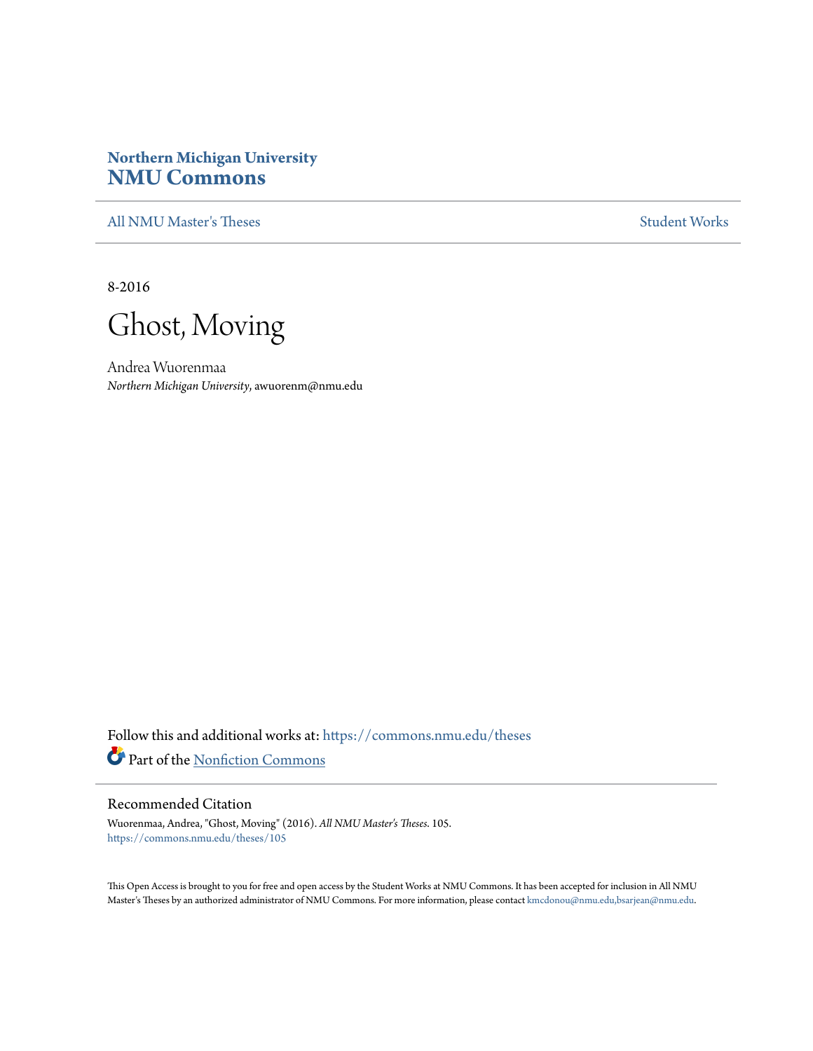**Northern Michigan University**
**NMU Commons**

All NMU Master's Theses | Student Works

8-2016

# Ghost, Moving

Andrea Wuorenmaa
*Northern Michigan University*, awuorenm@nmu.edu

Follow this and additional works at: https://commons.nmu.edu/theses

Part of the Nonfiction Commons

## Recommended Citation

Wuorenmaa, Andrea, "Ghost, Moving" (2016). *All NMU Master's Theses*. 105.
https://commons.nmu.edu/theses/105

This Open Access is brought to you for free and open access by the Student Works at NMU Commons. It has been accepted for inclusion in All NMU Master's Theses by an authorized administrator of NMU Commons. For more information, please contact kmcdonou@nmu.edu,bsarjean@nmu.edu.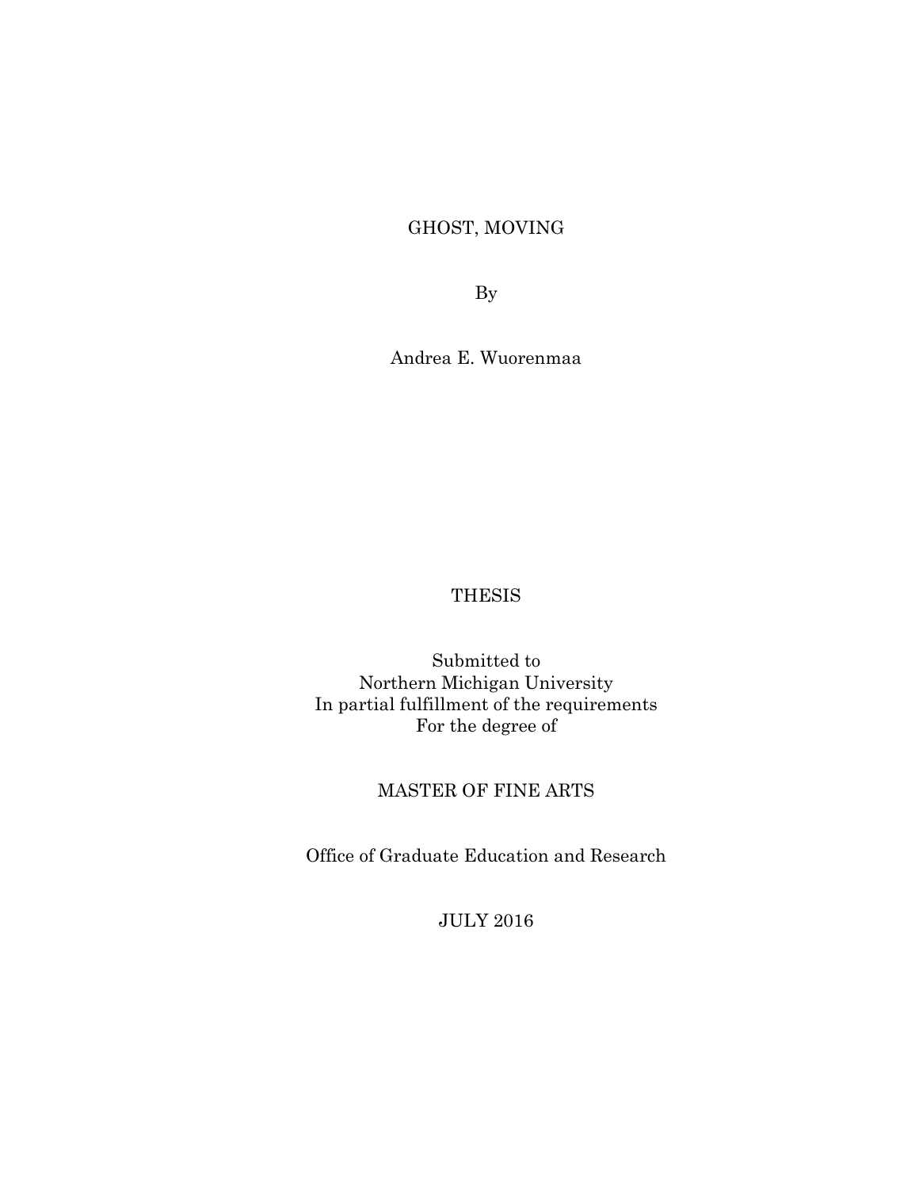# GHOST, MOVING

By

Andrea E. Wuorenmaa

THESIS

Submitted to
Northern Michigan University
In partial fulfillment of the requirements
For the degree of

MASTER OF FINE ARTS

Office of Graduate Education and Research

JULY 2016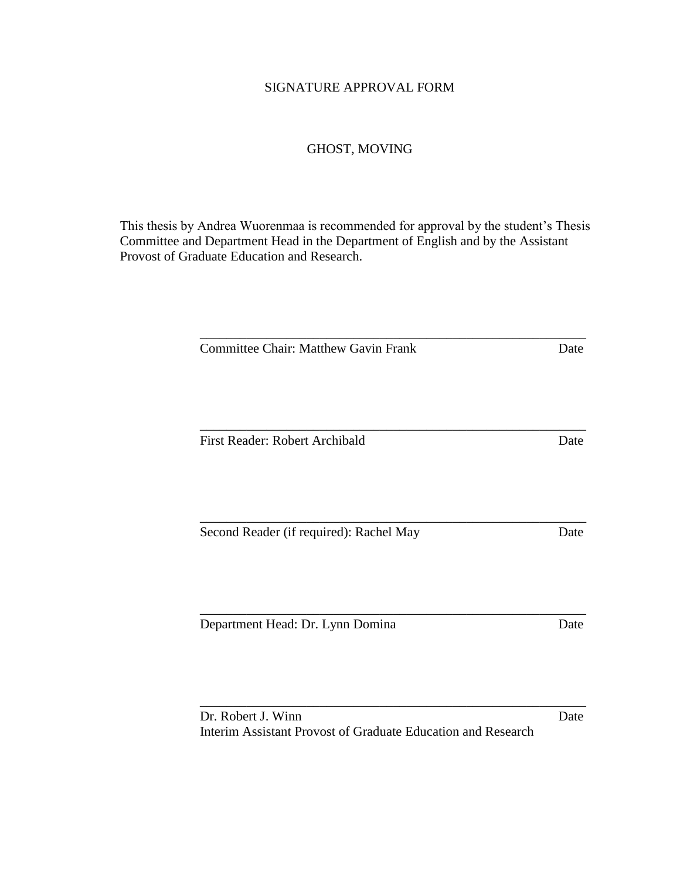SIGNATURE APPROVAL FORM

GHOST, MOVING

This thesis by Andrea Wuorenmaa is recommended for approval by the student's Thesis Committee and Department Head in the Department of English and by the Assistant Provost of Graduate Education and Research.

\_\_\_\_\_\_\_\_\_\_\_\_\_\_\_\_\_\_\_\_\_\_\_\_\_\_\_\_\_\_\_\_\_\_\_\_\_\_\_\_\_\_\_\_\_\_\_\_\_\_\_\_\_\_\_\_

Committee Chair: Matthew Gavin Frank Date

\_\_\_\_\_\_\_\_\_\_\_\_\_\_\_\_\_\_\_\_\_\_\_\_\_\_\_\_\_\_\_\_\_\_\_\_\_\_\_\_\_\_\_\_\_\_\_\_\_\_\_\_\_\_\_\_

First Reader: Robert Archibald Date

\_\_\_\_\_\_\_\_\_\_\_\_\_\_\_\_\_\_\_\_\_\_\_\_\_\_\_\_\_\_\_\_\_\_\_\_\_\_\_\_\_\_\_\_\_\_\_\_\_\_\_\_\_\_\_\_

Second Reader (if required): Rachel May Date

\_\_\_\_\_\_\_\_\_\_\_\_\_\_\_\_\_\_\_\_\_\_\_\_\_\_\_\_\_\_\_\_\_\_\_\_\_\_\_\_\_\_\_\_\_\_\_\_\_\_\_\_\_\_\_\_

Department Head: Dr. Lynn Domina Date

\_\_\_\_\_\_\_\_\_\_\_\_\_\_\_\_\_\_\_\_\_\_\_\_\_\_\_\_\_\_\_\_\_\_\_\_\_\_\_\_\_\_\_\_\_\_\_\_\_\_\_\_\_\_\_\_

Dr. Robert J. Winn Date
Interim Assistant Provost of Graduate Education and Research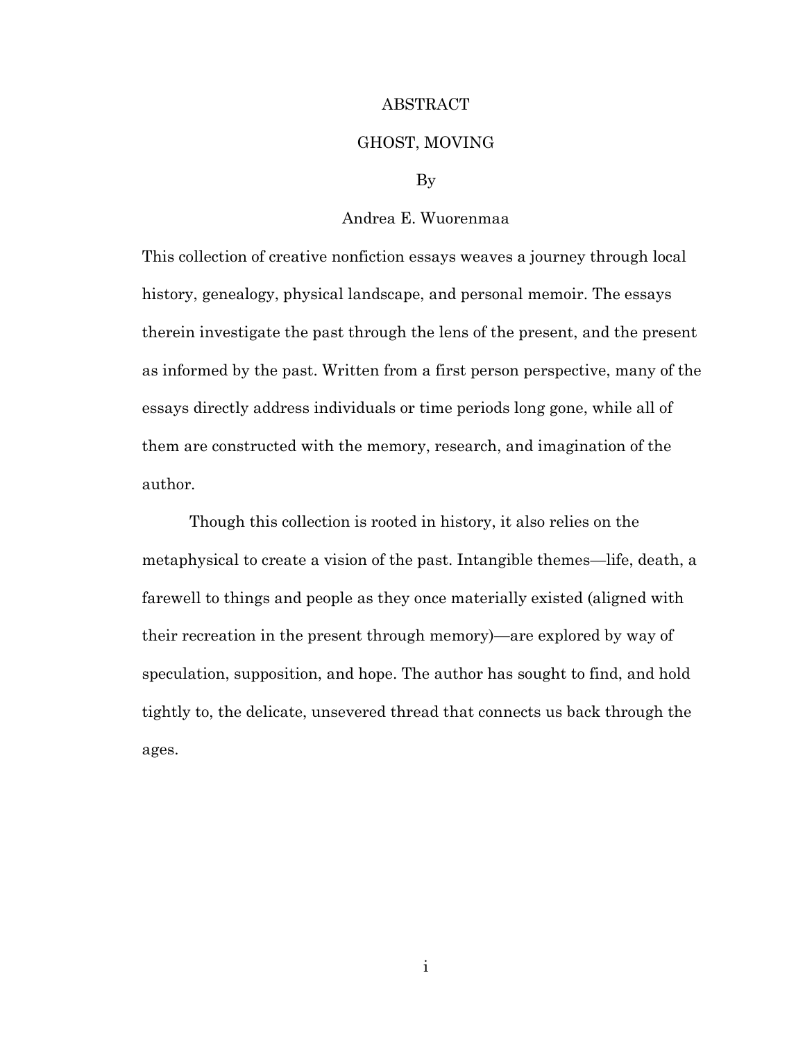# ABSTRACT

## GHOST, MOVING

By

Andrea E. Wuorenmaa

This collection of creative nonfiction essays weaves a journey through local history, genealogy, physical landscape, and personal memoir. The essays therein investigate the past through the lens of the present, and the present as informed by the past. Written from a first person perspective, many of the essays directly address individuals or time periods long gone, while all of them are constructed with the memory, research, and imagination of the author.

Though this collection is rooted in history, it also relies on the metaphysical to create a vision of the past. Intangible themes—life, death, a farewell to things and people as they once materially existed (aligned with their recreation in the present through memory)—are explored by way of speculation, supposition, and hope. The author has sought to find, and hold tightly to, the delicate, unsevered thread that connects us back through the ages.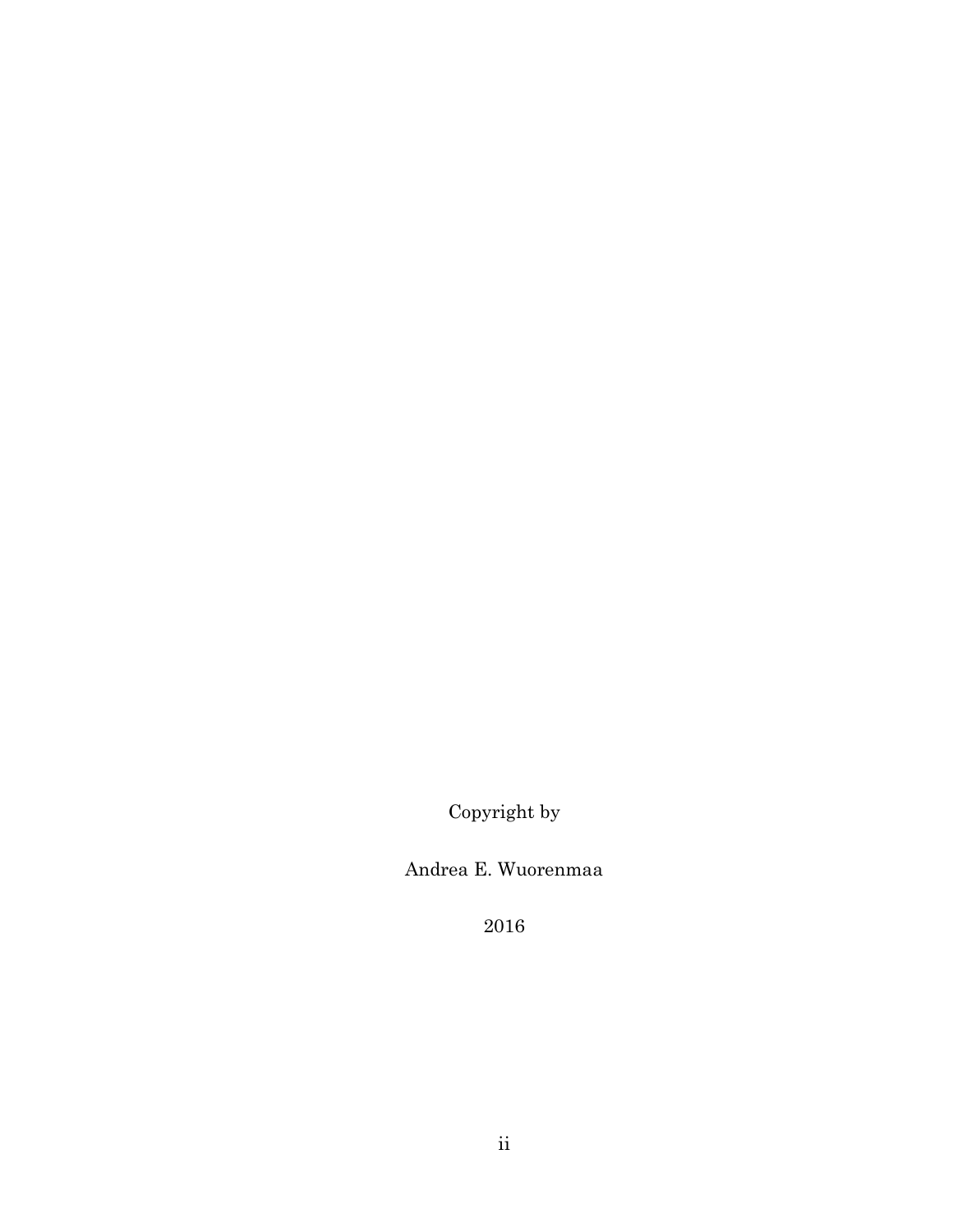Copyright by

Andrea E. Wuorenmaa

2016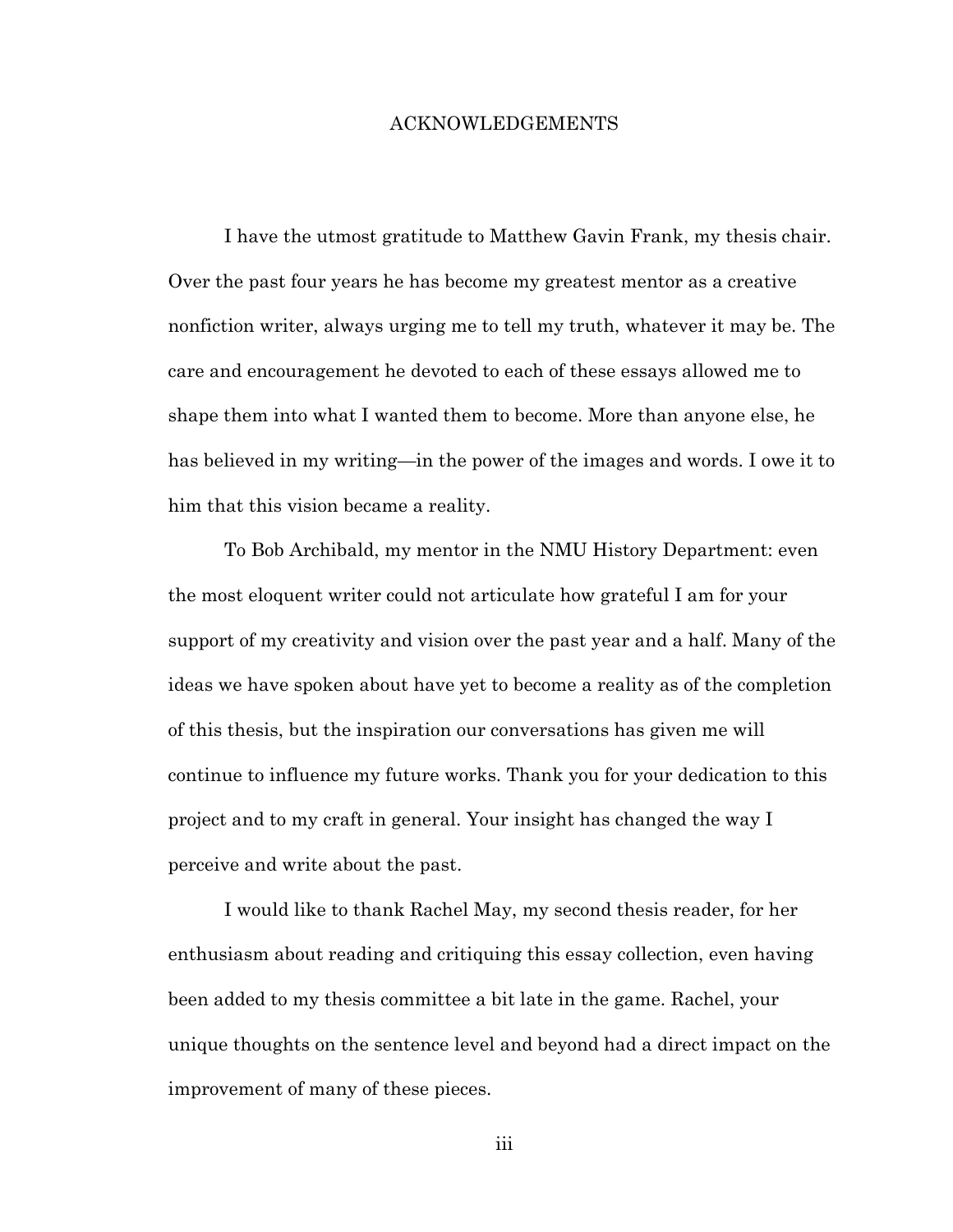# ACKNOWLEDGEMENTS

I have the utmost gratitude to Matthew Gavin Frank, my thesis chair. Over the past four years he has become my greatest mentor as a creative nonfiction writer, always urging me to tell my truth, whatever it may be. The care and encouragement he devoted to each of these essays allowed me to shape them into what I wanted them to become. More than anyone else, he has believed in my writing—in the power of the images and words. I owe it to him that this vision became a reality.

To Bob Archibald, my mentor in the NMU History Department: even the most eloquent writer could not articulate how grateful I am for your support of my creativity and vision over the past year and a half. Many of the ideas we have spoken about have yet to become a reality as of the completion of this thesis, but the inspiration our conversations has given me will continue to influence my future works. Thank you for your dedication to this project and to my craft in general. Your insight has changed the way I perceive and write about the past.

I would like to thank Rachel May, my second thesis reader, for her enthusiasm about reading and critiquing this essay collection, even having been added to my thesis committee a bit late in the game. Rachel, your unique thoughts on the sentence level and beyond had a direct impact on the improvement of many of these pieces.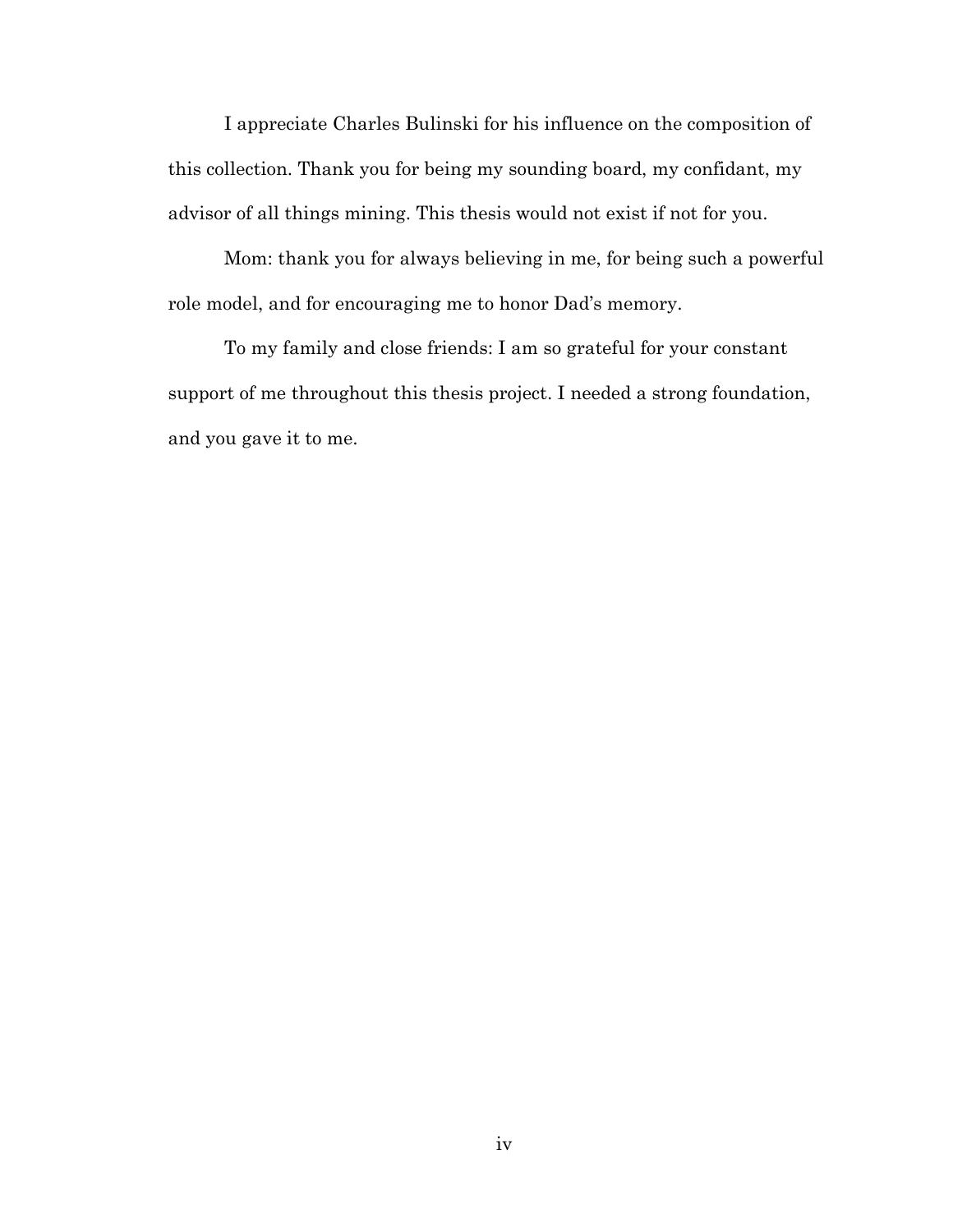I appreciate Charles Bulinski for his influence on the composition of this collection. Thank you for being my sounding board, my confidant, my advisor of all things mining. This thesis would not exist if not for you.

Mom: thank you for always believing in me, for being such a powerful role model, and for encouraging me to honor Dad's memory.

To my family and close friends: I am so grateful for your constant support of me throughout this thesis project. I needed a strong foundation, and you gave it to me.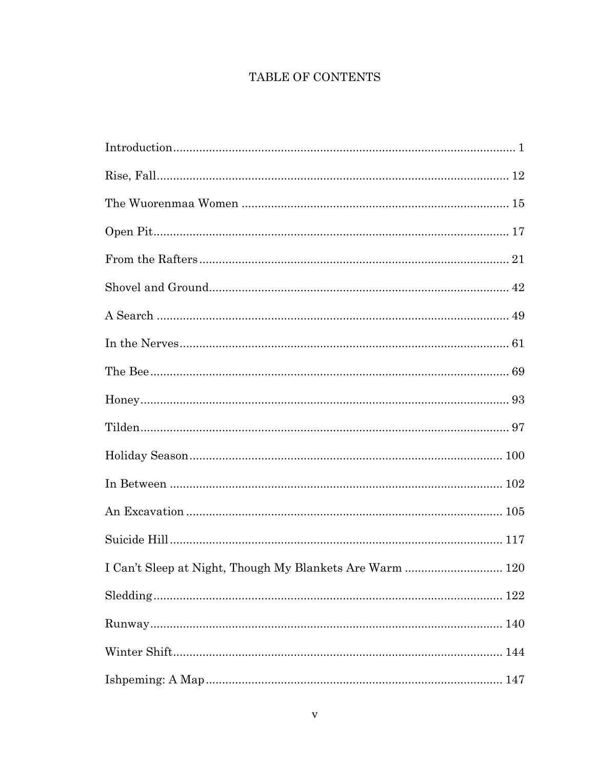# TABLE OF CONTENTS

Introduction........................................................................................................ 1

Rise, Fall........................................................................................................... 12

The Wuorenmaa Women ................................................................................. 15

Open Pit............................................................................................................ 17

From the Rafters .............................................................................................. 21

Shovel and Ground........................................................................................... 42

A Search ........................................................................................................... 49

In the Nerves.................................................................................................... 61

The Bee............................................................................................................. 69

Honey................................................................................................................ 93

Tilden................................................................................................................ 97

Holiday Season................................................................................................ 100

In Between ...................................................................................................... 102

An Excavation ................................................................................................. 105

Suicide Hill...................................................................................................... 117

I Can't Sleep at Night, Though My Blankets Are Warm .............................. 120

Sledding........................................................................................................... 122

Runway............................................................................................................ 140

Winter Shift..................................................................................................... 144

Ishpeming: A Map........................................................................................... 147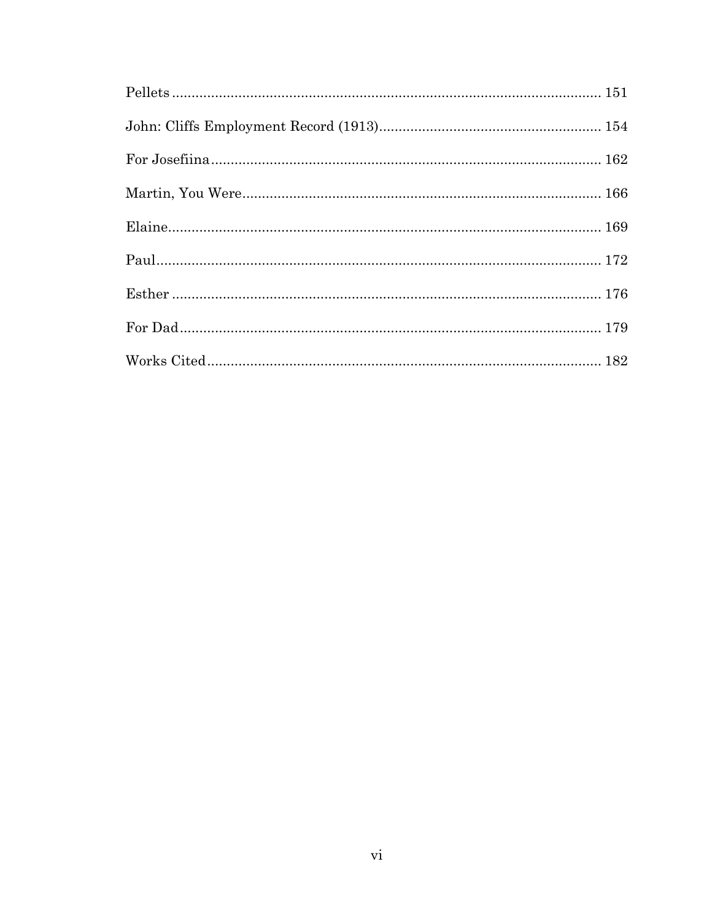Pellets ............................................................................................................ 151

John: Cliffs Employment Record (1913)........................................................ 154

For Josefiina................................................................................................... 162

Martin, You Were........................................................................................... 166

Elaine.............................................................................................................. 169

Paul................................................................................................................. 172

Esther ............................................................................................................. 176

For Dad........................................................................................................... 179

Works Cited.................................................................................................... 182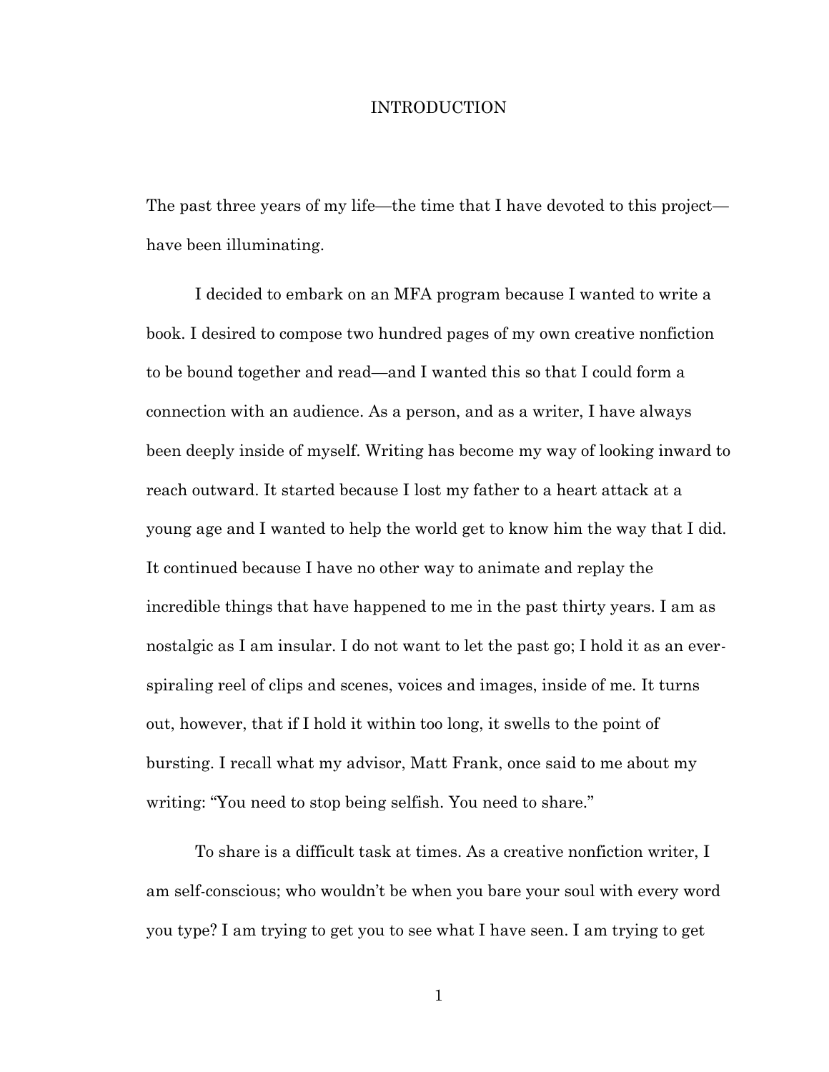# INTRODUCTION

The past three years of my life—the time that I have devoted to this project—have been illuminating.

I decided to embark on an MFA program because I wanted to write a book. I desired to compose two hundred pages of my own creative nonfiction to be bound together and read—and I wanted this so that I could form a connection with an audience. As a person, and as a writer, I have always been deeply inside of myself. Writing has become my way of looking inward to reach outward. It started because I lost my father to a heart attack at a young age and I wanted to help the world get to know him the way that I did. It continued because I have no other way to animate and replay the incredible things that have happened to me in the past thirty years. I am as nostalgic as I am insular. I do not want to let the past go; I hold it as an ever-spiraling reel of clips and scenes, voices and images, inside of me. It turns out, however, that if I hold it within too long, it swells to the point of bursting. I recall what my advisor, Matt Frank, once said to me about my writing: "You need to stop being selfish. You need to share."

To share is a difficult task at times. As a creative nonfiction writer, I am self-conscious; who wouldn't be when you bare your soul with every word you type? I am trying to get you to see what I have seen. I am trying to get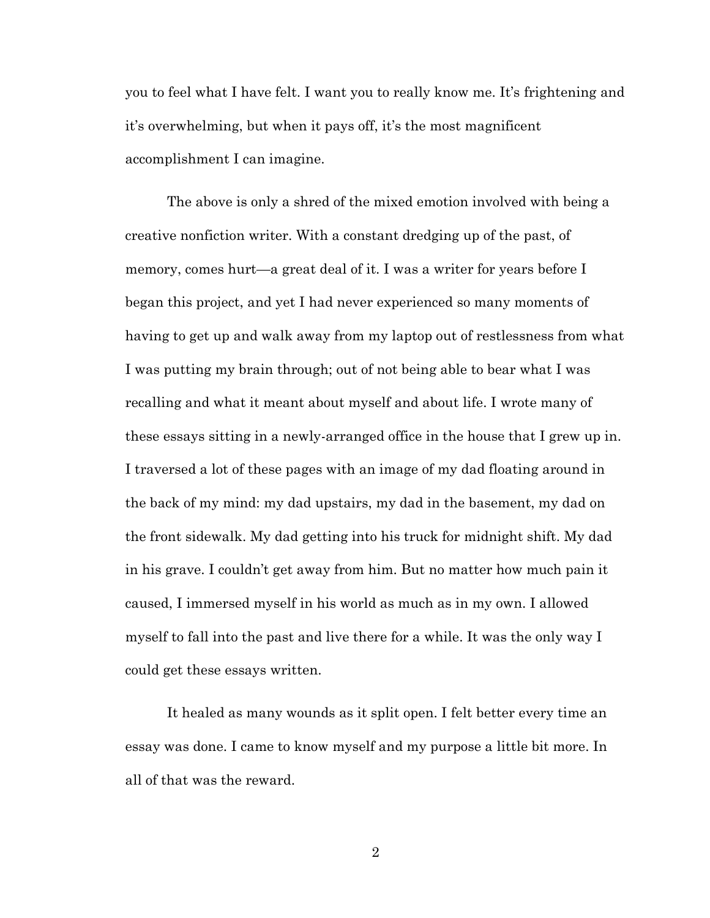you to feel what I have felt. I want you to really know me. It's frightening and it's overwhelming, but when it pays off, it's the most magnificent accomplishment I can imagine.

The above is only a shred of the mixed emotion involved with being a creative nonfiction writer. With a constant dredging up of the past, of memory, comes hurt—a great deal of it. I was a writer for years before I began this project, and yet I had never experienced so many moments of having to get up and walk away from my laptop out of restlessness from what I was putting my brain through; out of not being able to bear what I was recalling and what it meant about myself and about life. I wrote many of these essays sitting in a newly-arranged office in the house that I grew up in. I traversed a lot of these pages with an image of my dad floating around in the back of my mind: my dad upstairs, my dad in the basement, my dad on the front sidewalk. My dad getting into his truck for midnight shift. My dad in his grave. I couldn't get away from him. But no matter how much pain it caused, I immersed myself in his world as much as in my own. I allowed myself to fall into the past and live there for a while. It was the only way I could get these essays written.

It healed as many wounds as it split open. I felt better every time an essay was done. I came to know myself and my purpose a little bit more. In all of that was the reward.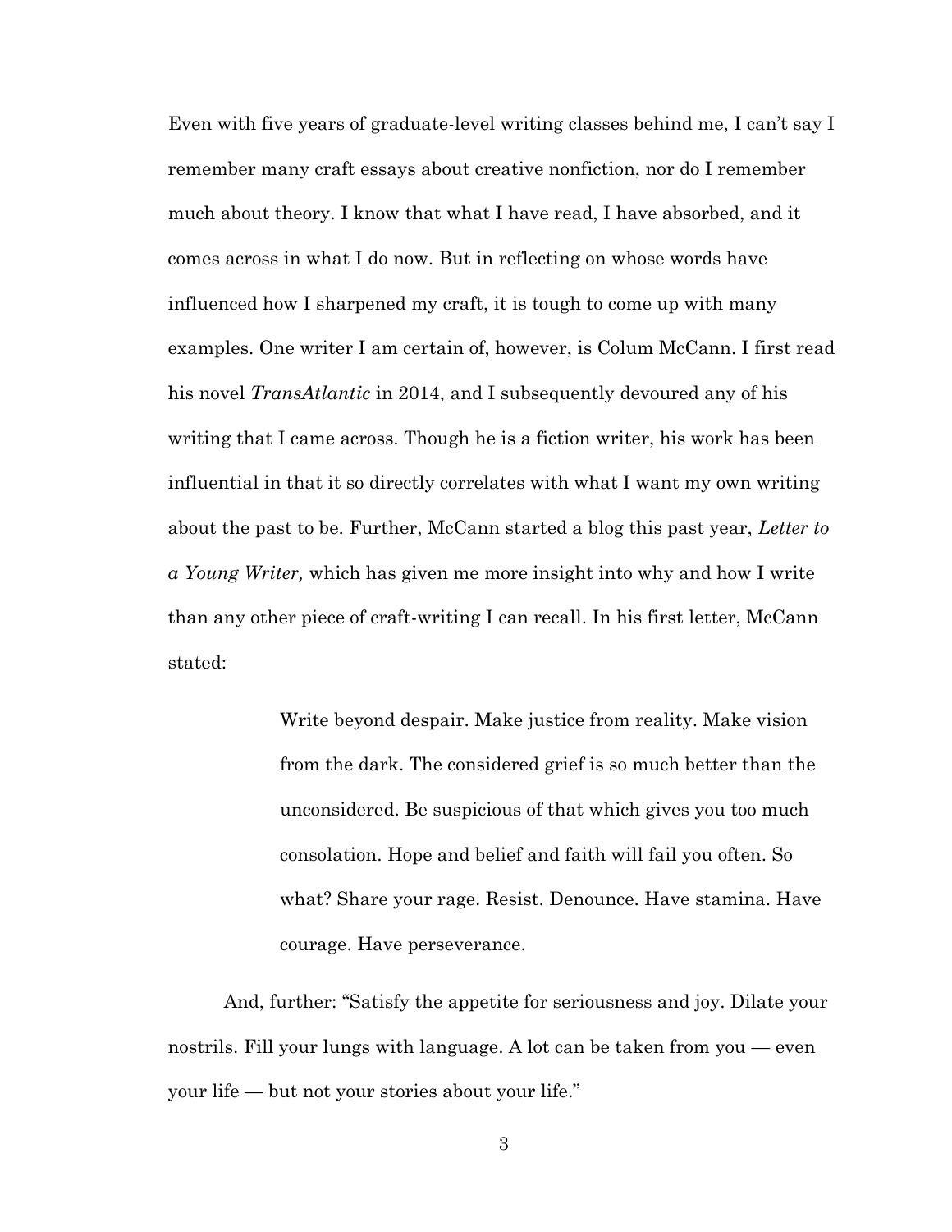Even with five years of graduate-level writing classes behind me, I can't say I remember many craft essays about creative nonfiction, nor do I remember much about theory. I know that what I have read, I have absorbed, and it comes across in what I do now. But in reflecting on whose words have influenced how I sharpened my craft, it is tough to come up with many examples. One writer I am certain of, however, is Colum McCann. I first read his novel *TransAtlantic* in 2014, and I subsequently devoured any of his writing that I came across. Though he is a fiction writer, his work has been influential in that it so directly correlates with what I want my own writing about the past to be. Further, McCann started a blog this past year, *Letter to a Young Writer,* which has given me more insight into why and how I write than any other piece of craft-writing I can recall. In his first letter, McCann stated:

> Write beyond despair. Make justice from reality. Make vision from the dark. The considered grief is so much better than the unconsidered. Be suspicious of that which gives you too much consolation. Hope and belief and faith will fail you often. So what? Share your rage. Resist. Denounce. Have stamina. Have courage. Have perseverance.

And, further: "Satisfy the appetite for seriousness and joy. Dilate your nostrils. Fill your lungs with language. A lot can be taken from you — even your life — but not your stories about your life."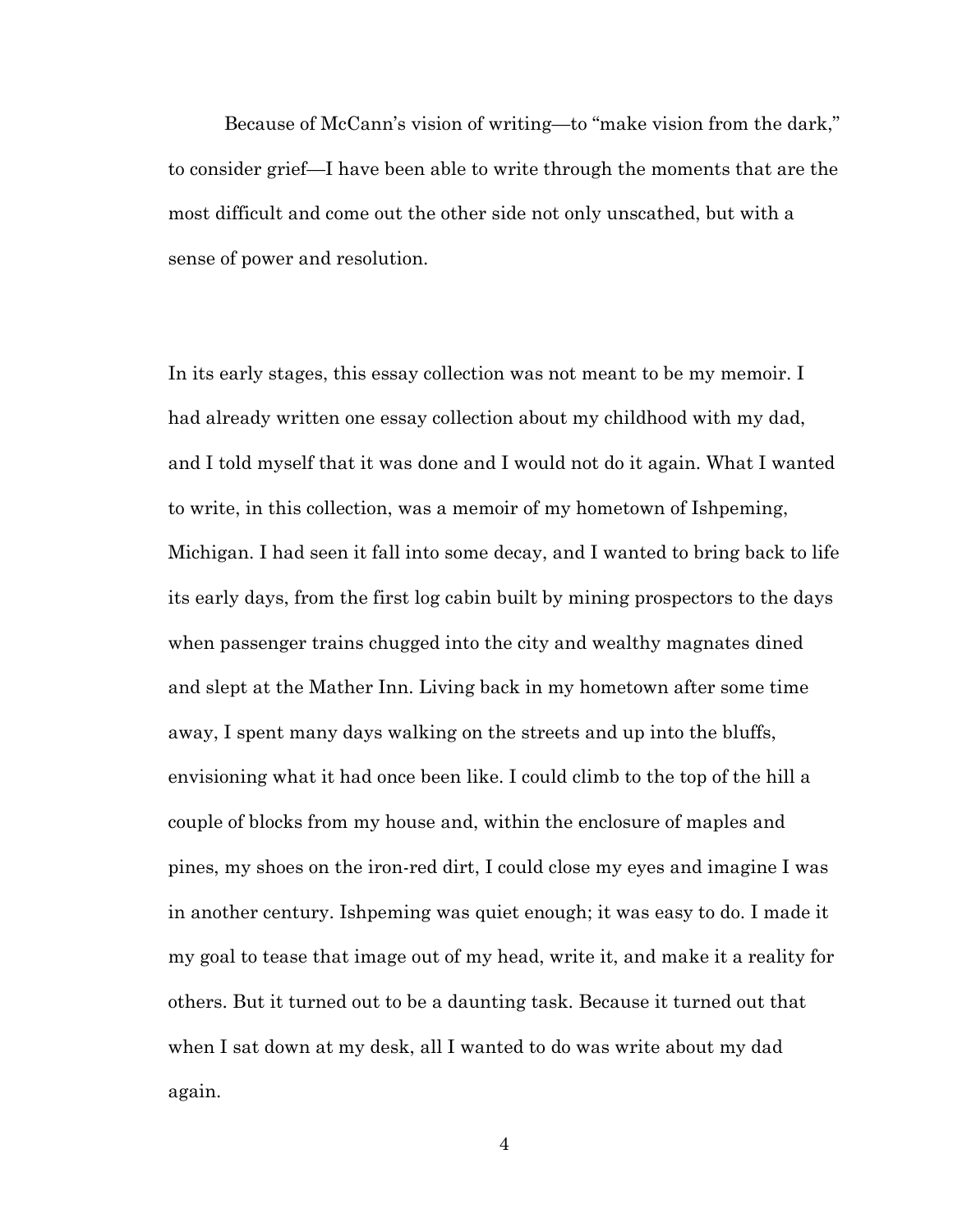Because of McCann's vision of writing—to "make vision from the dark," to consider grief—I have been able to write through the moments that are the most difficult and come out the other side not only unscathed, but with a sense of power and resolution.

In its early stages, this essay collection was not meant to be my memoir. I had already written one essay collection about my childhood with my dad, and I told myself that it was done and I would not do it again. What I wanted to write, in this collection, was a memoir of my hometown of Ishpeming, Michigan. I had seen it fall into some decay, and I wanted to bring back to life its early days, from the first log cabin built by mining prospectors to the days when passenger trains chugged into the city and wealthy magnates dined and slept at the Mather Inn. Living back in my hometown after some time away, I spent many days walking on the streets and up into the bluffs, envisioning what it had once been like. I could climb to the top of the hill a couple of blocks from my house and, within the enclosure of maples and pines, my shoes on the iron-red dirt, I could close my eyes and imagine I was in another century. Ishpeming was quiet enough; it was easy to do. I made it my goal to tease that image out of my head, write it, and make it a reality for others. But it turned out to be a daunting task. Because it turned out that when I sat down at my desk, all I wanted to do was write about my dad again.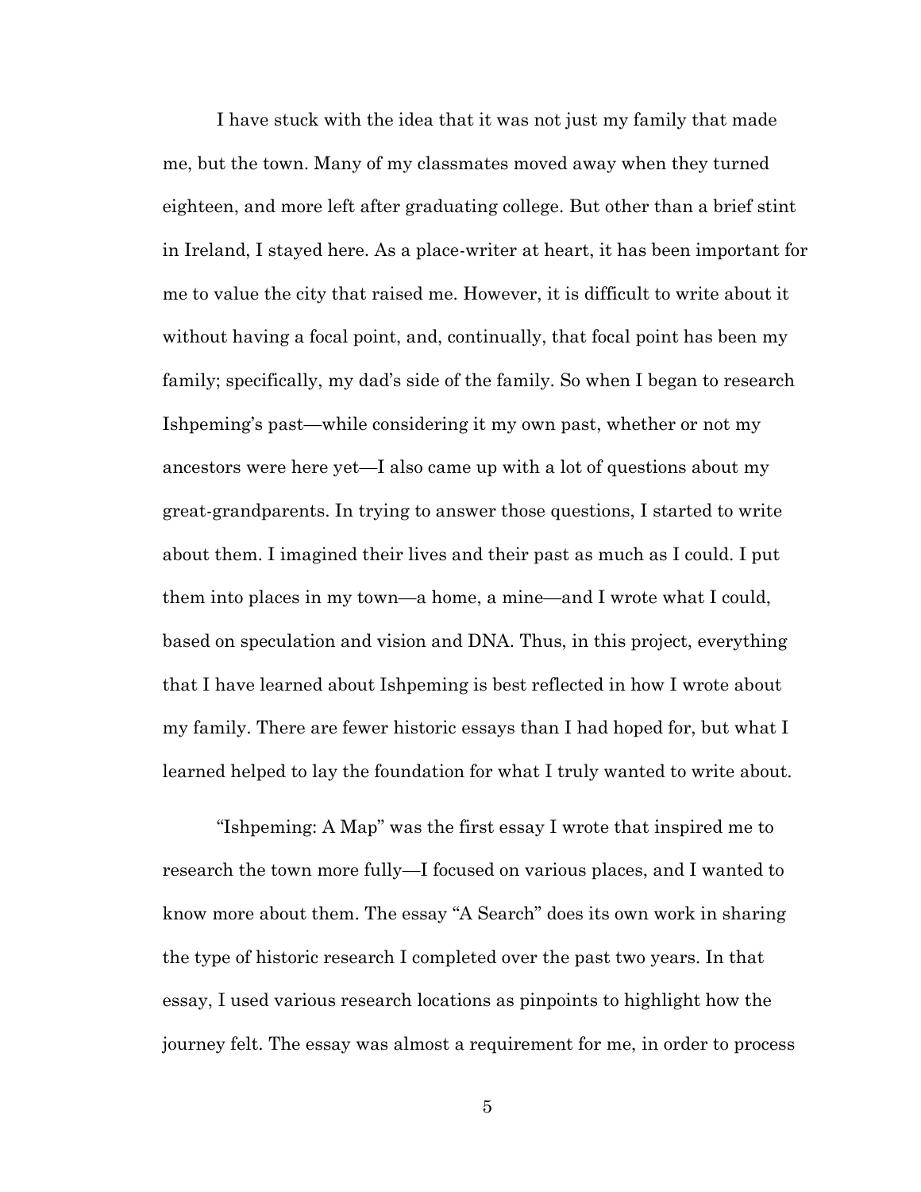I have stuck with the idea that it was not just my family that made me, but the town. Many of my classmates moved away when they turned eighteen, and more left after graduating college. But other than a brief stint in Ireland, I stayed here. As a place-writer at heart, it has been important for me to value the city that raised me. However, it is difficult to write about it without having a focal point, and, continually, that focal point has been my family; specifically, my dad's side of the family. So when I began to research Ishpeming's past—while considering it my own past, whether or not my ancestors were here yet—I also came up with a lot of questions about my great-grandparents. In trying to answer those questions, I started to write about them. I imagined their lives and their past as much as I could. I put them into places in my town—a home, a mine—and I wrote what I could, based on speculation and vision and DNA. Thus, in this project, everything that I have learned about Ishpeming is best reflected in how I wrote about my family. There are fewer historic essays than I had hoped for, but what I learned helped to lay the foundation for what I truly wanted to write about.

"Ishpeming: A Map" was the first essay I wrote that inspired me to research the town more fully—I focused on various places, and I wanted to know more about them. The essay "A Search" does its own work in sharing the type of historic research I completed over the past two years. In that essay, I used various research locations as pinpoints to highlight how the journey felt. The essay was almost a requirement for me, in order to process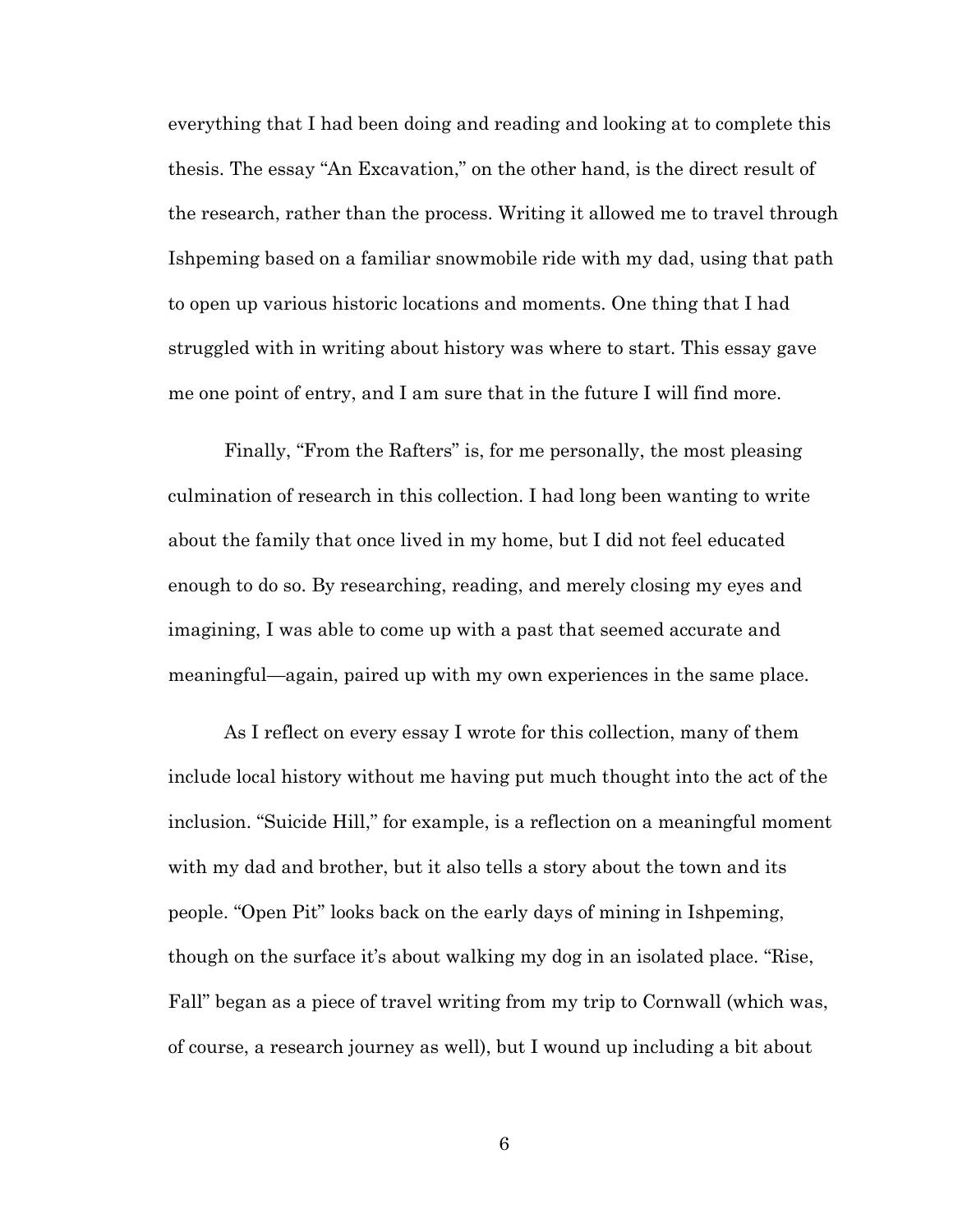everything that I had been doing and reading and looking at to complete this thesis. The essay "An Excavation," on the other hand, is the direct result of the research, rather than the process. Writing it allowed me to travel through Ishpeming based on a familiar snowmobile ride with my dad, using that path to open up various historic locations and moments. One thing that I had struggled with in writing about history was where to start. This essay gave me one point of entry, and I am sure that in the future I will find more.

Finally, "From the Rafters" is, for me personally, the most pleasing culmination of research in this collection. I had long been wanting to write about the family that once lived in my home, but I did not feel educated enough to do so. By researching, reading, and merely closing my eyes and imagining, I was able to come up with a past that seemed accurate and meaningful—again, paired up with my own experiences in the same place.

As I reflect on every essay I wrote for this collection, many of them include local history without me having put much thought into the act of the inclusion. "Suicide Hill," for example, is a reflection on a meaningful moment with my dad and brother, but it also tells a story about the town and its people. "Open Pit" looks back on the early days of mining in Ishpeming, though on the surface it's about walking my dog in an isolated place. "Rise, Fall" began as a piece of travel writing from my trip to Cornwall (which was, of course, a research journey as well), but I wound up including a bit about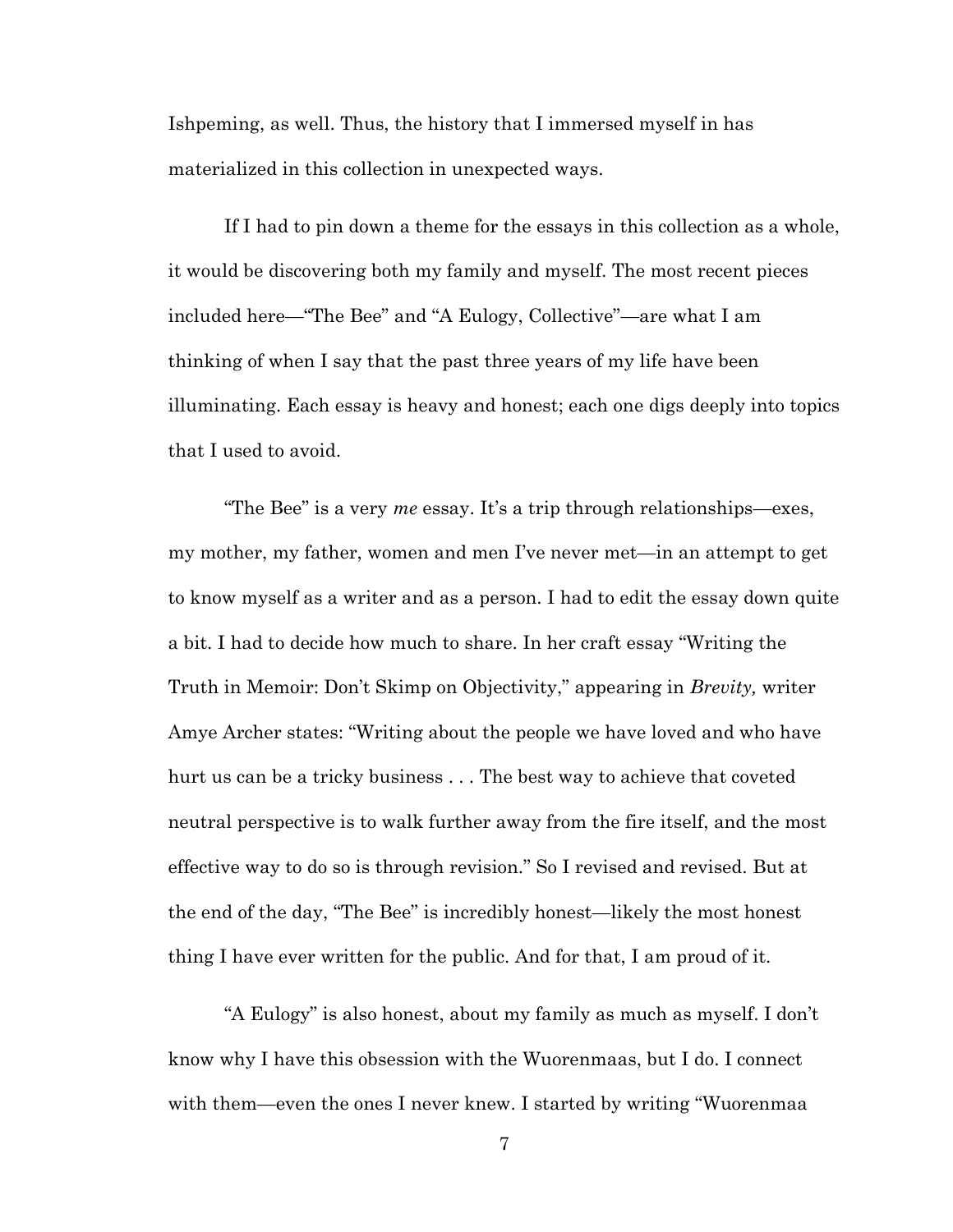Ishpeming, as well. Thus, the history that I immersed myself in has materialized in this collection in unexpected ways.

If I had to pin down a theme for the essays in this collection as a whole, it would be discovering both my family and myself. The most recent pieces included here—"The Bee" and "A Eulogy, Collective"—are what I am thinking of when I say that the past three years of my life have been illuminating. Each essay is heavy and honest; each one digs deeply into topics that I used to avoid.

"The Bee" is a very *me* essay. It's a trip through relationships—exes, my mother, my father, women and men I've never met—in an attempt to get to know myself as a writer and as a person. I had to edit the essay down quite a bit. I had to decide how much to share. In her craft essay "Writing the Truth in Memoir: Don't Skimp on Objectivity," appearing in *Brevity,* writer Amye Archer states: "Writing about the people we have loved and who have hurt us can be a tricky business . . . The best way to achieve that coveted neutral perspective is to walk further away from the fire itself, and the most effective way to do so is through revision." So I revised and revised. But at the end of the day, "The Bee" is incredibly honest—likely the most honest thing I have ever written for the public. And for that, I am proud of it.

"A Eulogy" is also honest, about my family as much as myself. I don't know why I have this obsession with the Wuorenmaas, but I do. I connect with them—even the ones I never knew. I started by writing "Wuorenmaa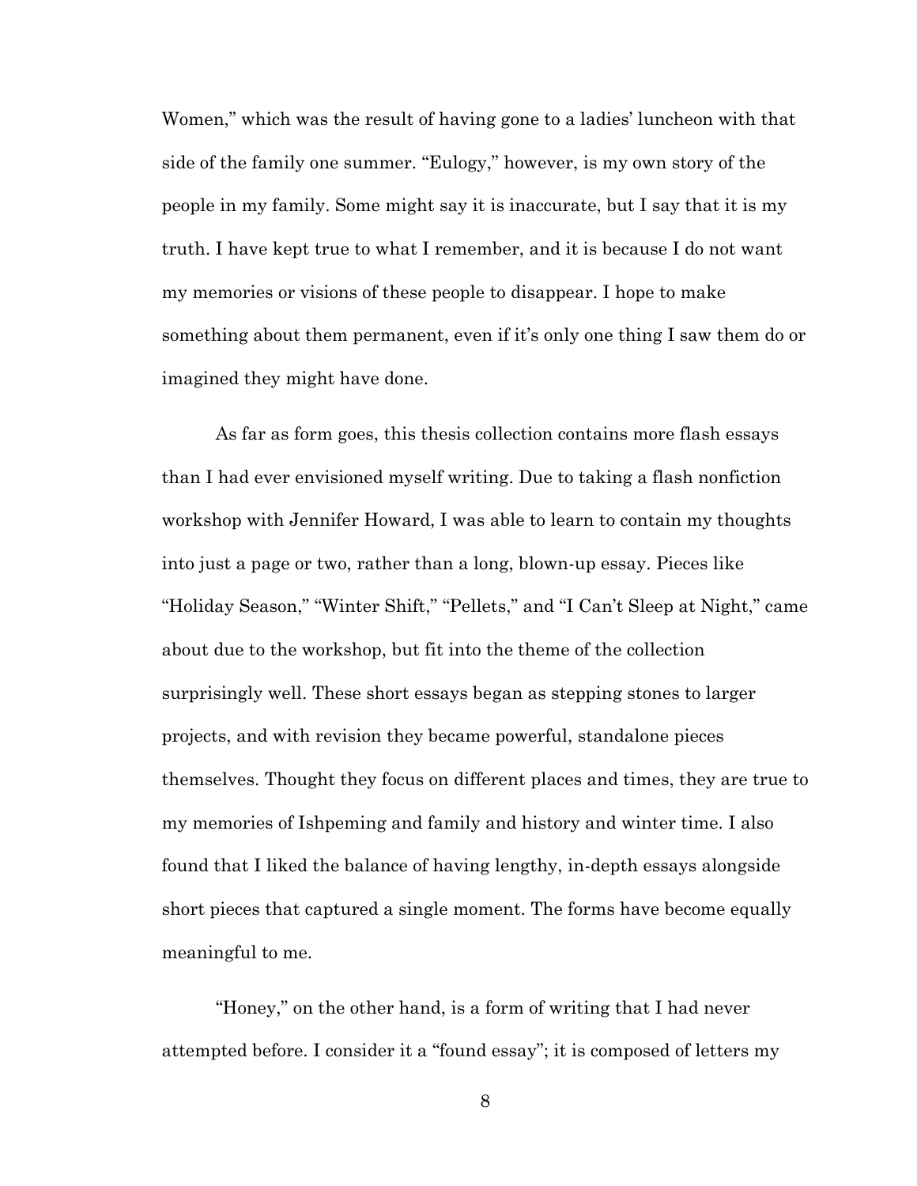Women," which was the result of having gone to a ladies' luncheon with that side of the family one summer. "Eulogy," however, is my own story of the people in my family. Some might say it is inaccurate, but I say that it is my truth. I have kept true to what I remember, and it is because I do not want my memories or visions of these people to disappear. I hope to make something about them permanent, even if it's only one thing I saw them do or imagined they might have done.

As far as form goes, this thesis collection contains more flash essays than I had ever envisioned myself writing. Due to taking a flash nonfiction workshop with Jennifer Howard, I was able to learn to contain my thoughts into just a page or two, rather than a long, blown-up essay. Pieces like "Holiday Season," "Winter Shift," "Pellets," and "I Can't Sleep at Night," came about due to the workshop, but fit into the theme of the collection surprisingly well. These short essays began as stepping stones to larger projects, and with revision they became powerful, standalone pieces themselves. Thought they focus on different places and times, they are true to my memories of Ishpeming and family and history and winter time. I also found that I liked the balance of having lengthy, in-depth essays alongside short pieces that captured a single moment. The forms have become equally meaningful to me.

"Honey," on the other hand, is a form of writing that I had never attempted before. I consider it a "found essay"; it is composed of letters my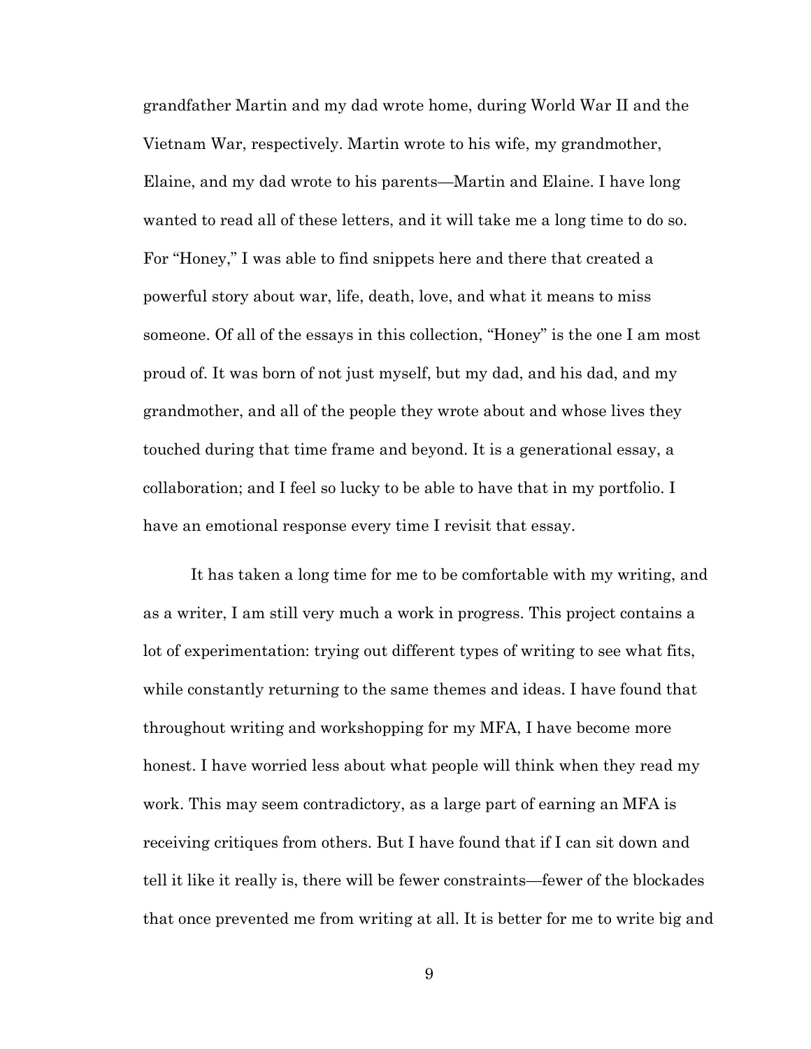grandfather Martin and my dad wrote home, during World War II and the Vietnam War, respectively. Martin wrote to his wife, my grandmother, Elaine, and my dad wrote to his parents—Martin and Elaine. I have long wanted to read all of these letters, and it will take me a long time to do so. For "Honey," I was able to find snippets here and there that created a powerful story about war, life, death, love, and what it means to miss someone. Of all of the essays in this collection, "Honey" is the one I am most proud of. It was born of not just myself, but my dad, and his dad, and my grandmother, and all of the people they wrote about and whose lives they touched during that time frame and beyond. It is a generational essay, a collaboration; and I feel so lucky to be able to have that in my portfolio. I have an emotional response every time I revisit that essay.

It has taken a long time for me to be comfortable with my writing, and as a writer, I am still very much a work in progress. This project contains a lot of experimentation: trying out different types of writing to see what fits, while constantly returning to the same themes and ideas. I have found that throughout writing and workshopping for my MFA, I have become more honest. I have worried less about what people will think when they read my work. This may seem contradictory, as a large part of earning an MFA is receiving critiques from others. But I have found that if I can sit down and tell it like it really is, there will be fewer constraints—fewer of the blockades that once prevented me from writing at all. It is better for me to write big and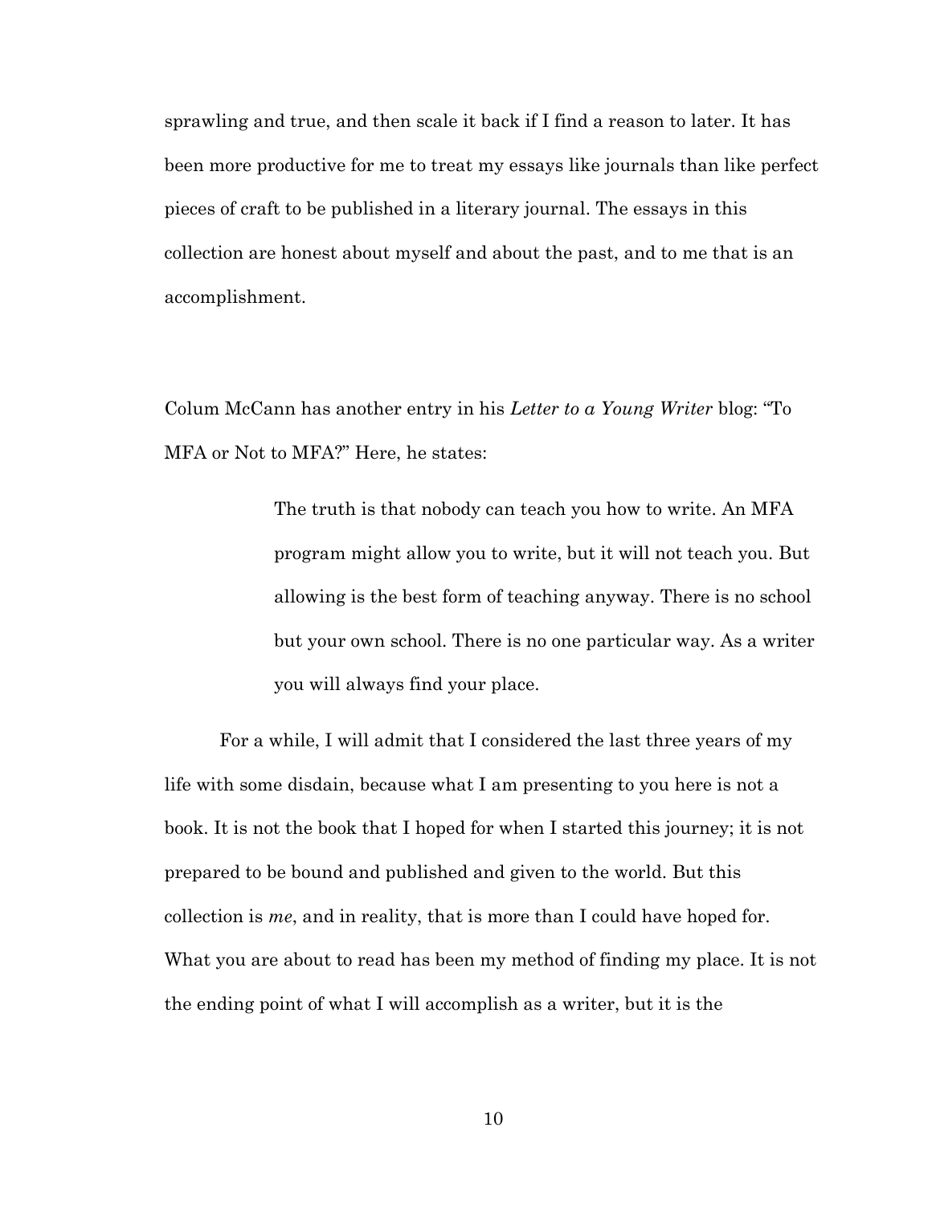sprawling and true, and then scale it back if I find a reason to later. It has been more productive for me to treat my essays like journals than like perfect pieces of craft to be published in a literary journal. The essays in this collection are honest about myself and about the past, and to me that is an accomplishment.

Colum McCann has another entry in his *Letter to a Young Writer* blog: "To MFA or Not to MFA?" Here, he states:

> The truth is that nobody can teach you how to write. An MFA program might allow you to write, but it will not teach you. But allowing is the best form of teaching anyway. There is no school but your own school. There is no one particular way. As a writer you will always find your place.

For a while, I will admit that I considered the last three years of my life with some disdain, because what I am presenting to you here is not a book. It is not the book that I hoped for when I started this journey; it is not prepared to be bound and published and given to the world. But this collection is *me*, and in reality, that is more than I could have hoped for. What you are about to read has been my method of finding my place. It is not the ending point of what I will accomplish as a writer, but it is the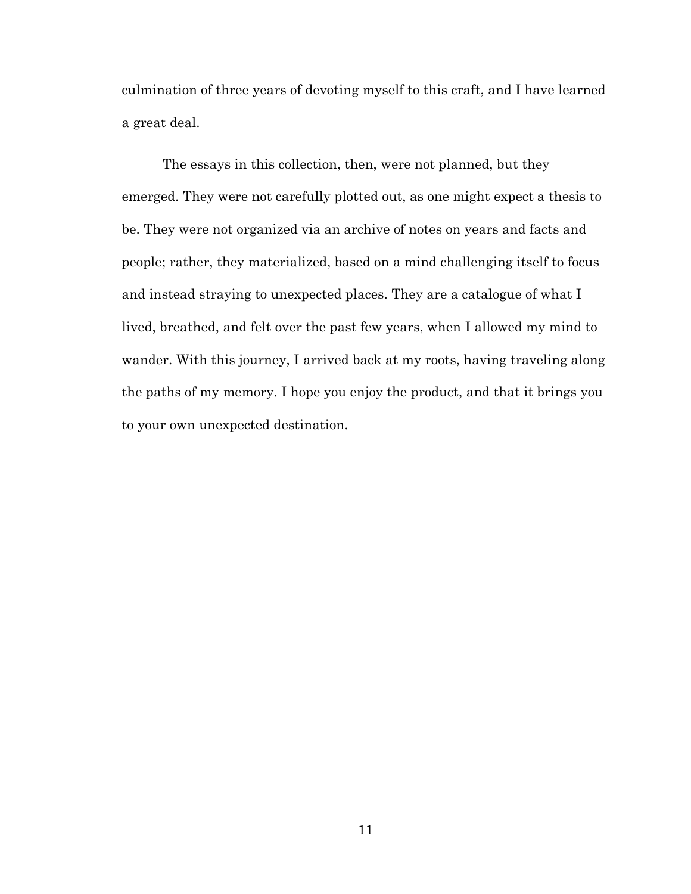culmination of three years of devoting myself to this craft, and I have learned a great deal.

The essays in this collection, then, were not planned, but they emerged. They were not carefully plotted out, as one might expect a thesis to be. They were not organized via an archive of notes on years and facts and people; rather, they materialized, based on a mind challenging itself to focus and instead straying to unexpected places. They are a catalogue of what I lived, breathed, and felt over the past few years, when I allowed my mind to wander. With this journey, I arrived back at my roots, having traveling along the paths of my memory. I hope you enjoy the product, and that it brings you to your own unexpected destination.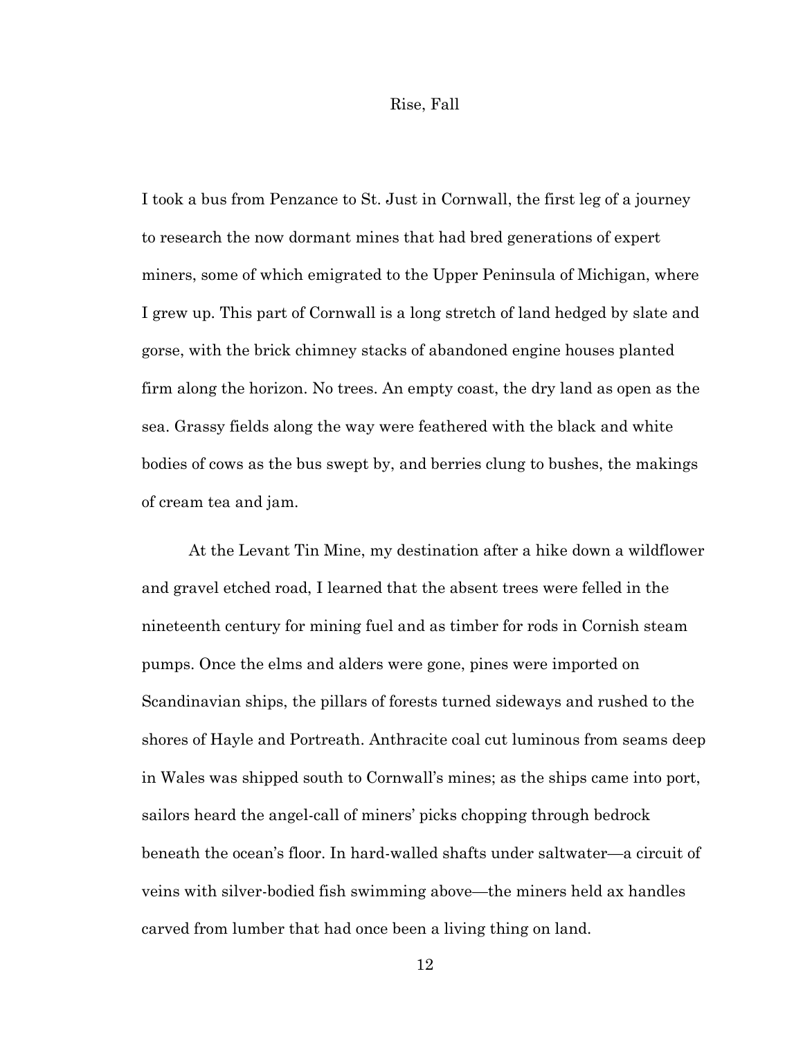# Rise, Fall

I took a bus from Penzance to St. Just in Cornwall, the first leg of a journey to research the now dormant mines that had bred generations of expert miners, some of which emigrated to the Upper Peninsula of Michigan, where I grew up. This part of Cornwall is a long stretch of land hedged by slate and gorse, with the brick chimney stacks of abandoned engine houses planted firm along the horizon. No trees. An empty coast, the dry land as open as the sea. Grassy fields along the way were feathered with the black and white bodies of cows as the bus swept by, and berries clung to bushes, the makings of cream tea and jam.

At the Levant Tin Mine, my destination after a hike down a wildflower and gravel etched road, I learned that the absent trees were felled in the nineteenth century for mining fuel and as timber for rods in Cornish steam pumps. Once the elms and alders were gone, pines were imported on Scandinavian ships, the pillars of forests turned sideways and rushed to the shores of Hayle and Portreath. Anthracite coal cut luminous from seams deep in Wales was shipped south to Cornwall's mines; as the ships came into port, sailors heard the angel-call of miners' picks chopping through bedrock beneath the ocean's floor. In hard-walled shafts under saltwater—a circuit of veins with silver-bodied fish swimming above—the miners held ax handles carved from lumber that had once been a living thing on land.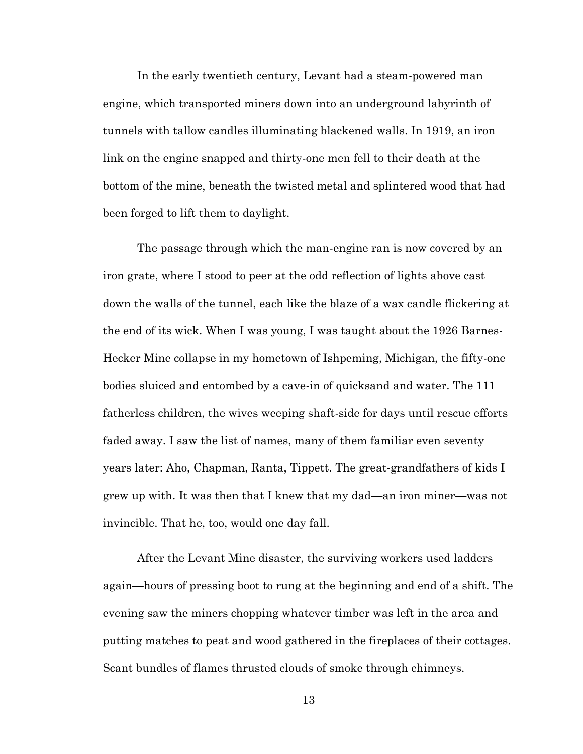In the early twentieth century, Levant had a steam-powered man engine, which transported miners down into an underground labyrinth of tunnels with tallow candles illuminating blackened walls. In 1919, an iron link on the engine snapped and thirty-one men fell to their death at the bottom of the mine, beneath the twisted metal and splintered wood that had been forged to lift them to daylight.

The passage through which the man-engine ran is now covered by an iron grate, where I stood to peer at the odd reflection of lights above cast down the walls of the tunnel, each like the blaze of a wax candle flickering at the end of its wick. When I was young, I was taught about the 1926 Barnes-Hecker Mine collapse in my hometown of Ishpeming, Michigan, the fifty-one bodies sluiced and entombed by a cave-in of quicksand and water. The 111 fatherless children, the wives weeping shaft-side for days until rescue efforts faded away. I saw the list of names, many of them familiar even seventy years later: Aho, Chapman, Ranta, Tippett. The great-grandfathers of kids I grew up with. It was then that I knew that my dad—an iron miner—was not invincible. That he, too, would one day fall.

After the Levant Mine disaster, the surviving workers used ladders again—hours of pressing boot to rung at the beginning and end of a shift. The evening saw the miners chopping whatever timber was left in the area and putting matches to peat and wood gathered in the fireplaces of their cottages. Scant bundles of flames thrusted clouds of smoke through chimneys.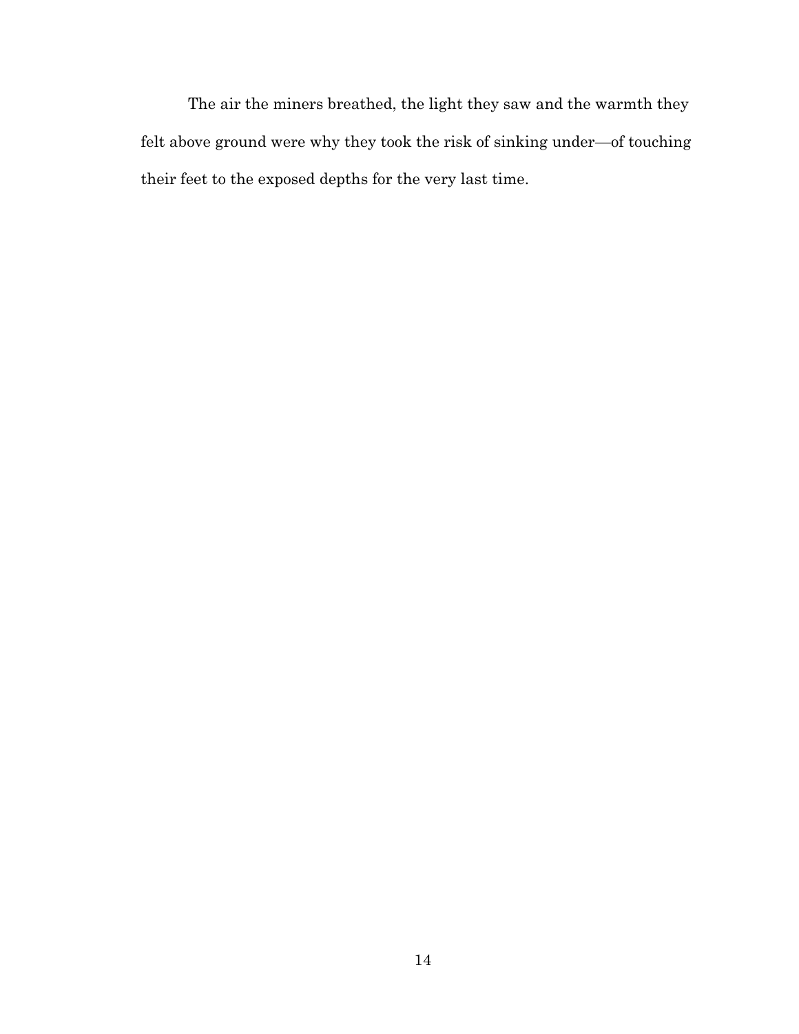The air the miners breathed, the light they saw and the warmth they felt above ground were why they took the risk of sinking under—of touching their feet to the exposed depths for the very last time.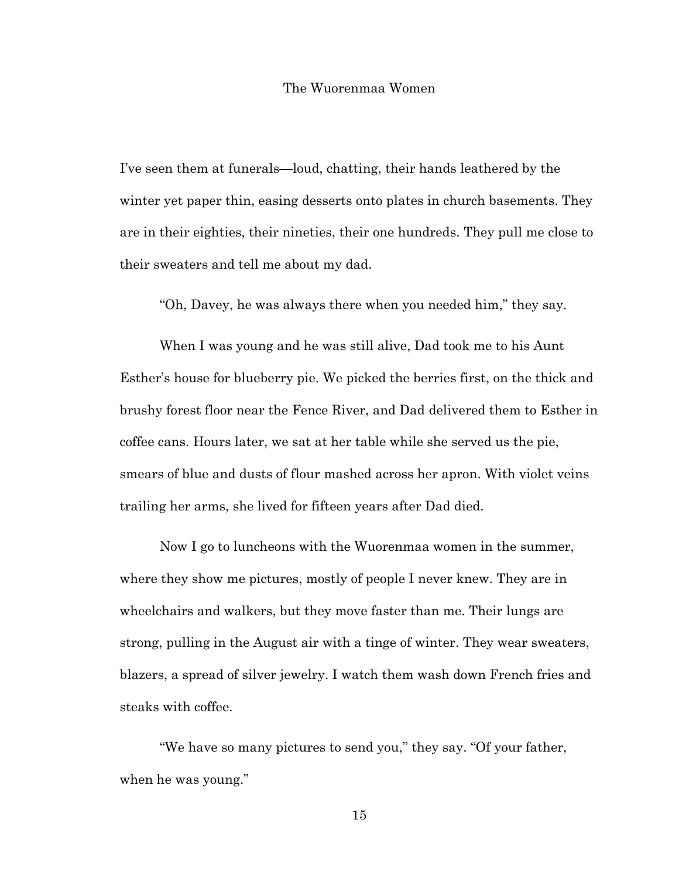# The Wuorenmaa Women

I've seen them at funerals—loud, chatting, their hands leathered by the winter yet paper thin, easing desserts onto plates in church basements. They are in their eighties, their nineties, their one hundreds. They pull me close to their sweaters and tell me about my dad.

"Oh, Davey, he was always there when you needed him," they say.

When I was young and he was still alive, Dad took me to his Aunt Esther's house for blueberry pie. We picked the berries first, on the thick and brushy forest floor near the Fence River, and Dad delivered them to Esther in coffee cans. Hours later, we sat at her table while she served us the pie, smears of blue and dusts of flour mashed across her apron. With violet veins trailing her arms, she lived for fifteen years after Dad died.

Now I go to luncheons with the Wuorenmaa women in the summer, where they show me pictures, mostly of people I never knew. They are in wheelchairs and walkers, but they move faster than me. Their lungs are strong, pulling in the August air with a tinge of winter. They wear sweaters, blazers, a spread of silver jewelry. I watch them wash down French fries and steaks with coffee.

"We have so many pictures to send you," they say. "Of your father, when he was young."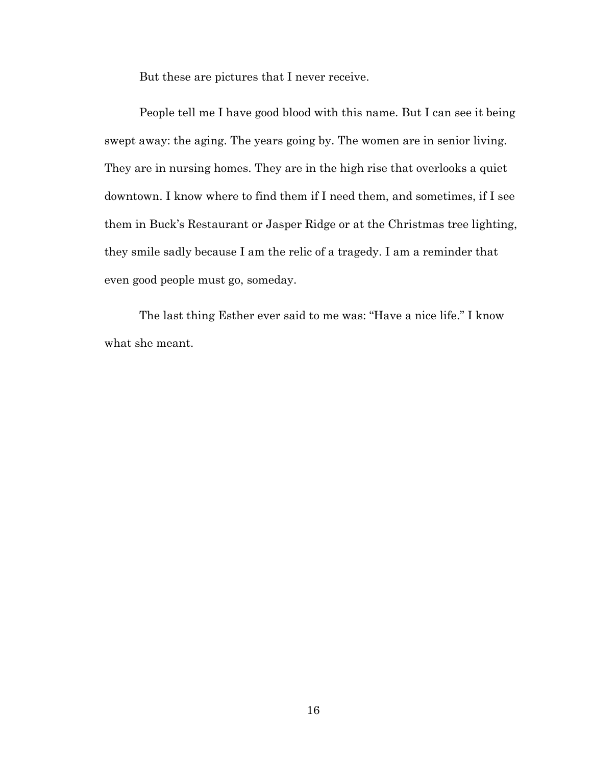But these are pictures that I never receive.

People tell me I have good blood with this name. But I can see it being swept away: the aging. The years going by. The women are in senior living. They are in nursing homes. They are in the high rise that overlooks a quiet downtown. I know where to find them if I need them, and sometimes, if I see them in Buck's Restaurant or Jasper Ridge or at the Christmas tree lighting, they smile sadly because I am the relic of a tragedy. I am a reminder that even good people must go, someday.

The last thing Esther ever said to me was: "Have a nice life." I know what she meant.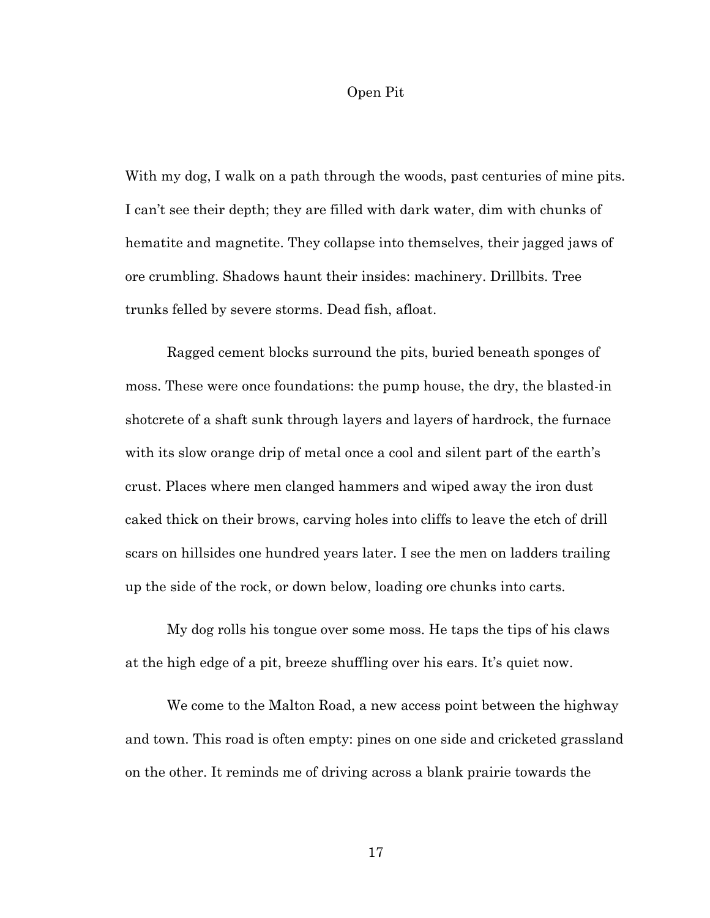# Open Pit

With my dog, I walk on a path through the woods, past centuries of mine pits. I can't see their depth; they are filled with dark water, dim with chunks of hematite and magnetite. They collapse into themselves, their jagged jaws of ore crumbling. Shadows haunt their insides: machinery. Drillbits. Tree trunks felled by severe storms. Dead fish, afloat.

Ragged cement blocks surround the pits, buried beneath sponges of moss. These were once foundations: the pump house, the dry, the blasted-in shotcrete of a shaft sunk through layers and layers of hardrock, the furnace with its slow orange drip of metal once a cool and silent part of the earth's crust. Places where men clanged hammers and wiped away the iron dust caked thick on their brows, carving holes into cliffs to leave the etch of drill scars on hillsides one hundred years later. I see the men on ladders trailing up the side of the rock, or down below, loading ore chunks into carts.

My dog rolls his tongue over some moss. He taps the tips of his claws at the high edge of a pit, breeze shuffling over his ears. It's quiet now.

We come to the Malton Road, a new access point between the highway and town. This road is often empty: pines on one side and cricketed grassland on the other. It reminds me of driving across a blank prairie towards the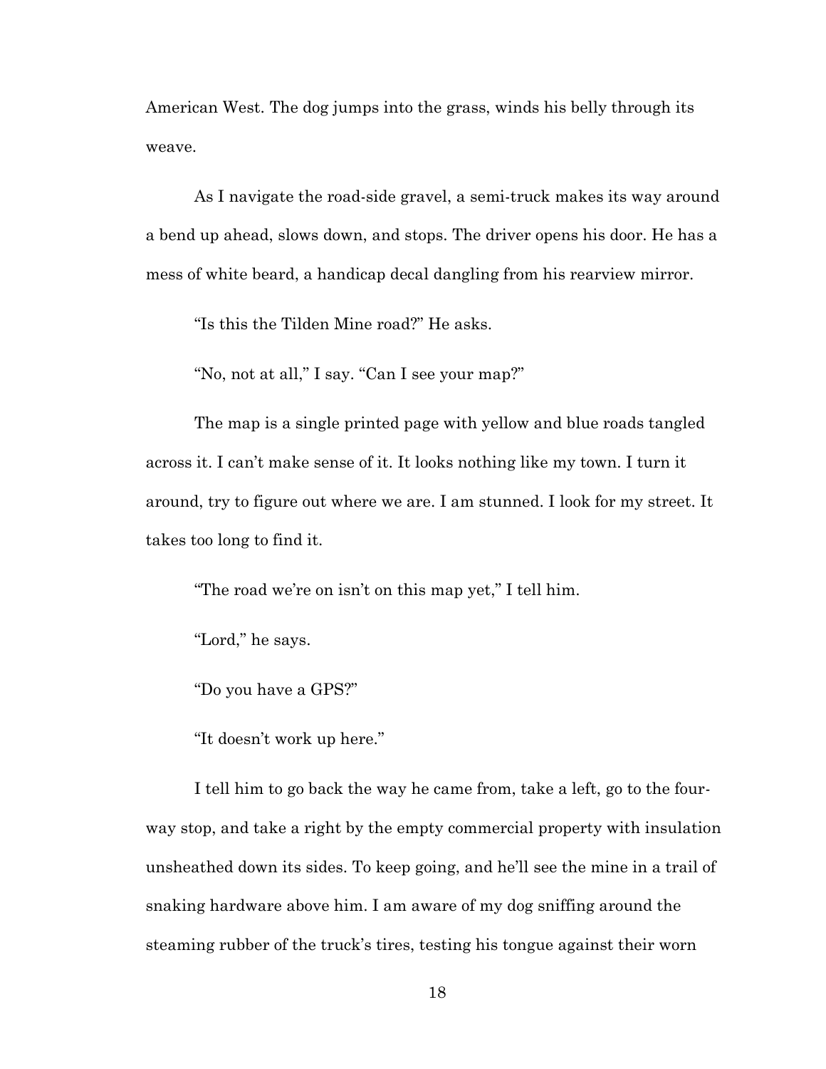American West. The dog jumps into the grass, winds his belly through its weave.

As I navigate the road-side gravel, a semi-truck makes its way around a bend up ahead, slows down, and stops. The driver opens his door. He has a mess of white beard, a handicap decal dangling from his rearview mirror.

"Is this the Tilden Mine road?" He asks.

"No, not at all," I say. "Can I see your map?"

The map is a single printed page with yellow and blue roads tangled across it. I can't make sense of it. It looks nothing like my town. I turn it around, try to figure out where we are. I am stunned. I look for my street. It takes too long to find it.

"The road we're on isn't on this map yet," I tell him.

"Lord," he says.

"Do you have a GPS?"

"It doesn't work up here."

I tell him to go back the way he came from, take a left, go to the four-way stop, and take a right by the empty commercial property with insulation unsheathed down its sides. To keep going, and he'll see the mine in a trail of snaking hardware above him. I am aware of my dog sniffing around the steaming rubber of the truck's tires, testing his tongue against their worn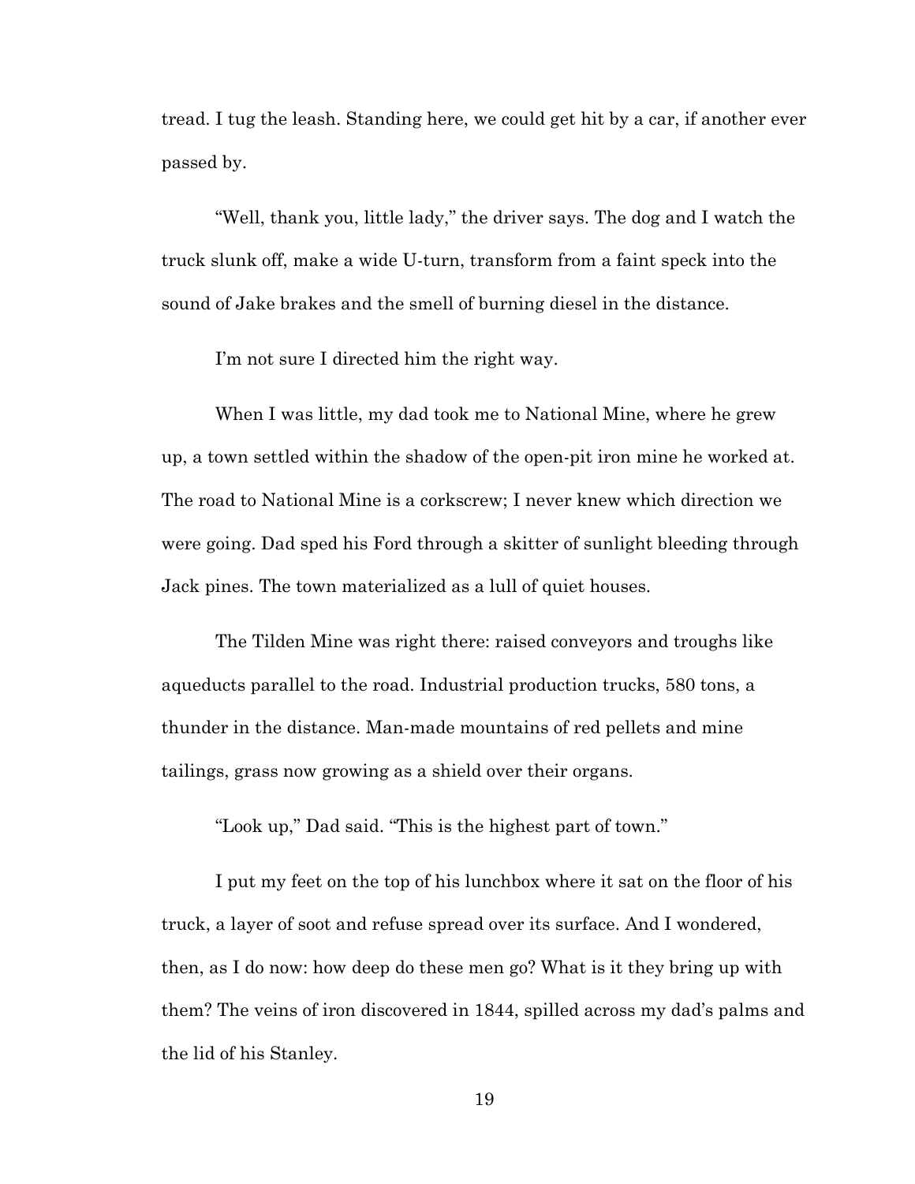tread. I tug the leash. Standing here, we could get hit by a car, if another ever passed by.

"Well, thank you, little lady," the driver says. The dog and I watch the truck slunk off, make a wide U-turn, transform from a faint speck into the sound of Jake brakes and the smell of burning diesel in the distance.

I'm not sure I directed him the right way.

When I was little, my dad took me to National Mine, where he grew up, a town settled within the shadow of the open-pit iron mine he worked at. The road to National Mine is a corkscrew; I never knew which direction we were going. Dad sped his Ford through a skitter of sunlight bleeding through Jack pines. The town materialized as a lull of quiet houses.

The Tilden Mine was right there: raised conveyors and troughs like aqueducts parallel to the road. Industrial production trucks, 580 tons, a thunder in the distance. Man-made mountains of red pellets and mine tailings, grass now growing as a shield over their organs.

"Look up," Dad said. "This is the highest part of town."

I put my feet on the top of his lunchbox where it sat on the floor of his truck, a layer of soot and refuse spread over its surface. And I wondered, then, as I do now: how deep do these men go? What is it they bring up with them? The veins of iron discovered in 1844, spilled across my dad's palms and the lid of his Stanley.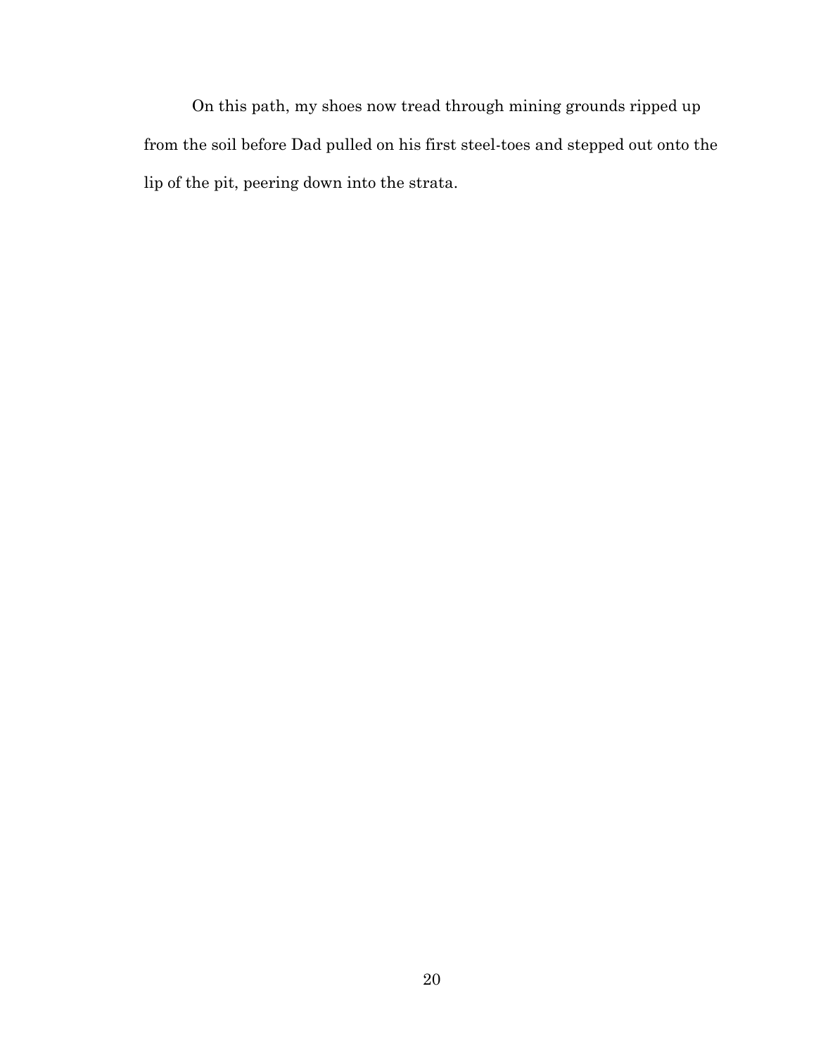On this path, my shoes now tread through mining grounds ripped up from the soil before Dad pulled on his first steel-toes and stepped out onto the lip of the pit, peering down into the strata.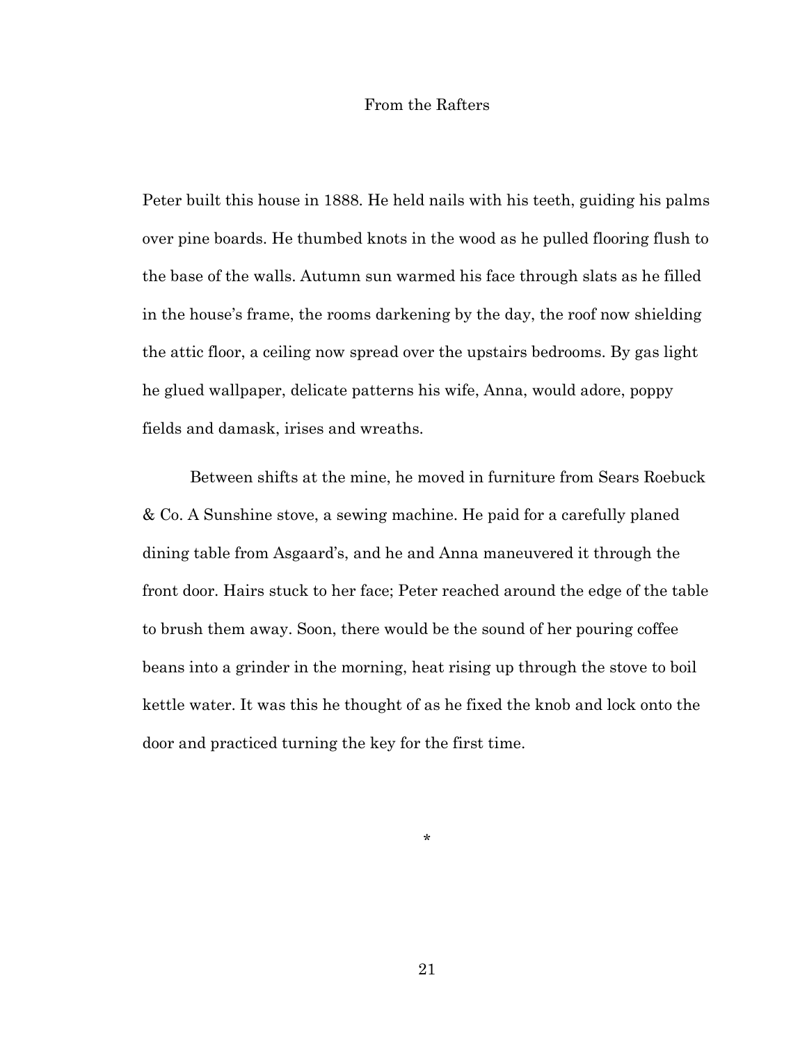# From the Rafters

Peter built this house in 1888. He held nails with his teeth, guiding his palms over pine boards. He thumbed knots in the wood as he pulled flooring flush to the base of the walls. Autumn sun warmed his face through slats as he filled in the house's frame, the rooms darkening by the day, the roof now shielding the attic floor, a ceiling now spread over the upstairs bedrooms. By gas light he glued wallpaper, delicate patterns his wife, Anna, would adore, poppy fields and damask, irises and wreaths.

Between shifts at the mine, he moved in furniture from Sears Roebuck & Co. A Sunshine stove, a sewing machine. He paid for a carefully planed dining table from Asgaard's, and he and Anna maneuvered it through the front door. Hairs stuck to her face; Peter reached around the edge of the table to brush them away. Soon, there would be the sound of her pouring coffee beans into a grinder in the morning, heat rising up through the stove to boil kettle water. It was this he thought of as he fixed the knob and lock onto the door and practiced turning the key for the first time.

*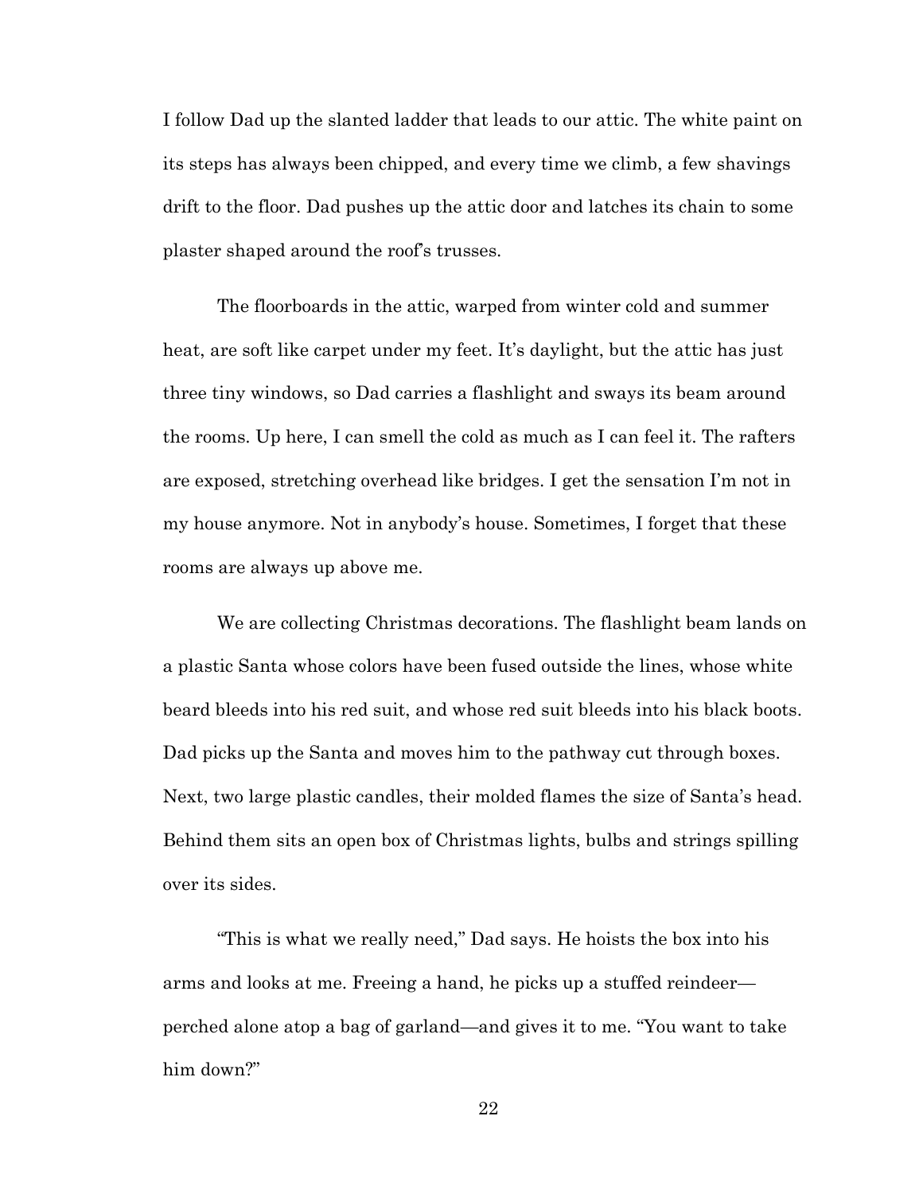I follow Dad up the slanted ladder that leads to our attic. The white paint on its steps has always been chipped, and every time we climb, a few shavings drift to the floor. Dad pushes up the attic door and latches its chain to some plaster shaped around the roof's trusses.

The floorboards in the attic, warped from winter cold and summer heat, are soft like carpet under my feet. It's daylight, but the attic has just three tiny windows, so Dad carries a flashlight and sways its beam around the rooms. Up here, I can smell the cold as much as I can feel it. The rafters are exposed, stretching overhead like bridges. I get the sensation I'm not in my house anymore. Not in anybody's house. Sometimes, I forget that these rooms are always up above me.

We are collecting Christmas decorations. The flashlight beam lands on a plastic Santa whose colors have been fused outside the lines, whose white beard bleeds into his red suit, and whose red suit bleeds into his black boots. Dad picks up the Santa and moves him to the pathway cut through boxes. Next, two large plastic candles, their molded flames the size of Santa's head. Behind them sits an open box of Christmas lights, bulbs and strings spilling over its sides.

"This is what we really need," Dad says. He hoists the box into his arms and looks at me. Freeing a hand, he picks up a stuffed reindeer—perched alone atop a bag of garland—and gives it to me. "You want to take him down?"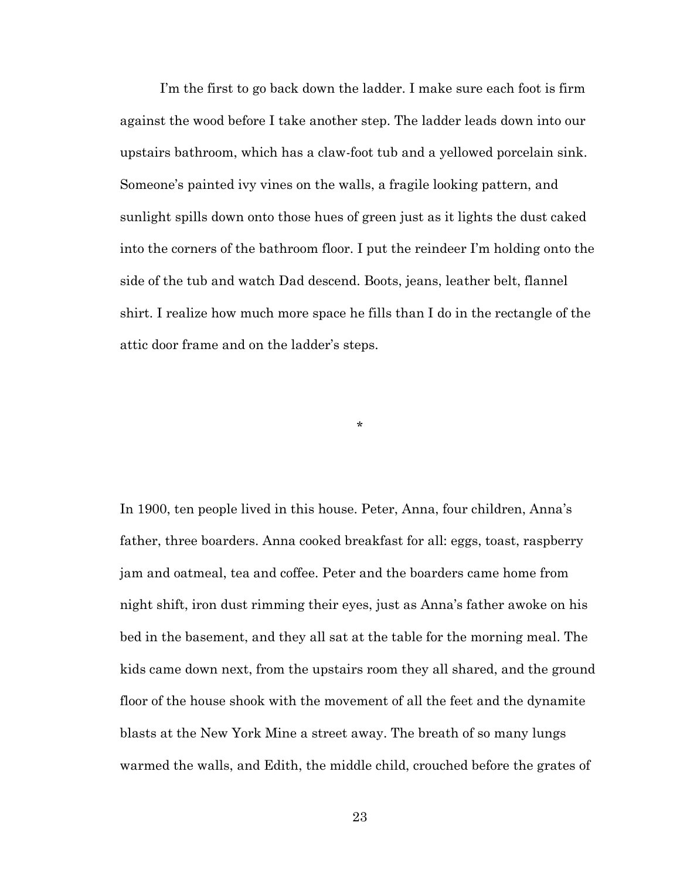I'm the first to go back down the ladder. I make sure each foot is firm against the wood before I take another step. The ladder leads down into our upstairs bathroom, which has a claw-foot tub and a yellowed porcelain sink. Someone's painted ivy vines on the walls, a fragile looking pattern, and sunlight spills down onto those hues of green just as it lights the dust caked into the corners of the bathroom floor. I put the reindeer I'm holding onto the side of the tub and watch Dad descend. Boots, jeans, leather belt, flannel shirt. I realize how much more space he fills than I do in the rectangle of the attic door frame and on the ladder's steps.

*

In 1900, ten people lived in this house. Peter, Anna, four children, Anna's father, three boarders. Anna cooked breakfast for all: eggs, toast, raspberry jam and oatmeal, tea and coffee. Peter and the boarders came home from night shift, iron dust rimming their eyes, just as Anna's father awoke on his bed in the basement, and they all sat at the table for the morning meal. The kids came down next, from the upstairs room they all shared, and the ground floor of the house shook with the movement of all the feet and the dynamite blasts at the New York Mine a street away. The breath of so many lungs warmed the walls, and Edith, the middle child, crouched before the grates of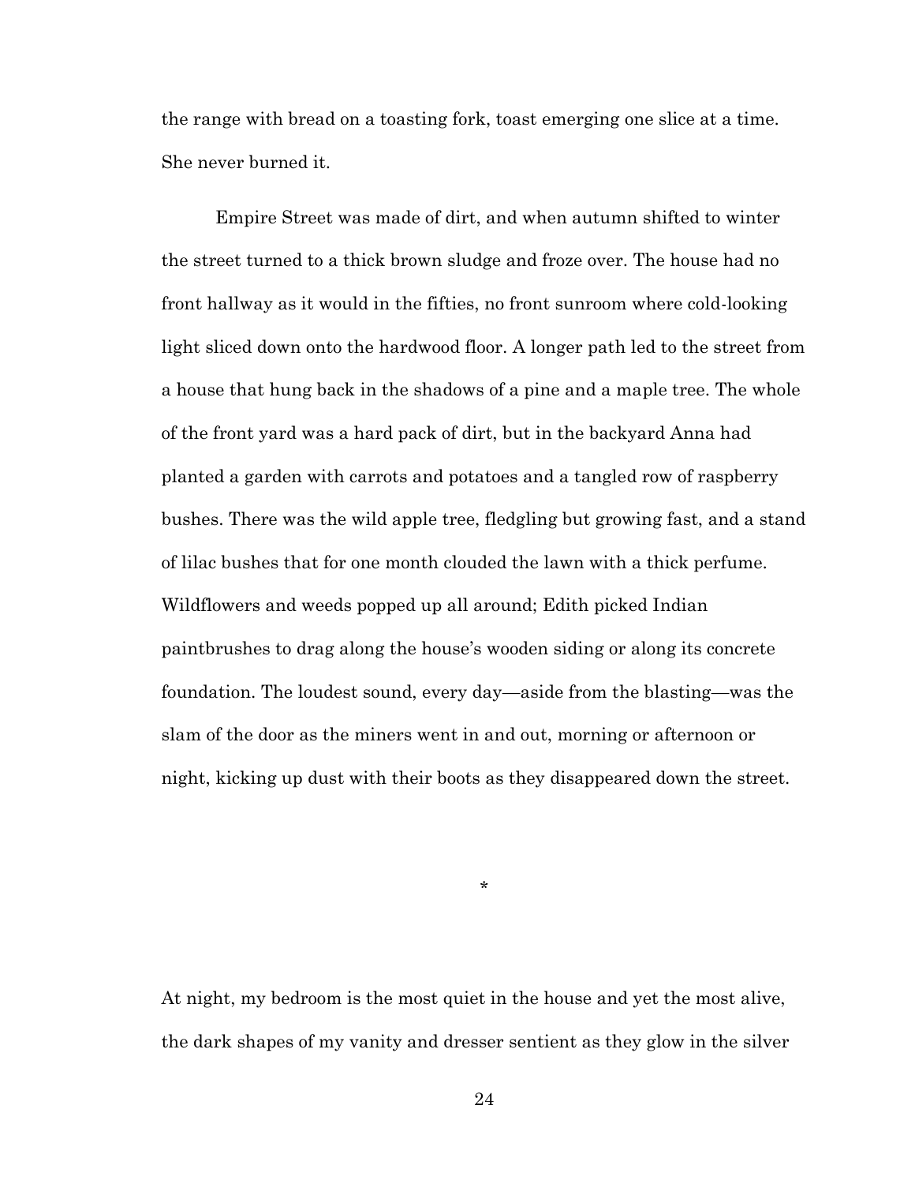the range with bread on a toasting fork, toast emerging one slice at a time. She never burned it.

Empire Street was made of dirt, and when autumn shifted to winter the street turned to a thick brown sludge and froze over. The house had no front hallway as it would in the fifties, no front sunroom where cold-looking light sliced down onto the hardwood floor. A longer path led to the street from a house that hung back in the shadows of a pine and a maple tree. The whole of the front yard was a hard pack of dirt, but in the backyard Anna had planted a garden with carrots and potatoes and a tangled row of raspberry bushes. There was the wild apple tree, fledgling but growing fast, and a stand of lilac bushes that for one month clouded the lawn with a thick perfume. Wildflowers and weeds popped up all around; Edith picked Indian paintbrushes to drag along the house's wooden siding or along its concrete foundation. The loudest sound, every day—aside from the blasting—was the slam of the door as the miners went in and out, morning or afternoon or night, kicking up dust with their boots as they disappeared down the street.

*

At night, my bedroom is the most quiet in the house and yet the most alive, the dark shapes of my vanity and dresser sentient as they glow in the silver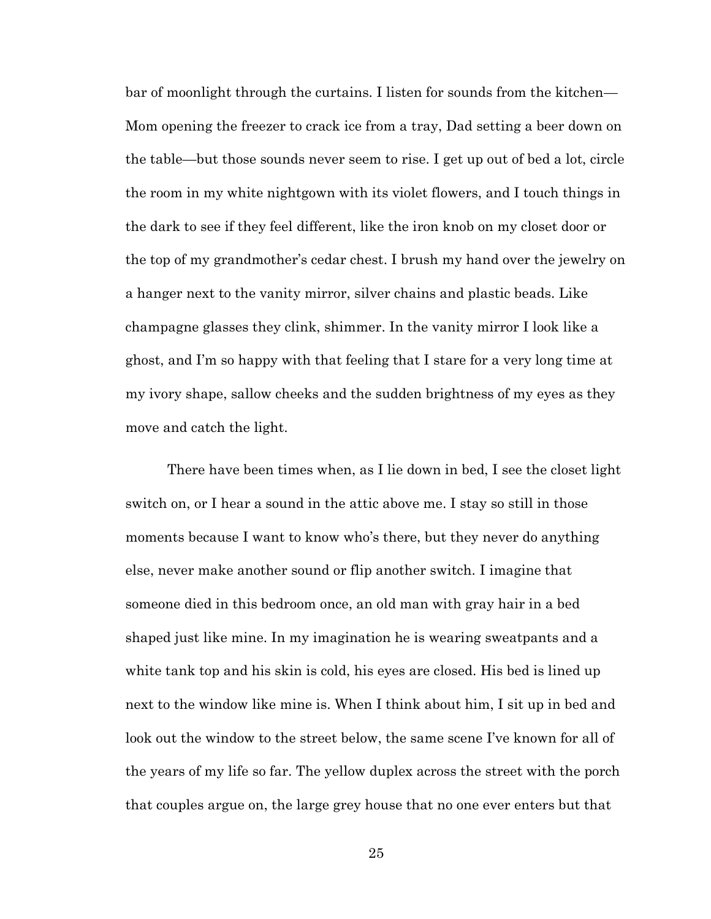bar of moonlight through the curtains. I listen for sounds from the kitchen—Mom opening the freezer to crack ice from a tray, Dad setting a beer down on the table—but those sounds never seem to rise. I get up out of bed a lot, circle the room in my white nightgown with its violet flowers, and I touch things in the dark to see if they feel different, like the iron knob on my closet door or the top of my grandmother's cedar chest. I brush my hand over the jewelry on a hanger next to the vanity mirror, silver chains and plastic beads. Like champagne glasses they clink, shimmer. In the vanity mirror I look like a ghost, and I'm so happy with that feeling that I stare for a very long time at my ivory shape, sallow cheeks and the sudden brightness of my eyes as they move and catch the light.

There have been times when, as I lie down in bed, I see the closet light switch on, or I hear a sound in the attic above me. I stay so still in those moments because I want to know who's there, but they never do anything else, never make another sound or flip another switch. I imagine that someone died in this bedroom once, an old man with gray hair in a bed shaped just like mine. In my imagination he is wearing sweatpants and a white tank top and his skin is cold, his eyes are closed. His bed is lined up next to the window like mine is. When I think about him, I sit up in bed and look out the window to the street below, the same scene I've known for all of the years of my life so far. The yellow duplex across the street with the porch that couples argue on, the large grey house that no one ever enters but that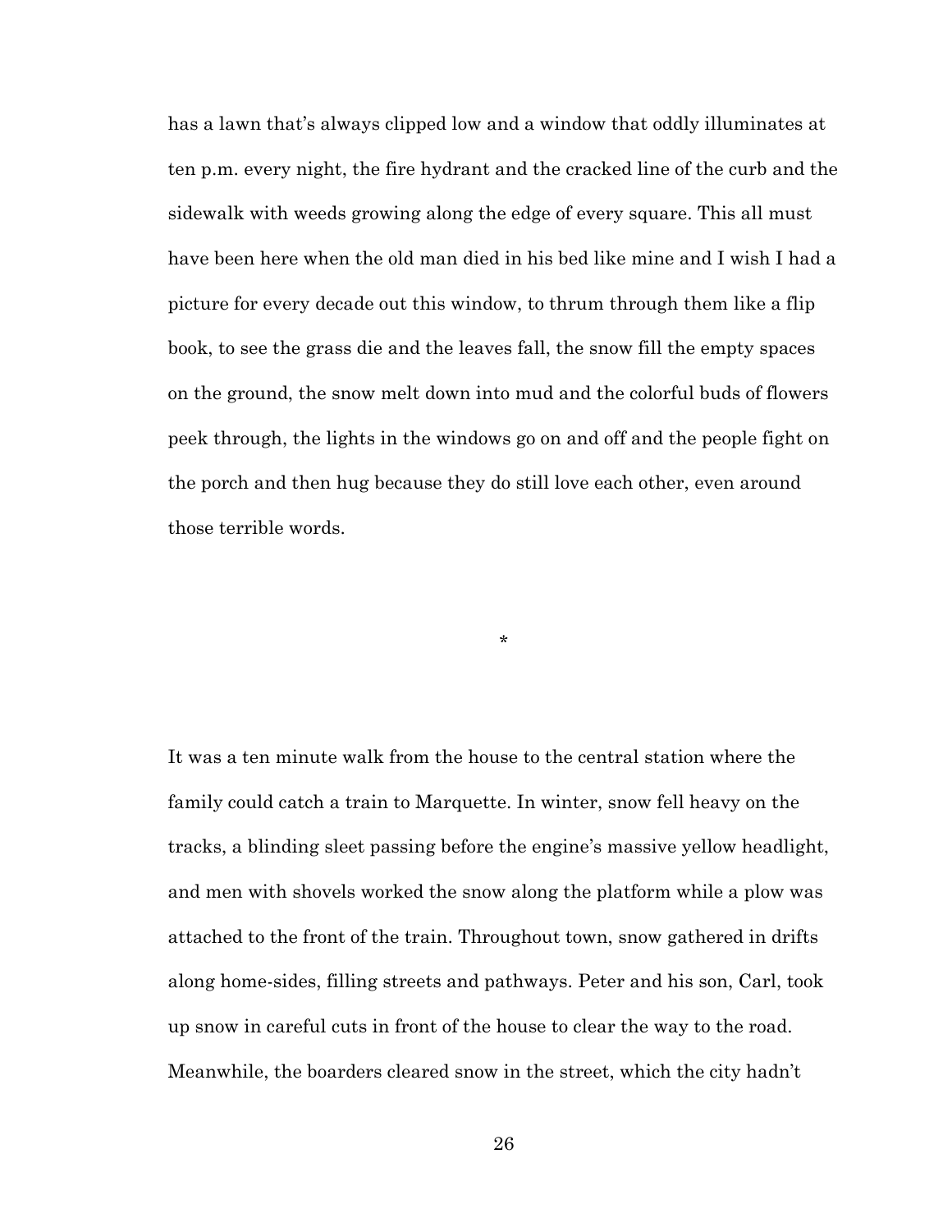has a lawn that's always clipped low and a window that oddly illuminates at ten p.m. every night, the fire hydrant and the cracked line of the curb and the sidewalk with weeds growing along the edge of every square. This all must have been here when the old man died in his bed like mine and I wish I had a picture for every decade out this window, to thrum through them like a flip book, to see the grass die and the leaves fall, the snow fill the empty spaces on the ground, the snow melt down into mud and the colorful buds of flowers peek through, the lights in the windows go on and off and the people fight on the porch and then hug because they do still love each other, even around those terrible words.

*

It was a ten minute walk from the house to the central station where the family could catch a train to Marquette. In winter, snow fell heavy on the tracks, a blinding sleet passing before the engine's massive yellow headlight, and men with shovels worked the snow along the platform while a plow was attached to the front of the train. Throughout town, snow gathered in drifts along home-sides, filling streets and pathways. Peter and his son, Carl, took up snow in careful cuts in front of the house to clear the way to the road. Meanwhile, the boarders cleared snow in the street, which the city hadn't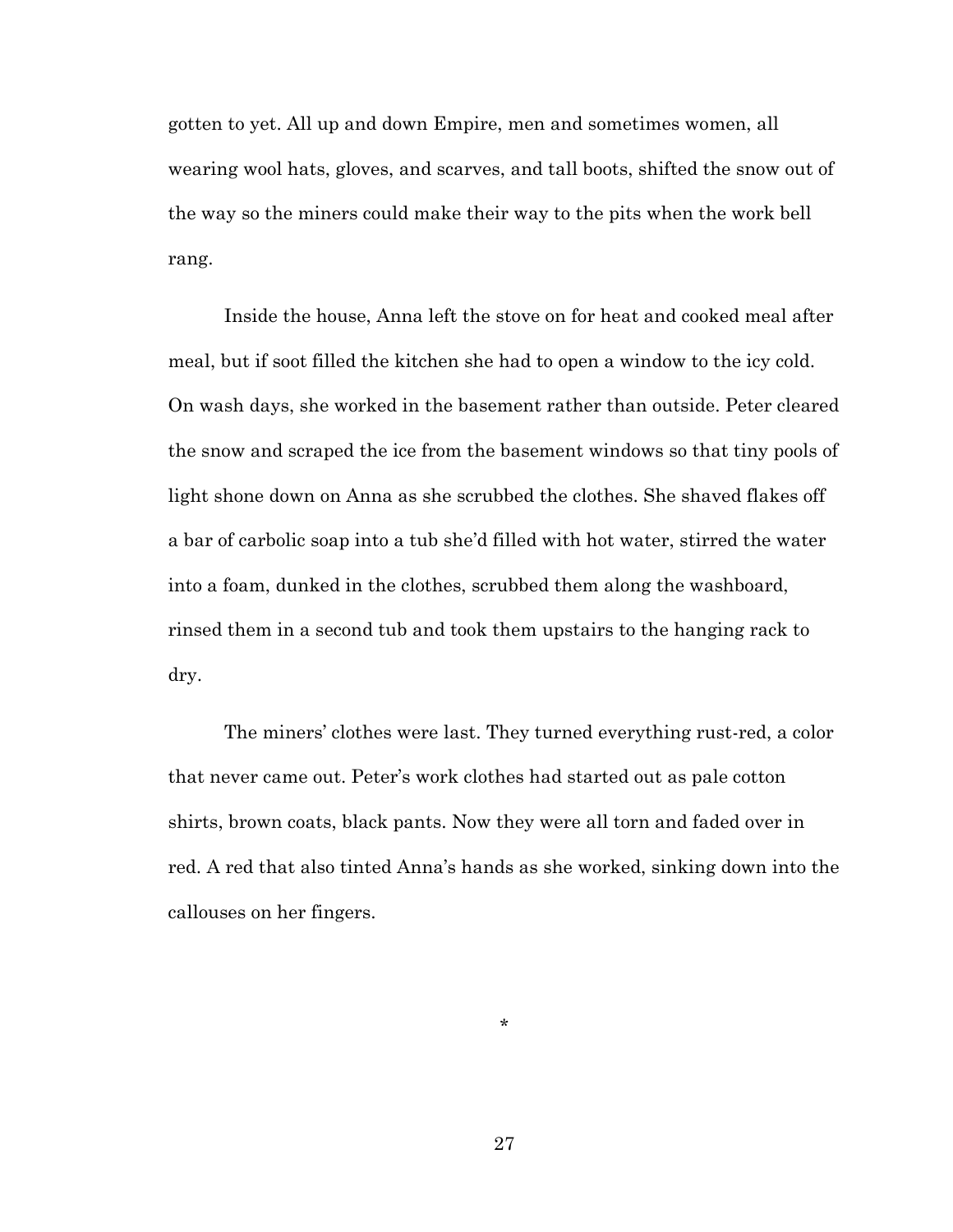gotten to yet. All up and down Empire, men and sometimes women, all wearing wool hats, gloves, and scarves, and tall boots, shifted the snow out of the way so the miners could make their way to the pits when the work bell rang.

Inside the house, Anna left the stove on for heat and cooked meal after meal, but if soot filled the kitchen she had to open a window to the icy cold. On wash days, she worked in the basement rather than outside. Peter cleared the snow and scraped the ice from the basement windows so that tiny pools of light shone down on Anna as she scrubbed the clothes. She shaved flakes off a bar of carbolic soap into a tub she'd filled with hot water, stirred the water into a foam, dunked in the clothes, scrubbed them along the washboard, rinsed them in a second tub and took them upstairs to the hanging rack to dry.

The miners' clothes were last. They turned everything rust-red, a color that never came out. Peter's work clothes had started out as pale cotton shirts, brown coats, black pants. Now they were all torn and faded over in red. A red that also tinted Anna's hands as she worked, sinking down into the callouses on her fingers.

*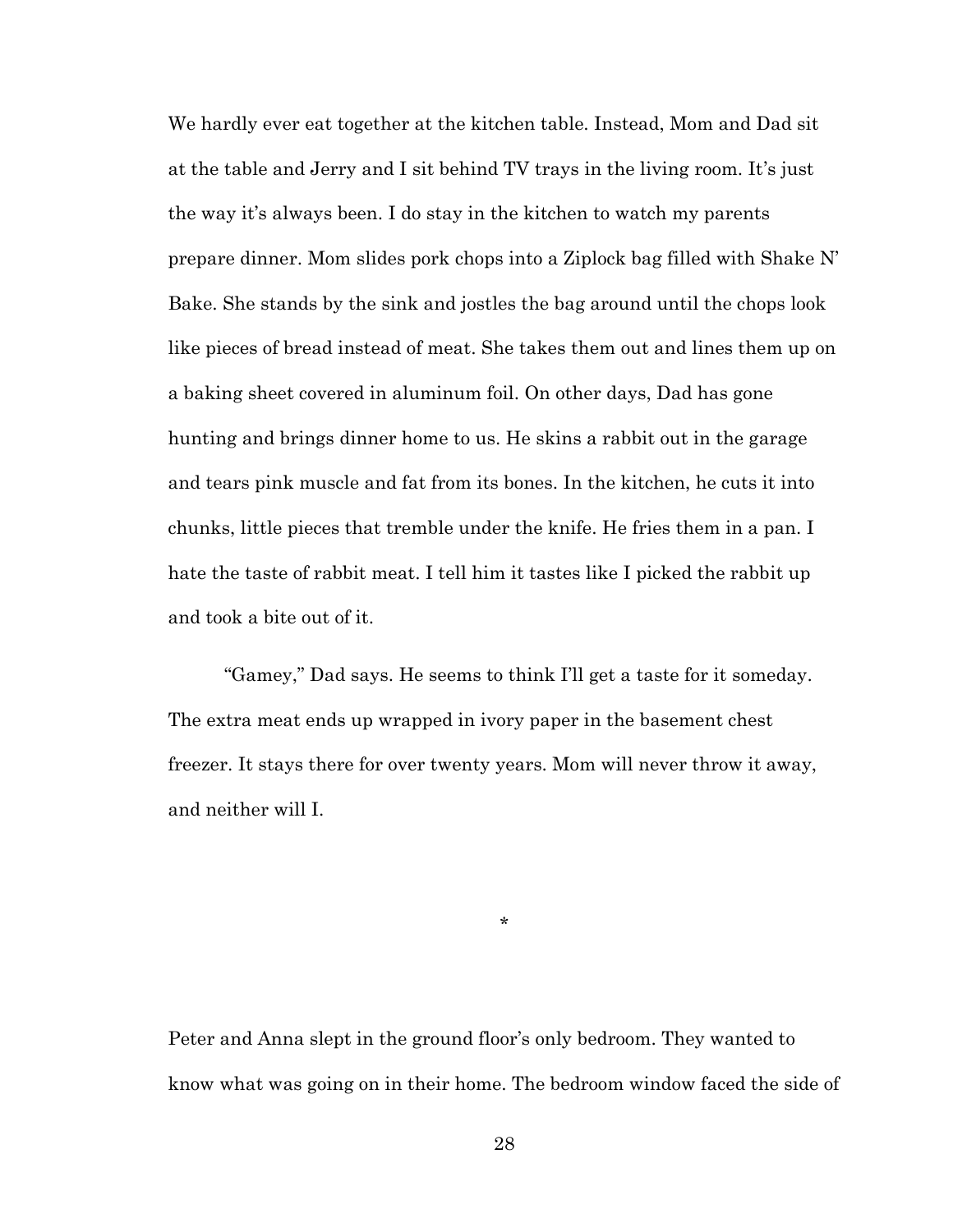We hardly ever eat together at the kitchen table. Instead, Mom and Dad sit at the table and Jerry and I sit behind TV trays in the living room. It's just the way it's always been. I do stay in the kitchen to watch my parents prepare dinner. Mom slides pork chops into a Ziplock bag filled with Shake N' Bake. She stands by the sink and jostles the bag around until the chops look like pieces of bread instead of meat. She takes them out and lines them up on a baking sheet covered in aluminum foil. On other days, Dad has gone hunting and brings dinner home to us. He skins a rabbit out in the garage and tears pink muscle and fat from its bones. In the kitchen, he cuts it into chunks, little pieces that tremble under the knife. He fries them in a pan. I hate the taste of rabbit meat. I tell him it tastes like I picked the rabbit up and took a bite out of it.

"Gamey," Dad says. He seems to think I'll get a taste for it someday. The extra meat ends up wrapped in ivory paper in the basement chest freezer. It stays there for over twenty years. Mom will never throw it away, and neither will I.

*

Peter and Anna slept in the ground floor's only bedroom. They wanted to know what was going on in their home. The bedroom window faced the side of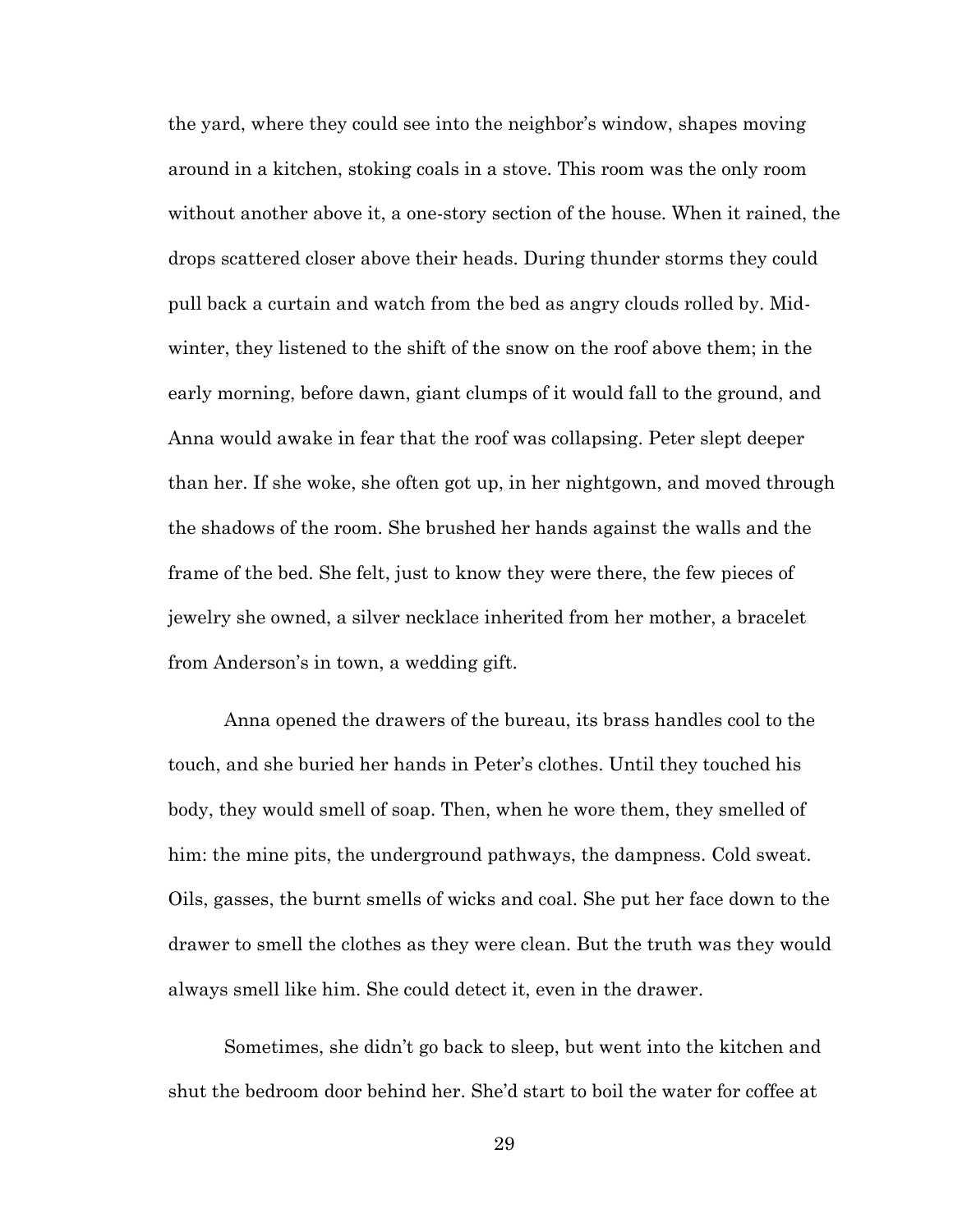the yard, where they could see into the neighbor's window, shapes moving around in a kitchen, stoking coals in a stove. This room was the only room without another above it, a one-story section of the house. When it rained, the drops scattered closer above their heads. During thunder storms they could pull back a curtain and watch from the bed as angry clouds rolled by. Mid-winter, they listened to the shift of the snow on the roof above them; in the early morning, before dawn, giant clumps of it would fall to the ground, and Anna would awake in fear that the roof was collapsing. Peter slept deeper than her. If she woke, she often got up, in her nightgown, and moved through the shadows of the room. She brushed her hands against the walls and the frame of the bed. She felt, just to know they were there, the few pieces of jewelry she owned, a silver necklace inherited from her mother, a bracelet from Anderson's in town, a wedding gift.

Anna opened the drawers of the bureau, its brass handles cool to the touch, and she buried her hands in Peter's clothes. Until they touched his body, they would smell of soap. Then, when he wore them, they smelled of him: the mine pits, the underground pathways, the dampness. Cold sweat. Oils, gasses, the burnt smells of wicks and coal. She put her face down to the drawer to smell the clothes as they were clean. But the truth was they would always smell like him. She could detect it, even in the drawer.

Sometimes, she didn't go back to sleep, but went into the kitchen and shut the bedroom door behind her. She'd start to boil the water for coffee at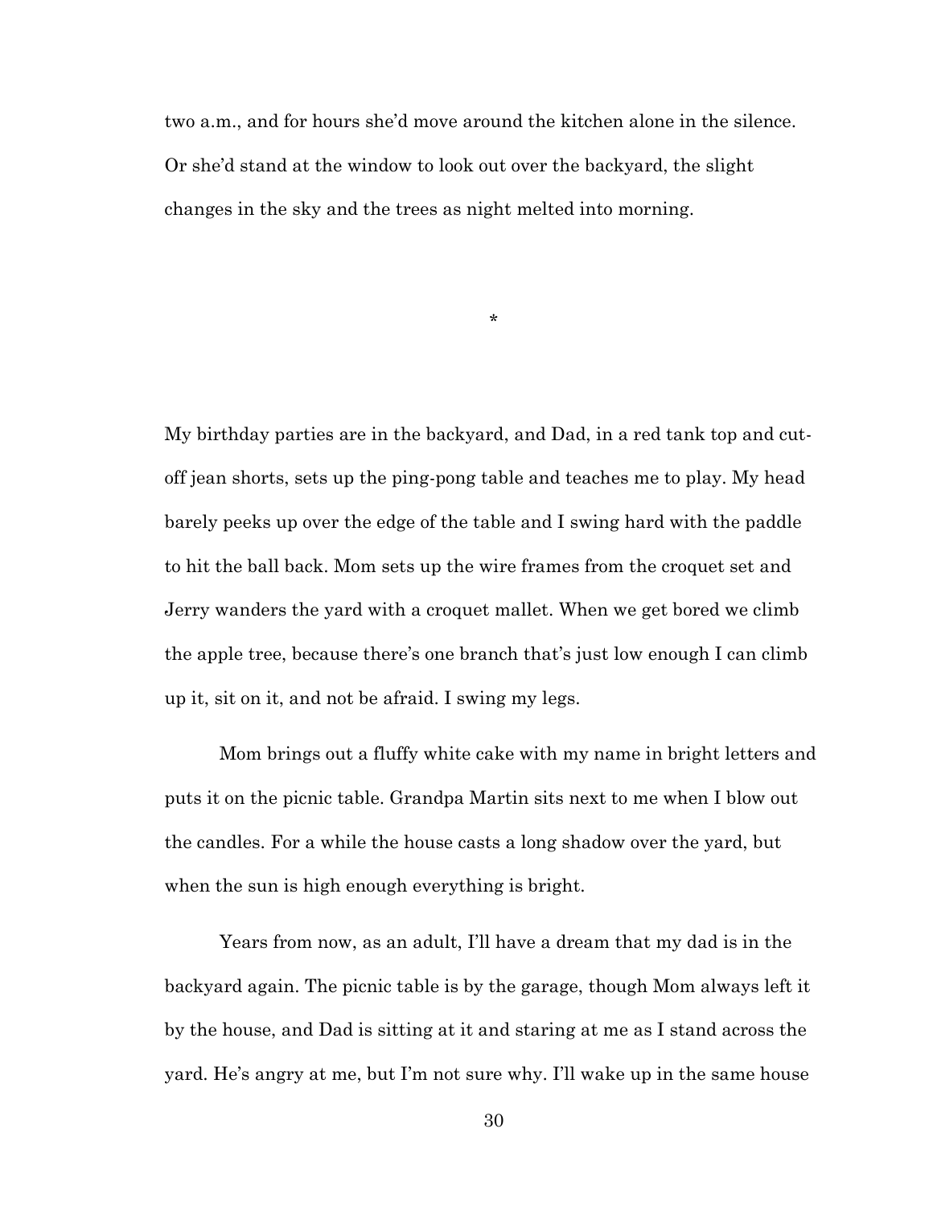two a.m., and for hours she'd move around the kitchen alone in the silence. Or she'd stand at the window to look out over the backyard, the slight changes in the sky and the trees as night melted into morning.

*

My birthday parties are in the backyard, and Dad, in a red tank top and cut-off jean shorts, sets up the ping-pong table and teaches me to play. My head barely peeks up over the edge of the table and I swing hard with the paddle to hit the ball back. Mom sets up the wire frames from the croquet set and Jerry wanders the yard with a croquet mallet. When we get bored we climb the apple tree, because there's one branch that's just low enough I can climb up it, sit on it, and not be afraid. I swing my legs.

Mom brings out a fluffy white cake with my name in bright letters and puts it on the picnic table. Grandpa Martin sits next to me when I blow out the candles. For a while the house casts a long shadow over the yard, but when the sun is high enough everything is bright.

Years from now, as an adult, I'll have a dream that my dad is in the backyard again. The picnic table is by the garage, though Mom always left it by the house, and Dad is sitting at it and staring at me as I stand across the yard. He's angry at me, but I'm not sure why. I'll wake up in the same house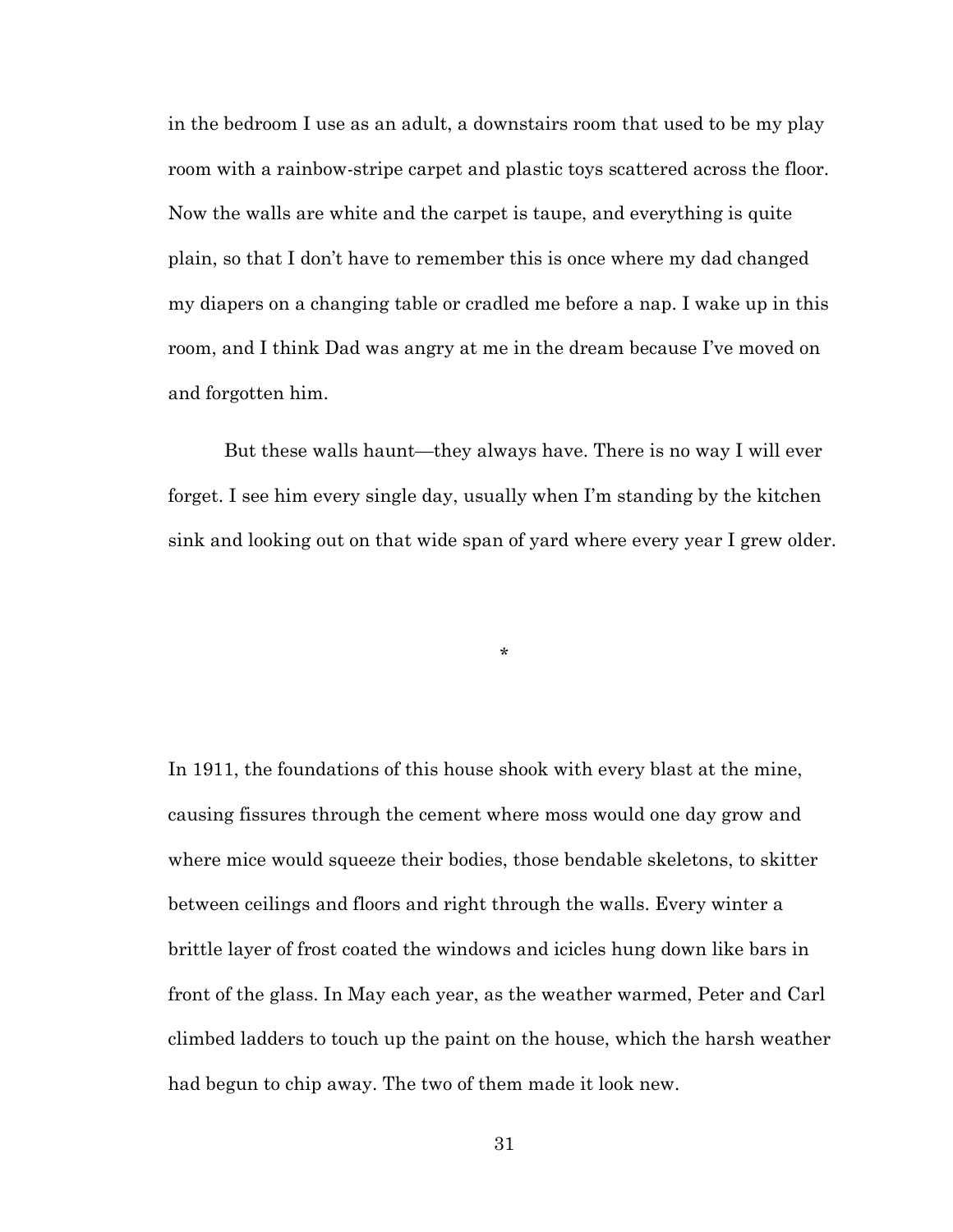in the bedroom I use as an adult, a downstairs room that used to be my play room with a rainbow-stripe carpet and plastic toys scattered across the floor. Now the walls are white and the carpet is taupe, and everything is quite plain, so that I don't have to remember this is once where my dad changed my diapers on a changing table or cradled me before a nap. I wake up in this room, and I think Dad was angry at me in the dream because I've moved on and forgotten him.

But these walls haunt—they always have. There is no way I will ever forget. I see him every single day, usually when I'm standing by the kitchen sink and looking out on that wide span of yard where every year I grew older.

*

In 1911, the foundations of this house shook with every blast at the mine, causing fissures through the cement where moss would one day grow and where mice would squeeze their bodies, those bendable skeletons, to skitter between ceilings and floors and right through the walls. Every winter a brittle layer of frost coated the windows and icicles hung down like bars in front of the glass. In May each year, as the weather warmed, Peter and Carl climbed ladders to touch up the paint on the house, which the harsh weather had begun to chip away. The two of them made it look new.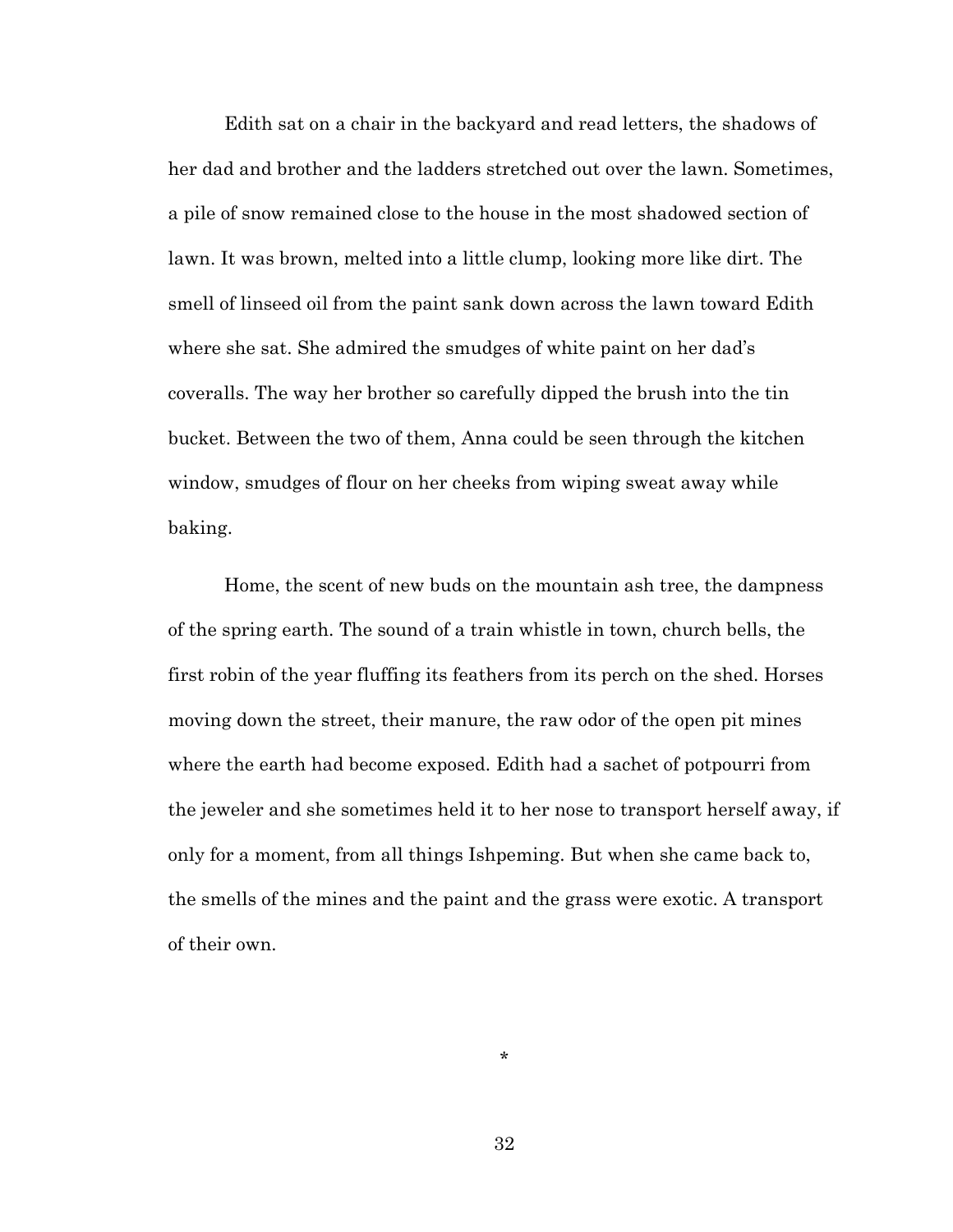Edith sat on a chair in the backyard and read letters, the shadows of her dad and brother and the ladders stretched out over the lawn. Sometimes, a pile of snow remained close to the house in the most shadowed section of lawn. It was brown, melted into a little clump, looking more like dirt. The smell of linseed oil from the paint sank down across the lawn toward Edith where she sat. She admired the smudges of white paint on her dad's coveralls. The way her brother so carefully dipped the brush into the tin bucket. Between the two of them, Anna could be seen through the kitchen window, smudges of flour on her cheeks from wiping sweat away while baking.

Home, the scent of new buds on the mountain ash tree, the dampness of the spring earth. The sound of a train whistle in town, church bells, the first robin of the year fluffing its feathers from its perch on the shed. Horses moving down the street, their manure, the raw odor of the open pit mines where the earth had become exposed. Edith had a sachet of potpourri from the jeweler and she sometimes held it to her nose to transport herself away, if only for a moment, from all things Ishpeming. But when she came back to, the smells of the mines and the paint and the grass were exotic. A transport of their own.

*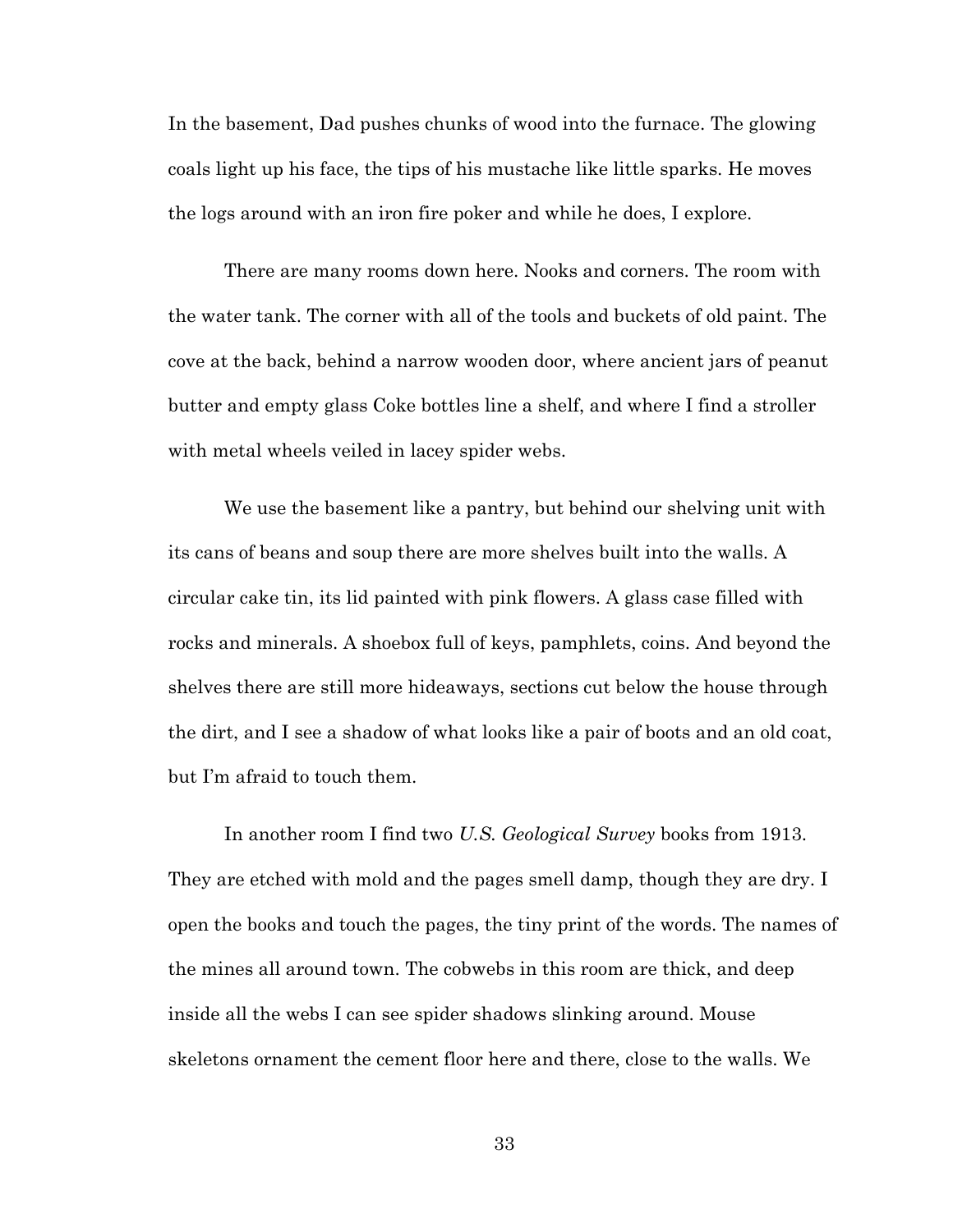In the basement, Dad pushes chunks of wood into the furnace. The glowing coals light up his face, the tips of his mustache like little sparks. He moves the logs around with an iron fire poker and while he does, I explore.

There are many rooms down here. Nooks and corners. The room with the water tank. The corner with all of the tools and buckets of old paint. The cove at the back, behind a narrow wooden door, where ancient jars of peanut butter and empty glass Coke bottles line a shelf, and where I find a stroller with metal wheels veiled in lacey spider webs.

We use the basement like a pantry, but behind our shelving unit with its cans of beans and soup there are more shelves built into the walls. A circular cake tin, its lid painted with pink flowers. A glass case filled with rocks and minerals. A shoebox full of keys, pamphlets, coins. And beyond the shelves there are still more hideaways, sections cut below the house through the dirt, and I see a shadow of what looks like a pair of boots and an old coat, but I'm afraid to touch them.

In another room I find two *U.S. Geological Survey* books from 1913. They are etched with mold and the pages smell damp, though they are dry. I open the books and touch the pages, the tiny print of the words. The names of the mines all around town. The cobwebs in this room are thick, and deep inside all the webs I can see spider shadows slinking around. Mouse skeletons ornament the cement floor here and there, close to the walls. We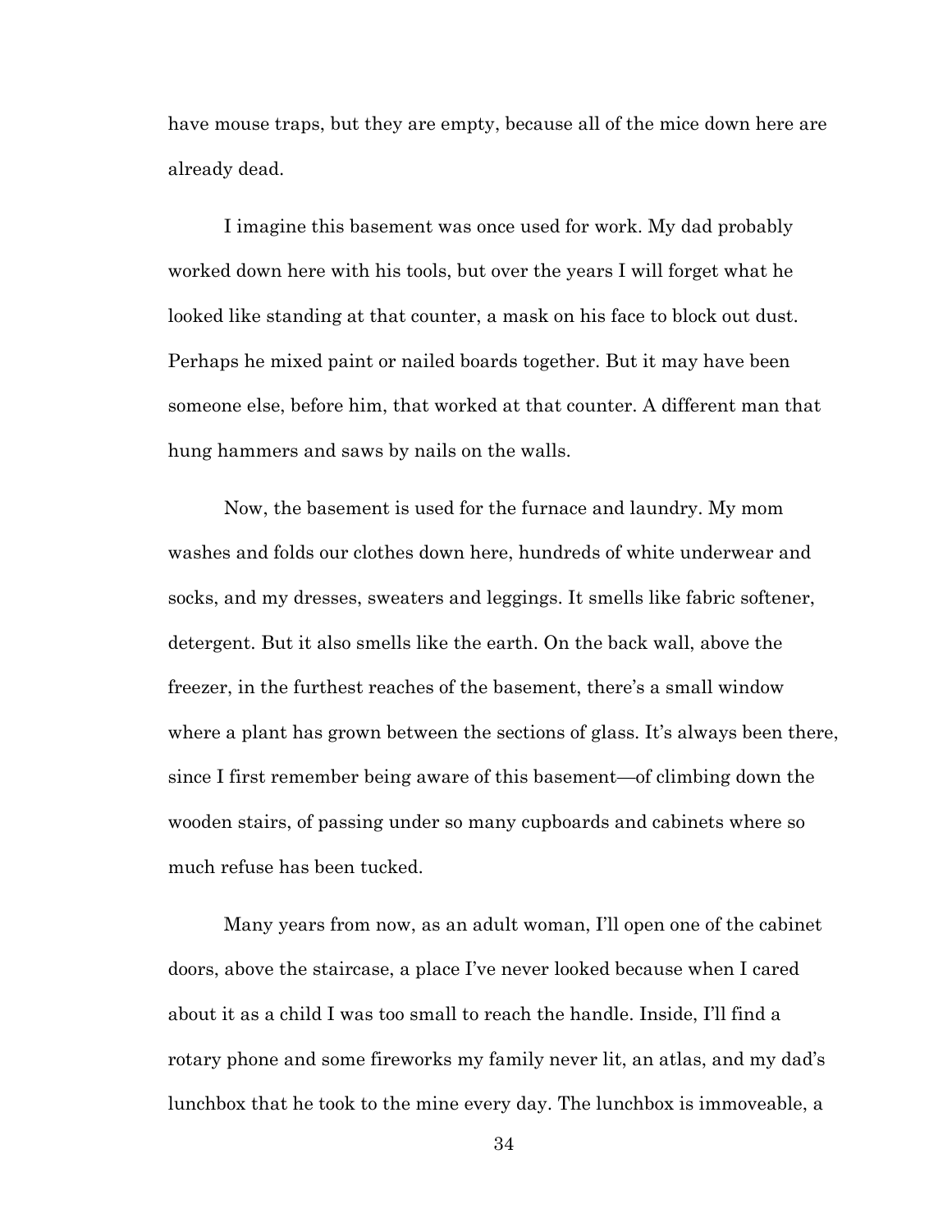have mouse traps, but they are empty, because all of the mice down here are already dead.

I imagine this basement was once used for work. My dad probably worked down here with his tools, but over the years I will forget what he looked like standing at that counter, a mask on his face to block out dust. Perhaps he mixed paint or nailed boards together. But it may have been someone else, before him, that worked at that counter. A different man that hung hammers and saws by nails on the walls.

Now, the basement is used for the furnace and laundry. My mom washes and folds our clothes down here, hundreds of white underwear and socks, and my dresses, sweaters and leggings. It smells like fabric softener, detergent. But it also smells like the earth. On the back wall, above the freezer, in the furthest reaches of the basement, there's a small window where a plant has grown between the sections of glass. It's always been there, since I first remember being aware of this basement—of climbing down the wooden stairs, of passing under so many cupboards and cabinets where so much refuse has been tucked.

Many years from now, as an adult woman, I'll open one of the cabinet doors, above the staircase, a place I've never looked because when I cared about it as a child I was too small to reach the handle. Inside, I'll find a rotary phone and some fireworks my family never lit, an atlas, and my dad's lunchbox that he took to the mine every day. The lunchbox is immoveable, a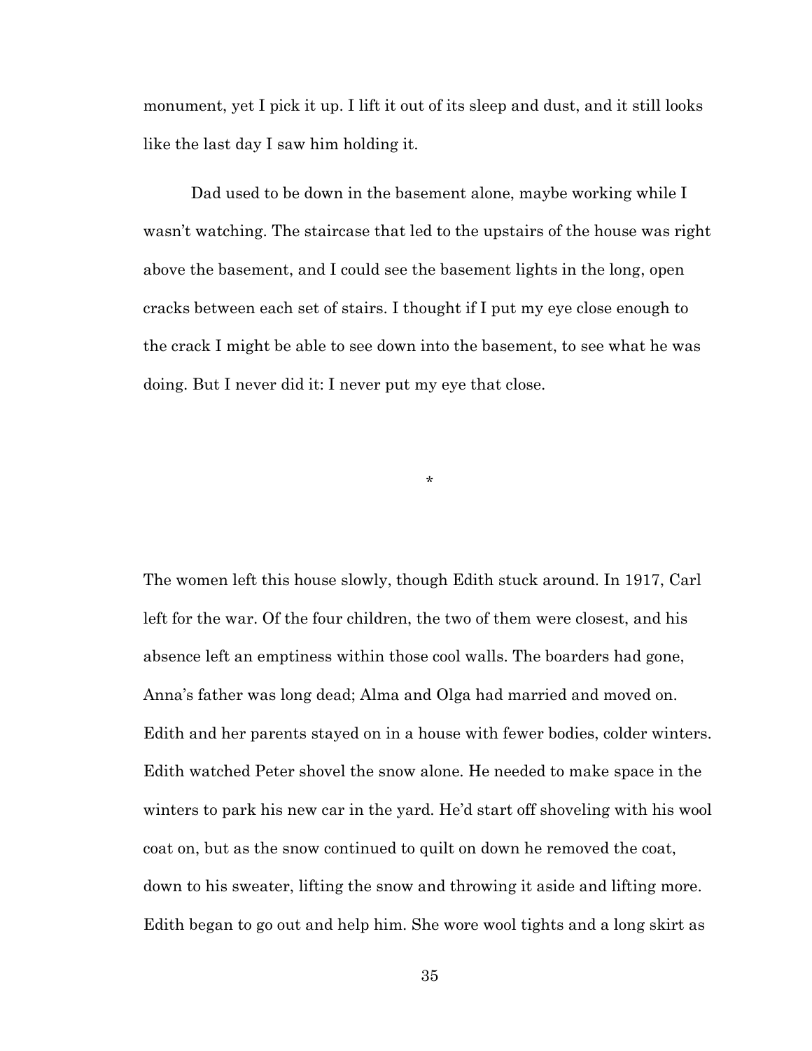monument, yet I pick it up. I lift it out of its sleep and dust, and it still looks like the last day I saw him holding it.

Dad used to be down in the basement alone, maybe working while I wasn't watching. The staircase that led to the upstairs of the house was right above the basement, and I could see the basement lights in the long, open cracks between each set of stairs. I thought if I put my eye close enough to the crack I might be able to see down into the basement, to see what he was doing. But I never did it: I never put my eye that close.

*

The women left this house slowly, though Edith stuck around. In 1917, Carl left for the war. Of the four children, the two of them were closest, and his absence left an emptiness within those cool walls. The boarders had gone, Anna's father was long dead; Alma and Olga had married and moved on. Edith and her parents stayed on in a house with fewer bodies, colder winters. Edith watched Peter shovel the snow alone. He needed to make space in the winters to park his new car in the yard. He'd start off shoveling with his wool coat on, but as the snow continued to quilt on down he removed the coat, down to his sweater, lifting the snow and throwing it aside and lifting more. Edith began to go out and help him. She wore wool tights and a long skirt as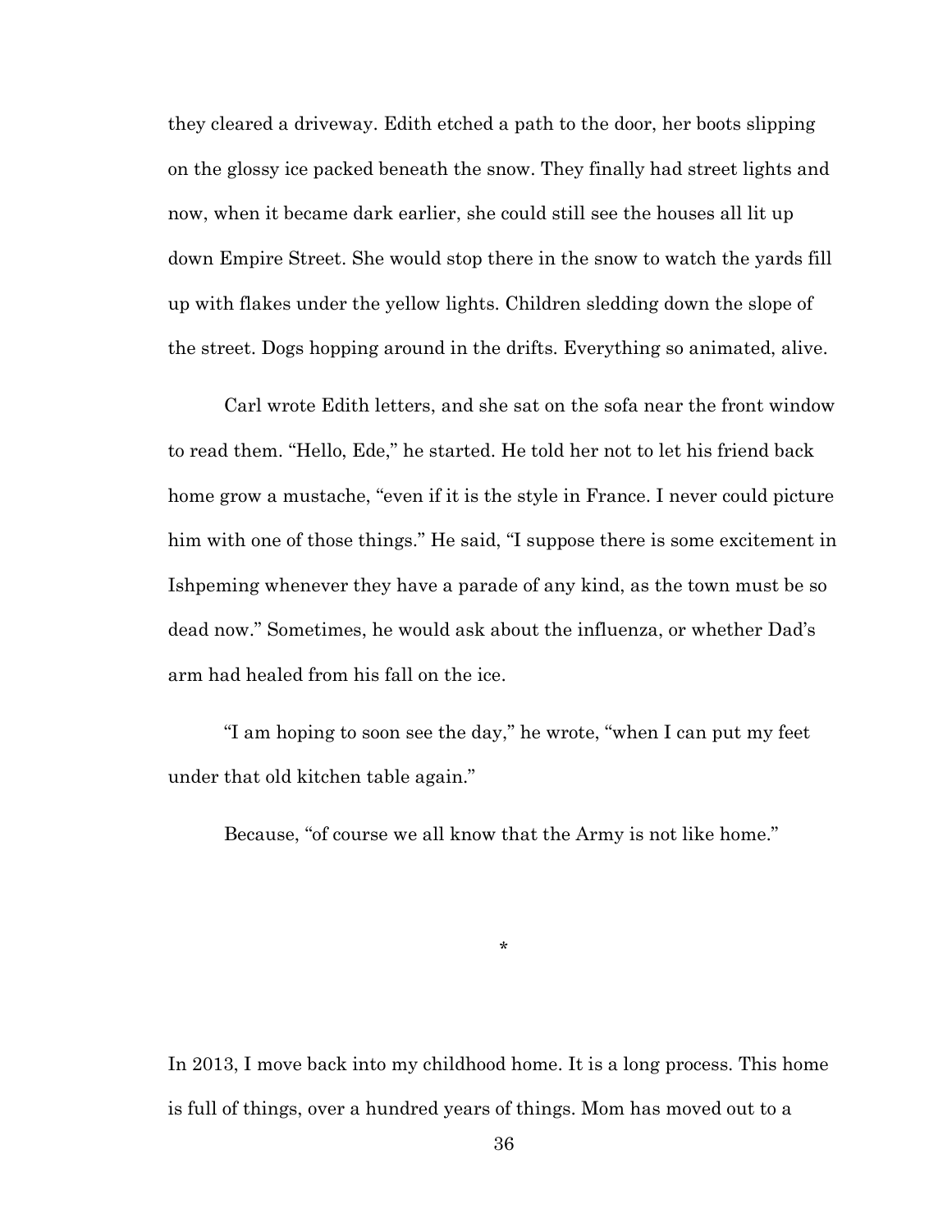they cleared a driveway. Edith etched a path to the door, her boots slipping on the glossy ice packed beneath the snow. They finally had street lights and now, when it became dark earlier, she could still see the houses all lit up down Empire Street. She would stop there in the snow to watch the yards fill up with flakes under the yellow lights. Children sledding down the slope of the street. Dogs hopping around in the drifts. Everything so animated, alive.

Carl wrote Edith letters, and she sat on the sofa near the front window to read them. "Hello, Ede," he started. He told her not to let his friend back home grow a mustache, "even if it is the style in France. I never could picture him with one of those things." He said, "I suppose there is some excitement in Ishpeming whenever they have a parade of any kind, as the town must be so dead now." Sometimes, he would ask about the influenza, or whether Dad's arm had healed from his fall on the ice.

"I am hoping to soon see the day," he wrote, "when I can put my feet under that old kitchen table again."

Because, "of course we all know that the Army is not like home."

*

In 2013, I move back into my childhood home. It is a long process. This home is full of things, over a hundred years of things. Mom has moved out to a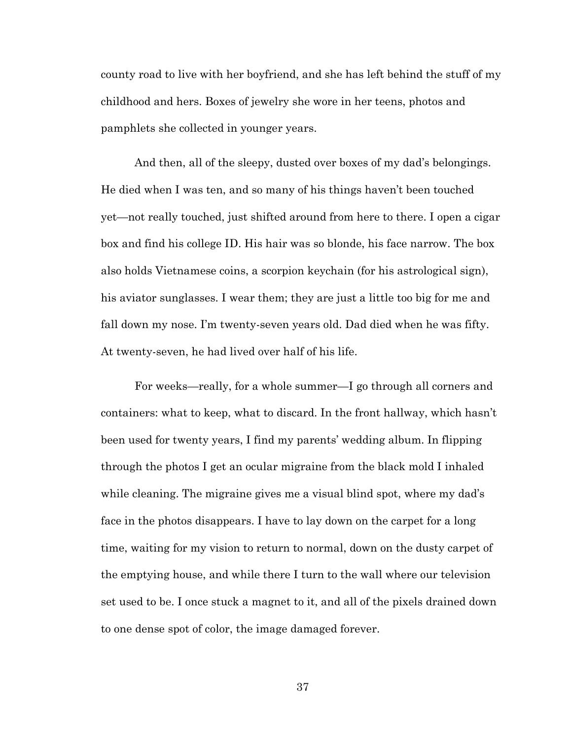county road to live with her boyfriend, and she has left behind the stuff of my childhood and hers. Boxes of jewelry she wore in her teens, photos and pamphlets she collected in younger years.

And then, all of the sleepy, dusted over boxes of my dad's belongings. He died when I was ten, and so many of his things haven't been touched yet—not really touched, just shifted around from here to there. I open a cigar box and find his college ID. His hair was so blonde, his face narrow. The box also holds Vietnamese coins, a scorpion keychain (for his astrological sign), his aviator sunglasses. I wear them; they are just a little too big for me and fall down my nose. I'm twenty-seven years old. Dad died when he was fifty. At twenty-seven, he had lived over half of his life.

For weeks—really, for a whole summer—I go through all corners and containers: what to keep, what to discard. In the front hallway, which hasn't been used for twenty years, I find my parents' wedding album. In flipping through the photos I get an ocular migraine from the black mold I inhaled while cleaning. The migraine gives me a visual blind spot, where my dad's face in the photos disappears. I have to lay down on the carpet for a long time, waiting for my vision to return to normal, down on the dusty carpet of the emptying house, and while there I turn to the wall where our television set used to be. I once stuck a magnet to it, and all of the pixels drained down to one dense spot of color, the image damaged forever.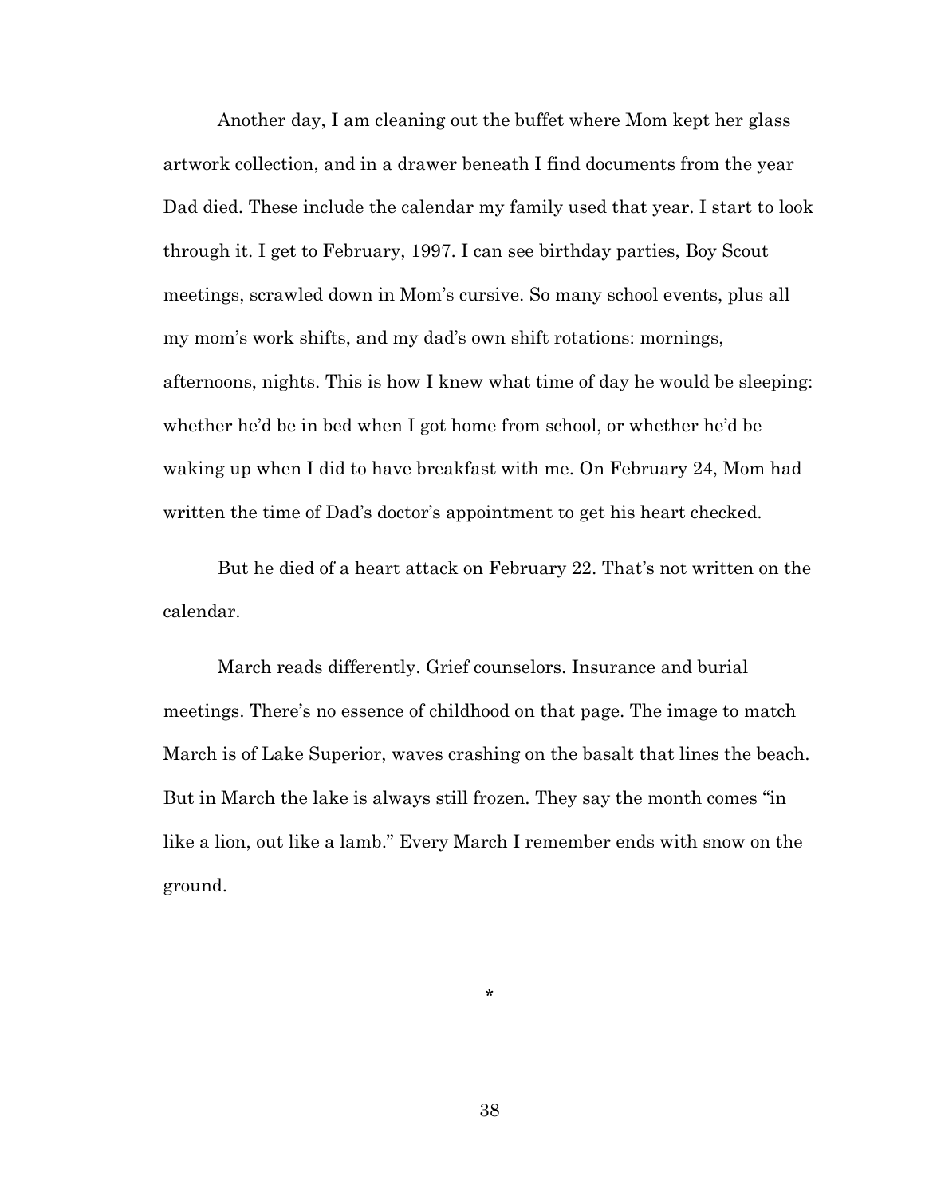Another day, I am cleaning out the buffet where Mom kept her glass artwork collection, and in a drawer beneath I find documents from the year Dad died. These include the calendar my family used that year. I start to look through it. I get to February, 1997. I can see birthday parties, Boy Scout meetings, scrawled down in Mom's cursive. So many school events, plus all my mom's work shifts, and my dad's own shift rotations: mornings, afternoons, nights. This is how I knew what time of day he would be sleeping: whether he'd be in bed when I got home from school, or whether he'd be waking up when I did to have breakfast with me. On February 24, Mom had written the time of Dad's doctor's appointment to get his heart checked.

But he died of a heart attack on February 22. That's not written on the calendar.

March reads differently. Grief counselors. Insurance and burial meetings. There's no essence of childhood on that page. The image to match March is of Lake Superior, waves crashing on the basalt that lines the beach. But in March the lake is always still frozen. They say the month comes "in like a lion, out like a lamb." Every March I remember ends with snow on the ground.

*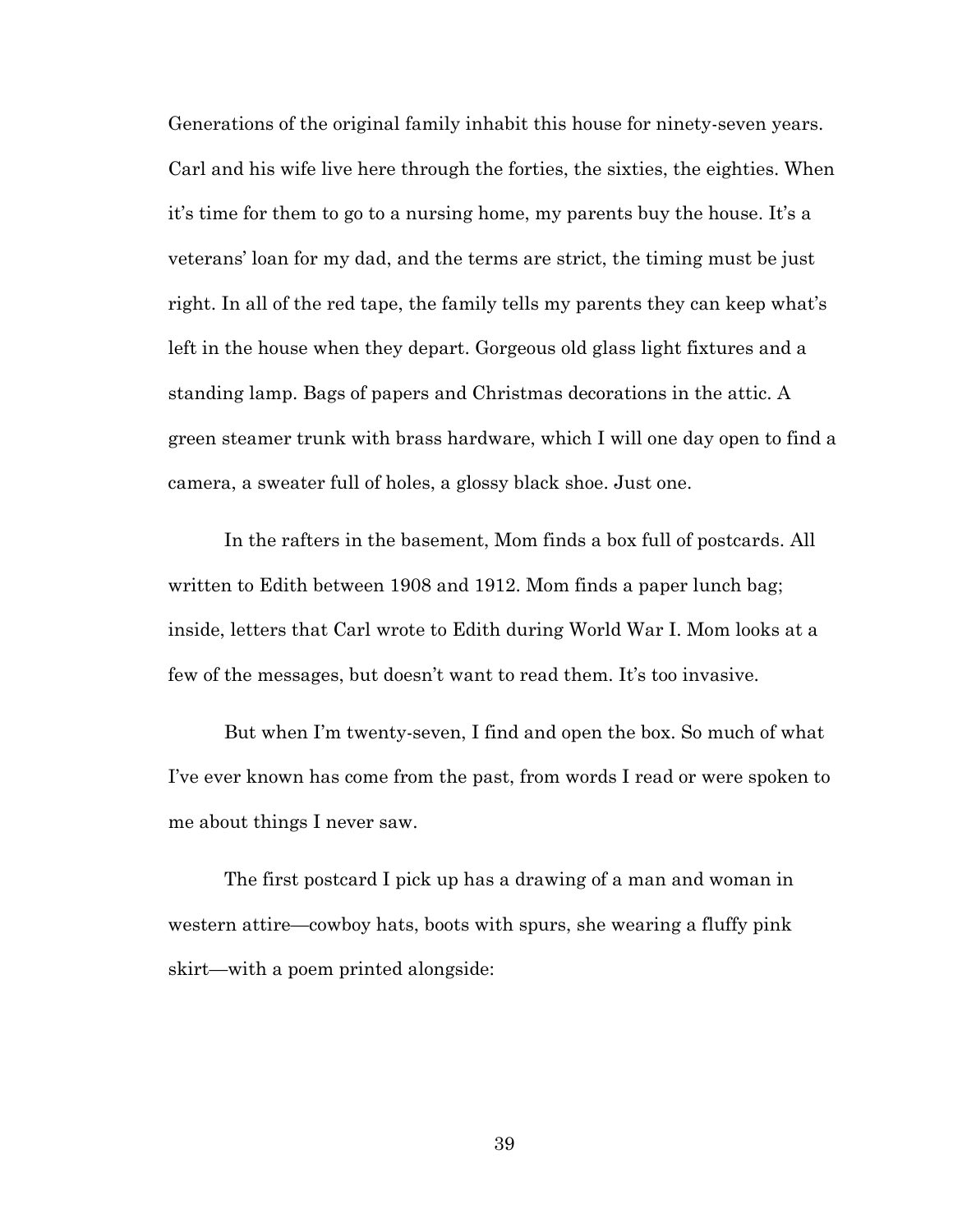Generations of the original family inhabit this house for ninety-seven years. Carl and his wife live here through the forties, the sixties, the eighties. When it's time for them to go to a nursing home, my parents buy the house. It's a veterans' loan for my dad, and the terms are strict, the timing must be just right. In all of the red tape, the family tells my parents they can keep what's left in the house when they depart. Gorgeous old glass light fixtures and a standing lamp. Bags of papers and Christmas decorations in the attic. A green steamer trunk with brass hardware, which I will one day open to find a camera, a sweater full of holes, a glossy black shoe. Just one.

In the rafters in the basement, Mom finds a box full of postcards. All written to Edith between 1908 and 1912. Mom finds a paper lunch bag; inside, letters that Carl wrote to Edith during World War I. Mom looks at a few of the messages, but doesn't want to read them. It's too invasive.

But when I'm twenty-seven, I find and open the box. So much of what I've ever known has come from the past, from words I read or were spoken to me about things I never saw.

The first postcard I pick up has a drawing of a man and woman in western attire—cowboy hats, boots with spurs, she wearing a fluffy pink skirt—with a poem printed alongside: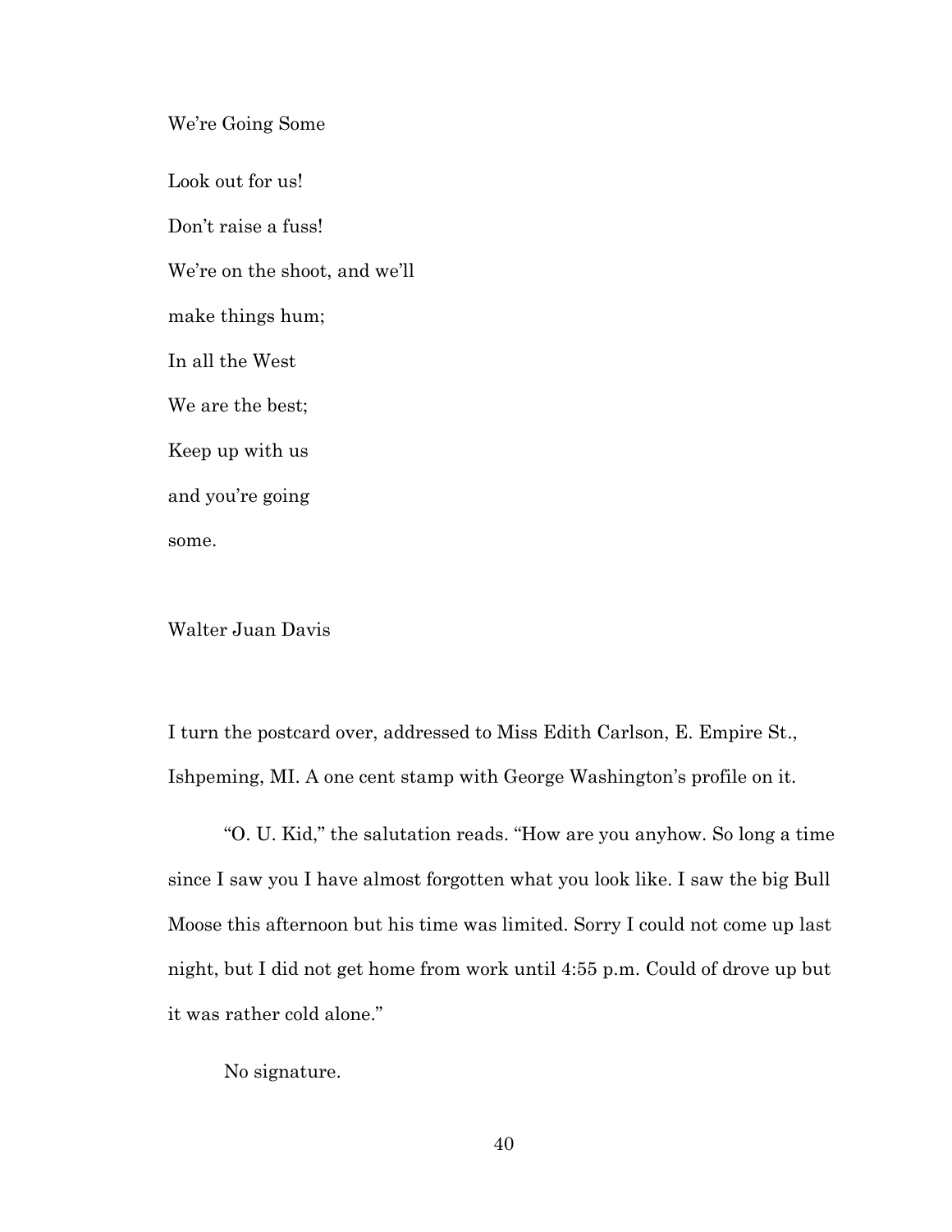We're Going Some

Look out for us!

Don't raise a fuss!

We're on the shoot, and we'll

make things hum;

In all the West

We are the best;

Keep up with us

and you're going

some.

Walter Juan Davis

I turn the postcard over, addressed to Miss Edith Carlson, E. Empire St., Ishpeming, MI. A one cent stamp with George Washington's profile on it.

"O. U. Kid," the salutation reads. "How are you anyhow. So long a time since I saw you I have almost forgotten what you look like. I saw the big Bull Moose this afternoon but his time was limited. Sorry I could not come up last night, but I did not get home from work until 4:55 p.m. Could of drove up but it was rather cold alone."

No signature.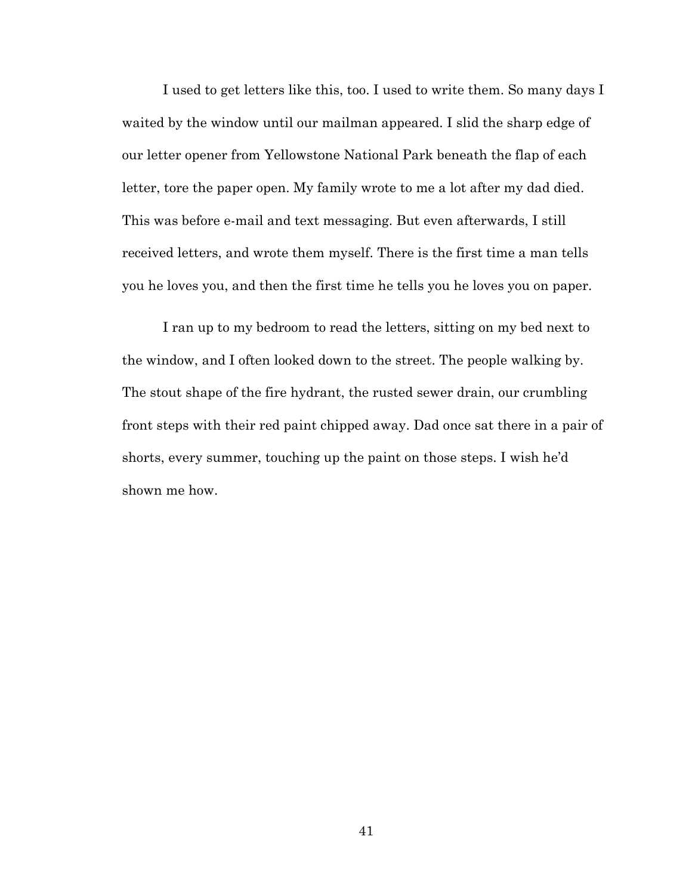I used to get letters like this, too. I used to write them. So many days I waited by the window until our mailman appeared. I slid the sharp edge of our letter opener from Yellowstone National Park beneath the flap of each letter, tore the paper open. My family wrote to me a lot after my dad died. This was before e-mail and text messaging. But even afterwards, I still received letters, and wrote them myself. There is the first time a man tells you he loves you, and then the first time he tells you he loves you on paper.

I ran up to my bedroom to read the letters, sitting on my bed next to the window, and I often looked down to the street. The people walking by. The stout shape of the fire hydrant, the rusted sewer drain, our crumbling front steps with their red paint chipped away. Dad once sat there in a pair of shorts, every summer, touching up the paint on those steps. I wish he'd shown me how.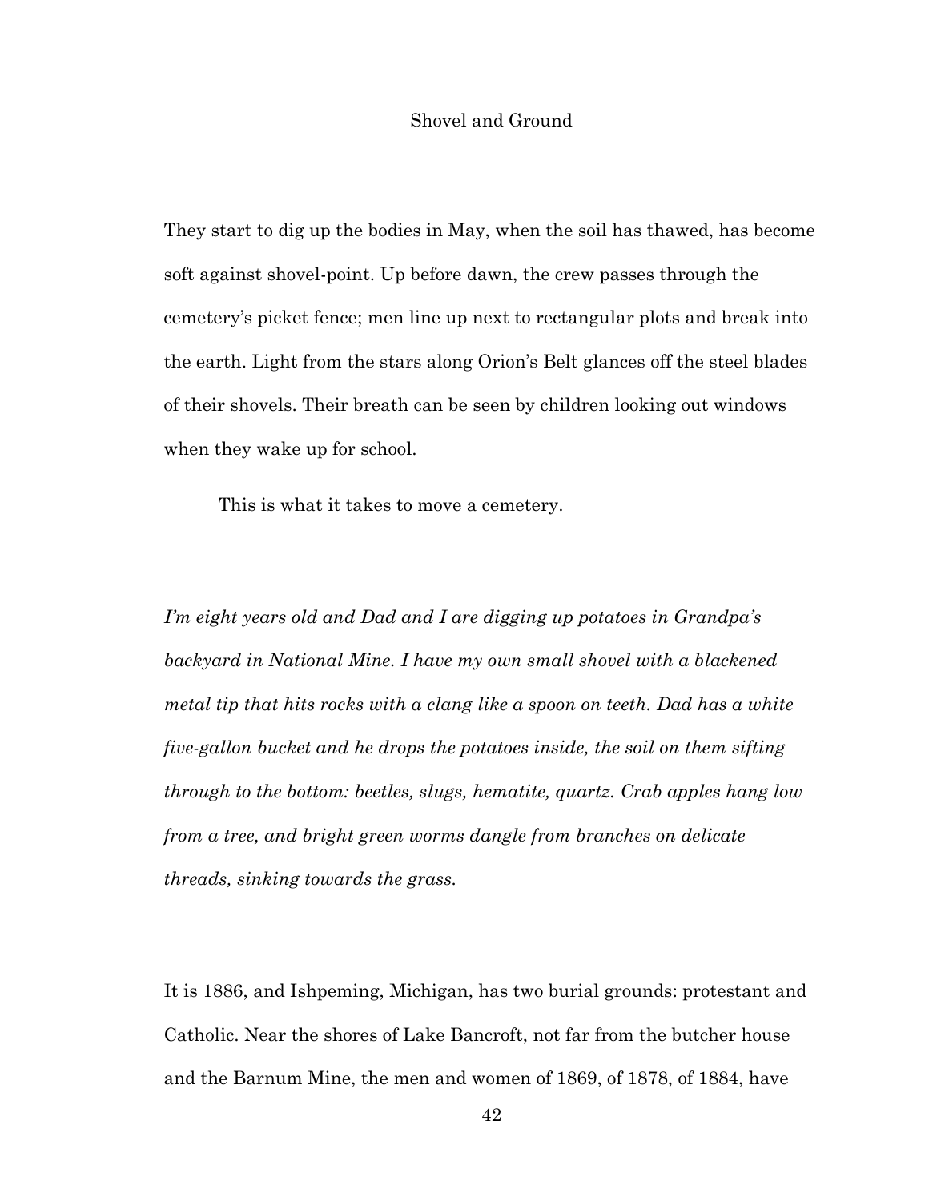# Shovel and Ground

They start to dig up the bodies in May, when the soil has thawed, has become soft against shovel-point. Up before dawn, the crew passes through the cemetery's picket fence; men line up next to rectangular plots and break into the earth. Light from the stars along Orion's Belt glances off the steel blades of their shovels. Their breath can be seen by children looking out windows when they wake up for school.

This is what it takes to move a cemetery.

*I'm eight years old and Dad and I are digging up potatoes in Grandpa's backyard in National Mine. I have my own small shovel with a blackened metal tip that hits rocks with a clang like a spoon on teeth. Dad has a white five-gallon bucket and he drops the potatoes inside, the soil on them sifting through to the bottom: beetles, slugs, hematite, quartz. Crab apples hang low from a tree, and bright green worms dangle from branches on delicate threads, sinking towards the grass.*

It is 1886, and Ishpeming, Michigan, has two burial grounds: protestant and Catholic. Near the shores of Lake Bancroft, not far from the butcher house and the Barnum Mine, the men and women of 1869, of 1878, of 1884, have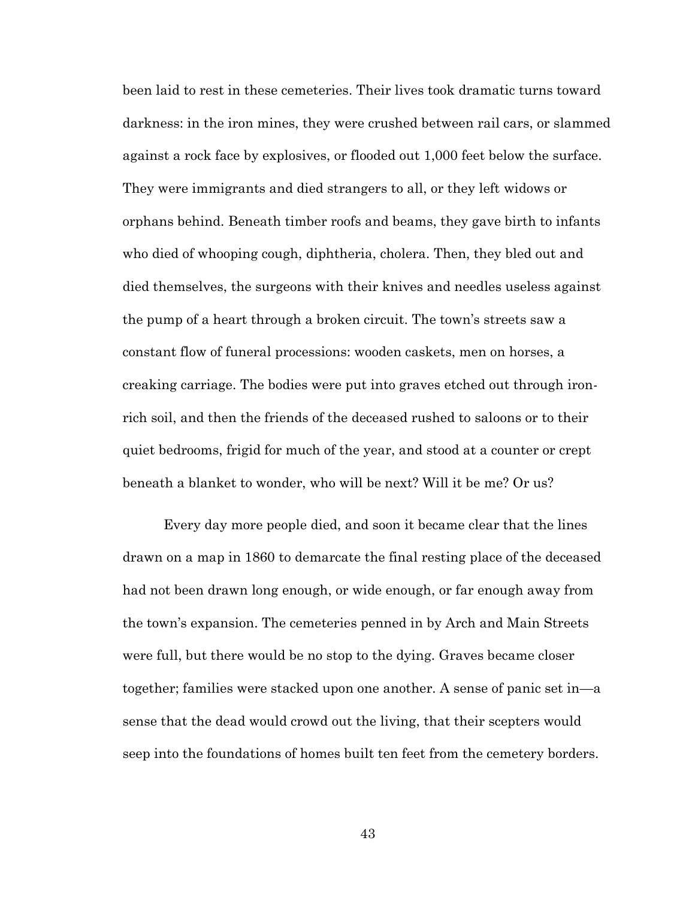been laid to rest in these cemeteries. Their lives took dramatic turns toward darkness: in the iron mines, they were crushed between rail cars, or slammed against a rock face by explosives, or flooded out 1,000 feet below the surface. They were immigrants and died strangers to all, or they left widows or orphans behind. Beneath timber roofs and beams, they gave birth to infants who died of whooping cough, diphtheria, cholera. Then, they bled out and died themselves, the surgeons with their knives and needles useless against the pump of a heart through a broken circuit. The town's streets saw a constant flow of funeral processions: wooden caskets, men on horses, a creaking carriage. The bodies were put into graves etched out through iron-rich soil, and then the friends of the deceased rushed to saloons or to their quiet bedrooms, frigid for much of the year, and stood at a counter or crept beneath a blanket to wonder, who will be next? Will it be me? Or us?

Every day more people died, and soon it became clear that the lines drawn on a map in 1860 to demarcate the final resting place of the deceased had not been drawn long enough, or wide enough, or far enough away from the town's expansion. The cemeteries penned in by Arch and Main Streets were full, but there would be no stop to the dying. Graves became closer together; families were stacked upon one another. A sense of panic set in—a sense that the dead would crowd out the living, that their scepters would seep into the foundations of homes built ten feet from the cemetery borders.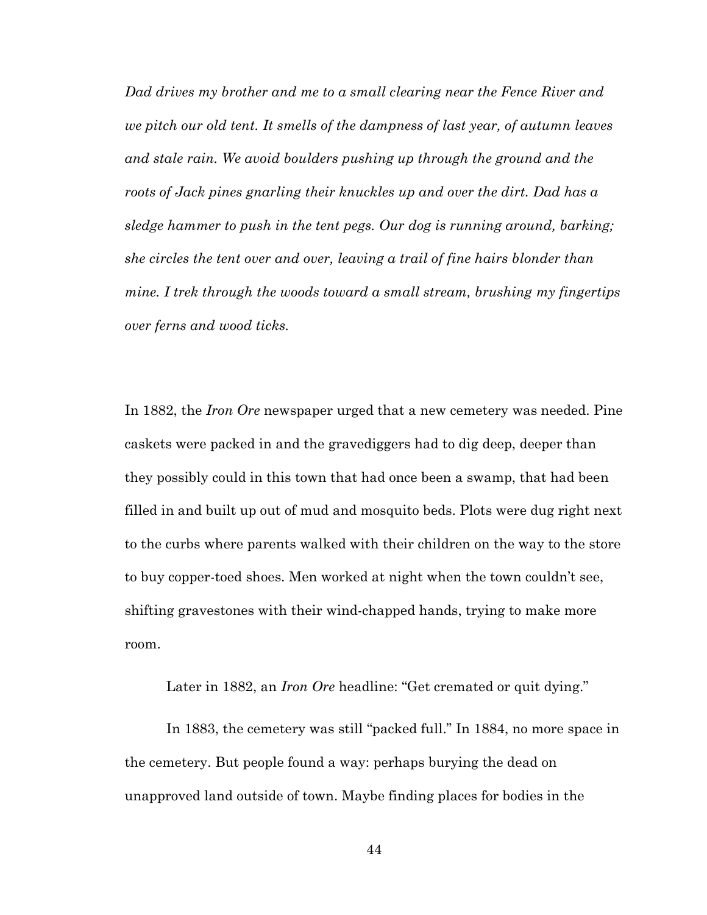*Dad drives my brother and me to a small clearing near the Fence River and we pitch our old tent. It smells of the dampness of last year, of autumn leaves and stale rain. We avoid boulders pushing up through the ground and the roots of Jack pines gnarling their knuckles up and over the dirt. Dad has a sledge hammer to push in the tent pegs. Our dog is running around, barking; she circles the tent over and over, leaving a trail of fine hairs blonder than mine. I trek through the woods toward a small stream, brushing my fingertips over ferns and wood ticks.*

In 1882, the *Iron Ore* newspaper urged that a new cemetery was needed. Pine caskets were packed in and the gravediggers had to dig deep, deeper than they possibly could in this town that had once been a swamp, that had been filled in and built up out of mud and mosquito beds. Plots were dug right next to the curbs where parents walked with their children on the way to the store to buy copper-toed shoes. Men worked at night when the town couldn't see, shifting gravestones with their wind-chapped hands, trying to make more room.

Later in 1882, an *Iron Ore* headline: "Get cremated or quit dying."

In 1883, the cemetery was still "packed full." In 1884, no more space in the cemetery. But people found a way: perhaps burying the dead on unapproved land outside of town. Maybe finding places for bodies in the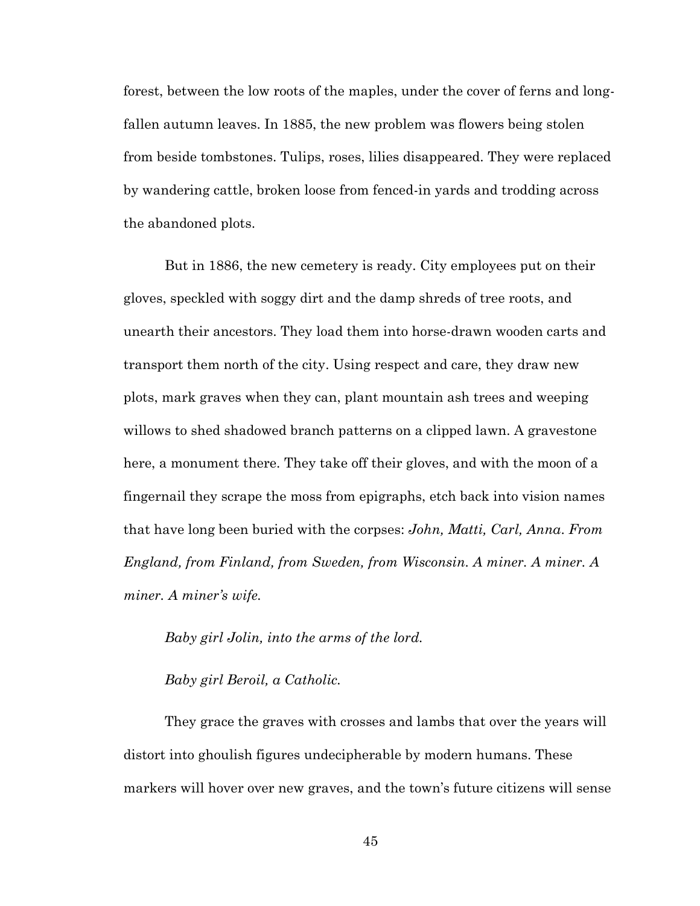forest, between the low roots of the maples, under the cover of ferns and long-fallen autumn leaves. In 1885, the new problem was flowers being stolen from beside tombstones. Tulips, roses, lilies disappeared. They were replaced by wandering cattle, broken loose from fenced-in yards and trodding across the abandoned plots.

But in 1886, the new cemetery is ready. City employees put on their gloves, speckled with soggy dirt and the damp shreds of tree roots, and unearth their ancestors. They load them into horse-drawn wooden carts and transport them north of the city. Using respect and care, they draw new plots, mark graves when they can, plant mountain ash trees and weeping willows to shed shadowed branch patterns on a clipped lawn. A gravestone here, a monument there. They take off their gloves, and with the moon of a fingernail they scrape the moss from epigraphs, etch back into vision names that have long been buried with the corpses: *John, Matti, Carl, Anna. From England, from Finland, from Sweden, from Wisconsin. A miner. A miner. A miner. A miner's wife.*

*Baby girl Jolin, into the arms of the lord.*

*Baby girl Beroil, a Catholic.*

They grace the graves with crosses and lambs that over the years will distort into ghoulish figures undecipherable by modern humans. These markers will hover over new graves, and the town's future citizens will sense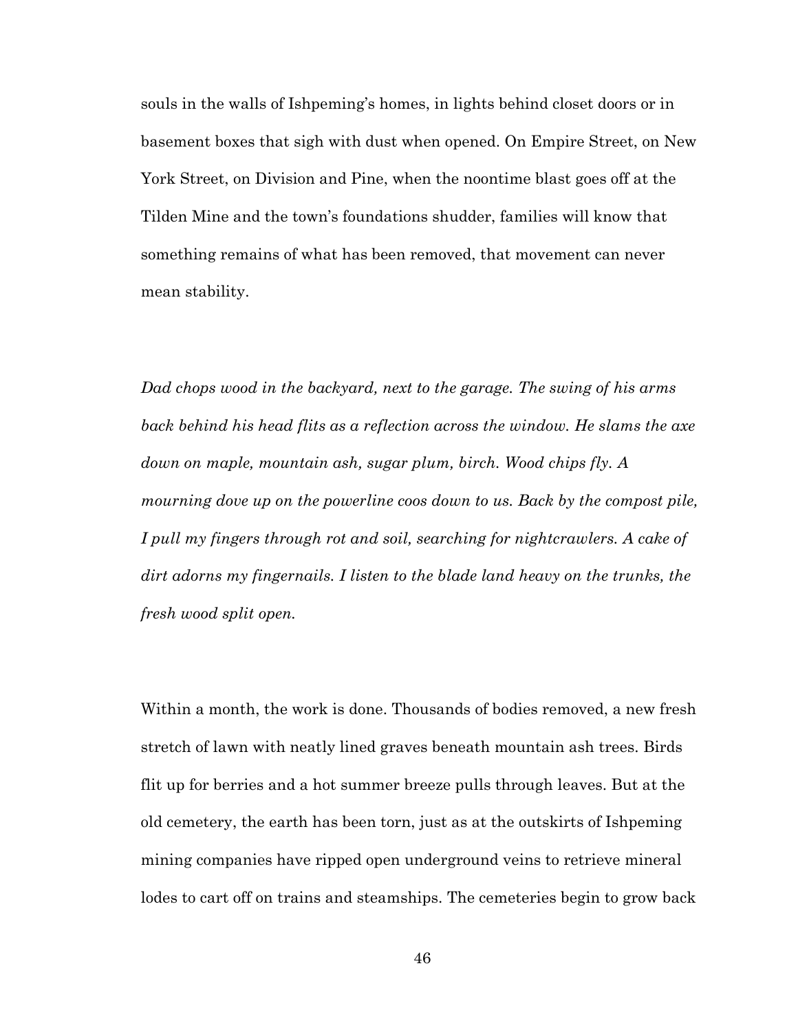souls in the walls of Ishpeming's homes, in lights behind closet doors or in basement boxes that sigh with dust when opened. On Empire Street, on New York Street, on Division and Pine, when the noontime blast goes off at the Tilden Mine and the town's foundations shudder, families will know that something remains of what has been removed, that movement can never mean stability.

*Dad chops wood in the backyard, next to the garage. The swing of his arms back behind his head flits as a reflection across the window. He slams the axe down on maple, mountain ash, sugar plum, birch. Wood chips fly. A mourning dove up on the powerline coos down to us. Back by the compost pile, I pull my fingers through rot and soil, searching for nightcrawlers. A cake of dirt adorns my fingernails. I listen to the blade land heavy on the trunks, the fresh wood split open.*

Within a month, the work is done. Thousands of bodies removed, a new fresh stretch of lawn with neatly lined graves beneath mountain ash trees. Birds flit up for berries and a hot summer breeze pulls through leaves. But at the old cemetery, the earth has been torn, just as at the outskirts of Ishpeming mining companies have ripped open underground veins to retrieve mineral lodes to cart off on trains and steamships. The cemeteries begin to grow back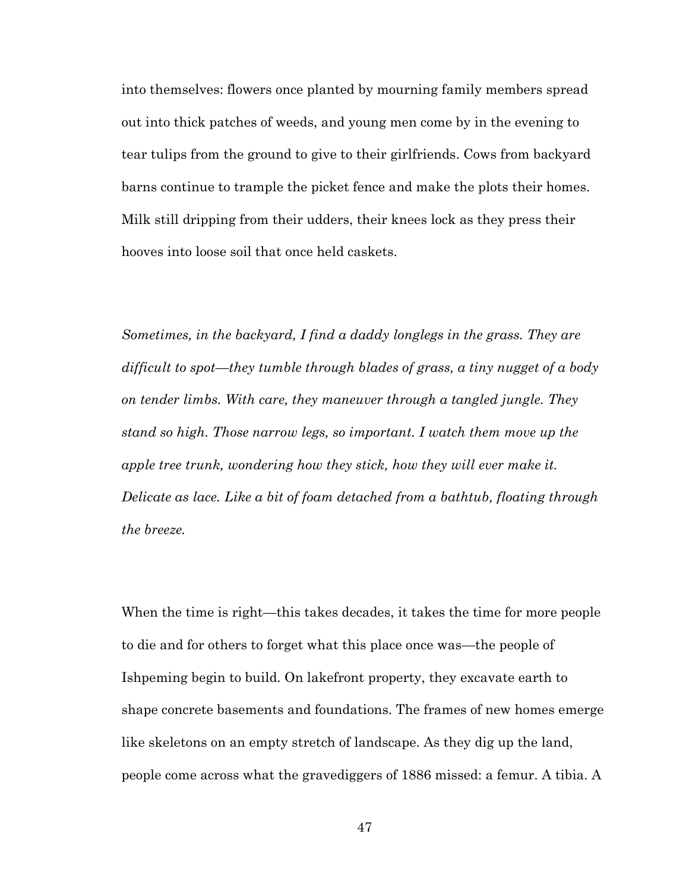into themselves: flowers once planted by mourning family members spread out into thick patches of weeds, and young men come by in the evening to tear tulips from the ground to give to their girlfriends. Cows from backyard barns continue to trample the picket fence and make the plots their homes. Milk still dripping from their udders, their knees lock as they press their hooves into loose soil that once held caskets.

*Sometimes, in the backyard, I find a daddy longlegs in the grass. They are difficult to spot—they tumble through blades of grass, a tiny nugget of a body on tender limbs. With care, they maneuver through a tangled jungle. They stand so high. Those narrow legs, so important. I watch them move up the apple tree trunk, wondering how they stick, how they will ever make it. Delicate as lace. Like a bit of foam detached from a bathtub, floating through the breeze.*

When the time is right—this takes decades, it takes the time for more people to die and for others to forget what this place once was—the people of Ishpeming begin to build. On lakefront property, they excavate earth to shape concrete basements and foundations. The frames of new homes emerge like skeletons on an empty stretch of landscape. As they dig up the land, people come across what the gravediggers of 1886 missed: a femur. A tibia. A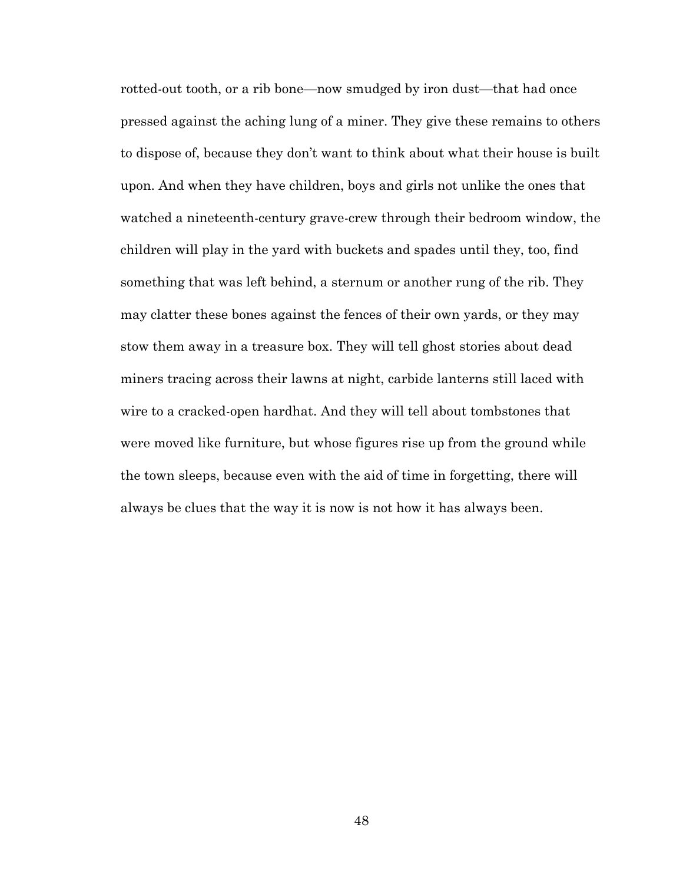rotted-out tooth, or a rib bone—now smudged by iron dust—that had once pressed against the aching lung of a miner. They give these remains to others to dispose of, because they don't want to think about what their house is built upon. And when they have children, boys and girls not unlike the ones that watched a nineteenth-century grave-crew through their bedroom window, the children will play in the yard with buckets and spades until they, too, find something that was left behind, a sternum or another rung of the rib. They may clatter these bones against the fences of their own yards, or they may stow them away in a treasure box. They will tell ghost stories about dead miners tracing across their lawns at night, carbide lanterns still laced with wire to a cracked-open hardhat. And they will tell about tombstones that were moved like furniture, but whose figures rise up from the ground while the town sleeps, because even with the aid of time in forgetting, there will always be clues that the way it is now is not how it has always been.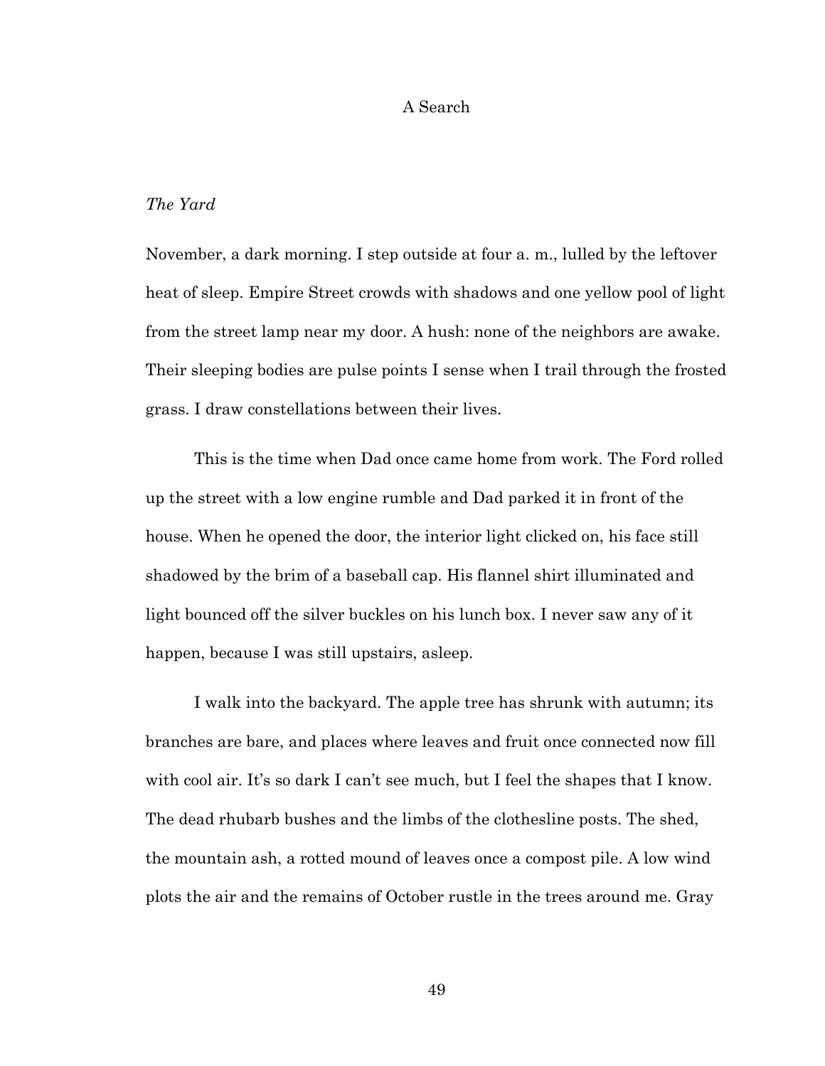# A Search

*The Yard*

November, a dark morning. I step outside at four a. m., lulled by the leftover heat of sleep. Empire Street crowds with shadows and one yellow pool of light from the street lamp near my door. A hush: none of the neighbors are awake. Their sleeping bodies are pulse points I sense when I trail through the frosted grass. I draw constellations between their lives.

This is the time when Dad once came home from work. The Ford rolled up the street with a low engine rumble and Dad parked it in front of the house. When he opened the door, the interior light clicked on, his face still shadowed by the brim of a baseball cap. His flannel shirt illuminated and light bounced off the silver buckles on his lunch box. I never saw any of it happen, because I was still upstairs, asleep.

I walk into the backyard. The apple tree has shrunk with autumn; its branches are bare, and places where leaves and fruit once connected now fill with cool air. It's so dark I can't see much, but I feel the shapes that I know. The dead rhubarb bushes and the limbs of the clothesline posts. The shed, the mountain ash, a rotted mound of leaves once a compost pile. A low wind plots the air and the remains of October rustle in the trees around me. Gray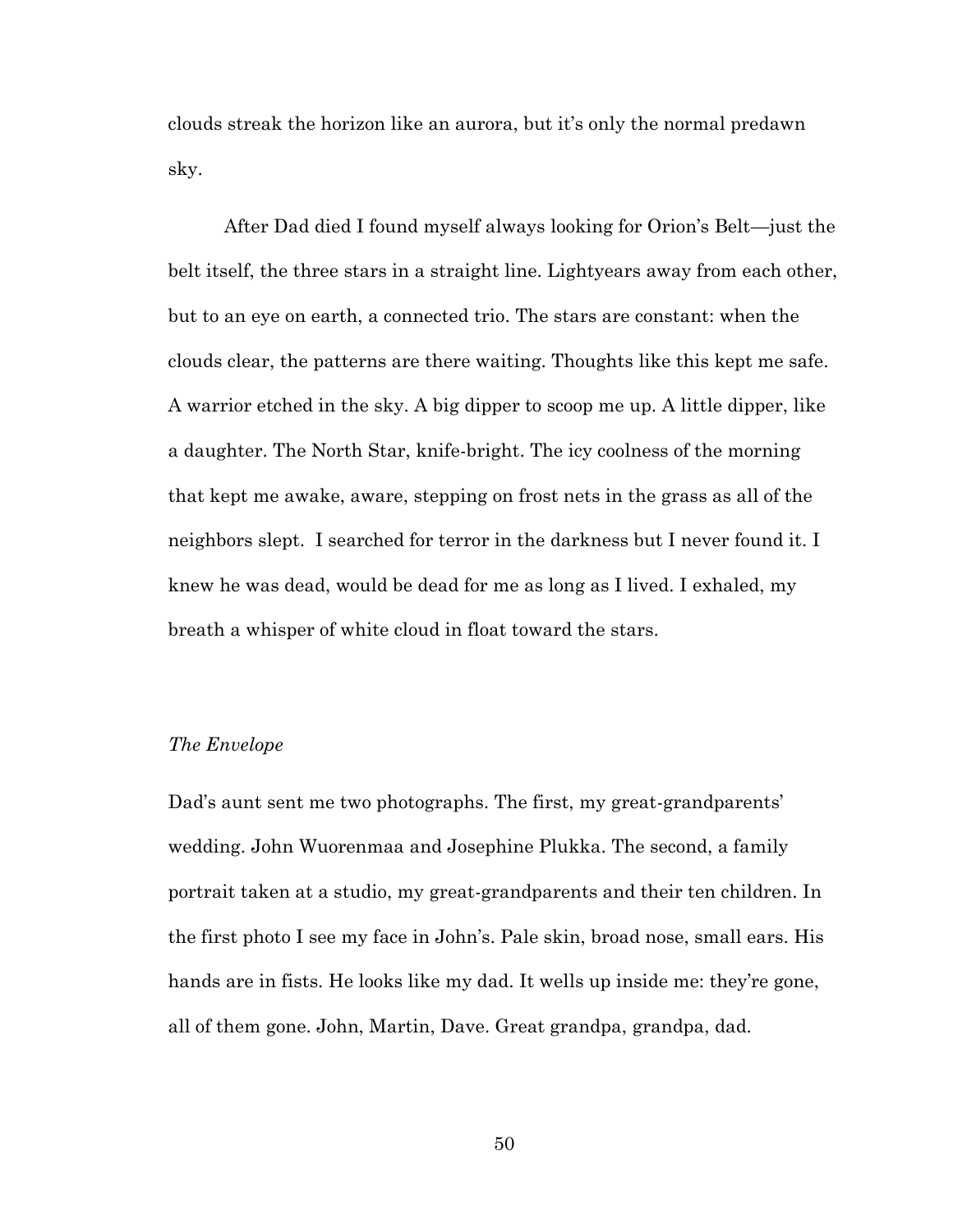clouds streak the horizon like an aurora, but it's only the normal predawn sky.

After Dad died I found myself always looking for Orion's Belt—just the belt itself, the three stars in a straight line. Lightyears away from each other, but to an eye on earth, a connected trio. The stars are constant: when the clouds clear, the patterns are there waiting. Thoughts like this kept me safe. A warrior etched in the sky. A big dipper to scoop me up. A little dipper, like a daughter. The North Star, knife-bright. The icy coolness of the morning that kept me awake, aware, stepping on frost nets in the grass as all of the neighbors slept. I searched for terror in the darkness but I never found it. I knew he was dead, would be dead for me as long as I lived. I exhaled, my breath a whisper of white cloud in float toward the stars.

*The Envelope*

Dad's aunt sent me two photographs. The first, my great-grandparents' wedding. John Wuorenmaa and Josephine Plukka. The second, a family portrait taken at a studio, my great-grandparents and their ten children. In the first photo I see my face in John's. Pale skin, broad nose, small ears. His hands are in fists. He looks like my dad. It wells up inside me: they're gone, all of them gone. John, Martin, Dave. Great grandpa, grandpa, dad.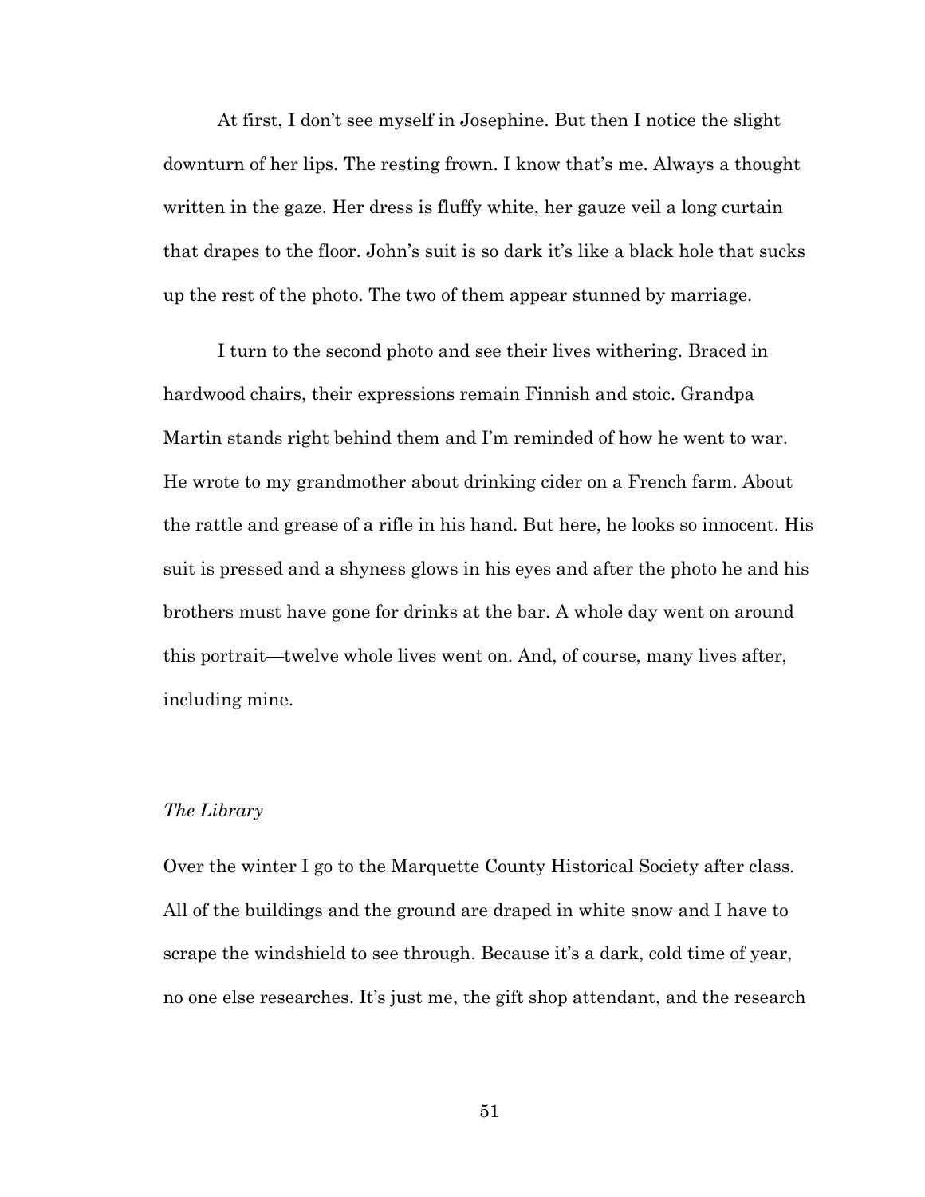At first, I don't see myself in Josephine. But then I notice the slight downturn of her lips. The resting frown. I know that's me. Always a thought written in the gaze. Her dress is fluffy white, her gauze veil a long curtain that drapes to the floor. John's suit is so dark it's like a black hole that sucks up the rest of the photo. The two of them appear stunned by marriage.

I turn to the second photo and see their lives withering. Braced in hardwood chairs, their expressions remain Finnish and stoic. Grandpa Martin stands right behind them and I'm reminded of how he went to war. He wrote to my grandmother about drinking cider on a French farm. About the rattle and grease of a rifle in his hand. But here, he looks so innocent. His suit is pressed and a shyness glows in his eyes and after the photo he and his brothers must have gone for drinks at the bar. A whole day went on around this portrait—twelve whole lives went on. And, of course, many lives after, including mine.

*The Library*

Over the winter I go to the Marquette County Historical Society after class. All of the buildings and the ground are draped in white snow and I have to scrape the windshield to see through. Because it's a dark, cold time of year, no one else researches. It's just me, the gift shop attendant, and the research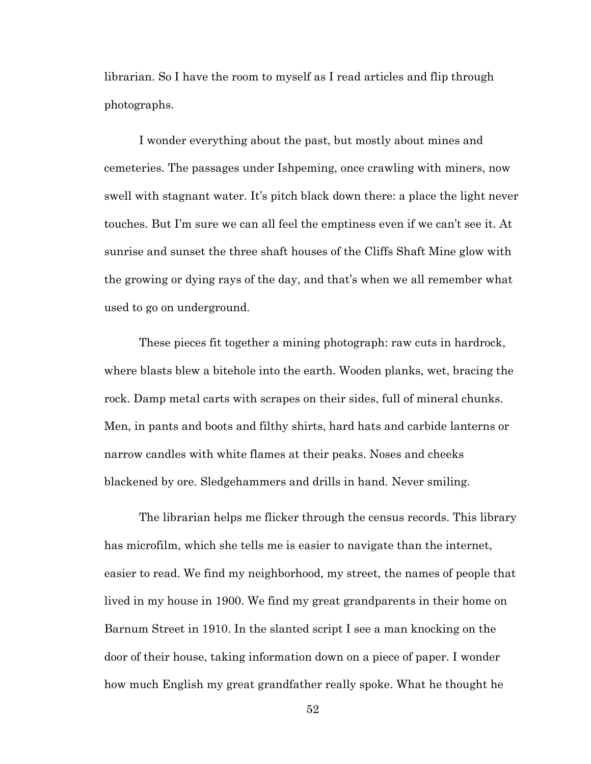librarian. So I have the room to myself as I read articles and flip through photographs.

I wonder everything about the past, but mostly about mines and cemeteries. The passages under Ishpeming, once crawling with miners, now swell with stagnant water. It's pitch black down there: a place the light never touches. But I'm sure we can all feel the emptiness even if we can't see it. At sunrise and sunset the three shaft houses of the Cliffs Shaft Mine glow with the growing or dying rays of the day, and that's when we all remember what used to go on underground.

These pieces fit together a mining photograph: raw cuts in hardrock, where blasts blew a bitehole into the earth. Wooden planks, wet, bracing the rock. Damp metal carts with scrapes on their sides, full of mineral chunks. Men, in pants and boots and filthy shirts, hard hats and carbide lanterns or narrow candles with white flames at their peaks. Noses and cheeks blackened by ore. Sledgehammers and drills in hand. Never smiling.

The librarian helps me flicker through the census records. This library has microfilm, which she tells me is easier to navigate than the internet, easier to read. We find my neighborhood, my street, the names of people that lived in my house in 1900. We find my great grandparents in their home on Barnum Street in 1910. In the slanted script I see a man knocking on the door of their house, taking information down on a piece of paper. I wonder how much English my great grandfather really spoke. What he thought he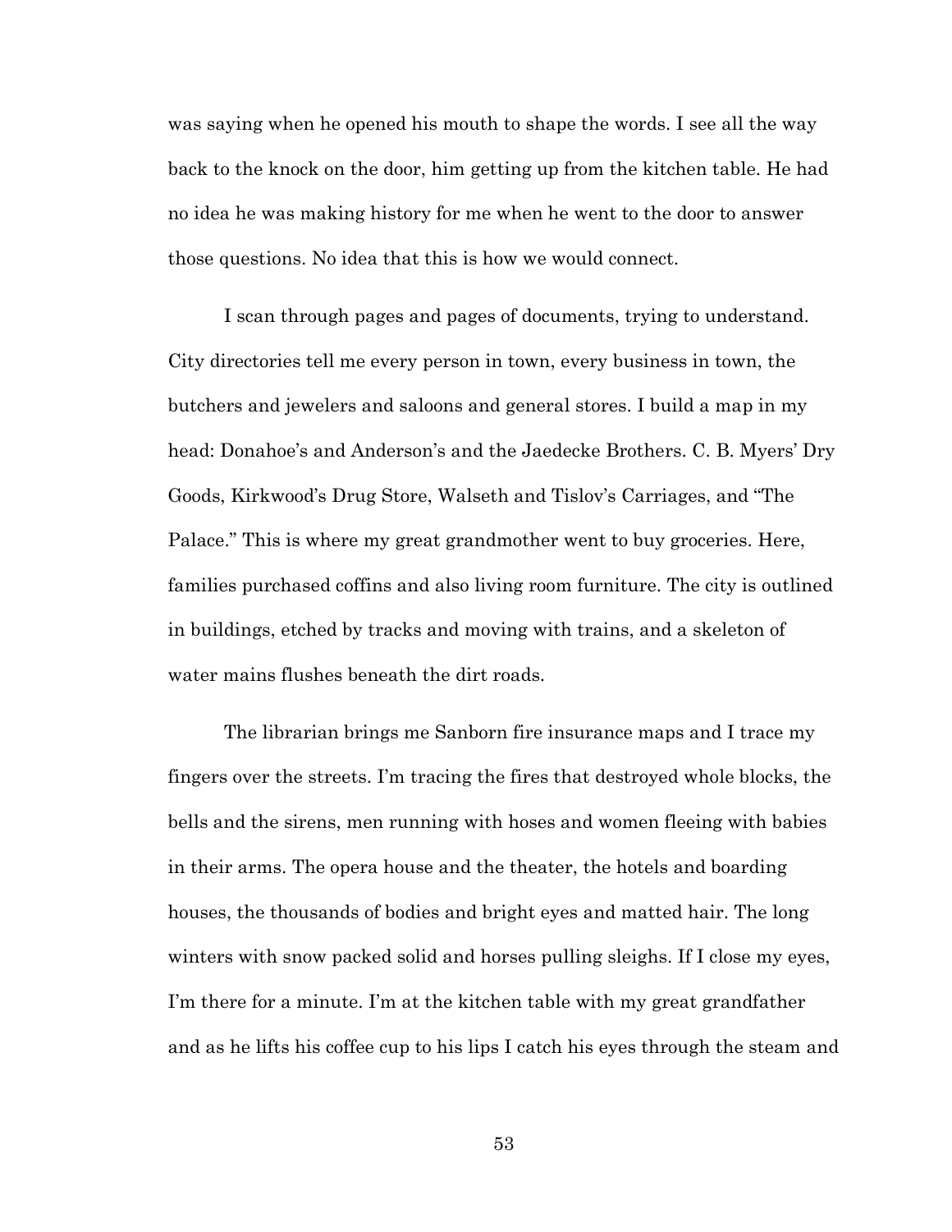was saying when he opened his mouth to shape the words. I see all the way back to the knock on the door, him getting up from the kitchen table. He had no idea he was making history for me when he went to the door to answer those questions. No idea that this is how we would connect.

I scan through pages and pages of documents, trying to understand. City directories tell me every person in town, every business in town, the butchers and jewelers and saloons and general stores. I build a map in my head: Donahoe's and Anderson's and the Jaedecke Brothers. C. B. Myers' Dry Goods, Kirkwood's Drug Store, Walseth and Tislov's Carriages, and "The Palace." This is where my great grandmother went to buy groceries. Here, families purchased coffins and also living room furniture. The city is outlined in buildings, etched by tracks and moving with trains, and a skeleton of water mains flushes beneath the dirt roads.

The librarian brings me Sanborn fire insurance maps and I trace my fingers over the streets. I'm tracing the fires that destroyed whole blocks, the bells and the sirens, men running with hoses and women fleeing with babies in their arms. The opera house and the theater, the hotels and boarding houses, the thousands of bodies and bright eyes and matted hair. The long winters with snow packed solid and horses pulling sleighs. If I close my eyes, I'm there for a minute. I'm at the kitchen table with my great grandfather and as he lifts his coffee cup to his lips I catch his eyes through the steam and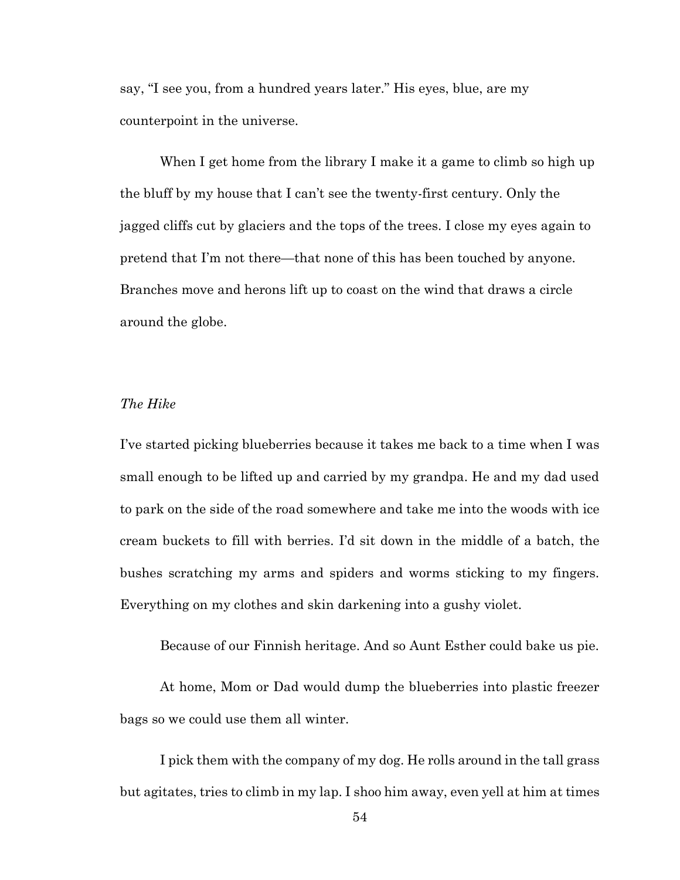say, "I see you, from a hundred years later." His eyes, blue, are my counterpoint in the universe.

When I get home from the library I make it a game to climb so high up the bluff by my house that I can't see the twenty-first century. Only the jagged cliffs cut by glaciers and the tops of the trees. I close my eyes again to pretend that I'm not there—that none of this has been touched by anyone. Branches move and herons lift up to coast on the wind that draws a circle around the globe.

*The Hike*

I've started picking blueberries because it takes me back to a time when I was small enough to be lifted up and carried by my grandpa. He and my dad used to park on the side of the road somewhere and take me into the woods with ice cream buckets to fill with berries. I'd sit down in the middle of a batch, the bushes scratching my arms and spiders and worms sticking to my fingers. Everything on my clothes and skin darkening into a gushy violet.

Because of our Finnish heritage. And so Aunt Esther could bake us pie.

At home, Mom or Dad would dump the blueberries into plastic freezer bags so we could use them all winter.

I pick them with the company of my dog. He rolls around in the tall grass but agitates, tries to climb in my lap. I shoo him away, even yell at him at times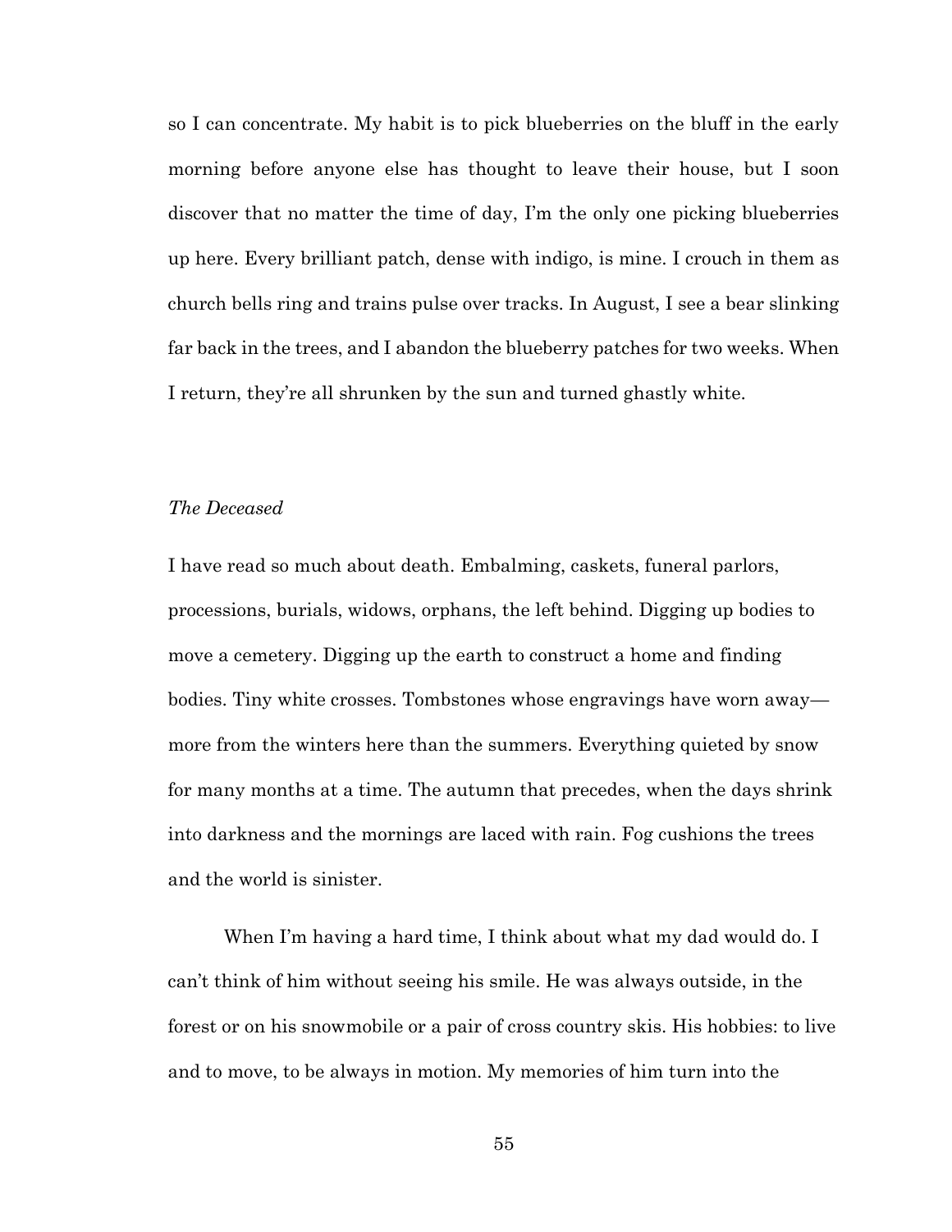so I can concentrate. My habit is to pick blueberries on the bluff in the early morning before anyone else has thought to leave their house, but I soon discover that no matter the time of day, I'm the only one picking blueberries up here. Every brilliant patch, dense with indigo, is mine. I crouch in them as church bells ring and trains pulse over tracks. In August, I see a bear slinking far back in the trees, and I abandon the blueberry patches for two weeks. When I return, they're all shrunken by the sun and turned ghastly white.

*The Deceased*

I have read so much about death. Embalming, caskets, funeral parlors, processions, burials, widows, orphans, the left behind. Digging up bodies to move a cemetery. Digging up the earth to construct a home and finding bodies. Tiny white crosses. Tombstones whose engravings have worn away—more from the winters here than the summers. Everything quieted by snow for many months at a time. The autumn that precedes, when the days shrink into darkness and the mornings are laced with rain. Fog cushions the trees and the world is sinister.

When I'm having a hard time, I think about what my dad would do. I can't think of him without seeing his smile. He was always outside, in the forest or on his snowmobile or a pair of cross country skis. His hobbies: to live and to move, to be always in motion. My memories of him turn into the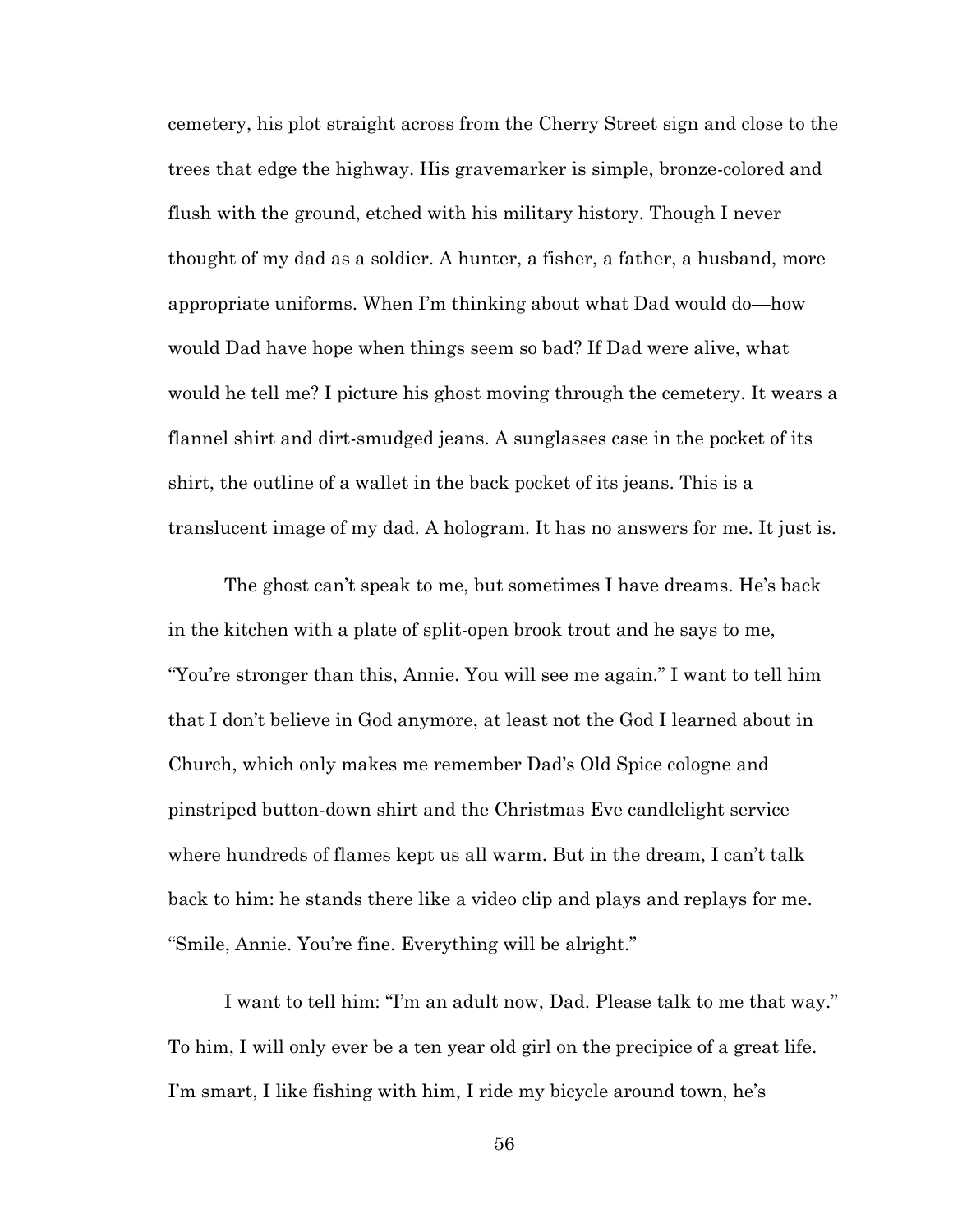cemetery, his plot straight across from the Cherry Street sign and close to the trees that edge the highway. His gravemarker is simple, bronze-colored and flush with the ground, etched with his military history. Though I never thought of my dad as a soldier. A hunter, a fisher, a father, a husband, more appropriate uniforms. When I'm thinking about what Dad would do—how would Dad have hope when things seem so bad? If Dad were alive, what would he tell me? I picture his ghost moving through the cemetery. It wears a flannel shirt and dirt-smudged jeans. A sunglasses case in the pocket of its shirt, the outline of a wallet in the back pocket of its jeans. This is a translucent image of my dad. A hologram. It has no answers for me. It just is.

The ghost can't speak to me, but sometimes I have dreams. He's back in the kitchen with a plate of split-open brook trout and he says to me, "You're stronger than this, Annie. You will see me again." I want to tell him that I don't believe in God anymore, at least not the God I learned about in Church, which only makes me remember Dad's Old Spice cologne and pinstriped button-down shirt and the Christmas Eve candlelight service where hundreds of flames kept us all warm. But in the dream, I can't talk back to him: he stands there like a video clip and plays and replays for me. "Smile, Annie. You're fine. Everything will be alright."

I want to tell him: "I'm an adult now, Dad. Please talk to me that way." To him, I will only ever be a ten year old girl on the precipice of a great life. I'm smart, I like fishing with him, I ride my bicycle around town, he's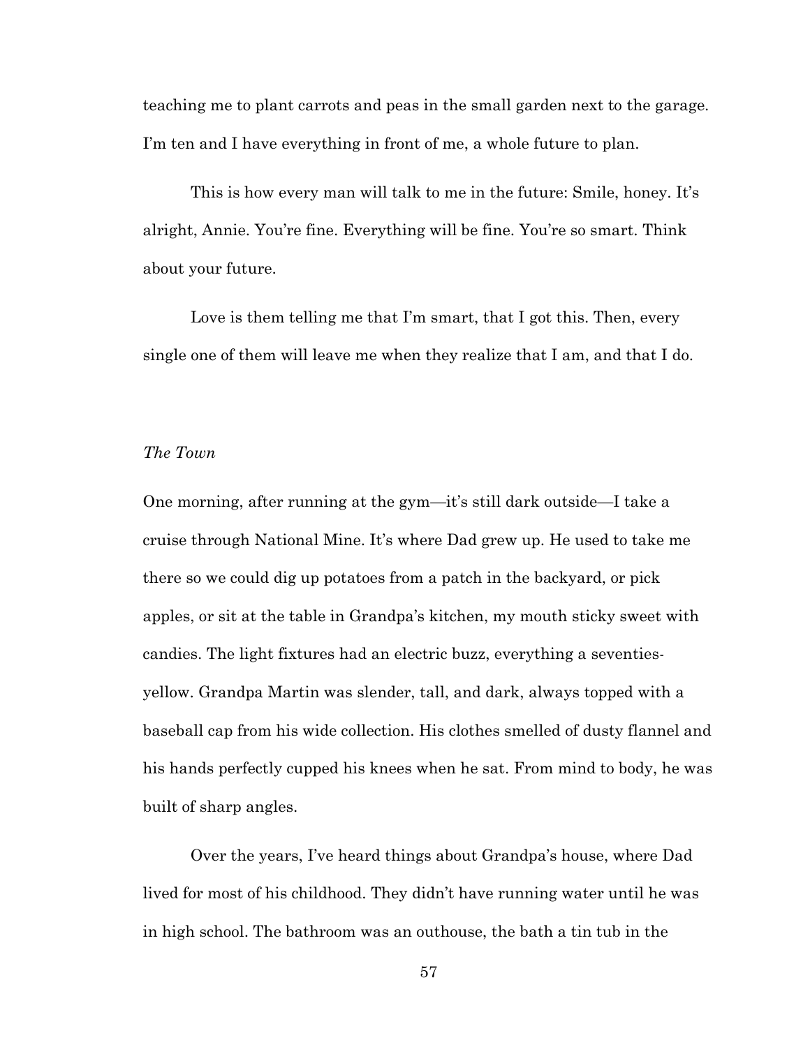teaching me to plant carrots and peas in the small garden next to the garage. I'm ten and I have everything in front of me, a whole future to plan.

This is how every man will talk to me in the future: Smile, honey. It's alright, Annie. You're fine. Everything will be fine. You're so smart. Think about your future.

Love is them telling me that I'm smart, that I got this. Then, every single one of them will leave me when they realize that I am, and that I do.

*The Town*

One morning, after running at the gym—it's still dark outside—I take a cruise through National Mine. It's where Dad grew up. He used to take me there so we could dig up potatoes from a patch in the backyard, or pick apples, or sit at the table in Grandpa's kitchen, my mouth sticky sweet with candies. The light fixtures had an electric buzz, everything a seventies-yellow. Grandpa Martin was slender, tall, and dark, always topped with a baseball cap from his wide collection. His clothes smelled of dusty flannel and his hands perfectly cupped his knees when he sat. From mind to body, he was built of sharp angles.

Over the years, I've heard things about Grandpa's house, where Dad lived for most of his childhood. They didn't have running water until he was in high school. The bathroom was an outhouse, the bath a tin tub in the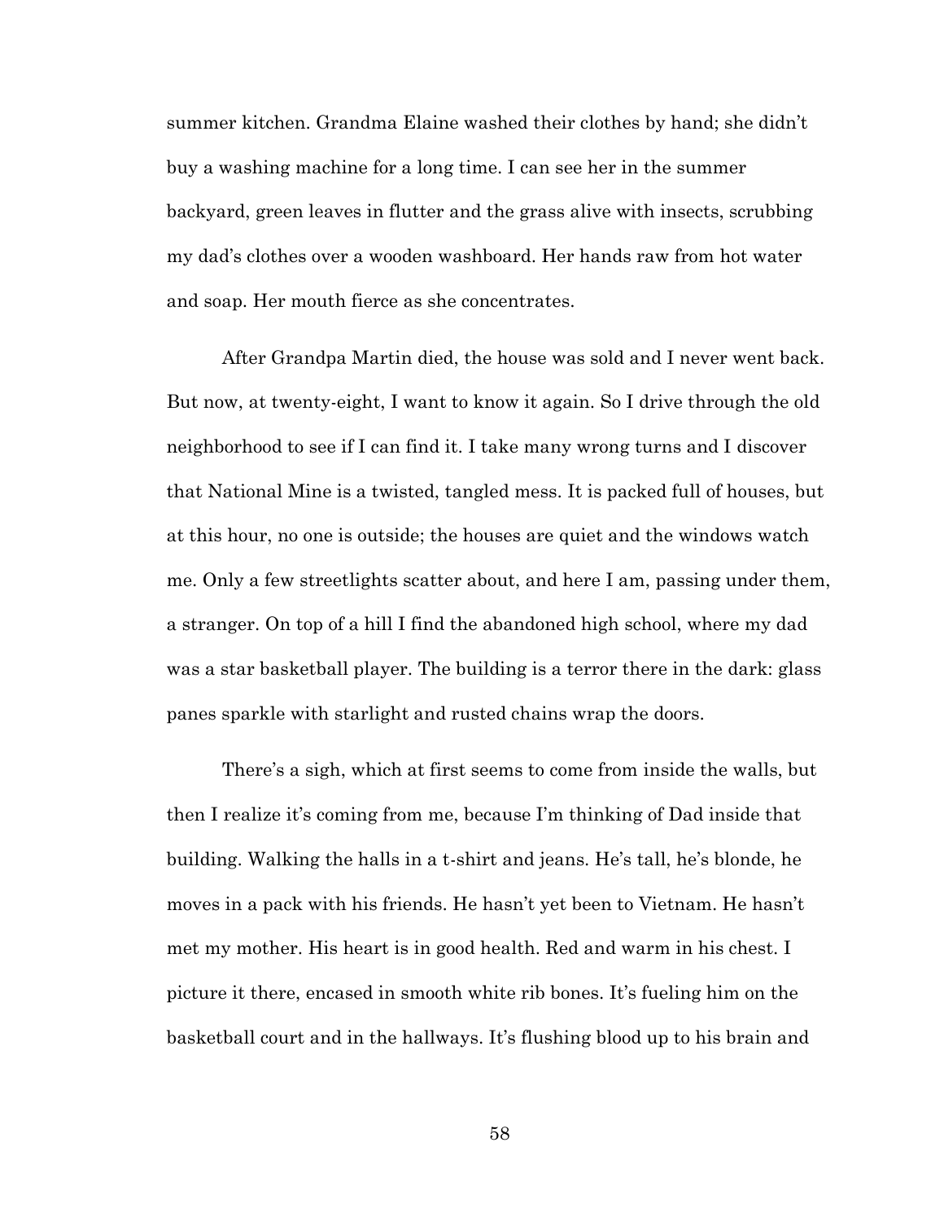summer kitchen. Grandma Elaine washed their clothes by hand; she didn't buy a washing machine for a long time. I can see her in the summer backyard, green leaves in flutter and the grass alive with insects, scrubbing my dad's clothes over a wooden washboard. Her hands raw from hot water and soap. Her mouth fierce as she concentrates.

After Grandpa Martin died, the house was sold and I never went back. But now, at twenty-eight, I want to know it again. So I drive through the old neighborhood to see if I can find it. I take many wrong turns and I discover that National Mine is a twisted, tangled mess. It is packed full of houses, but at this hour, no one is outside; the houses are quiet and the windows watch me. Only a few streetlights scatter about, and here I am, passing under them, a stranger. On top of a hill I find the abandoned high school, where my dad was a star basketball player. The building is a terror there in the dark: glass panes sparkle with starlight and rusted chains wrap the doors.

There's a sigh, which at first seems to come from inside the walls, but then I realize it's coming from me, because I'm thinking of Dad inside that building. Walking the halls in a t-shirt and jeans. He's tall, he's blonde, he moves in a pack with his friends. He hasn't yet been to Vietnam. He hasn't met my mother. His heart is in good health. Red and warm in his chest. I picture it there, encased in smooth white rib bones. It's fueling him on the basketball court and in the hallways. It's flushing blood up to his brain and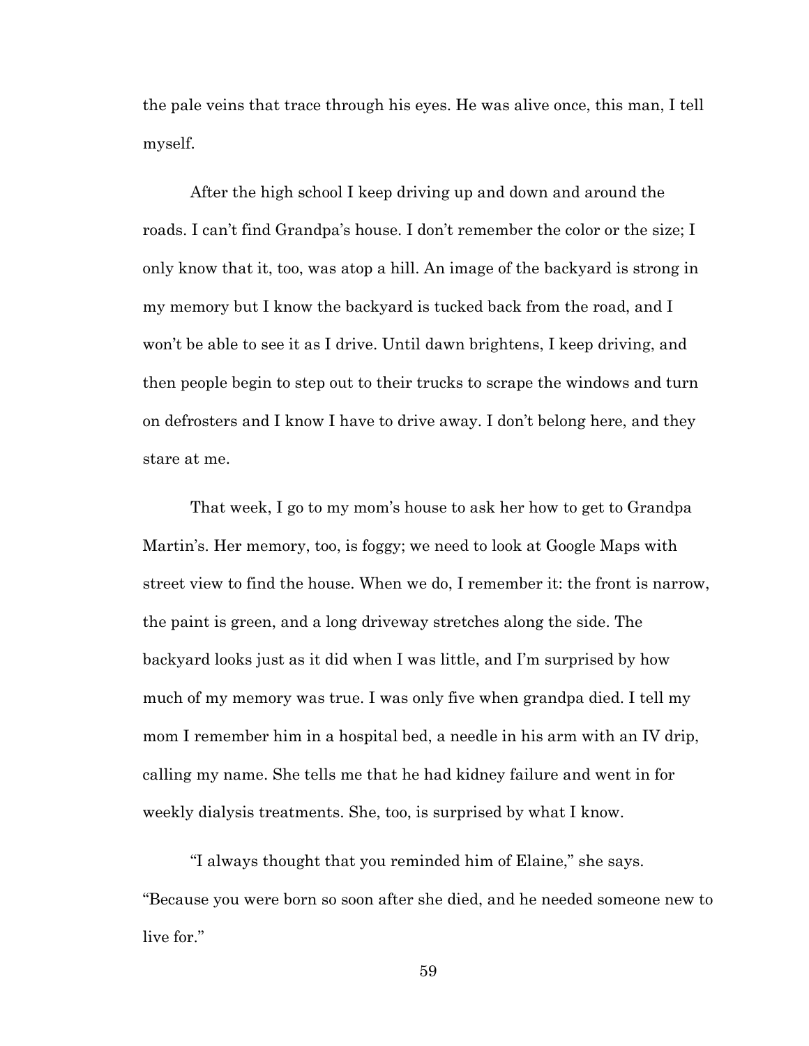the pale veins that trace through his eyes. He was alive once, this man, I tell myself.

After the high school I keep driving up and down and around the roads. I can't find Grandpa's house. I don't remember the color or the size; I only know that it, too, was atop a hill. An image of the backyard is strong in my memory but I know the backyard is tucked back from the road, and I won't be able to see it as I drive. Until dawn brightens, I keep driving, and then people begin to step out to their trucks to scrape the windows and turn on defrosters and I know I have to drive away. I don't belong here, and they stare at me.

That week, I go to my mom's house to ask her how to get to Grandpa Martin's. Her memory, too, is foggy; we need to look at Google Maps with street view to find the house. When we do, I remember it: the front is narrow, the paint is green, and a long driveway stretches along the side. The backyard looks just as it did when I was little, and I'm surprised by how much of my memory was true. I was only five when grandpa died. I tell my mom I remember him in a hospital bed, a needle in his arm with an IV drip, calling my name. She tells me that he had kidney failure and went in for weekly dialysis treatments. She, too, is surprised by what I know.

"I always thought that you reminded him of Elaine," she says. "Because you were born so soon after she died, and he needed someone new to live for."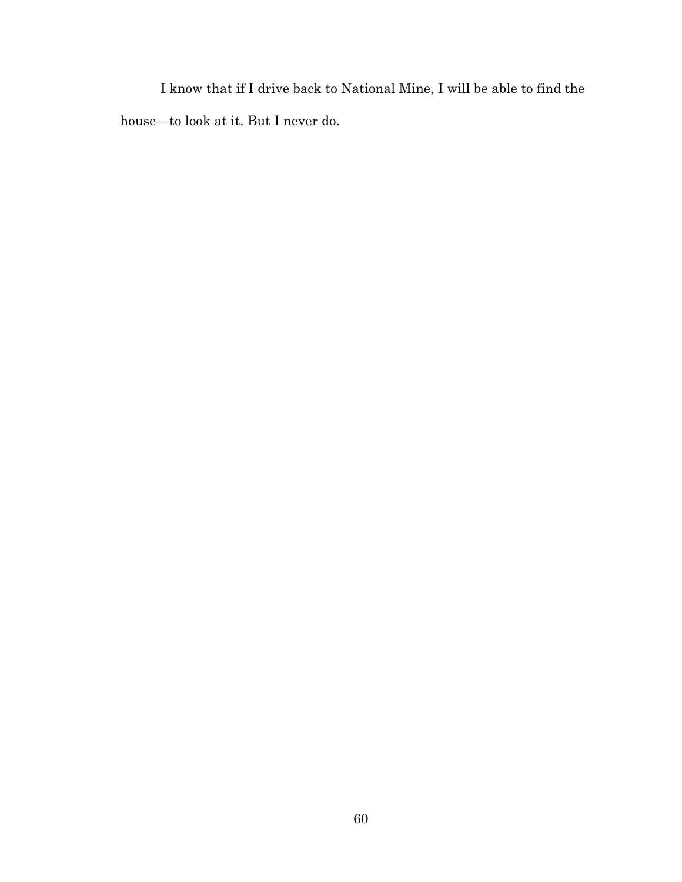I know that if I drive back to National Mine, I will be able to find the house—to look at it. But I never do.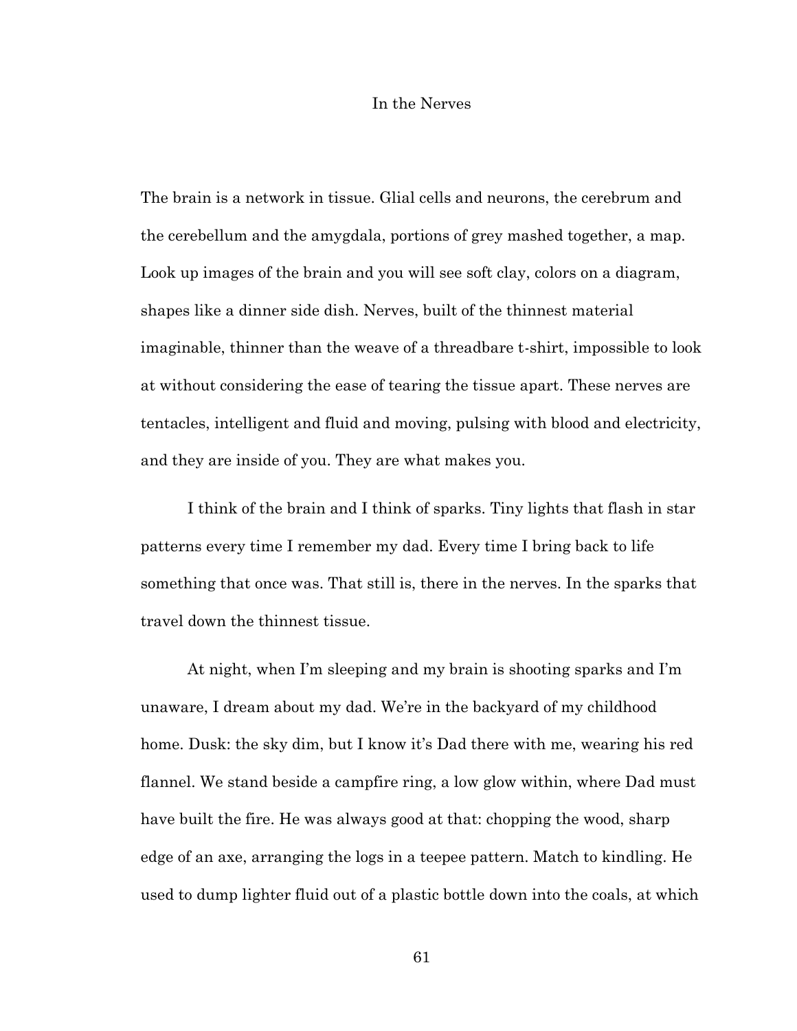# In the Nerves

The brain is a network in tissue. Glial cells and neurons, the cerebrum and the cerebellum and the amygdala, portions of grey mashed together, a map. Look up images of the brain and you will see soft clay, colors on a diagram, shapes like a dinner side dish. Nerves, built of the thinnest material imaginable, thinner than the weave of a threadbare t-shirt, impossible to look at without considering the ease of tearing the tissue apart. These nerves are tentacles, intelligent and fluid and moving, pulsing with blood and electricity, and they are inside of you. They are what makes you.

I think of the brain and I think of sparks. Tiny lights that flash in star patterns every time I remember my dad. Every time I bring back to life something that once was. That still is, there in the nerves. In the sparks that travel down the thinnest tissue.

At night, when I'm sleeping and my brain is shooting sparks and I'm unaware, I dream about my dad. We're in the backyard of my childhood home. Dusk: the sky dim, but I know it's Dad there with me, wearing his red flannel. We stand beside a campfire ring, a low glow within, where Dad must have built the fire. He was always good at that: chopping the wood, sharp edge of an axe, arranging the logs in a teepee pattern. Match to kindling. He used to dump lighter fluid out of a plastic bottle down into the coals, at which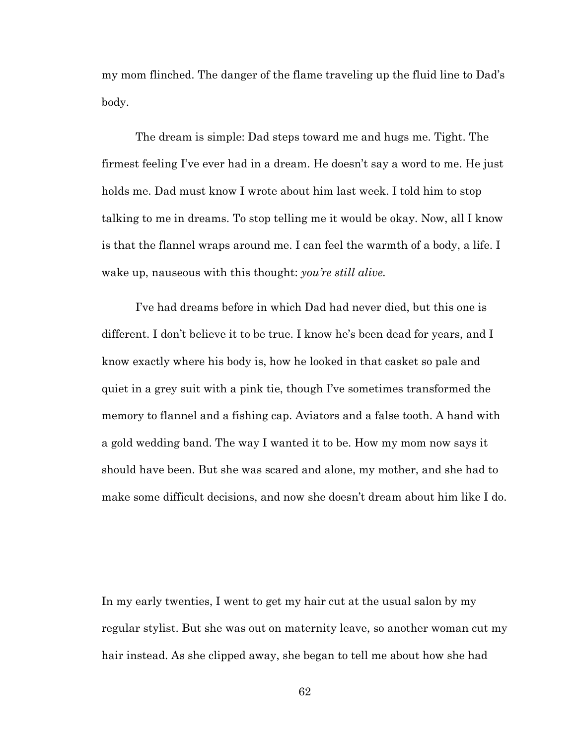my mom flinched. The danger of the flame traveling up the fluid line to Dad's body.

The dream is simple: Dad steps toward me and hugs me. Tight. The firmest feeling I've ever had in a dream. He doesn't say a word to me. He just holds me. Dad must know I wrote about him last week. I told him to stop talking to me in dreams. To stop telling me it would be okay. Now, all I know is that the flannel wraps around me. I can feel the warmth of a body, a life. I wake up, nauseous with this thought: *you're still alive.*

I've had dreams before in which Dad had never died, but this one is different. I don't believe it to be true. I know he's been dead for years, and I know exactly where his body is, how he looked in that casket so pale and quiet in a grey suit with a pink tie, though I've sometimes transformed the memory to flannel and a fishing cap. Aviators and a false tooth. A hand with a gold wedding band. The way I wanted it to be. How my mom now says it should have been. But she was scared and alone, my mother, and she had to make some difficult decisions, and now she doesn't dream about him like I do.

In my early twenties, I went to get my hair cut at the usual salon by my regular stylist. But she was out on maternity leave, so another woman cut my hair instead. As she clipped away, she began to tell me about how she had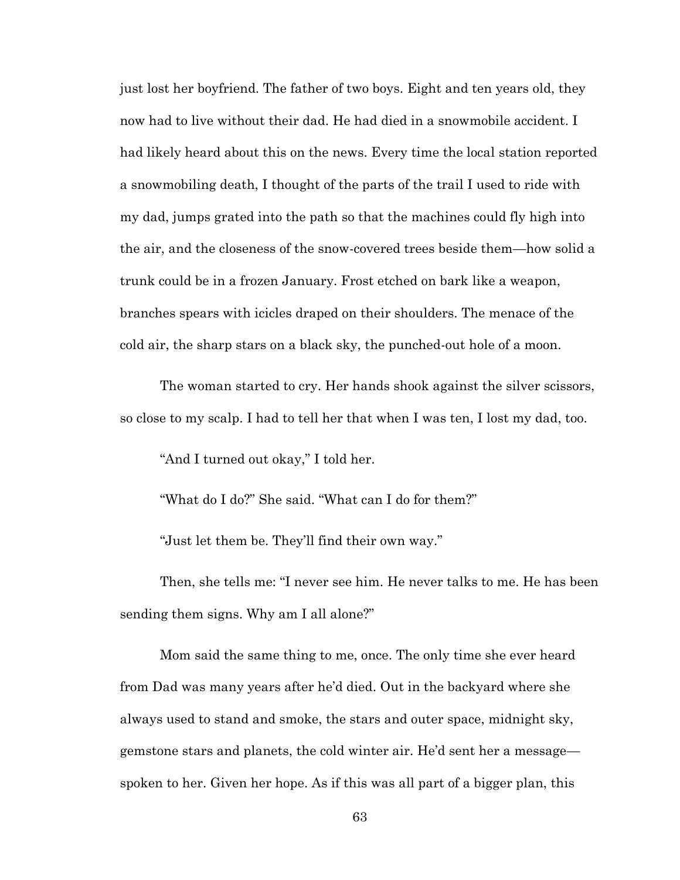just lost her boyfriend. The father of two boys. Eight and ten years old, they now had to live without their dad. He had died in a snowmobile accident. I had likely heard about this on the news. Every time the local station reported a snowmobiling death, I thought of the parts of the trail I used to ride with my dad, jumps grated into the path so that the machines could fly high into the air, and the closeness of the snow-covered trees beside them—how solid a trunk could be in a frozen January. Frost etched on bark like a weapon, branches spears with icicles draped on their shoulders. The menace of the cold air, the sharp stars on a black sky, the punched-out hole of a moon.

The woman started to cry. Her hands shook against the silver scissors, so close to my scalp. I had to tell her that when I was ten, I lost my dad, too.

"And I turned out okay," I told her.

"What do I do?" She said. "What can I do for them?"

"Just let them be. They'll find their own way."

Then, she tells me: "I never see him. He never talks to me. He has been sending them signs. Why am I all alone?"

Mom said the same thing to me, once. The only time she ever heard from Dad was many years after he'd died. Out in the backyard where she always used to stand and smoke, the stars and outer space, midnight sky, gemstone stars and planets, the cold winter air. He'd sent her a message—spoken to her. Given her hope. As if this was all part of a bigger plan, this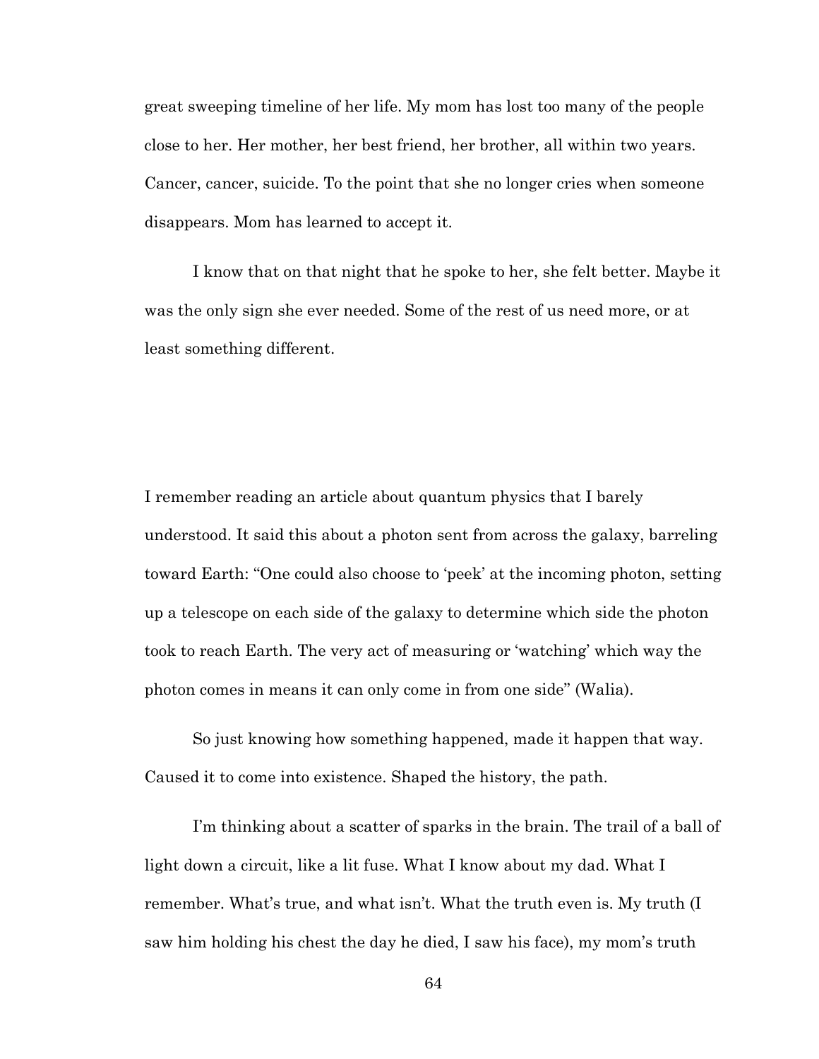great sweeping timeline of her life. My mom has lost too many of the people close to her. Her mother, her best friend, her brother, all within two years. Cancer, cancer, suicide. To the point that she no longer cries when someone disappears. Mom has learned to accept it.

I know that on that night that he spoke to her, she felt better. Maybe it was the only sign she ever needed. Some of the rest of us need more, or at least something different.

I remember reading an article about quantum physics that I barely understood. It said this about a photon sent from across the galaxy, barreling toward Earth: "One could also choose to 'peek' at the incoming photon, setting up a telescope on each side of the galaxy to determine which side the photon took to reach Earth. The very act of measuring or 'watching' which way the photon comes in means it can only come in from one side" (Walia).

So just knowing how something happened, made it happen that way. Caused it to come into existence. Shaped the history, the path.

I'm thinking about a scatter of sparks in the brain. The trail of a ball of light down a circuit, like a lit fuse. What I know about my dad. What I remember. What's true, and what isn't. What the truth even is. My truth (I saw him holding his chest the day he died, I saw his face), my mom's truth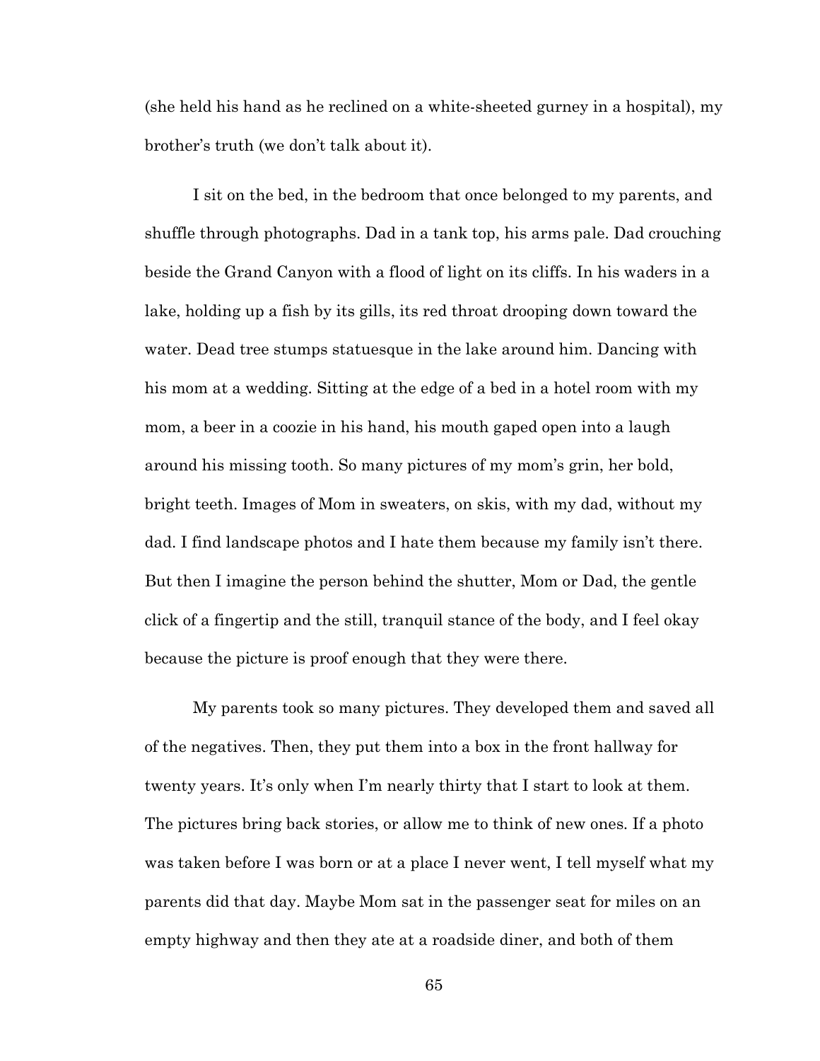(she held his hand as he reclined on a white-sheeted gurney in a hospital), my brother's truth (we don't talk about it).

I sit on the bed, in the bedroom that once belonged to my parents, and shuffle through photographs. Dad in a tank top, his arms pale. Dad crouching beside the Grand Canyon with a flood of light on its cliffs. In his waders in a lake, holding up a fish by its gills, its red throat drooping down toward the water. Dead tree stumps statuesque in the lake around him. Dancing with his mom at a wedding. Sitting at the edge of a bed in a hotel room with my mom, a beer in a coozie in his hand, his mouth gaped open into a laugh around his missing tooth. So many pictures of my mom's grin, her bold, bright teeth. Images of Mom in sweaters, on skis, with my dad, without my dad. I find landscape photos and I hate them because my family isn't there. But then I imagine the person behind the shutter, Mom or Dad, the gentle click of a fingertip and the still, tranquil stance of the body, and I feel okay because the picture is proof enough that they were there.

My parents took so many pictures. They developed them and saved all of the negatives. Then, they put them into a box in the front hallway for twenty years. It's only when I'm nearly thirty that I start to look at them. The pictures bring back stories, or allow me to think of new ones. If a photo was taken before I was born or at a place I never went, I tell myself what my parents did that day. Maybe Mom sat in the passenger seat for miles on an empty highway and then they ate at a roadside diner, and both of them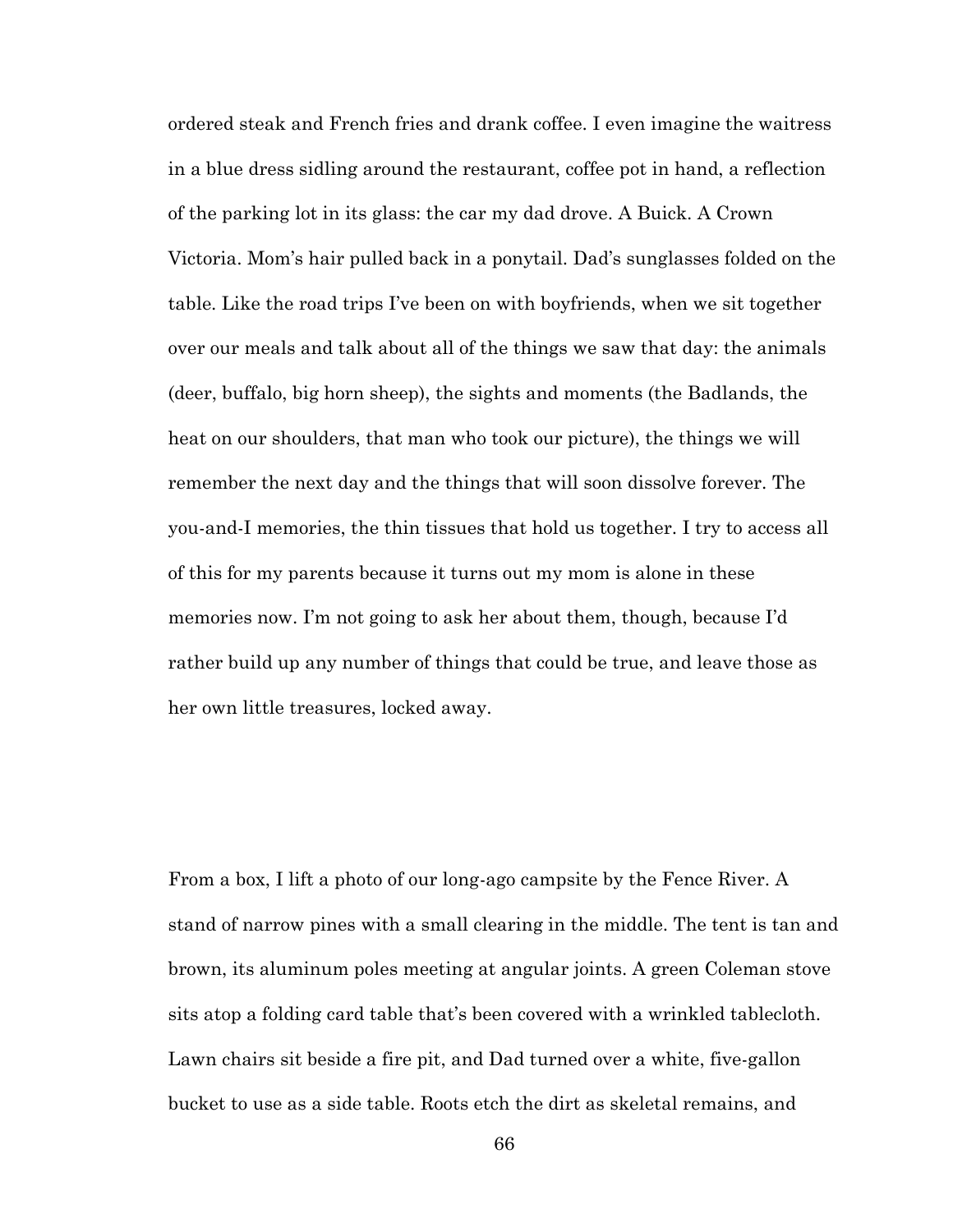ordered steak and French fries and drank coffee. I even imagine the waitress in a blue dress sidling around the restaurant, coffee pot in hand, a reflection of the parking lot in its glass: the car my dad drove. A Buick. A Crown Victoria. Mom's hair pulled back in a ponytail. Dad's sunglasses folded on the table. Like the road trips I've been on with boyfriends, when we sit together over our meals and talk about all of the things we saw that day: the animals (deer, buffalo, big horn sheep), the sights and moments (the Badlands, the heat on our shoulders, that man who took our picture), the things we will remember the next day and the things that will soon dissolve forever. The you-and-I memories, the thin tissues that hold us together. I try to access all of this for my parents because it turns out my mom is alone in these memories now. I'm not going to ask her about them, though, because I'd rather build up any number of things that could be true, and leave those as her own little treasures, locked away.

From a box, I lift a photo of our long-ago campsite by the Fence River. A stand of narrow pines with a small clearing in the middle. The tent is tan and brown, its aluminum poles meeting at angular joints. A green Coleman stove sits atop a folding card table that's been covered with a wrinkled tablecloth. Lawn chairs sit beside a fire pit, and Dad turned over a white, five-gallon bucket to use as a side table. Roots etch the dirt as skeletal remains, and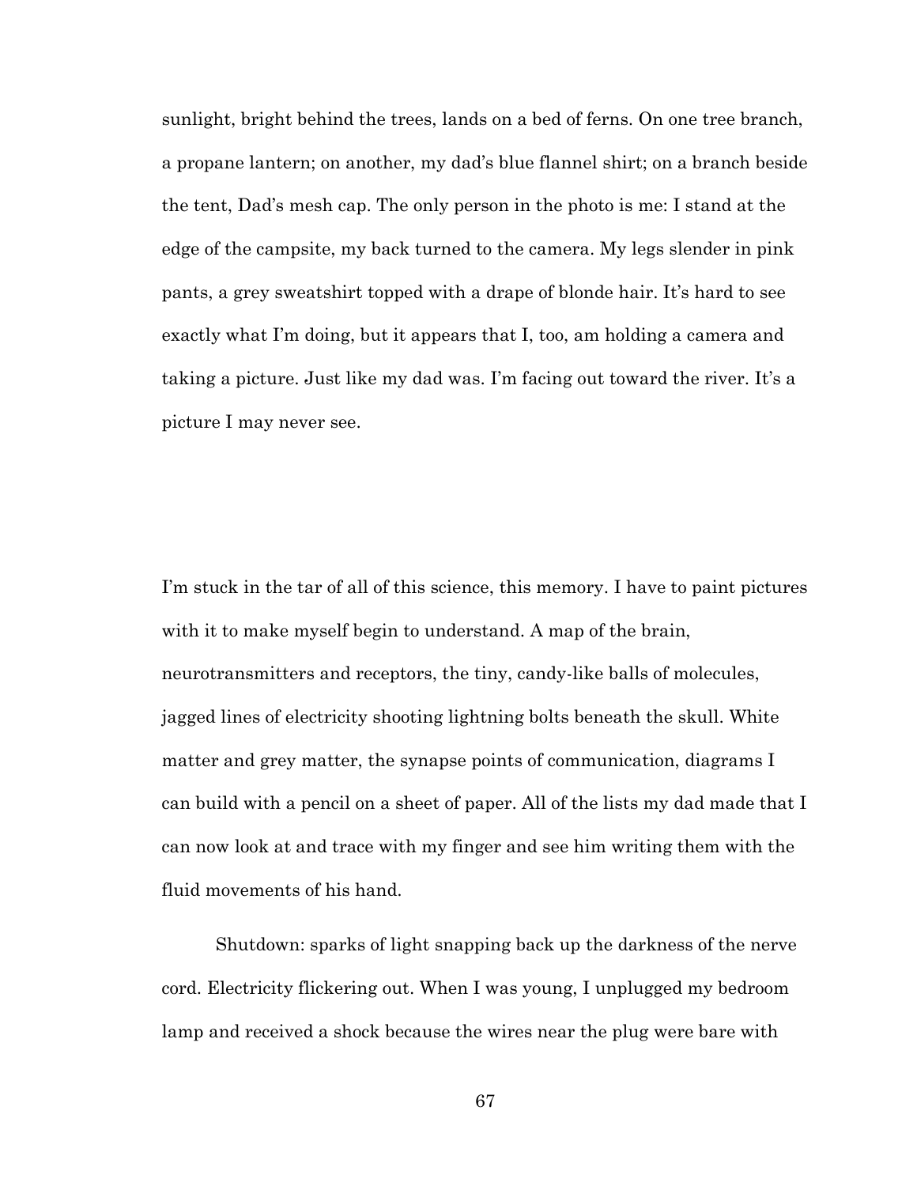sunlight, bright behind the trees, lands on a bed of ferns. On one tree branch, a propane lantern; on another, my dad's blue flannel shirt; on a branch beside the tent, Dad's mesh cap. The only person in the photo is me: I stand at the edge of the campsite, my back turned to the camera. My legs slender in pink pants, a grey sweatshirt topped with a drape of blonde hair. It's hard to see exactly what I'm doing, but it appears that I, too, am holding a camera and taking a picture. Just like my dad was. I'm facing out toward the river. It's a picture I may never see.

I'm stuck in the tar of all of this science, this memory. I have to paint pictures with it to make myself begin to understand. A map of the brain, neurotransmitters and receptors, the tiny, candy-like balls of molecules, jagged lines of electricity shooting lightning bolts beneath the skull. White matter and grey matter, the synapse points of communication, diagrams I can build with a pencil on a sheet of paper. All of the lists my dad made that I can now look at and trace with my finger and see him writing them with the fluid movements of his hand.

Shutdown: sparks of light snapping back up the darkness of the nerve cord. Electricity flickering out. When I was young, I unplugged my bedroom lamp and received a shock because the wires near the plug were bare with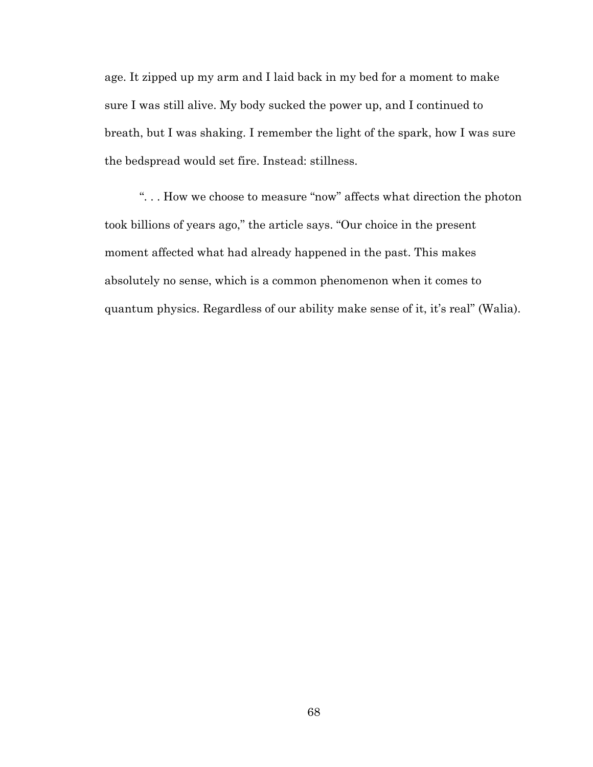age. It zipped up my arm and I laid back in my bed for a moment to make sure I was still alive. My body sucked the power up, and I continued to breath, but I was shaking. I remember the light of the spark, how I was sure the bedspread would set fire. Instead: stillness.

“. . . How we choose to measure “now” affects what direction the photon took billions of years ago,” the article says. “Our choice in the present moment affected what had already happened in the past. This makes absolutely no sense, which is a common phenomenon when it comes to quantum physics. Regardless of our ability make sense of it, it’s real” (Walia).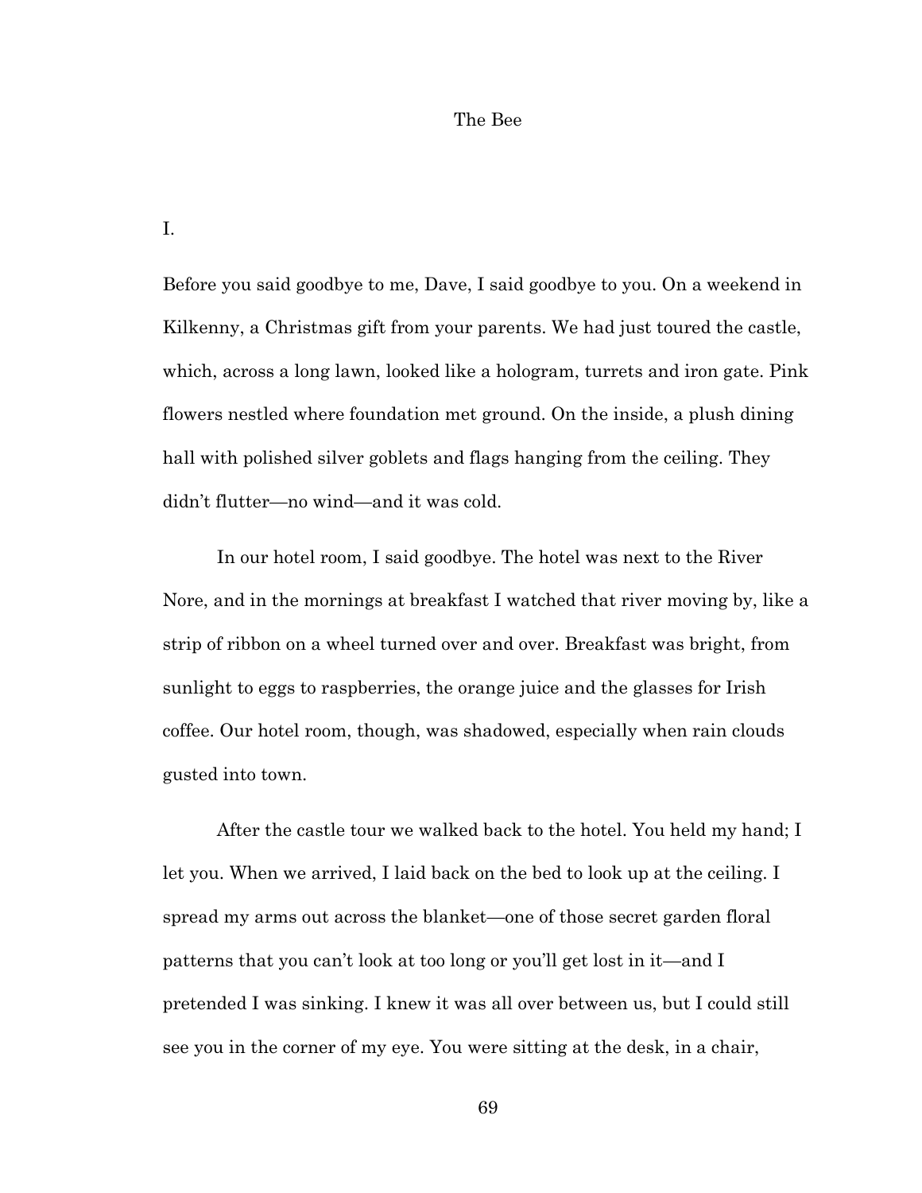# The Bee

## I.

Before you said goodbye to me, Dave, I said goodbye to you. On a weekend in Kilkenny, a Christmas gift from your parents. We had just toured the castle, which, across a long lawn, looked like a hologram, turrets and iron gate. Pink flowers nestled where foundation met ground. On the inside, a plush dining hall with polished silver goblets and flags hanging from the ceiling. They didn't flutter—no wind—and it was cold.

In our hotel room, I said goodbye. The hotel was next to the River Nore, and in the mornings at breakfast I watched that river moving by, like a strip of ribbon on a wheel turned over and over. Breakfast was bright, from sunlight to eggs to raspberries, the orange juice and the glasses for Irish coffee. Our hotel room, though, was shadowed, especially when rain clouds gusted into town.

After the castle tour we walked back to the hotel. You held my hand; I let you. When we arrived, I laid back on the bed to look up at the ceiling. I spread my arms out across the blanket—one of those secret garden floral patterns that you can't look at too long or you'll get lost in it—and I pretended I was sinking. I knew it was all over between us, but I could still see you in the corner of my eye. You were sitting at the desk, in a chair,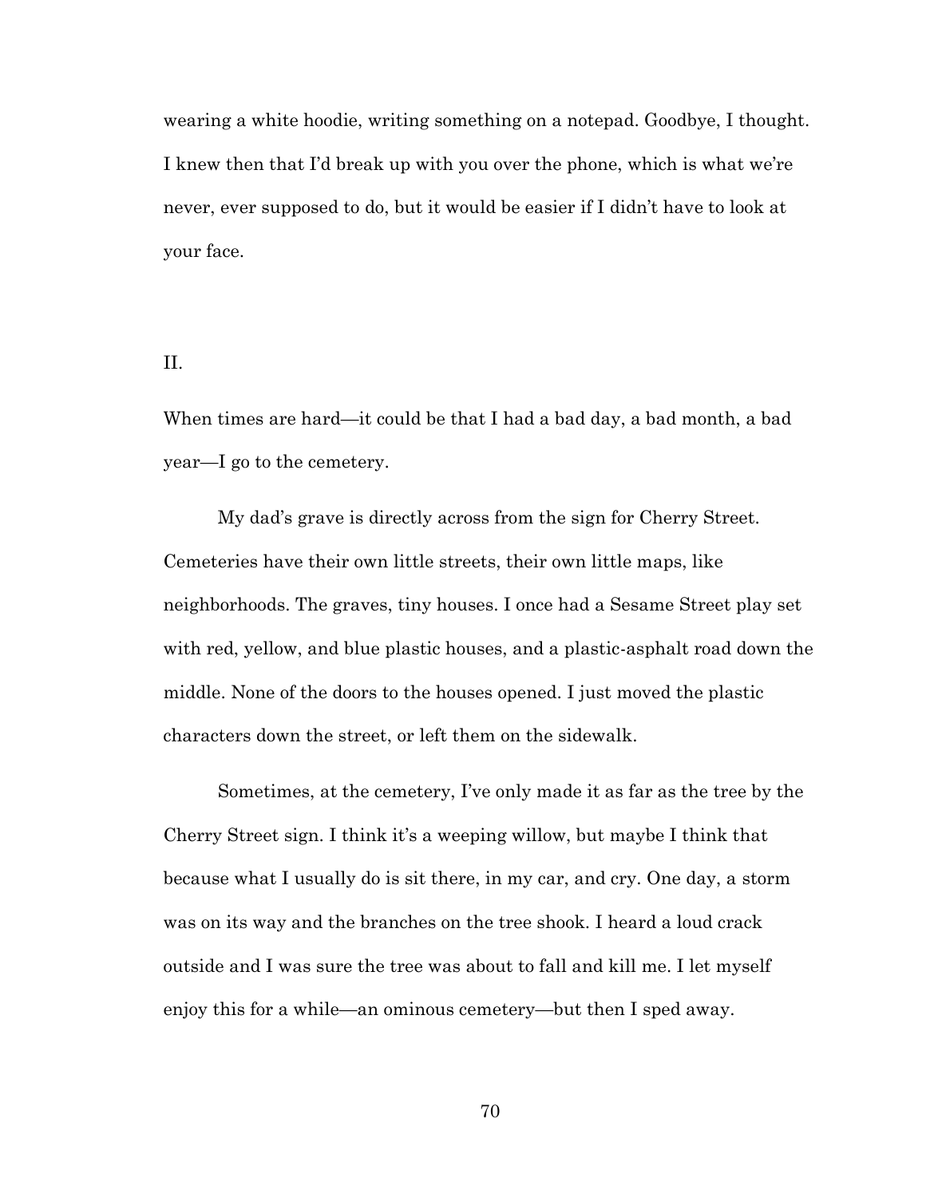wearing a white hoodie, writing something on a notepad. Goodbye, I thought. I knew then that I'd break up with you over the phone, which is what we're never, ever supposed to do, but it would be easier if I didn't have to look at your face.

II.

When times are hard—it could be that I had a bad day, a bad month, a bad year—I go to the cemetery.

My dad's grave is directly across from the sign for Cherry Street. Cemeteries have their own little streets, their own little maps, like neighborhoods. The graves, tiny houses. I once had a Sesame Street play set with red, yellow, and blue plastic houses, and a plastic-asphalt road down the middle. None of the doors to the houses opened. I just moved the plastic characters down the street, or left them on the sidewalk.

Sometimes, at the cemetery, I've only made it as far as the tree by the Cherry Street sign. I think it's a weeping willow, but maybe I think that because what I usually do is sit there, in my car, and cry. One day, a storm was on its way and the branches on the tree shook. I heard a loud crack outside and I was sure the tree was about to fall and kill me. I let myself enjoy this for a while—an ominous cemetery—but then I sped away.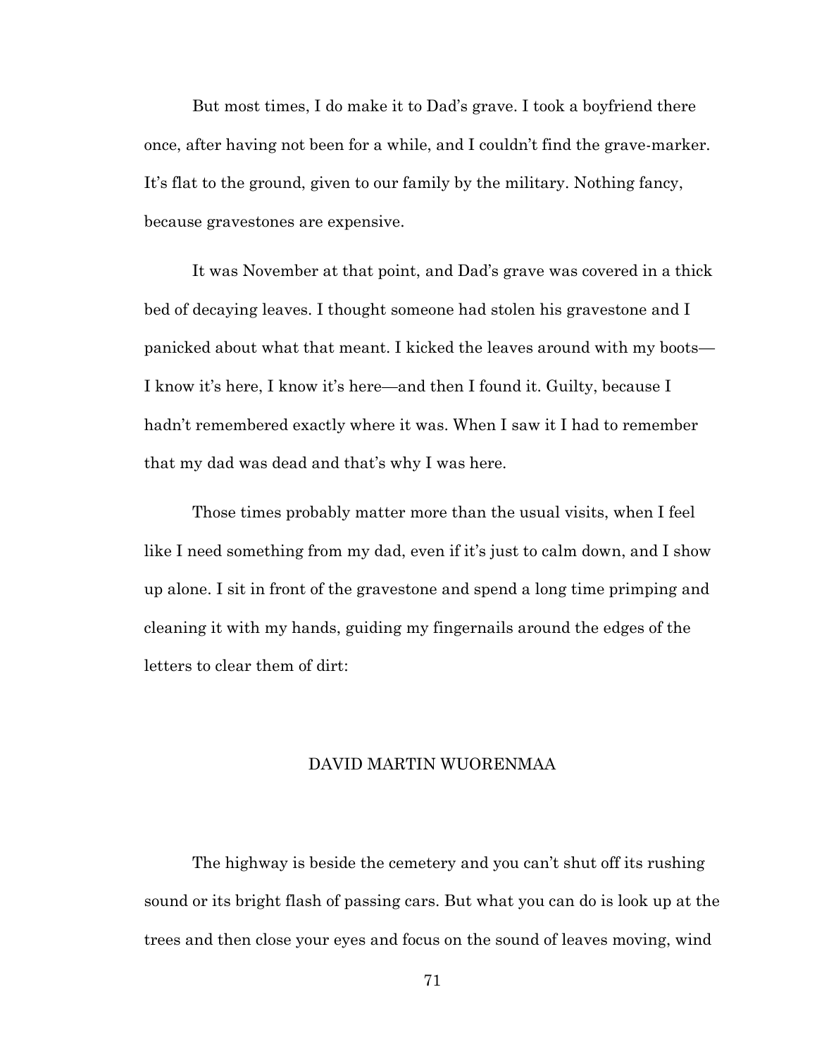But most times, I do make it to Dad's grave. I took a boyfriend there once, after having not been for a while, and I couldn't find the grave-marker. It's flat to the ground, given to our family by the military. Nothing fancy, because gravestones are expensive.

It was November at that point, and Dad's grave was covered in a thick bed of decaying leaves. I thought someone had stolen his gravestone and I panicked about what that meant. I kicked the leaves around with my boots—I know it's here, I know it's here—and then I found it. Guilty, because I hadn't remembered exactly where it was. When I saw it I had to remember that my dad was dead and that's why I was here.

Those times probably matter more than the usual visits, when I feel like I need something from my dad, even if it's just to calm down, and I show up alone. I sit in front of the gravestone and spend a long time primping and cleaning it with my hands, guiding my fingernails around the edges of the letters to clear them of dirt:

DAVID MARTIN WUORENMAA

The highway is beside the cemetery and you can't shut off its rushing sound or its bright flash of passing cars. But what you can do is look up at the trees and then close your eyes and focus on the sound of leaves moving, wind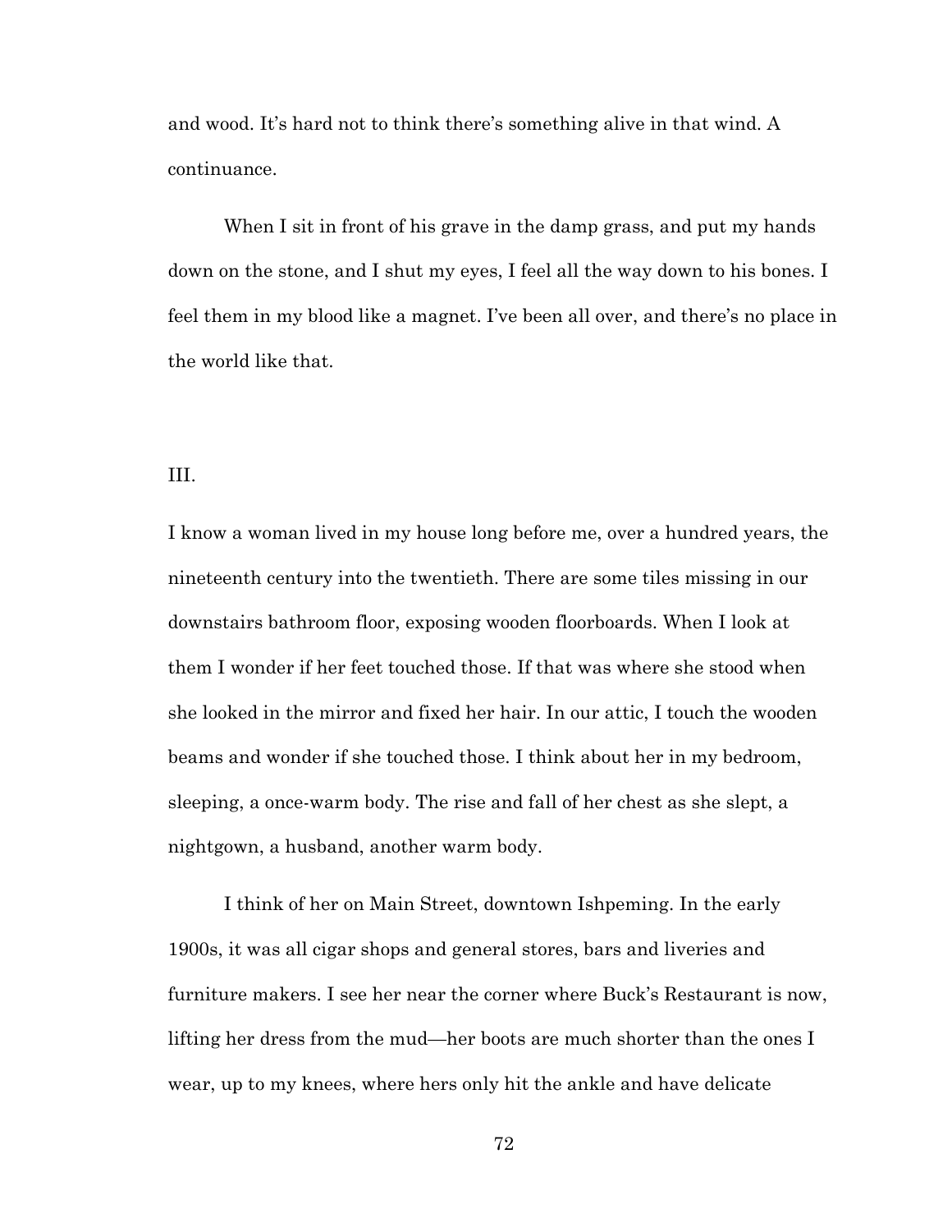and wood. It's hard not to think there's something alive in that wind. A continuance.

When I sit in front of his grave in the damp grass, and put my hands down on the stone, and I shut my eyes, I feel all the way down to his bones. I feel them in my blood like a magnet. I've been all over, and there's no place in the world like that.

III.

I know a woman lived in my house long before me, over a hundred years, the nineteenth century into the twentieth. There are some tiles missing in our downstairs bathroom floor, exposing wooden floorboards. When I look at them I wonder if her feet touched those. If that was where she stood when she looked in the mirror and fixed her hair. In our attic, I touch the wooden beams and wonder if she touched those. I think about her in my bedroom, sleeping, a once-warm body. The rise and fall of her chest as she slept, a nightgown, a husband, another warm body.

I think of her on Main Street, downtown Ishpeming. In the early 1900s, it was all cigar shops and general stores, bars and liveries and furniture makers. I see her near the corner where Buck's Restaurant is now, lifting her dress from the mud—her boots are much shorter than the ones I wear, up to my knees, where hers only hit the ankle and have delicate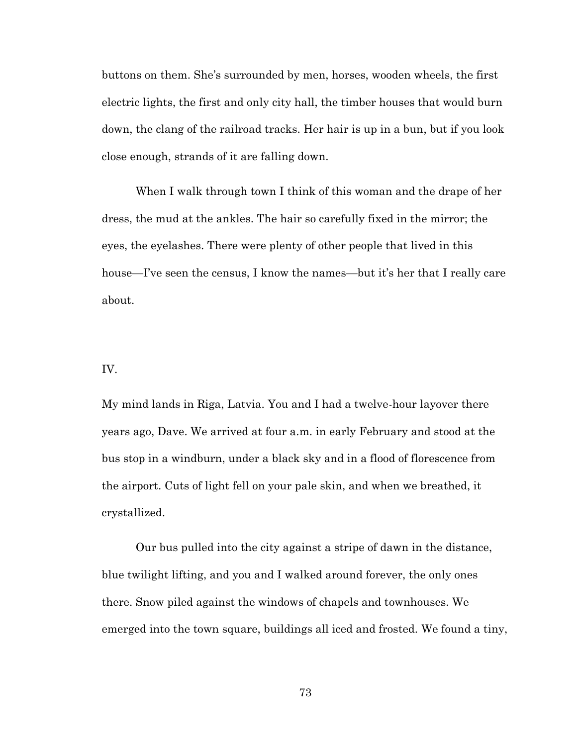buttons on them. She's surrounded by men, horses, wooden wheels, the first electric lights, the first and only city hall, the timber houses that would burn down, the clang of the railroad tracks. Her hair is up in a bun, but if you look close enough, strands of it are falling down.

When I walk through town I think of this woman and the drape of her dress, the mud at the ankles. The hair so carefully fixed in the mirror; the eyes, the eyelashes. There were plenty of other people that lived in this house—I've seen the census, I know the names—but it's her that I really care about.

IV.

My mind lands in Riga, Latvia. You and I had a twelve-hour layover there years ago, Dave. We arrived at four a.m. in early February and stood at the bus stop in a windburn, under a black sky and in a flood of florescence from the airport. Cuts of light fell on your pale skin, and when we breathed, it crystallized.

Our bus pulled into the city against a stripe of dawn in the distance, blue twilight lifting, and you and I walked around forever, the only ones there. Snow piled against the windows of chapels and townhouses. We emerged into the town square, buildings all iced and frosted. We found a tiny,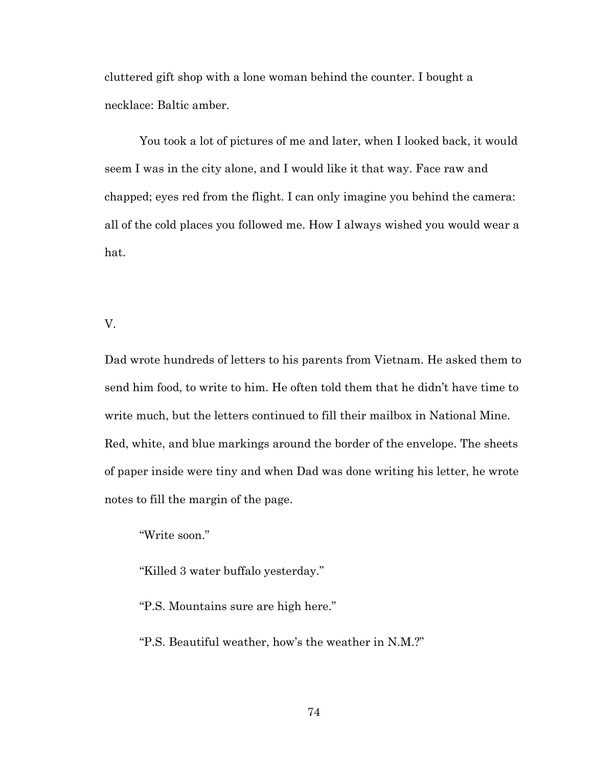cluttered gift shop with a lone woman behind the counter. I bought a necklace: Baltic amber.

You took a lot of pictures of me and later, when I looked back, it would seem I was in the city alone, and I would like it that way. Face raw and chapped; eyes red from the flight. I can only imagine you behind the camera: all of the cold places you followed me. How I always wished you would wear a hat.

V.

Dad wrote hundreds of letters to his parents from Vietnam. He asked them to send him food, to write to him. He often told them that he didn't have time to write much, but the letters continued to fill their mailbox in National Mine. Red, white, and blue markings around the border of the envelope. The sheets of paper inside were tiny and when Dad was done writing his letter, he wrote notes to fill the margin of the page.

"Write soon."

"Killed 3 water buffalo yesterday."

"P.S. Mountains sure are high here."

"P.S. Beautiful weather, how's the weather in N.M.?"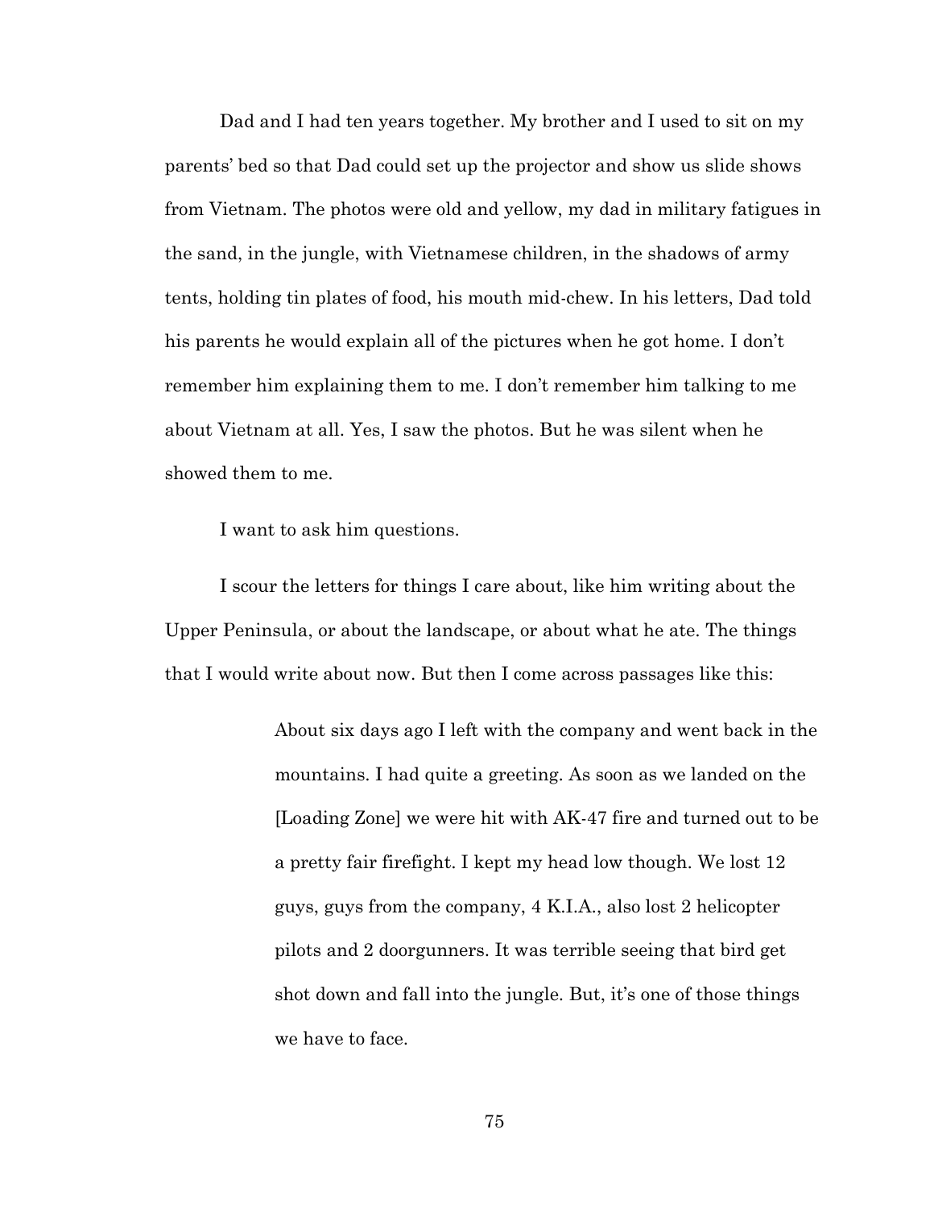Dad and I had ten years together. My brother and I used to sit on my parents' bed so that Dad could set up the projector and show us slide shows from Vietnam. The photos were old and yellow, my dad in military fatigues in the sand, in the jungle, with Vietnamese children, in the shadows of army tents, holding tin plates of food, his mouth mid-chew. In his letters, Dad told his parents he would explain all of the pictures when he got home. I don't remember him explaining them to me. I don't remember him talking to me about Vietnam at all. Yes, I saw the photos. But he was silent when he showed them to me.

I want to ask him questions.

I scour the letters for things I care about, like him writing about the Upper Peninsula, or about the landscape, or about what he ate. The things that I would write about now. But then I come across passages like this:

> About six days ago I left with the company and went back in the mountains. I had quite a greeting. As soon as we landed on the [Loading Zone] we were hit with AK-47 fire and turned out to be a pretty fair firefight. I kept my head low though. We lost 12 guys, guys from the company, 4 K.I.A., also lost 2 helicopter pilots and 2 doorgunners. It was terrible seeing that bird get shot down and fall into the jungle. But, it's one of those things we have to face.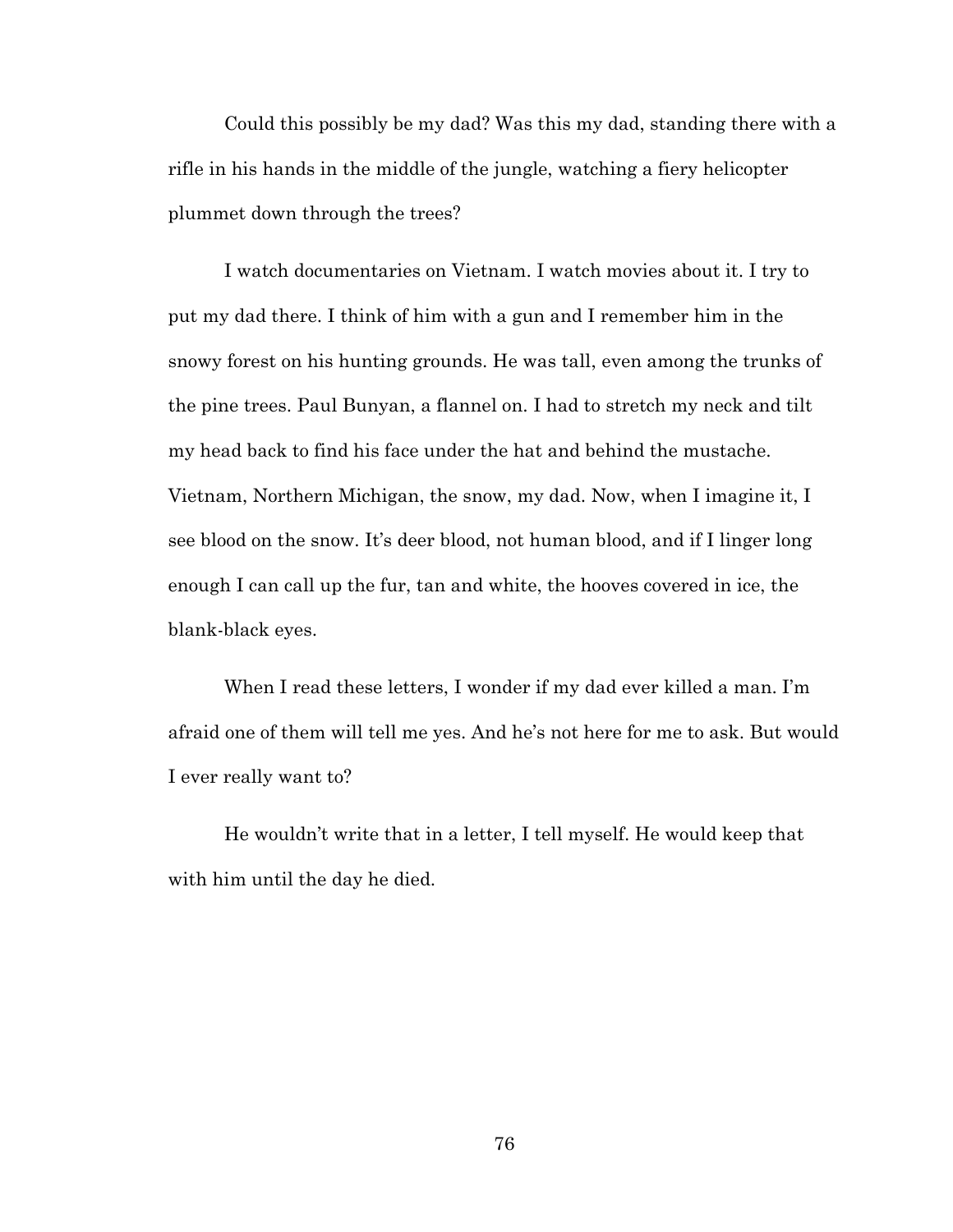Could this possibly be my dad? Was this my dad, standing there with a rifle in his hands in the middle of the jungle, watching a fiery helicopter plummet down through the trees?

I watch documentaries on Vietnam. I watch movies about it. I try to put my dad there. I think of him with a gun and I remember him in the snowy forest on his hunting grounds. He was tall, even among the trunks of the pine trees. Paul Bunyan, a flannel on. I had to stretch my neck and tilt my head back to find his face under the hat and behind the mustache. Vietnam, Northern Michigan, the snow, my dad. Now, when I imagine it, I see blood on the snow. It's deer blood, not human blood, and if I linger long enough I can call up the fur, tan and white, the hooves covered in ice, the blank-black eyes.

When I read these letters, I wonder if my dad ever killed a man. I'm afraid one of them will tell me yes. And he's not here for me to ask. But would I ever really want to?

He wouldn't write that in a letter, I tell myself. He would keep that with him until the day he died.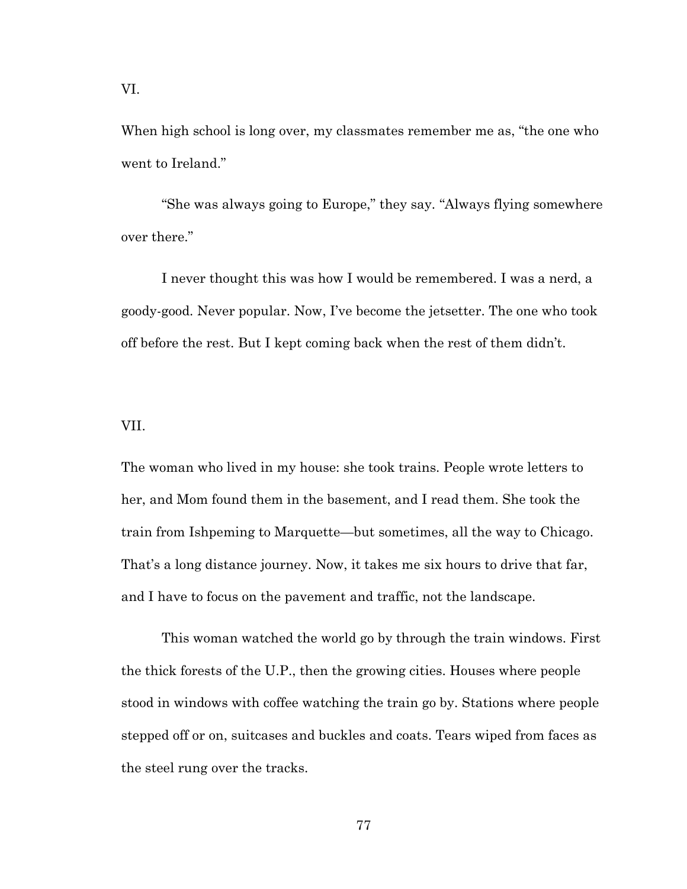VI.

When high school is long over, my classmates remember me as, “the one who went to Ireland.”

“She was always going to Europe,” they say. “Always flying somewhere over there.”

I never thought this was how I would be remembered. I was a nerd, a goody-good. Never popular. Now, I’ve become the jetsetter. The one who took off before the rest. But I kept coming back when the rest of them didn’t.

VII.

The woman who lived in my house: she took trains. People wrote letters to her, and Mom found them in the basement, and I read them. She took the train from Ishpeming to Marquette—but sometimes, all the way to Chicago. That’s a long distance journey. Now, it takes me six hours to drive that far, and I have to focus on the pavement and traffic, not the landscape.

This woman watched the world go by through the train windows. First the thick forests of the U.P., then the growing cities. Houses where people stood in windows with coffee watching the train go by. Stations where people stepped off or on, suitcases and buckles and coats. Tears wiped from faces as the steel rung over the tracks.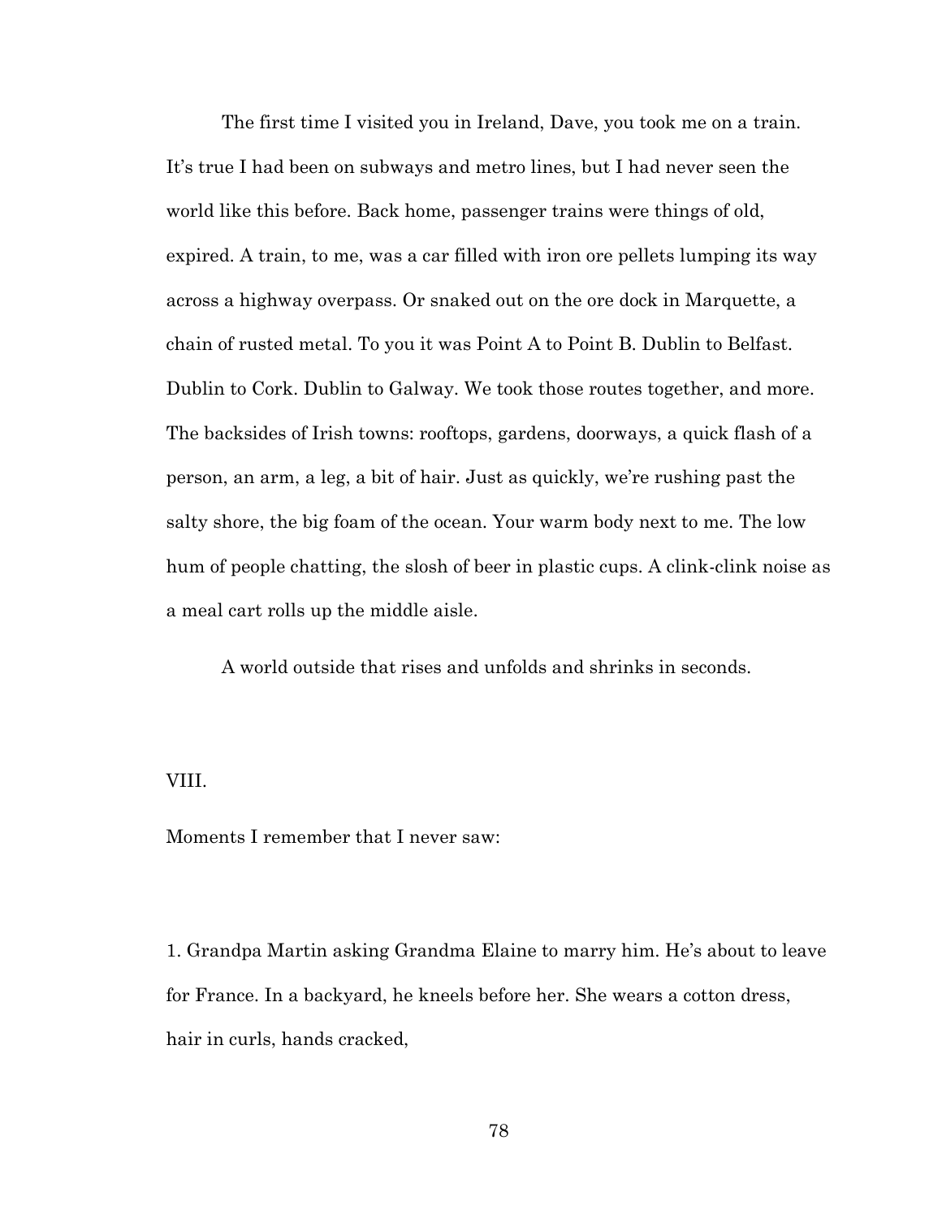The first time I visited you in Ireland, Dave, you took me on a train. It's true I had been on subways and metro lines, but I had never seen the world like this before. Back home, passenger trains were things of old, expired. A train, to me, was a car filled with iron ore pellets lumping its way across a highway overpass. Or snaked out on the ore dock in Marquette, a chain of rusted metal. To you it was Point A to Point B. Dublin to Belfast. Dublin to Cork. Dublin to Galway. We took those routes together, and more. The backsides of Irish towns: rooftops, gardens, doorways, a quick flash of a person, an arm, a leg, a bit of hair. Just as quickly, we're rushing past the salty shore, the big foam of the ocean. Your warm body next to me. The low hum of people chatting, the slosh of beer in plastic cups. A clink-clink noise as a meal cart rolls up the middle aisle.

A world outside that rises and unfolds and shrinks in seconds.

VIII.

Moments I remember that I never saw:

1. Grandpa Martin asking Grandma Elaine to marry him. He's about to leave for France. In a backyard, he kneels before her. She wears a cotton dress, hair in curls, hands cracked,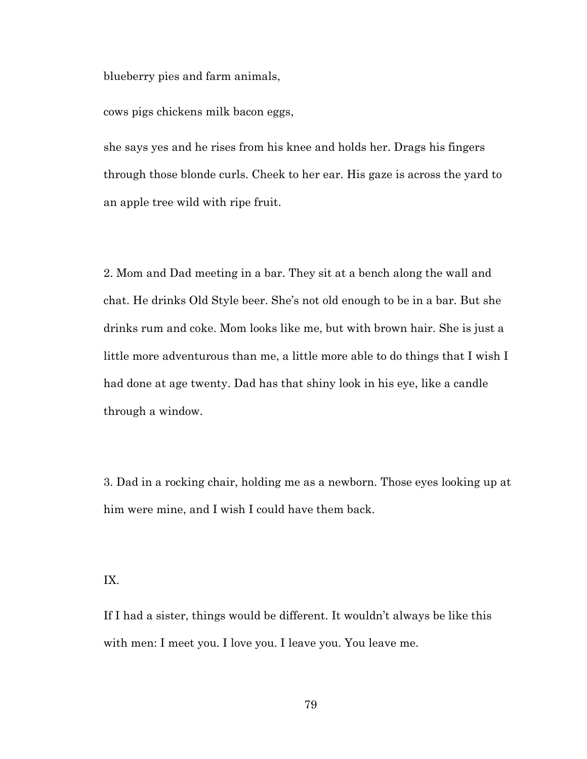blueberry pies and farm animals,

cows pigs chickens milk bacon eggs,

she says yes and he rises from his knee and holds her. Drags his fingers through those blonde curls. Cheek to her ear. His gaze is across the yard to an apple tree wild with ripe fruit.

2. Mom and Dad meeting in a bar. They sit at a bench along the wall and chat. He drinks Old Style beer. She's not old enough to be in a bar. But she drinks rum and coke. Mom looks like me, but with brown hair. She is just a little more adventurous than me, a little more able to do things that I wish I had done at age twenty. Dad has that shiny look in his eye, like a candle through a window.

3. Dad in a rocking chair, holding me as a newborn. Those eyes looking up at him were mine, and I wish I could have them back.

IX.

If I had a sister, things would be different. It wouldn't always be like this with men: I meet you. I love you. I leave you. You leave me.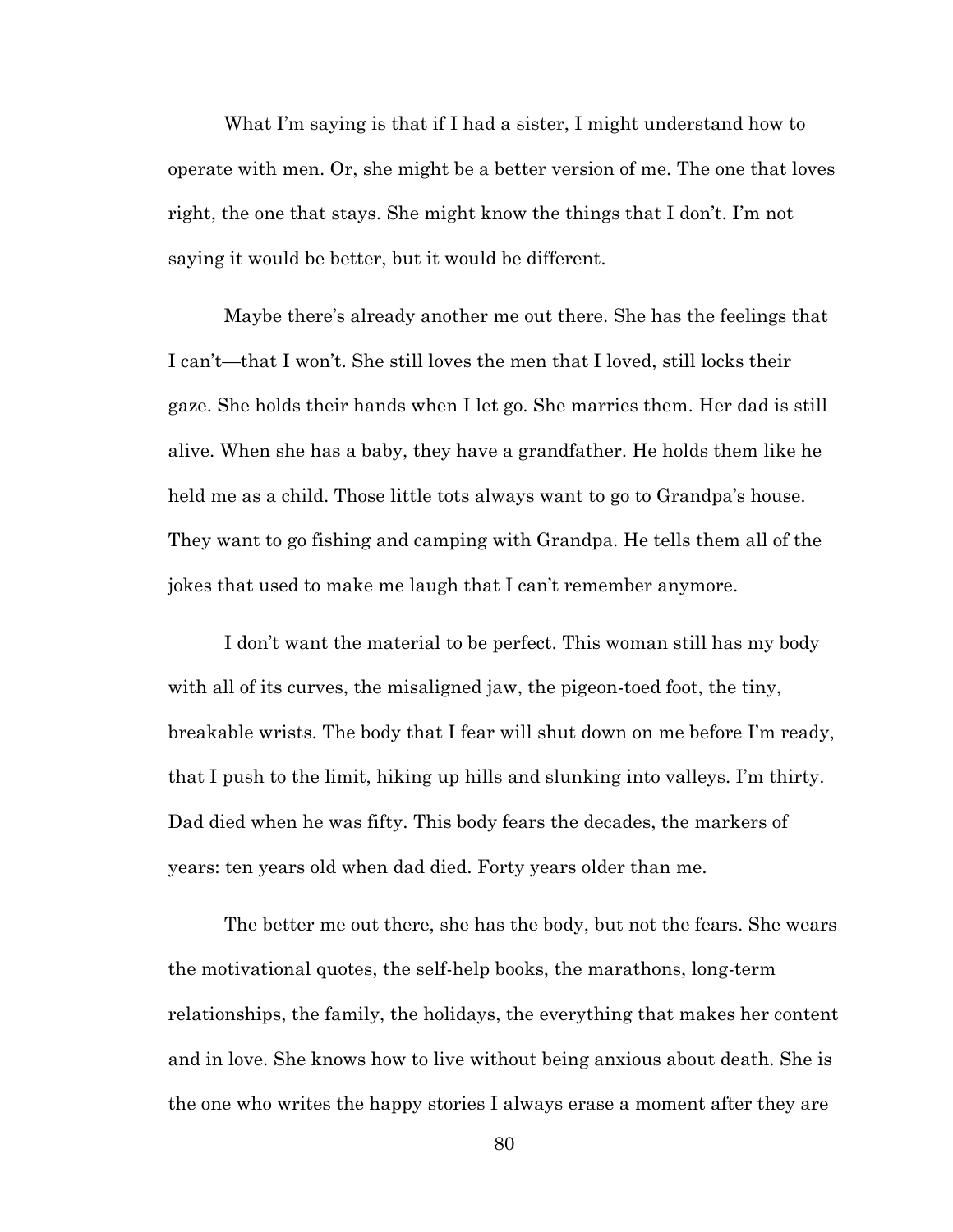What I'm saying is that if I had a sister, I might understand how to operate with men. Or, she might be a better version of me. The one that loves right, the one that stays. She might know the things that I don't. I'm not saying it would be better, but it would be different.

Maybe there's already another me out there. She has the feelings that I can't—that I won't. She still loves the men that I loved, still locks their gaze. She holds their hands when I let go. She marries them. Her dad is still alive. When she has a baby, they have a grandfather. He holds them like he held me as a child. Those little tots always want to go to Grandpa's house. They want to go fishing and camping with Grandpa. He tells them all of the jokes that used to make me laugh that I can't remember anymore.

I don't want the material to be perfect. This woman still has my body with all of its curves, the misaligned jaw, the pigeon-toed foot, the tiny, breakable wrists. The body that I fear will shut down on me before I'm ready, that I push to the limit, hiking up hills and slunking into valleys. I'm thirty. Dad died when he was fifty. This body fears the decades, the markers of years: ten years old when dad died. Forty years older than me.

The better me out there, she has the body, but not the fears. She wears the motivational quotes, the self-help books, the marathons, long-term relationships, the family, the holidays, the everything that makes her content and in love. She knows how to live without being anxious about death. She is the one who writes the happy stories I always erase a moment after they are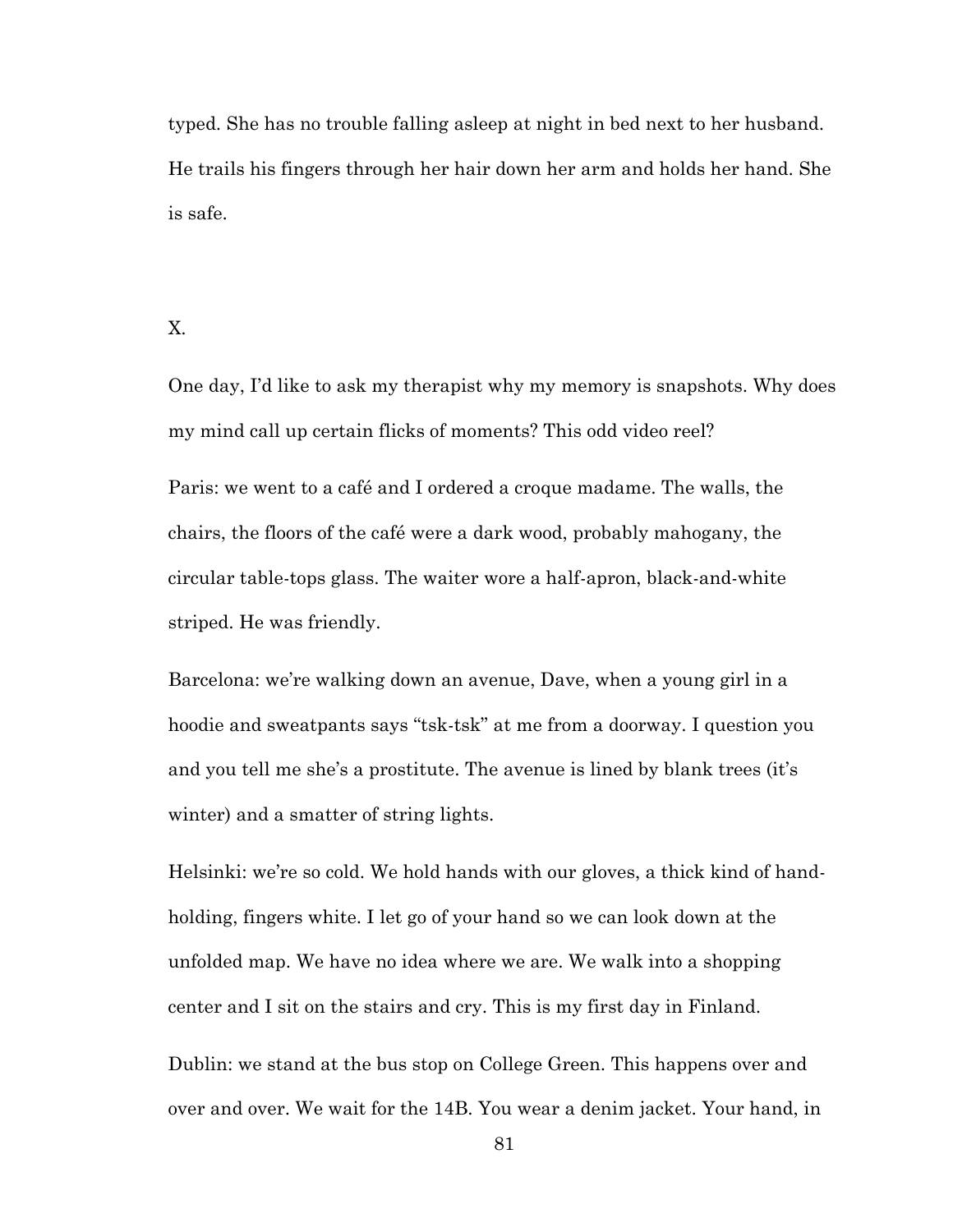typed. She has no trouble falling asleep at night in bed next to her husband. He trails his fingers through her hair down her arm and holds her hand. She is safe.

X.

One day, I'd like to ask my therapist why my memory is snapshots. Why does my mind call up certain flicks of moments? This odd video reel?

Paris: we went to a café and I ordered a croque madame. The walls, the chairs, the floors of the café were a dark wood, probably mahogany, the circular table-tops glass. The waiter wore a half-apron, black-and-white striped. He was friendly.

Barcelona: we're walking down an avenue, Dave, when a young girl in a hoodie and sweatpants says "tsk-tsk" at me from a doorway. I question you and you tell me she's a prostitute. The avenue is lined by blank trees (it's winter) and a smatter of string lights.

Helsinki: we're so cold. We hold hands with our gloves, a thick kind of hand-holding, fingers white. I let go of your hand so we can look down at the unfolded map. We have no idea where we are. We walk into a shopping center and I sit on the stairs and cry. This is my first day in Finland.

Dublin: we stand at the bus stop on College Green. This happens over and over and over. We wait for the 14B. You wear a denim jacket. Your hand, in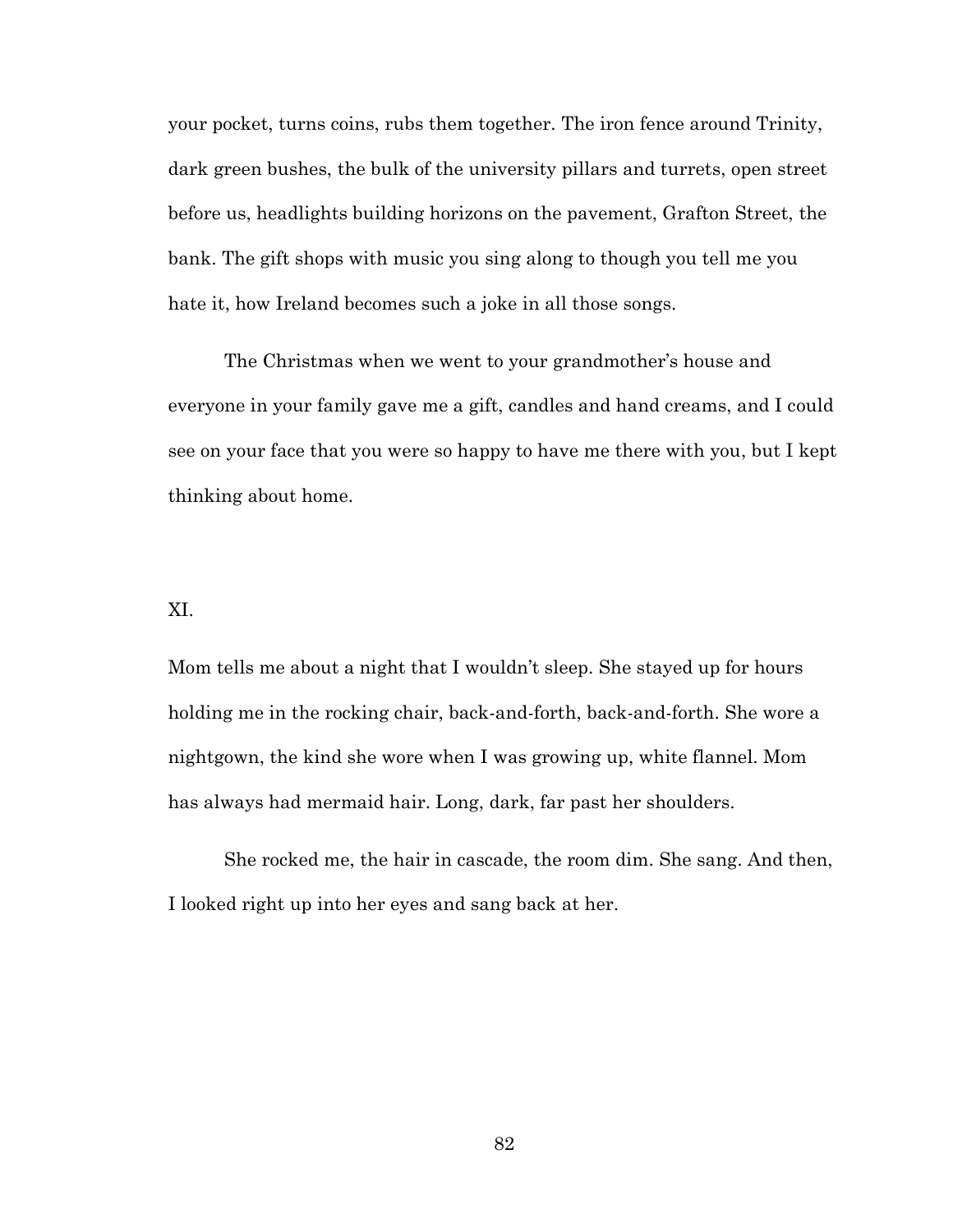your pocket, turns coins, rubs them together. The iron fence around Trinity, dark green bushes, the bulk of the university pillars and turrets, open street before us, headlights building horizons on the pavement, Grafton Street, the bank. The gift shops with music you sing along to though you tell me you hate it, how Ireland becomes such a joke in all those songs.

The Christmas when we went to your grandmother's house and everyone in your family gave me a gift, candles and hand creams, and I could see on your face that you were so happy to have me there with you, but I kept thinking about home.

XI.

Mom tells me about a night that I wouldn't sleep. She stayed up for hours holding me in the rocking chair, back-and-forth, back-and-forth. She wore a nightgown, the kind she wore when I was growing up, white flannel. Mom has always had mermaid hair. Long, dark, far past her shoulders.

She rocked me, the hair in cascade, the room dim. She sang. And then, I looked right up into her eyes and sang back at her.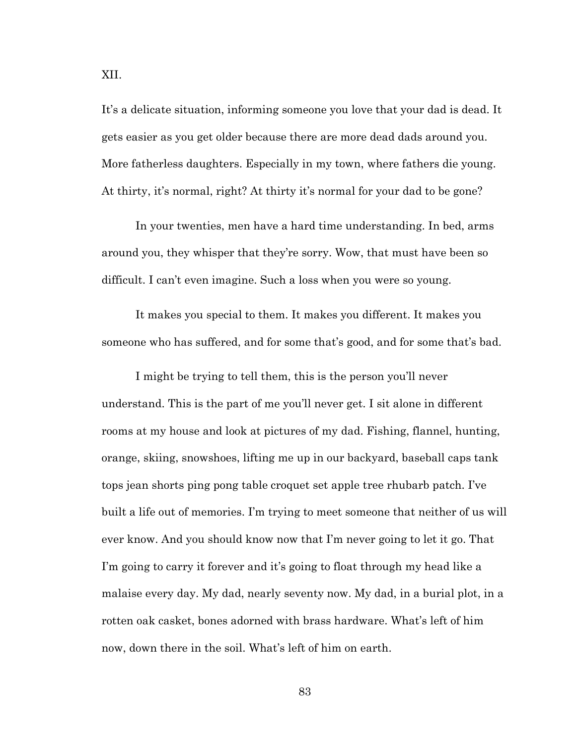XII.

It's a delicate situation, informing someone you love that your dad is dead. It gets easier as you get older because there are more dead dads around you. More fatherless daughters. Especially in my town, where fathers die young. At thirty, it's normal, right? At thirty it's normal for your dad to be gone?

In your twenties, men have a hard time understanding. In bed, arms around you, they whisper that they're sorry. Wow, that must have been so difficult. I can't even imagine. Such a loss when you were so young.

It makes you special to them. It makes you different. It makes you someone who has suffered, and for some that's good, and for some that's bad.

I might be trying to tell them, this is the person you'll never understand. This is the part of me you'll never get. I sit alone in different rooms at my house and look at pictures of my dad. Fishing, flannel, hunting, orange, skiing, snowshoes, lifting me up in our backyard, baseball caps tank tops jean shorts ping pong table croquet set apple tree rhubarb patch. I've built a life out of memories. I'm trying to meet someone that neither of us will ever know. And you should know now that I'm never going to let it go. That I'm going to carry it forever and it's going to float through my head like a malaise every day. My dad, nearly seventy now. My dad, in a burial plot, in a rotten oak casket, bones adorned with brass hardware. What's left of him now, down there in the soil. What's left of him on earth.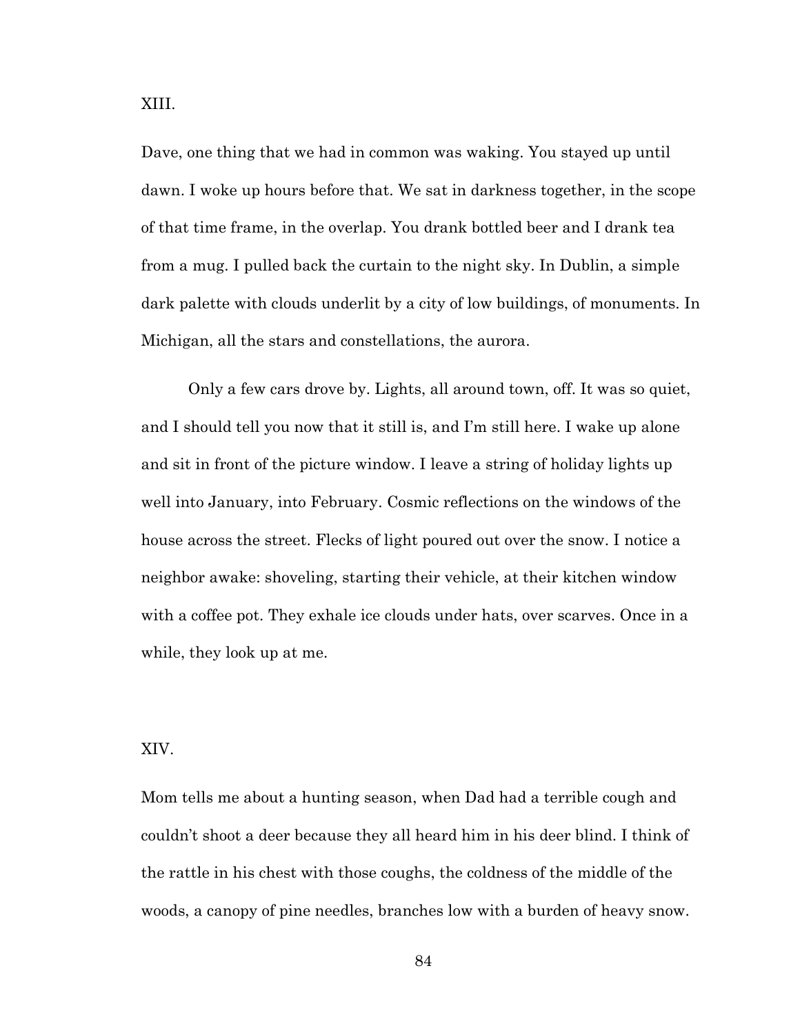XIII.

Dave, one thing that we had in common was waking. You stayed up until dawn. I woke up hours before that. We sat in darkness together, in the scope of that time frame, in the overlap. You drank bottled beer and I drank tea from a mug. I pulled back the curtain to the night sky. In Dublin, a simple dark palette with clouds underlit by a city of low buildings, of monuments. In Michigan, all the stars and constellations, the aurora.

Only a few cars drove by. Lights, all around town, off. It was so quiet, and I should tell you now that it still is, and I'm still here. I wake up alone and sit in front of the picture window. I leave a string of holiday lights up well into January, into February. Cosmic reflections on the windows of the house across the street. Flecks of light poured out over the snow. I notice a neighbor awake: shoveling, starting their vehicle, at their kitchen window with a coffee pot. They exhale ice clouds under hats, over scarves. Once in a while, they look up at me.

XIV.

Mom tells me about a hunting season, when Dad had a terrible cough and couldn't shoot a deer because they all heard him in his deer blind. I think of the rattle in his chest with those coughs, the coldness of the middle of the woods, a canopy of pine needles, branches low with a burden of heavy snow.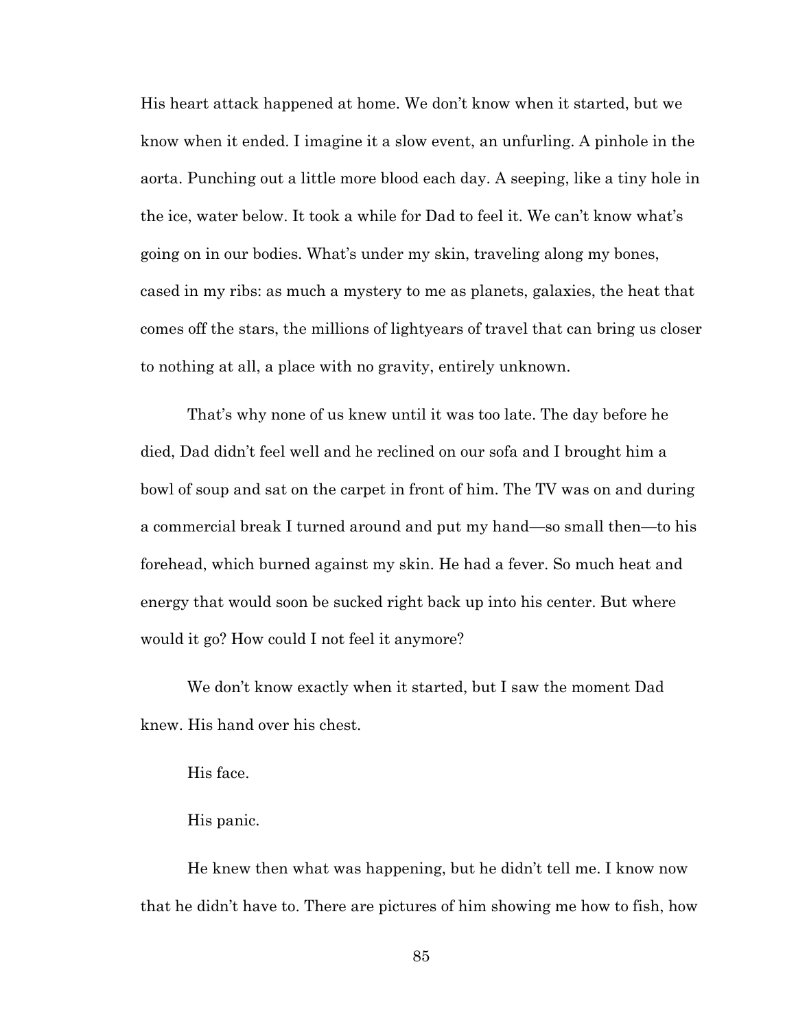His heart attack happened at home. We don't know when it started, but we know when it ended. I imagine it a slow event, an unfurling. A pinhole in the aorta. Punching out a little more blood each day. A seeping, like a tiny hole in the ice, water below. It took a while for Dad to feel it. We can't know what's going on in our bodies. What's under my skin, traveling along my bones, cased in my ribs: as much a mystery to me as planets, galaxies, the heat that comes off the stars, the millions of lightyears of travel that can bring us closer to nothing at all, a place with no gravity, entirely unknown.

That's why none of us knew until it was too late. The day before he died, Dad didn't feel well and he reclined on our sofa and I brought him a bowl of soup and sat on the carpet in front of him. The TV was on and during a commercial break I turned around and put my hand—so small then—to his forehead, which burned against my skin. He had a fever. So much heat and energy that would soon be sucked right back up into his center. But where would it go? How could I not feel it anymore?

We don't know exactly when it started, but I saw the moment Dad knew. His hand over his chest.

His face.

His panic.

He knew then what was happening, but he didn't tell me. I know now that he didn't have to. There are pictures of him showing me how to fish, how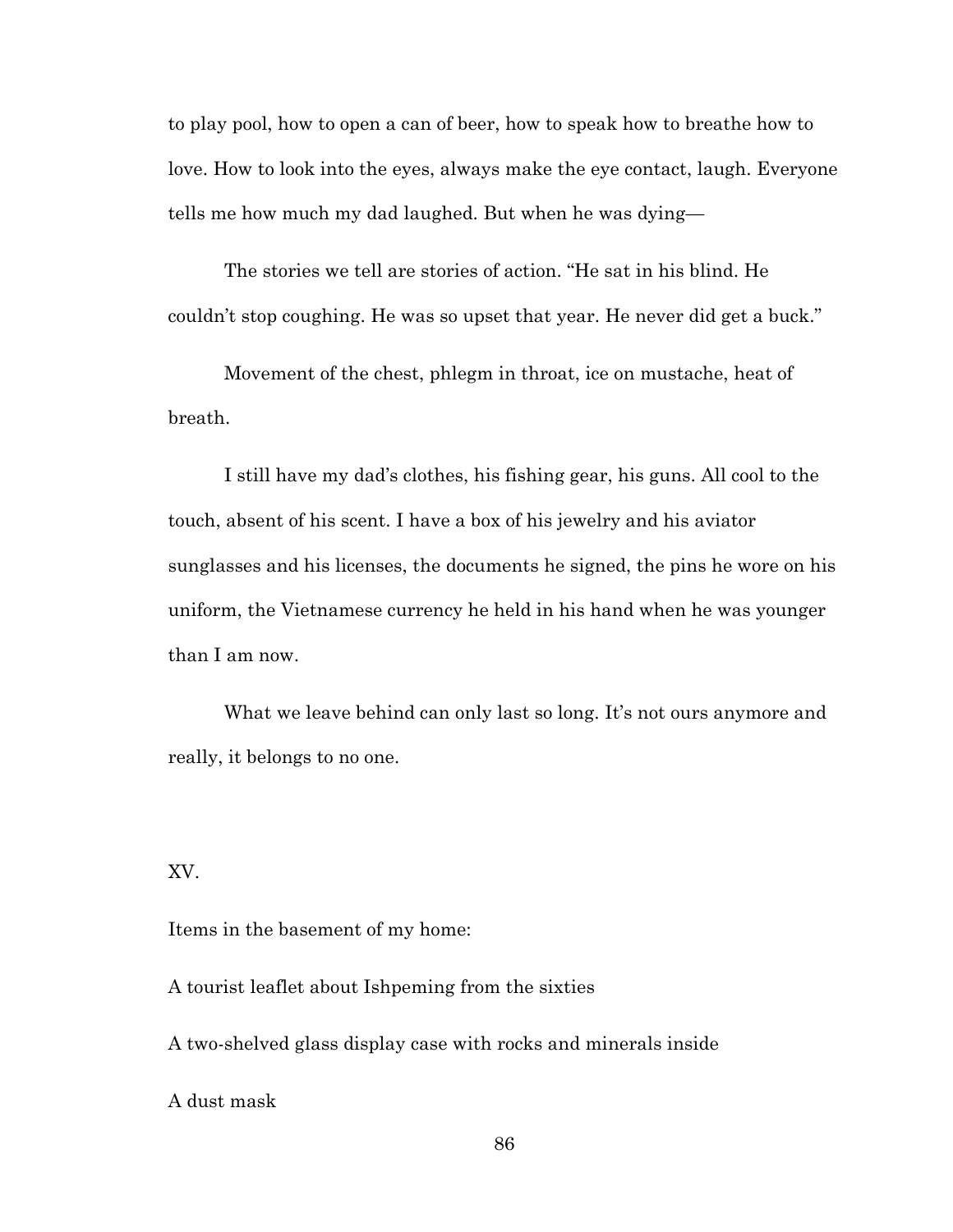to play pool, how to open a can of beer, how to speak how to breathe how to love. How to look into the eyes, always make the eye contact, laugh. Everyone tells me how much my dad laughed. But when he was dying—

The stories we tell are stories of action. "He sat in his blind. He couldn't stop coughing. He was so upset that year. He never did get a buck."

Movement of the chest, phlegm in throat, ice on mustache, heat of breath.

I still have my dad's clothes, his fishing gear, his guns. All cool to the touch, absent of his scent. I have a box of his jewelry and his aviator sunglasses and his licenses, the documents he signed, the pins he wore on his uniform, the Vietnamese currency he held in his hand when he was younger than I am now.

What we leave behind can only last so long. It's not ours anymore and really, it belongs to no one.

XV.

Items in the basement of my home:

A tourist leaflet about Ishpeming from the sixties

A two-shelved glass display case with rocks and minerals inside

A dust mask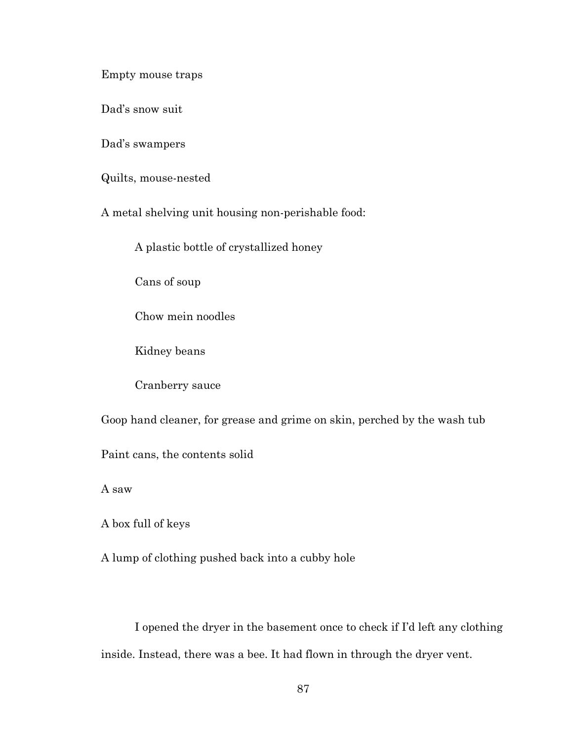Empty mouse traps

Dad's snow suit

Dad's swampers

Quilts, mouse-nested

A metal shelving unit housing non-perishable food:

  A plastic bottle of crystallized honey

  Cans of soup

  Chow mein noodles

  Kidney beans

  Cranberry sauce

Goop hand cleaner, for grease and grime on skin, perched by the wash tub

Paint cans, the contents solid

A saw

A box full of keys

A lump of clothing pushed back into a cubby hole

I opened the dryer in the basement once to check if I'd left any clothing inside. Instead, there was a bee. It had flown in through the dryer vent.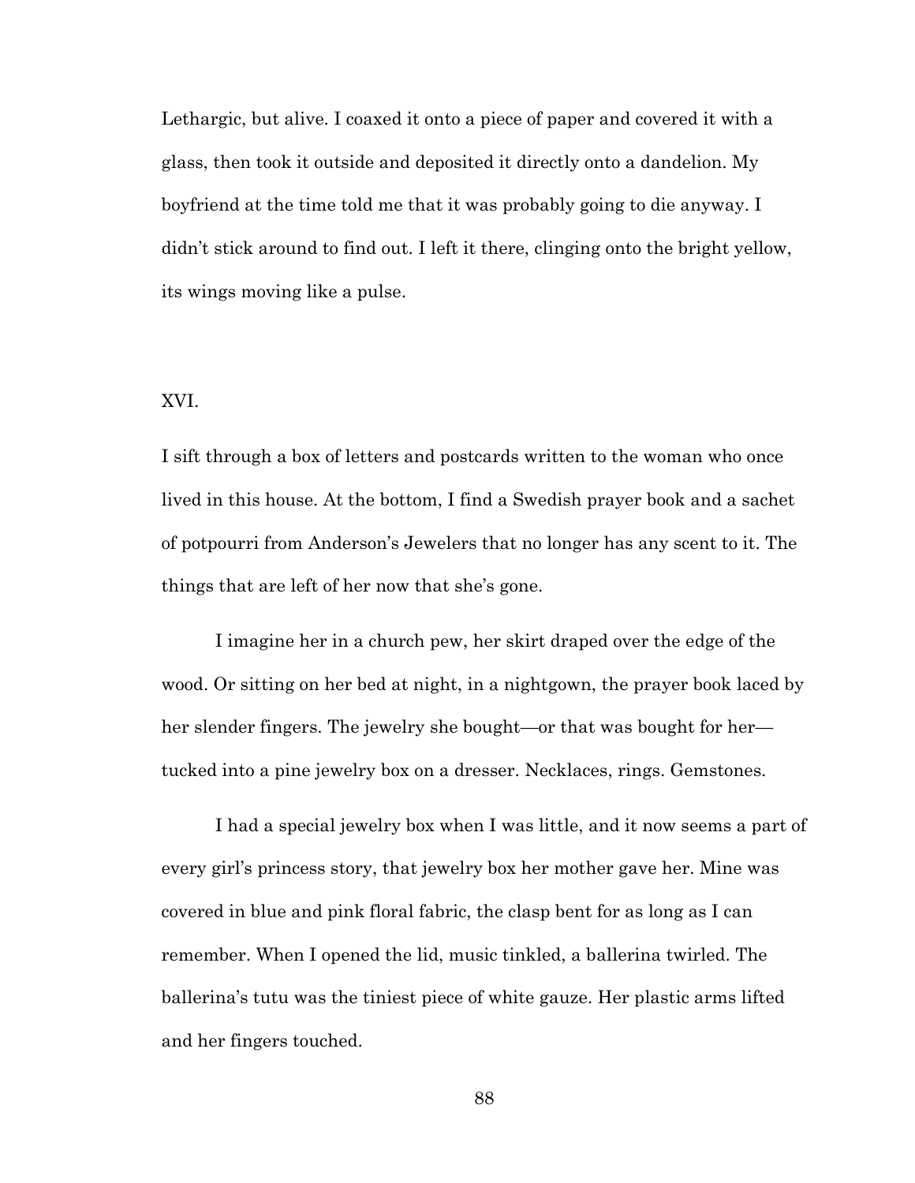Lethargic, but alive. I coaxed it onto a piece of paper and covered it with a glass, then took it outside and deposited it directly onto a dandelion. My boyfriend at the time told me that it was probably going to die anyway. I didn't stick around to find out. I left it there, clinging onto the bright yellow, its wings moving like a pulse.

XVI.

I sift through a box of letters and postcards written to the woman who once lived in this house. At the bottom, I find a Swedish prayer book and a sachet of potpourri from Anderson's Jewelers that no longer has any scent to it. The things that are left of her now that she's gone.

I imagine her in a church pew, her skirt draped over the edge of the wood. Or sitting on her bed at night, in a nightgown, the prayer book laced by her slender fingers. The jewelry she bought—or that was bought for her—tucked into a pine jewelry box on a dresser. Necklaces, rings. Gemstones.

I had a special jewelry box when I was little, and it now seems a part of every girl's princess story, that jewelry box her mother gave her. Mine was covered in blue and pink floral fabric, the clasp bent for as long as I can remember. When I opened the lid, music tinkled, a ballerina twirled. The ballerina's tutu was the tiniest piece of white gauze. Her plastic arms lifted and her fingers touched.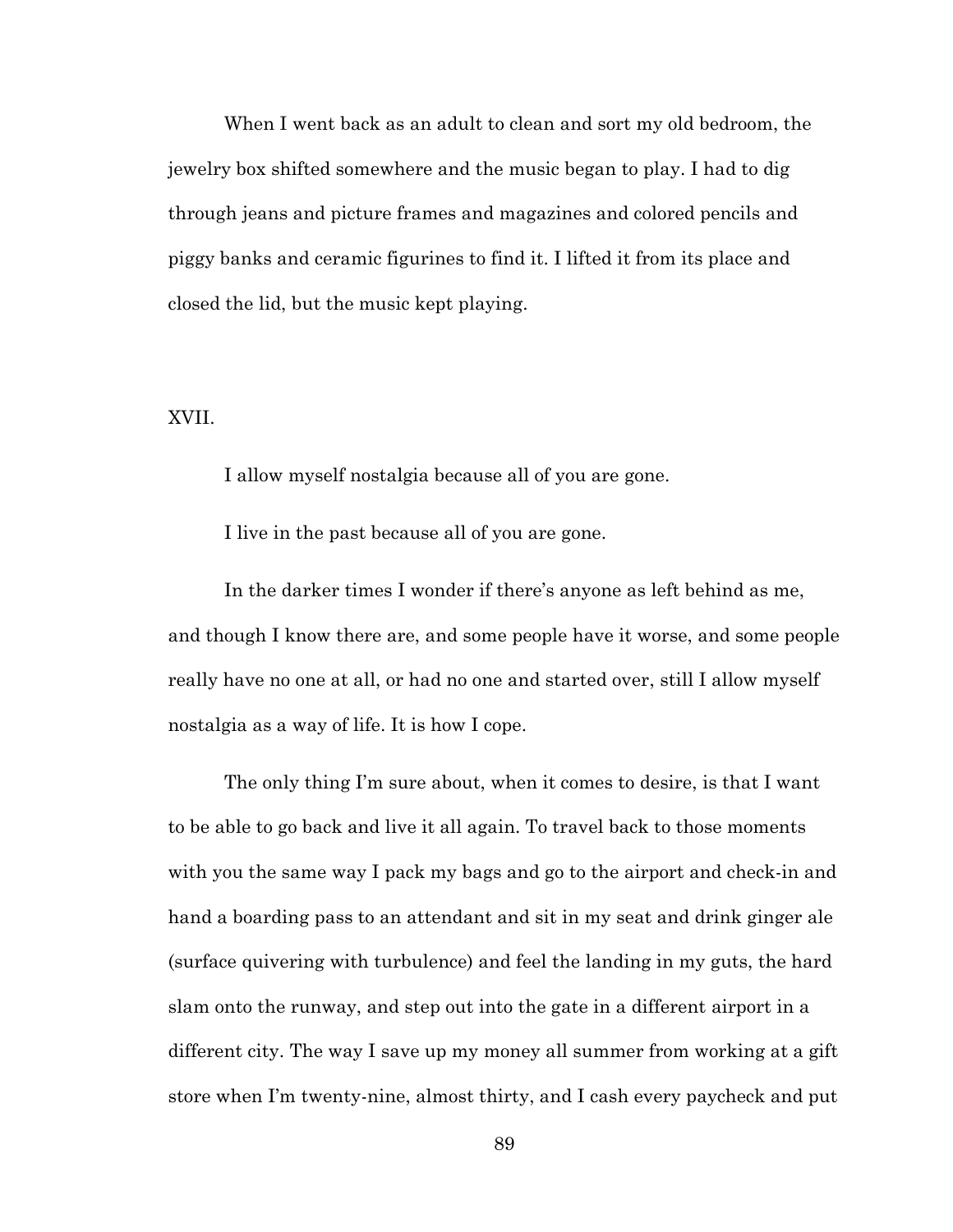When I went back as an adult to clean and sort my old bedroom, the jewelry box shifted somewhere and the music began to play. I had to dig through jeans and picture frames and magazines and colored pencils and piggy banks and ceramic figurines to find it. I lifted it from its place and closed the lid, but the music kept playing.

XVII.

I allow myself nostalgia because all of you are gone.

I live in the past because all of you are gone.

In the darker times I wonder if there's anyone as left behind as me, and though I know there are, and some people have it worse, and some people really have no one at all, or had no one and started over, still I allow myself nostalgia as a way of life. It is how I cope.

The only thing I'm sure about, when it comes to desire, is that I want to be able to go back and live it all again. To travel back to those moments with you the same way I pack my bags and go to the airport and check-in and hand a boarding pass to an attendant and sit in my seat and drink ginger ale (surface quivering with turbulence) and feel the landing in my guts, the hard slam onto the runway, and step out into the gate in a different airport in a different city. The way I save up my money all summer from working at a gift store when I'm twenty-nine, almost thirty, and I cash every paycheck and put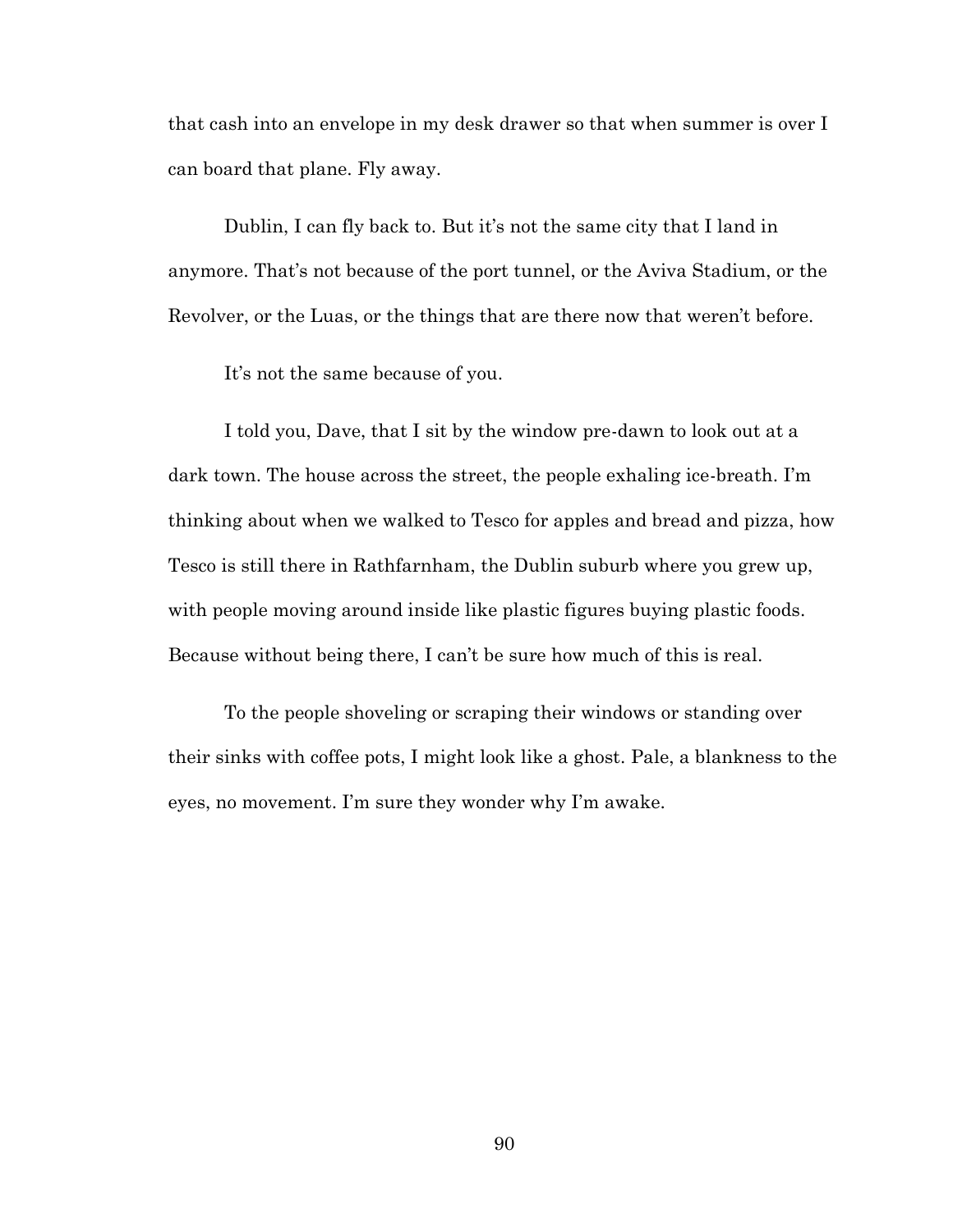that cash into an envelope in my desk drawer so that when summer is over I can board that plane. Fly away.

Dublin, I can fly back to. But it's not the same city that I land in anymore. That's not because of the port tunnel, or the Aviva Stadium, or the Revolver, or the Luas, or the things that are there now that weren't before.

It's not the same because of you.

I told you, Dave, that I sit by the window pre-dawn to look out at a dark town. The house across the street, the people exhaling ice-breath. I'm thinking about when we walked to Tesco for apples and bread and pizza, how Tesco is still there in Rathfarnham, the Dublin suburb where you grew up, with people moving around inside like plastic figures buying plastic foods. Because without being there, I can't be sure how much of this is real.

To the people shoveling or scraping their windows or standing over their sinks with coffee pots, I might look like a ghost. Pale, a blankness to the eyes, no movement. I'm sure they wonder why I'm awake.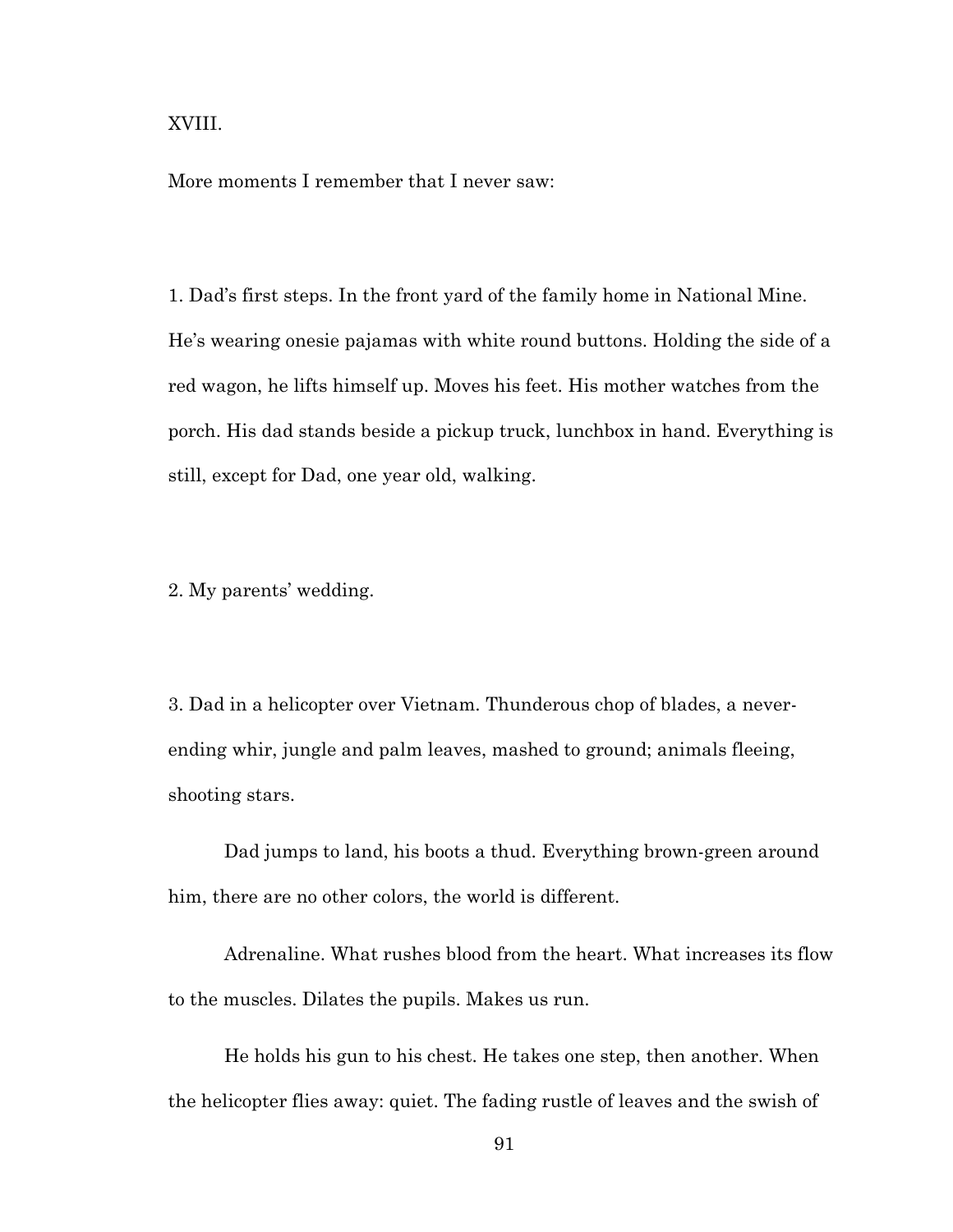XVIII.

More moments I remember that I never saw:

1. Dad's first steps. In the front yard of the family home in National Mine. He's wearing onesie pajamas with white round buttons. Holding the side of a red wagon, he lifts himself up. Moves his feet. His mother watches from the porch. His dad stands beside a pickup truck, lunchbox in hand. Everything is still, except for Dad, one year old, walking.

2. My parents' wedding.

3. Dad in a helicopter over Vietnam. Thunderous chop of blades, a never-ending whir, jungle and palm leaves, mashed to ground; animals fleeing, shooting stars.

Dad jumps to land, his boots a thud. Everything brown-green around him, there are no other colors, the world is different.

Adrenaline. What rushes blood from the heart. What increases its flow to the muscles. Dilates the pupils. Makes us run.

He holds his gun to his chest. He takes one step, then another. When the helicopter flies away: quiet. The fading rustle of leaves and the swish of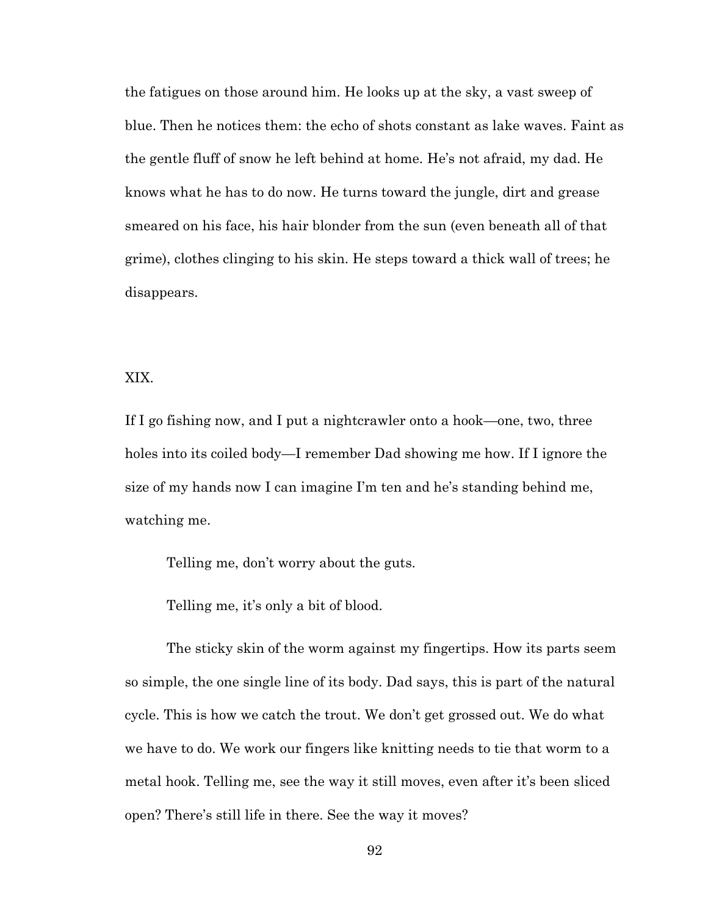the fatigues on those around him. He looks up at the sky, a vast sweep of blue. Then he notices them: the echo of shots constant as lake waves. Faint as the gentle fluff of snow he left behind at home. He's not afraid, my dad. He knows what he has to do now. He turns toward the jungle, dirt and grease smeared on his face, his hair blonder from the sun (even beneath all of that grime), clothes clinging to his skin. He steps toward a thick wall of trees; he disappears.

## XIX.

If I go fishing now, and I put a nightcrawler onto a hook—one, two, three holes into its coiled body—I remember Dad showing me how. If I ignore the size of my hands now I can imagine I'm ten and he's standing behind me, watching me.

Telling me, don't worry about the guts.

Telling me, it's only a bit of blood.

The sticky skin of the worm against my fingertips. How its parts seem so simple, the one single line of its body. Dad says, this is part of the natural cycle. This is how we catch the trout. We don't get grossed out. We do what we have to do. We work our fingers like knitting needs to tie that worm to a metal hook. Telling me, see the way it still moves, even after it's been sliced open? There's still life in there. See the way it moves?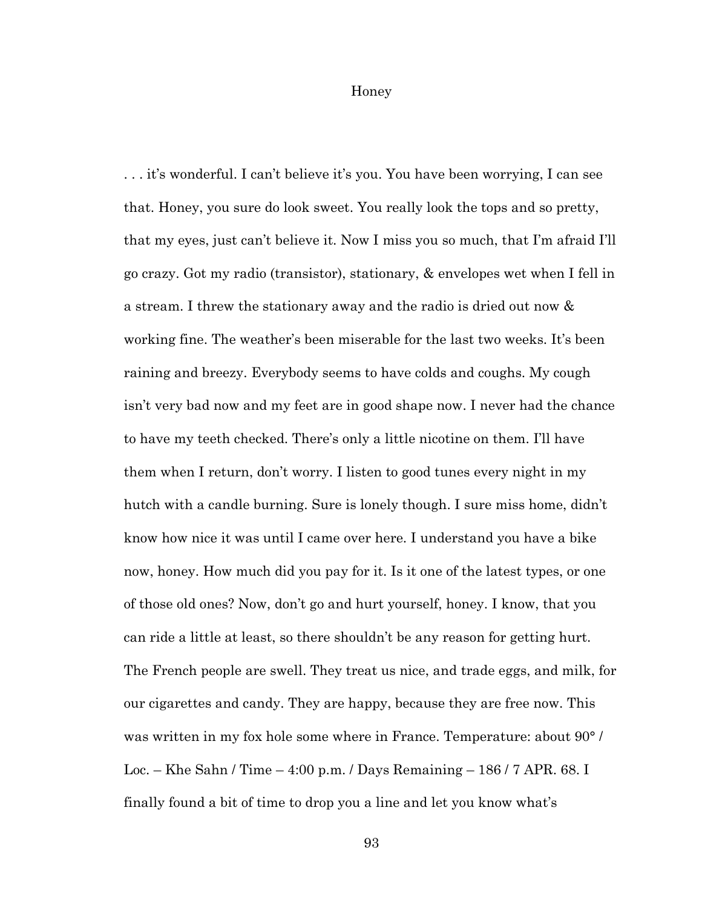# Honey

. . . it's wonderful. I can't believe it's you. You have been worrying, I can see that. Honey, you sure do look sweet. You really look the tops and so pretty, that my eyes, just can't believe it. Now I miss you so much, that I'm afraid I'll go crazy. Got my radio (transistor), stationary, & envelopes wet when I fell in a stream. I threw the stationary away and the radio is dried out now & working fine. The weather's been miserable for the last two weeks. It's been raining and breezy. Everybody seems to have colds and coughs. My cough isn't very bad now and my feet are in good shape now. I never had the chance to have my teeth checked. There's only a little nicotine on them. I'll have them when I return, don't worry. I listen to good tunes every night in my hutch with a candle burning. Sure is lonely though. I sure miss home, didn't know how nice it was until I came over here. I understand you have a bike now, honey. How much did you pay for it. Is it one of the latest types, or one of those old ones? Now, don't go and hurt yourself, honey. I know, that you can ride a little at least, so there shouldn't be any reason for getting hurt. The French people are swell. They treat us nice, and trade eggs, and milk, for our cigarettes and candy. They are happy, because they are free now. This was written in my fox hole some where in France. Temperature: about 90° / Loc. – Khe Sahn / Time – 4:00 p.m. / Days Remaining – 186 / 7 APR. 68. I finally found a bit of time to drop you a line and let you know what's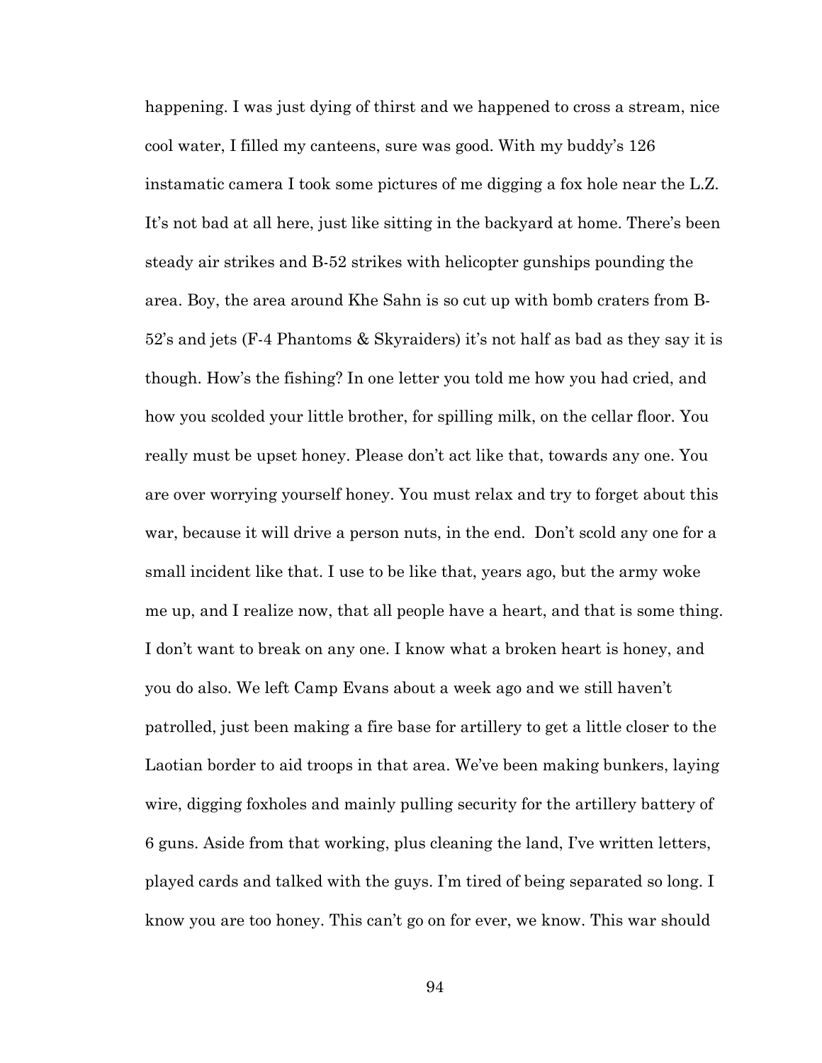happening. I was just dying of thirst and we happened to cross a stream, nice cool water, I filled my canteens, sure was good. With my buddy's 126 instamatic camera I took some pictures of me digging a fox hole near the L.Z. It's not bad at all here, just like sitting in the backyard at home. There's been steady air strikes and B-52 strikes with helicopter gunships pounding the area. Boy, the area around Khe Sahn is so cut up with bomb craters from B-52's and jets (F-4 Phantoms & Skyraiders) it's not half as bad as they say it is though. How's the fishing? In one letter you told me how you had cried, and how you scolded your little brother, for spilling milk, on the cellar floor. You really must be upset honey. Please don't act like that, towards any one. You are over worrying yourself honey. You must relax and try to forget about this war, because it will drive a person nuts, in the end. Don't scold any one for a small incident like that. I use to be like that, years ago, but the army woke me up, and I realize now, that all people have a heart, and that is some thing. I don't want to break on any one. I know what a broken heart is honey, and you do also. We left Camp Evans about a week ago and we still haven't patrolled, just been making a fire base for artillery to get a little closer to the Laotian border to aid troops in that area. We've been making bunkers, laying wire, digging foxholes and mainly pulling security for the artillery battery of 6 guns. Aside from that working, plus cleaning the land, I've written letters, played cards and talked with the guys. I'm tired of being separated so long. I know you are too honey. This can't go on for ever, we know. This war should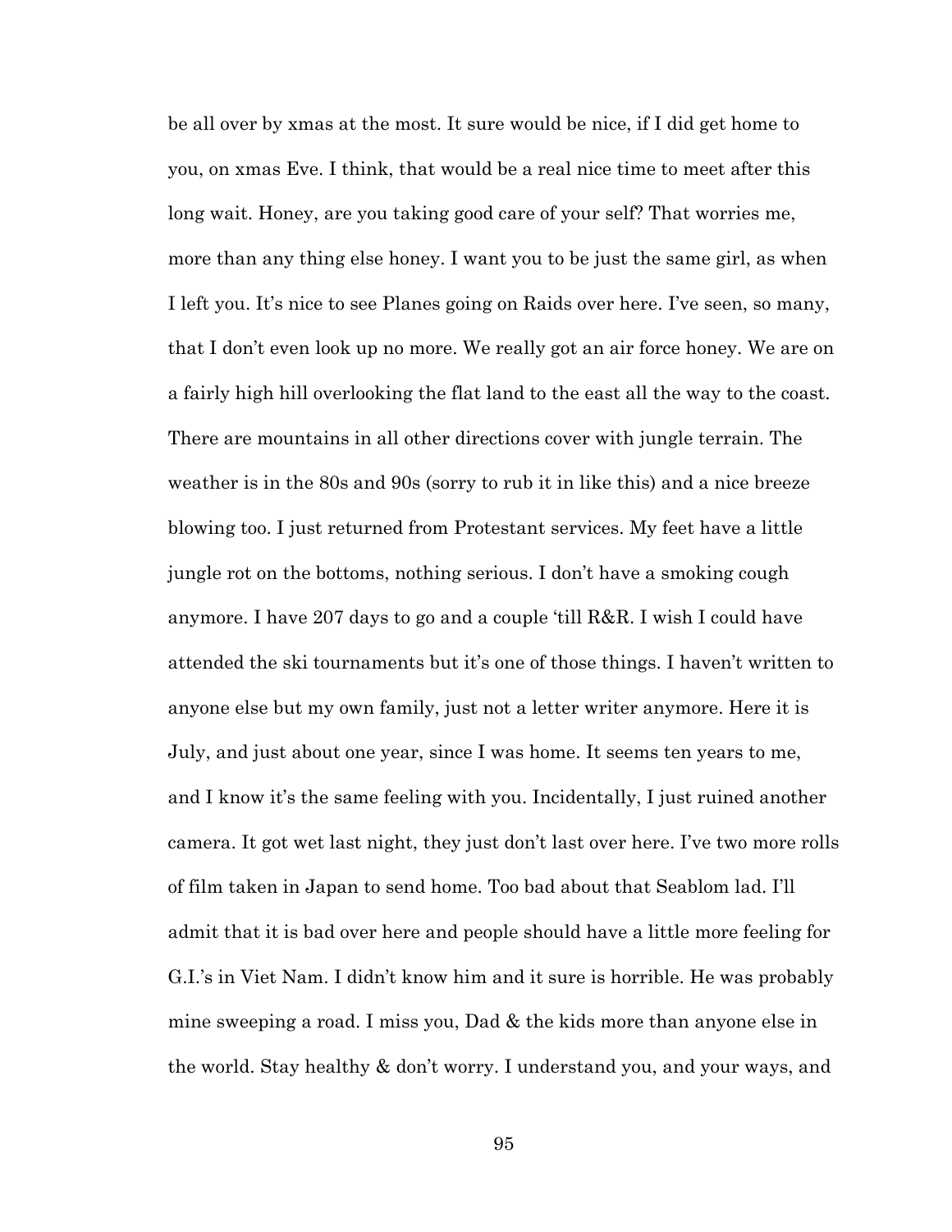be all over by xmas at the most. It sure would be nice, if I did get home to you, on xmas Eve. I think, that would be a real nice time to meet after this long wait. Honey, are you taking good care of your self? That worries me, more than any thing else honey. I want you to be just the same girl, as when I left you. It's nice to see Planes going on Raids over here. I've seen, so many, that I don't even look up no more. We really got an air force honey. We are on a fairly high hill overlooking the flat land to the east all the way to the coast. There are mountains in all other directions cover with jungle terrain. The weather is in the 80s and 90s (sorry to rub it in like this) and a nice breeze blowing too. I just returned from Protestant services. My feet have a little jungle rot on the bottoms, nothing serious. I don't have a smoking cough anymore. I have 207 days to go and a couple 'till R&R. I wish I could have attended the ski tournaments but it's one of those things. I haven't written to anyone else but my own family, just not a letter writer anymore. Here it is July, and just about one year, since I was home. It seems ten years to me, and I know it's the same feeling with you. Incidentally, I just ruined another camera. It got wet last night, they just don't last over here. I've two more rolls of film taken in Japan to send home. Too bad about that Seablom lad. I'll admit that it is bad over here and people should have a little more feeling for G.I.'s in Viet Nam. I didn't know him and it sure is horrible. He was probably mine sweeping a road. I miss you, Dad & the kids more than anyone else in the world. Stay healthy & don't worry. I understand you, and your ways, and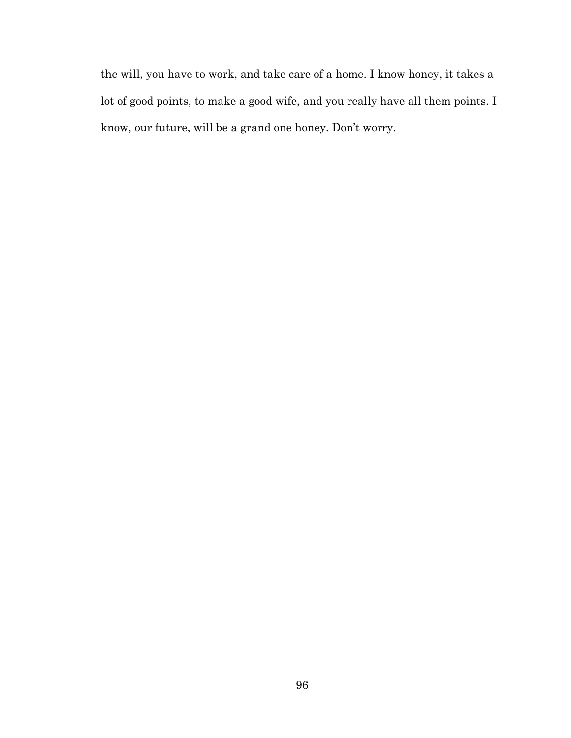the will, you have to work, and take care of a home. I know honey, it takes a lot of good points, to make a good wife, and you really have all them points. I know, our future, will be a grand one honey. Don't worry.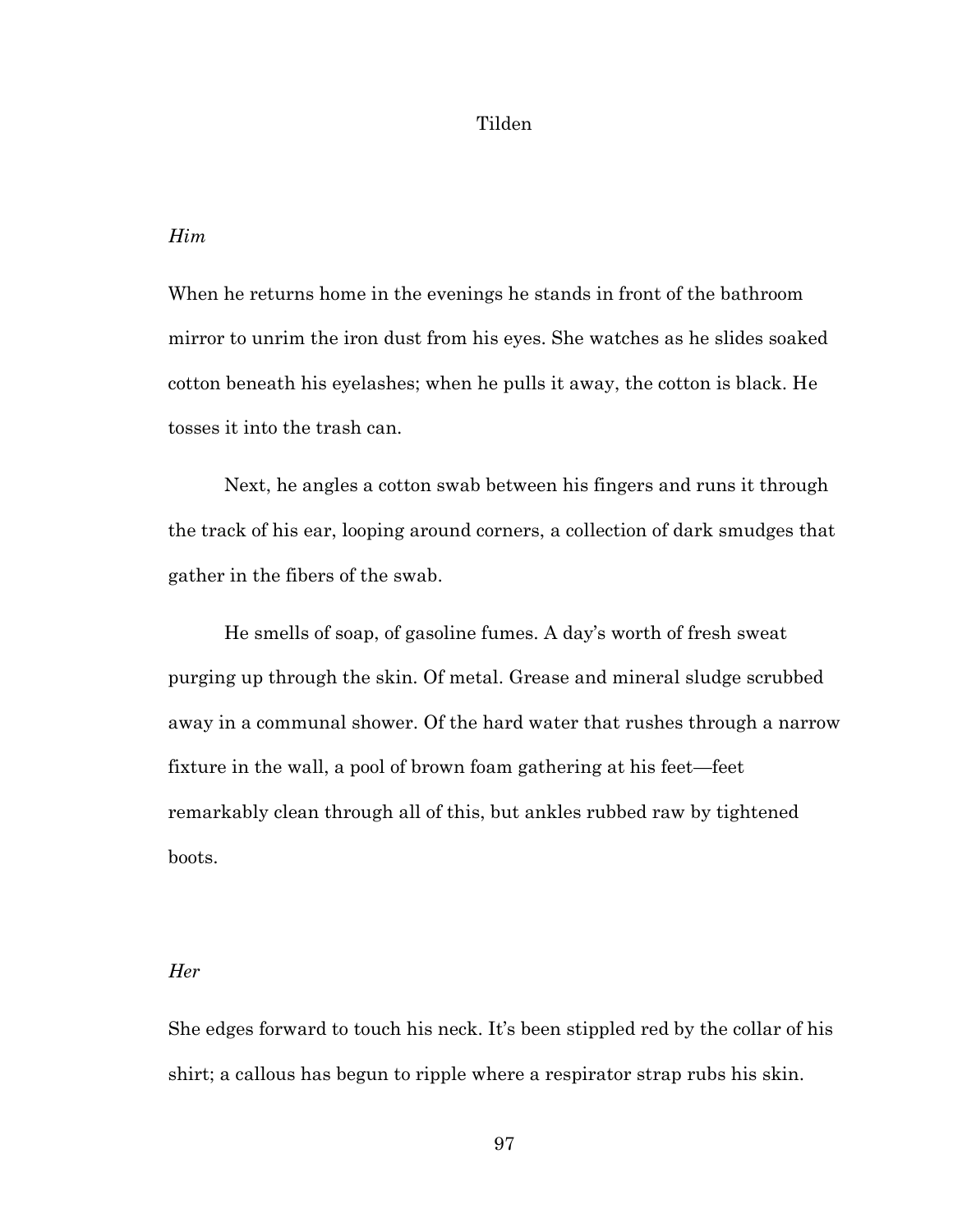# Tilden

*Him*

When he returns home in the evenings he stands in front of the bathroom mirror to unrim the iron dust from his eyes. She watches as he slides soaked cotton beneath his eyelashes; when he pulls it away, the cotton is black. He tosses it into the trash can.

Next, he angles a cotton swab between his fingers and runs it through the track of his ear, looping around corners, a collection of dark smudges that gather in the fibers of the swab.

He smells of soap, of gasoline fumes. A day's worth of fresh sweat purging up through the skin. Of metal. Grease and mineral sludge scrubbed away in a communal shower. Of the hard water that rushes through a narrow fixture in the wall, a pool of brown foam gathering at his feet—feet remarkably clean through all of this, but ankles rubbed raw by tightened boots.

*Her*

She edges forward to touch his neck. It's been stippled red by the collar of his shirt; a callous has begun to ripple where a respirator strap rubs his skin.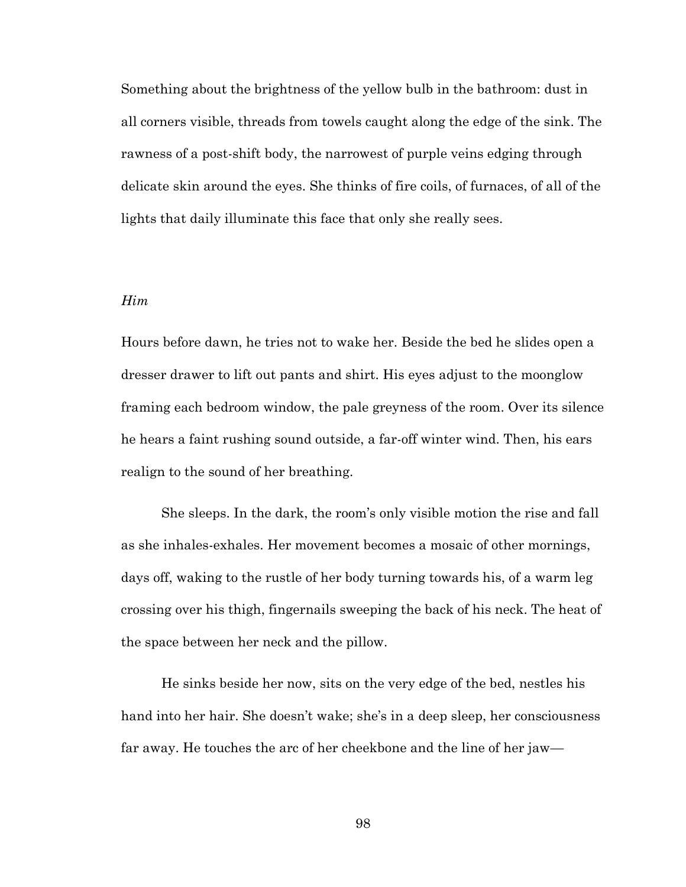Something about the brightness of the yellow bulb in the bathroom: dust in all corners visible, threads from towels caught along the edge of the sink. The rawness of a post-shift body, the narrowest of purple veins edging through delicate skin around the eyes. She thinks of fire coils, of furnaces, of all of the lights that daily illuminate this face that only she really sees.

*Him*

Hours before dawn, he tries not to wake her. Beside the bed he slides open a dresser drawer to lift out pants and shirt. His eyes adjust to the moonglow framing each bedroom window, the pale greyness of the room. Over its silence he hears a faint rushing sound outside, a far-off winter wind. Then, his ears realign to the sound of her breathing.

She sleeps. In the dark, the room's only visible motion the rise and fall as she inhales-exhales. Her movement becomes a mosaic of other mornings, days off, waking to the rustle of her body turning towards his, of a warm leg crossing over his thigh, fingernails sweeping the back of his neck. The heat of the space between her neck and the pillow.

He sinks beside her now, sits on the very edge of the bed, nestles his hand into her hair. She doesn't wake; she's in a deep sleep, her consciousness far away. He touches the arc of her cheekbone and the line of her jaw—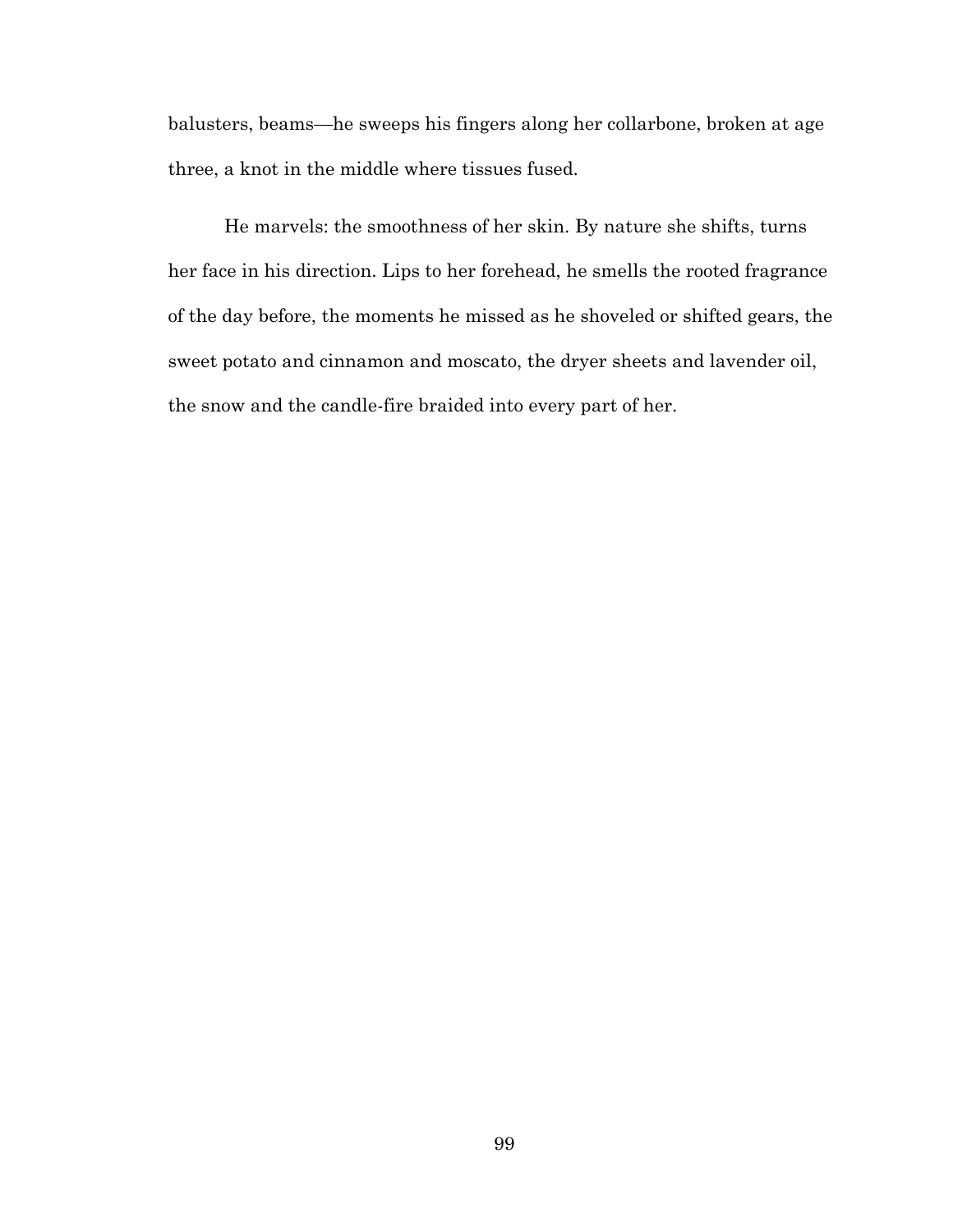balusters, beams—he sweeps his fingers along her collarbone, broken at age three, a knot in the middle where tissues fused.

He marvels: the smoothness of her skin. By nature she shifts, turns her face in his direction. Lips to her forehead, he smells the rooted fragrance of the day before, the moments he missed as he shoveled or shifted gears, the sweet potato and cinnamon and moscato, the dryer sheets and lavender oil, the snow and the candle-fire braided into every part of her.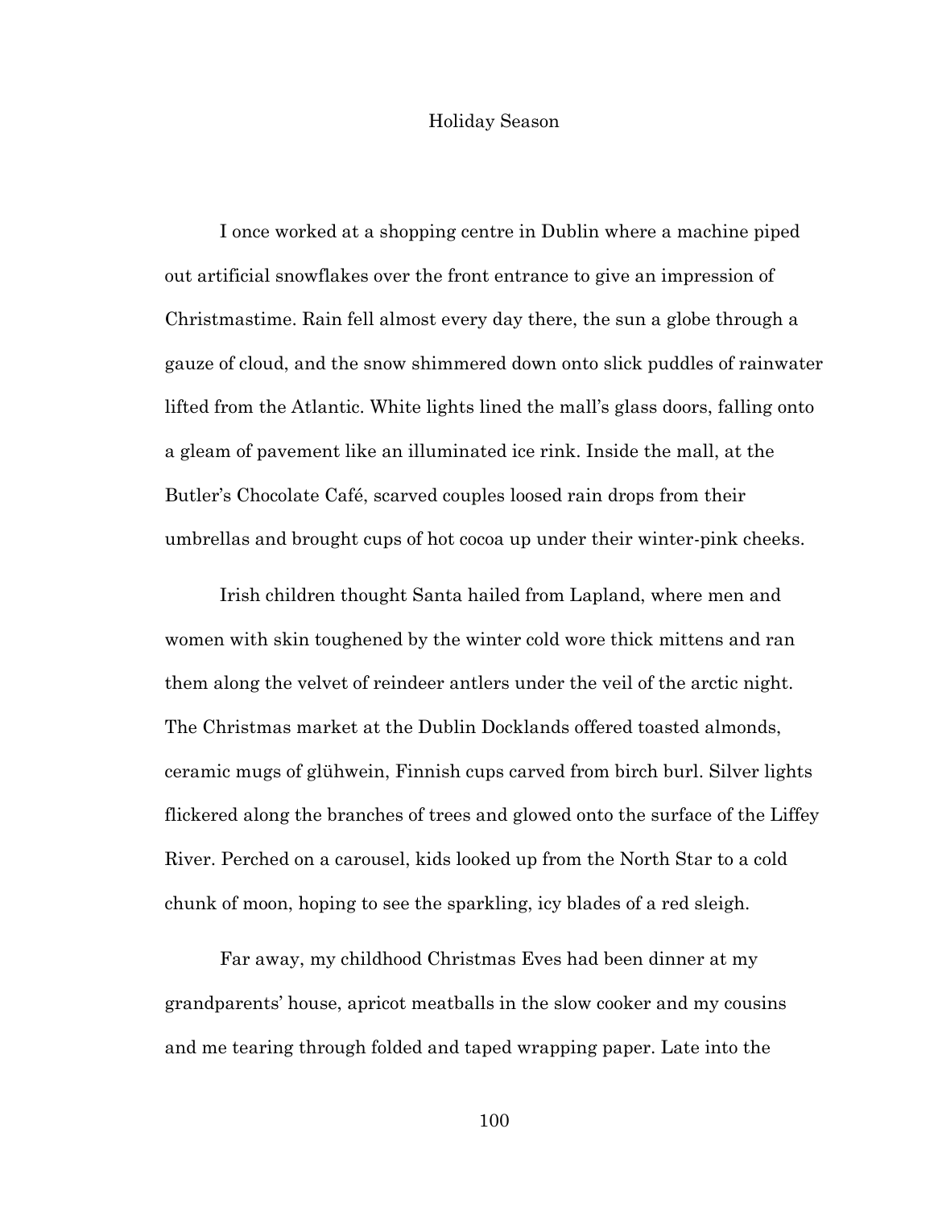# Holiday Season

I once worked at a shopping centre in Dublin where a machine piped out artificial snowflakes over the front entrance to give an impression of Christmastime. Rain fell almost every day there, the sun a globe through a gauze of cloud, and the snow shimmered down onto slick puddles of rainwater lifted from the Atlantic. White lights lined the mall's glass doors, falling onto a gleam of pavement like an illuminated ice rink. Inside the mall, at the Butler's Chocolate Café, scarved couples loosed rain drops from their umbrellas and brought cups of hot cocoa up under their winter-pink cheeks.

Irish children thought Santa hailed from Lapland, where men and women with skin toughened by the winter cold wore thick mittens and ran them along the velvet of reindeer antlers under the veil of the arctic night. The Christmas market at the Dublin Docklands offered toasted almonds, ceramic mugs of glühwein, Finnish cups carved from birch burl. Silver lights flickered along the branches of trees and glowed onto the surface of the Liffey River. Perched on a carousel, kids looked up from the North Star to a cold chunk of moon, hoping to see the sparkling, icy blades of a red sleigh.

Far away, my childhood Christmas Eves had been dinner at my grandparents' house, apricot meatballs in the slow cooker and my cousins and me tearing through folded and taped wrapping paper. Late into the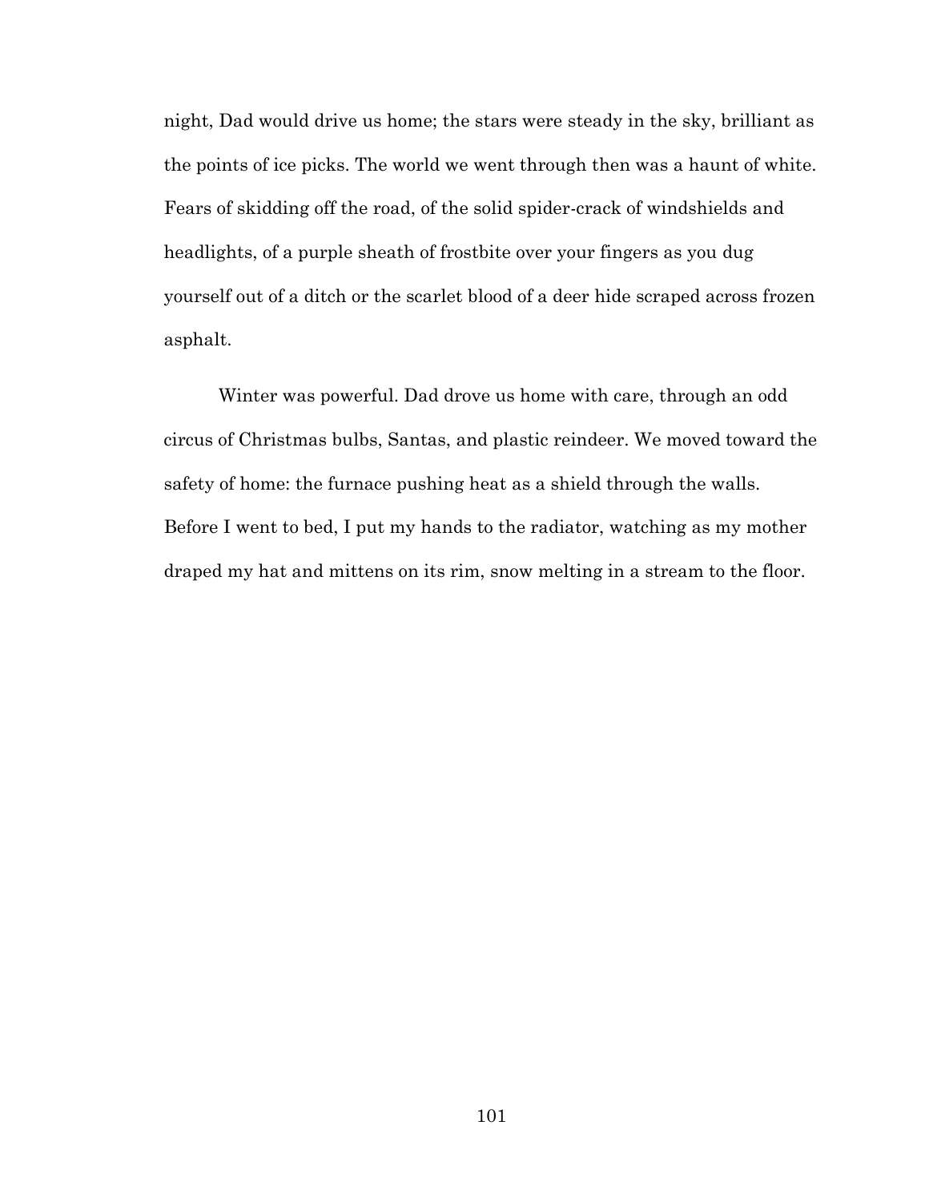night, Dad would drive us home; the stars were steady in the sky, brilliant as the points of ice picks. The world we went through then was a haunt of white. Fears of skidding off the road, of the solid spider-crack of windshields and headlights, of a purple sheath of frostbite over your fingers as you dug yourself out of a ditch or the scarlet blood of a deer hide scraped across frozen asphalt.

Winter was powerful. Dad drove us home with care, through an odd circus of Christmas bulbs, Santas, and plastic reindeer. We moved toward the safety of home: the furnace pushing heat as a shield through the walls. Before I went to bed, I put my hands to the radiator, watching as my mother draped my hat and mittens on its rim, snow melting in a stream to the floor.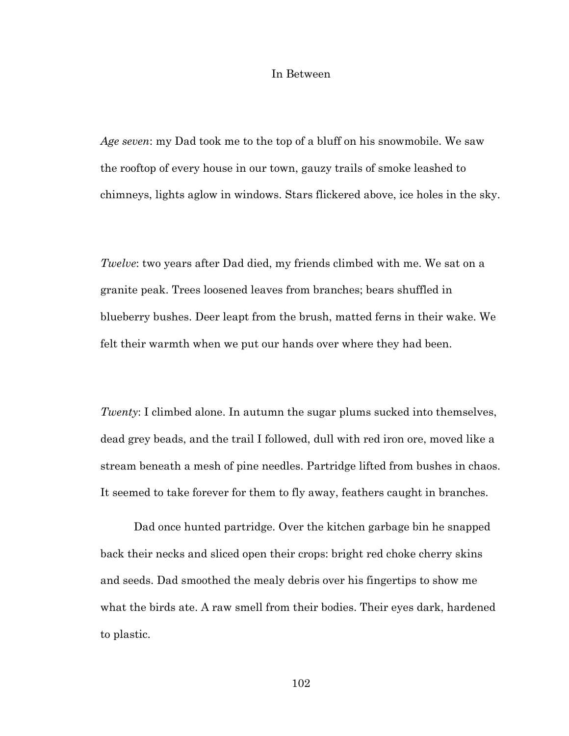# In Between

*Age seven*: my Dad took me to the top of a bluff on his snowmobile. We saw the rooftop of every house in our town, gauzy trails of smoke leashed to chimneys, lights aglow in windows. Stars flickered above, ice holes in the sky.

*Twelve*: two years after Dad died, my friends climbed with me. We sat on a granite peak. Trees loosened leaves from branches; bears shuffled in blueberry bushes. Deer leapt from the brush, matted ferns in their wake. We felt their warmth when we put our hands over where they had been.

*Twenty*: I climbed alone. In autumn the sugar plums sucked into themselves, dead grey beads, and the trail I followed, dull with red iron ore, moved like a stream beneath a mesh of pine needles. Partridge lifted from bushes in chaos. It seemed to take forever for them to fly away, feathers caught in branches.

Dad once hunted partridge. Over the kitchen garbage bin he snapped back their necks and sliced open their crops: bright red choke cherry skins and seeds. Dad smoothed the mealy debris over his fingertips to show me what the birds ate. A raw smell from their bodies. Their eyes dark, hardened to plastic.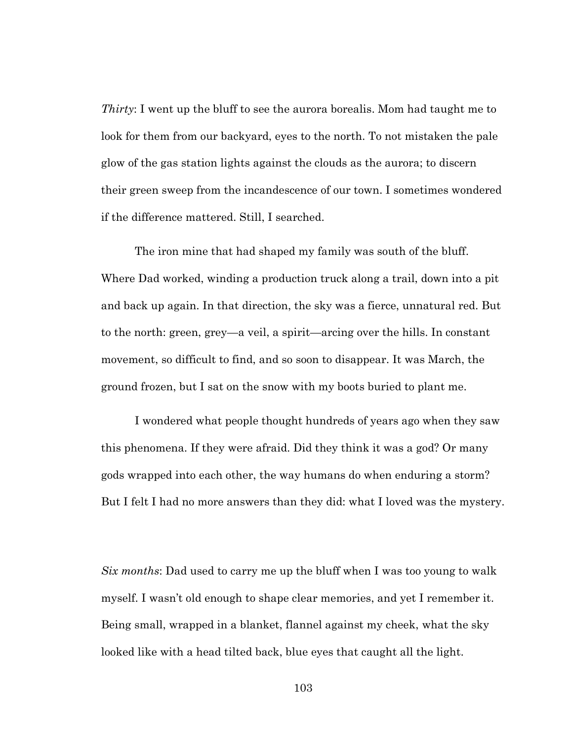*Thirty*: I went up the bluff to see the aurora borealis. Mom had taught me to look for them from our backyard, eyes to the north. To not mistaken the pale glow of the gas station lights against the clouds as the aurora; to discern their green sweep from the incandescence of our town. I sometimes wondered if the difference mattered. Still, I searched.

The iron mine that had shaped my family was south of the bluff. Where Dad worked, winding a production truck along a trail, down into a pit and back up again. In that direction, the sky was a fierce, unnatural red. But to the north: green, grey—a veil, a spirit—arcing over the hills. In constant movement, so difficult to find, and so soon to disappear. It was March, the ground frozen, but I sat on the snow with my boots buried to plant me.

I wondered what people thought hundreds of years ago when they saw this phenomena. If they were afraid. Did they think it was a god? Or many gods wrapped into each other, the way humans do when enduring a storm? But I felt I had no more answers than they did: what I loved was the mystery.

*Six months*: Dad used to carry me up the bluff when I was too young to walk myself. I wasn't old enough to shape clear memories, and yet I remember it. Being small, wrapped in a blanket, flannel against my cheek, what the sky looked like with a head tilted back, blue eyes that caught all the light.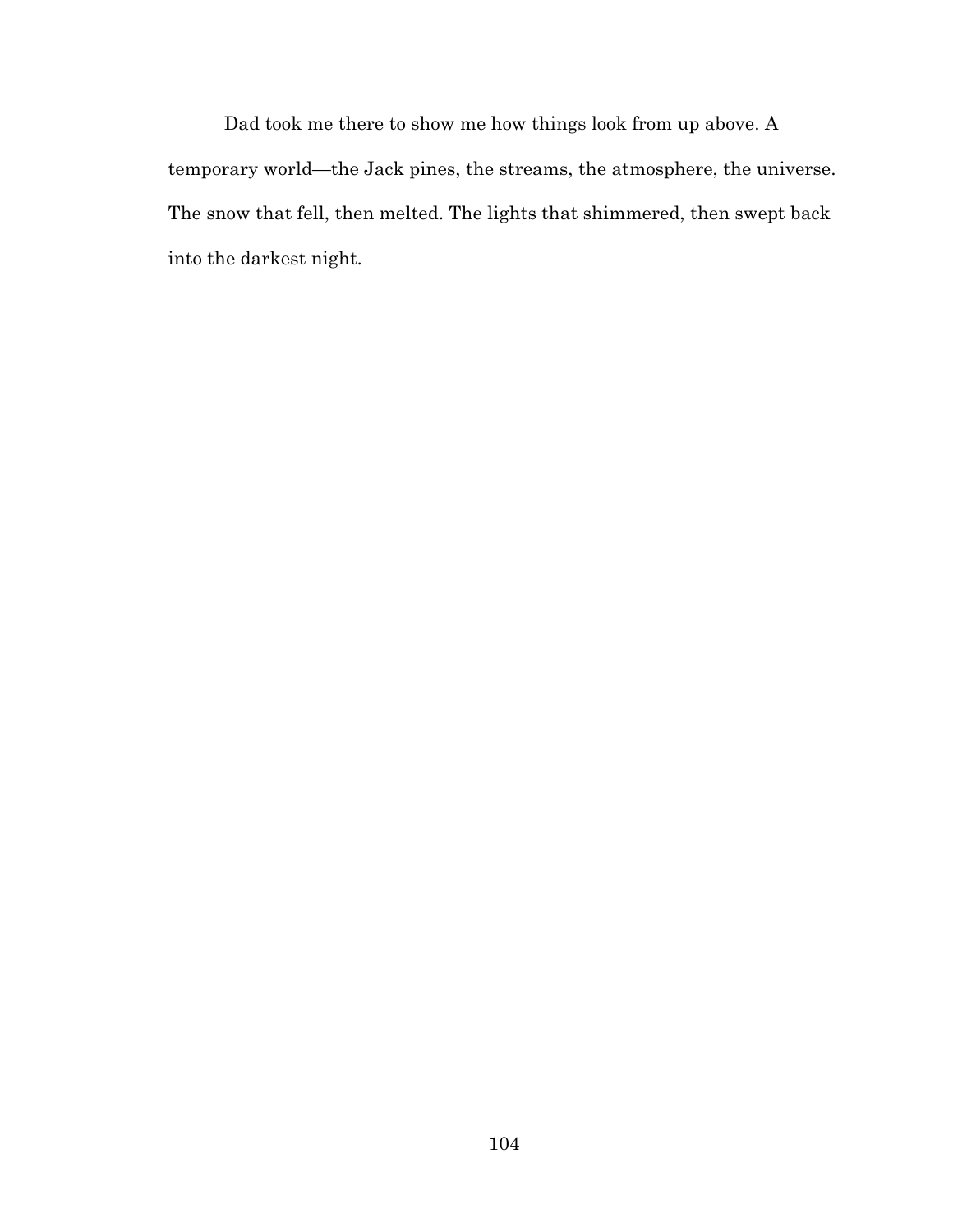Dad took me there to show me how things look from up above. A temporary world—the Jack pines, the streams, the atmosphere, the universe. The snow that fell, then melted. The lights that shimmered, then swept back into the darkest night.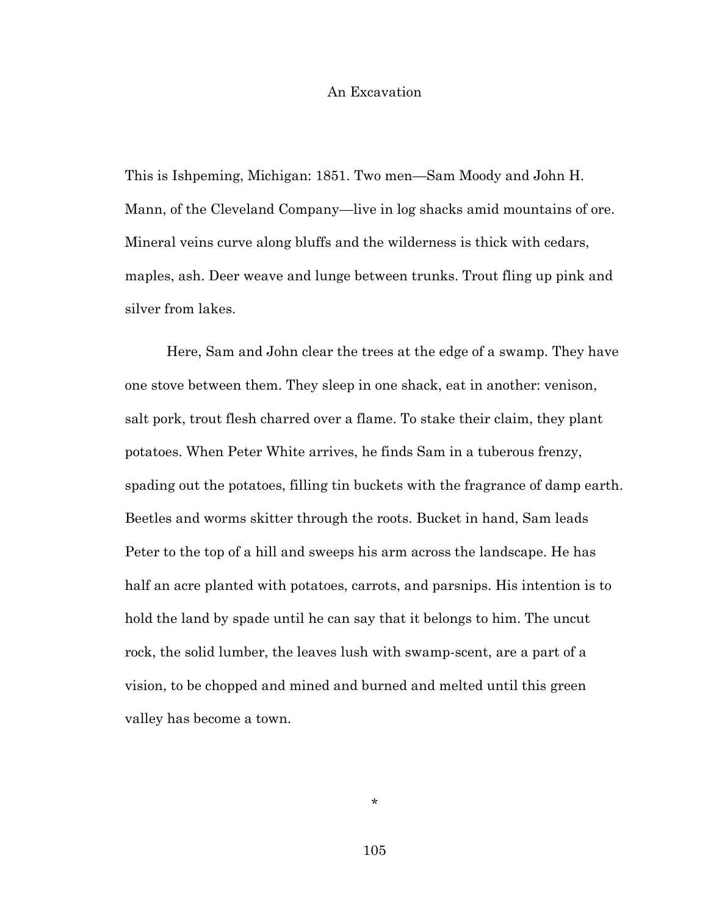# An Excavation

This is Ishpeming, Michigan: 1851. Two men—Sam Moody and John H. Mann, of the Cleveland Company—live in log shacks amid mountains of ore. Mineral veins curve along bluffs and the wilderness is thick with cedars, maples, ash. Deer weave and lunge between trunks. Trout fling up pink and silver from lakes.

Here, Sam and John clear the trees at the edge of a swamp. They have one stove between them. They sleep in one shack, eat in another: venison, salt pork, trout flesh charred over a flame. To stake their claim, they plant potatoes. When Peter White arrives, he finds Sam in a tuberous frenzy, spading out the potatoes, filling tin buckets with the fragrance of damp earth. Beetles and worms skitter through the roots. Bucket in hand, Sam leads Peter to the top of a hill and sweeps his arm across the landscape. He has half an acre planted with potatoes, carrots, and parsnips. His intention is to hold the land by spade until he can say that it belongs to him. The uncut rock, the solid lumber, the leaves lush with swamp-scent, are a part of a vision, to be chopped and mined and burned and melted until this green valley has become a town.

*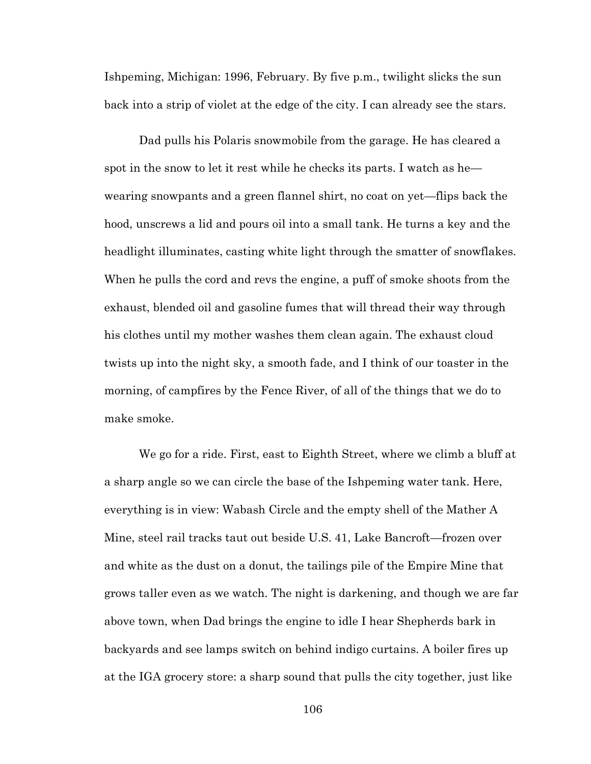Ishpeming, Michigan: 1996, February. By five p.m., twilight slicks the sun back into a strip of violet at the edge of the city. I can already see the stars.

Dad pulls his Polaris snowmobile from the garage. He has cleared a spot in the snow to let it rest while he checks its parts. I watch as he—wearing snowpants and a green flannel shirt, no coat on yet—flips back the hood, unscrews a lid and pours oil into a small tank. He turns a key and the headlight illuminates, casting white light through the smatter of snowflakes. When he pulls the cord and revs the engine, a puff of smoke shoots from the exhaust, blended oil and gasoline fumes that will thread their way through his clothes until my mother washes them clean again. The exhaust cloud twists up into the night sky, a smooth fade, and I think of our toaster in the morning, of campfires by the Fence River, of all of the things that we do to make smoke.

We go for a ride. First, east to Eighth Street, where we climb a bluff at a sharp angle so we can circle the base of the Ishpeming water tank. Here, everything is in view: Wabash Circle and the empty shell of the Mather A Mine, steel rail tracks taut out beside U.S. 41, Lake Bancroft—frozen over and white as the dust on a donut, the tailings pile of the Empire Mine that grows taller even as we watch. The night is darkening, and though we are far above town, when Dad brings the engine to idle I hear Shepherds bark in backyards and see lamps switch on behind indigo curtains. A boiler fires up at the IGA grocery store: a sharp sound that pulls the city together, just like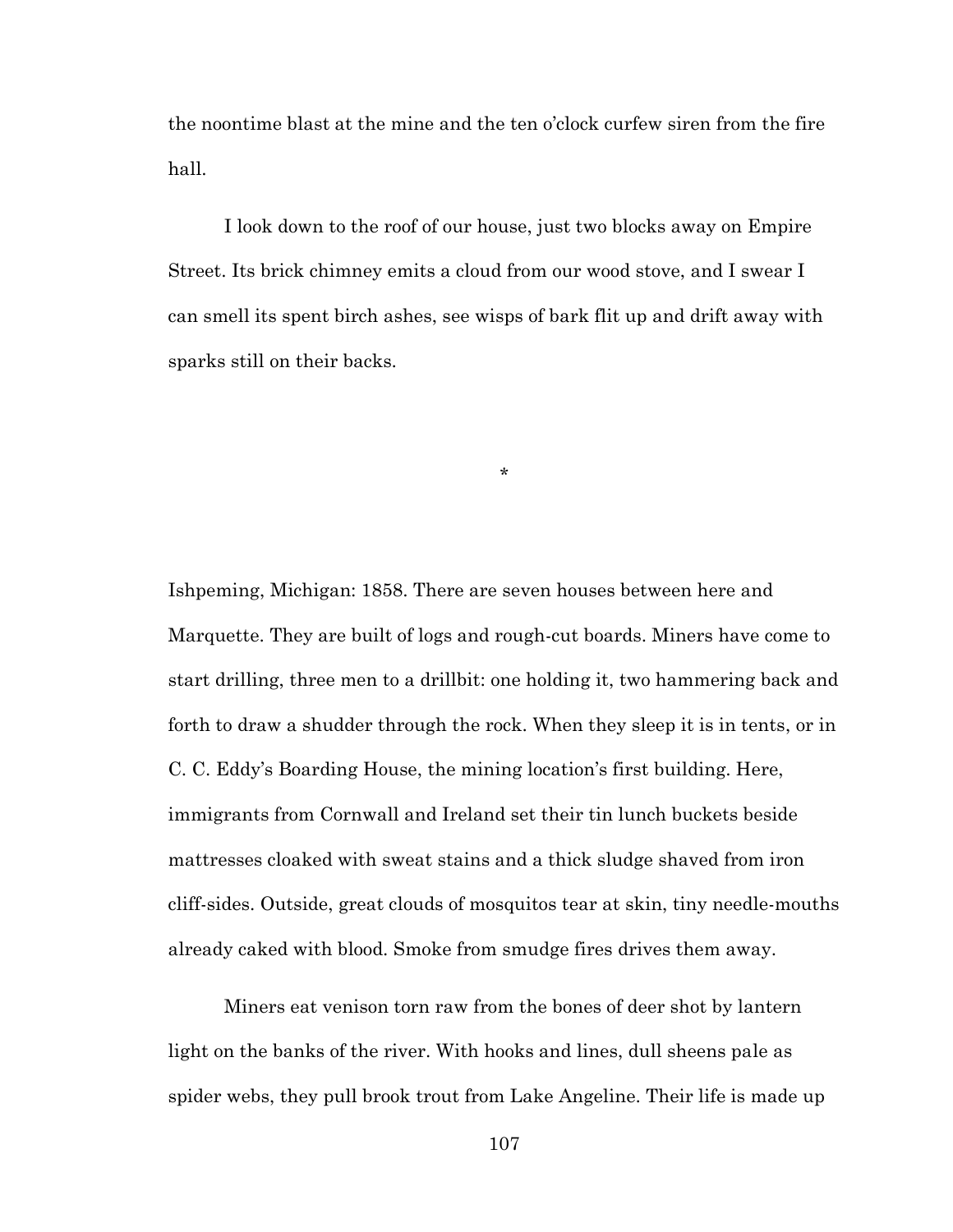the noontime blast at the mine and the ten o'clock curfew siren from the fire hall.

I look down to the roof of our house, just two blocks away on Empire Street. Its brick chimney emits a cloud from our wood stove, and I swear I can smell its spent birch ashes, see wisps of bark flit up and drift away with sparks still on their backs.

*

Ishpeming, Michigan: 1858. There are seven houses between here and Marquette. They are built of logs and rough-cut boards. Miners have come to start drilling, three men to a drillbit: one holding it, two hammering back and forth to draw a shudder through the rock. When they sleep it is in tents, or in C. C. Eddy's Boarding House, the mining location's first building. Here, immigrants from Cornwall and Ireland set their tin lunch buckets beside mattresses cloaked with sweat stains and a thick sludge shaved from iron cliff-sides. Outside, great clouds of mosquitos tear at skin, tiny needle-mouths already caked with blood. Smoke from smudge fires drives them away.

Miners eat venison torn raw from the bones of deer shot by lantern light on the banks of the river. With hooks and lines, dull sheens pale as spider webs, they pull brook trout from Lake Angeline. Their life is made up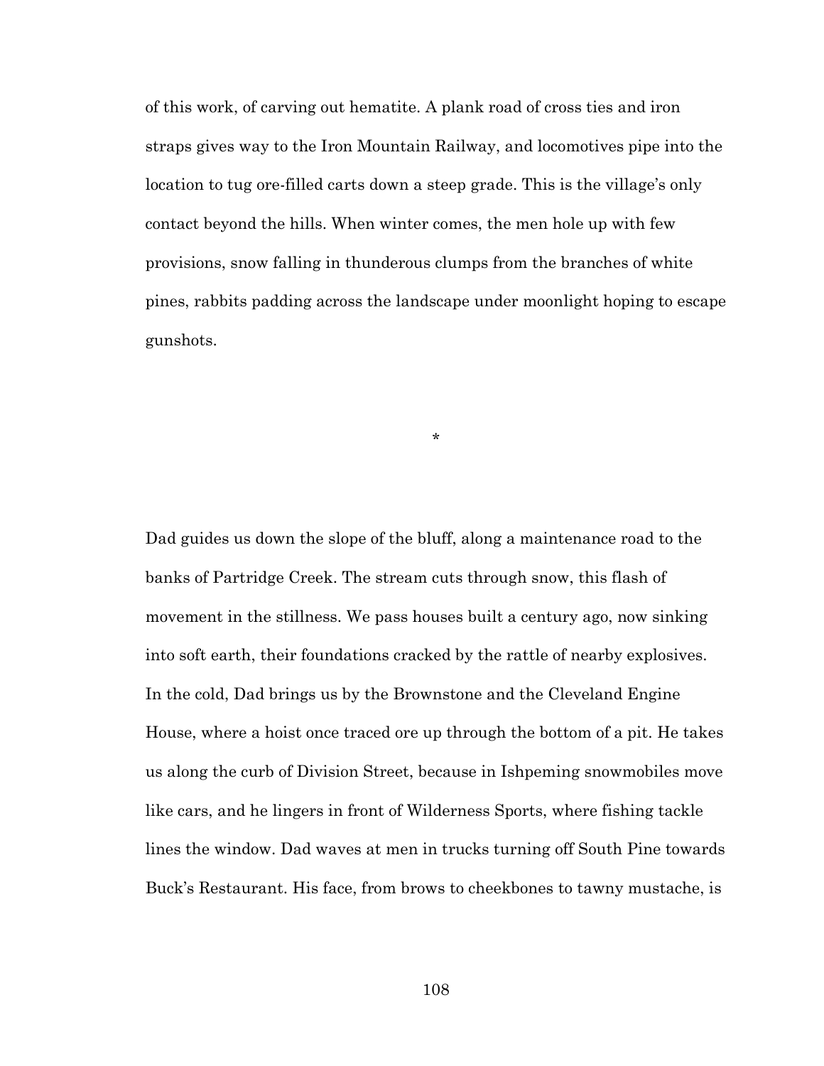of this work, of carving out hematite. A plank road of cross ties and iron straps gives way to the Iron Mountain Railway, and locomotives pipe into the location to tug ore-filled carts down a steep grade. This is the village's only contact beyond the hills. When winter comes, the men hole up with few provisions, snow falling in thunderous clumps from the branches of white pines, rabbits padding across the landscape under moonlight hoping to escape gunshots.

*

Dad guides us down the slope of the bluff, along a maintenance road to the banks of Partridge Creek. The stream cuts through snow, this flash of movement in the stillness. We pass houses built a century ago, now sinking into soft earth, their foundations cracked by the rattle of nearby explosives. In the cold, Dad brings us by the Brownstone and the Cleveland Engine House, where a hoist once traced ore up through the bottom of a pit. He takes us along the curb of Division Street, because in Ishpeming snowmobiles move like cars, and he lingers in front of Wilderness Sports, where fishing tackle lines the window. Dad waves at men in trucks turning off South Pine towards Buck's Restaurant. His face, from brows to cheekbones to tawny mustache, is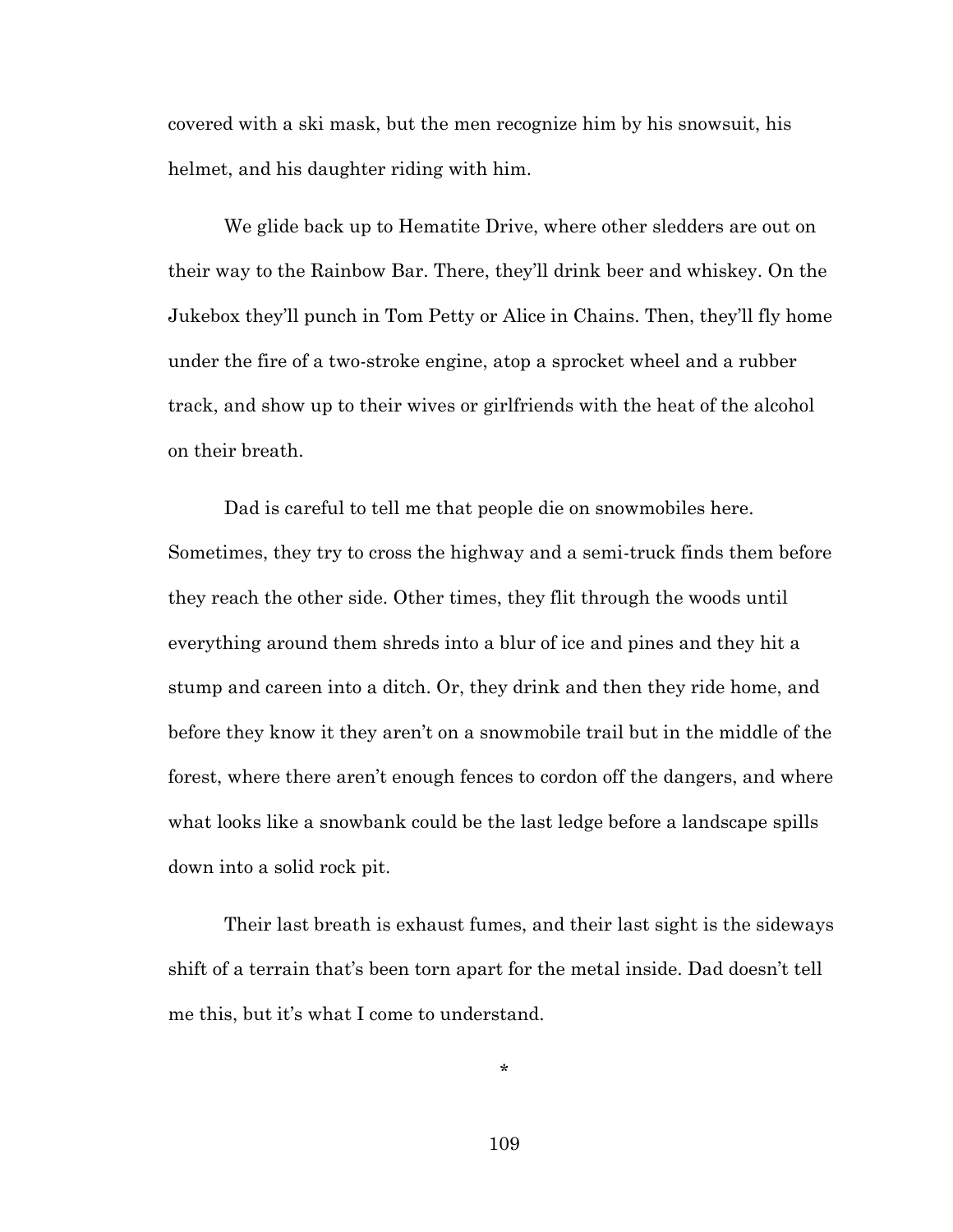covered with a ski mask, but the men recognize him by his snowsuit, his helmet, and his daughter riding with him.

We glide back up to Hematite Drive, where other sledders are out on their way to the Rainbow Bar. There, they'll drink beer and whiskey. On the Jukebox they'll punch in Tom Petty or Alice in Chains. Then, they'll fly home under the fire of a two-stroke engine, atop a sprocket wheel and a rubber track, and show up to their wives or girlfriends with the heat of the alcohol on their breath.

Dad is careful to tell me that people die on snowmobiles here. Sometimes, they try to cross the highway and a semi-truck finds them before they reach the other side. Other times, they flit through the woods until everything around them shreds into a blur of ice and pines and they hit a stump and careen into a ditch. Or, they drink and then they ride home, and before they know it they aren't on a snowmobile trail but in the middle of the forest, where there aren't enough fences to cordon off the dangers, and where what looks like a snowbank could be the last ledge before a landscape spills down into a solid rock pit.

Their last breath is exhaust fumes, and their last sight is the sideways shift of a terrain that's been torn apart for the metal inside. Dad doesn't tell me this, but it's what I come to understand.

*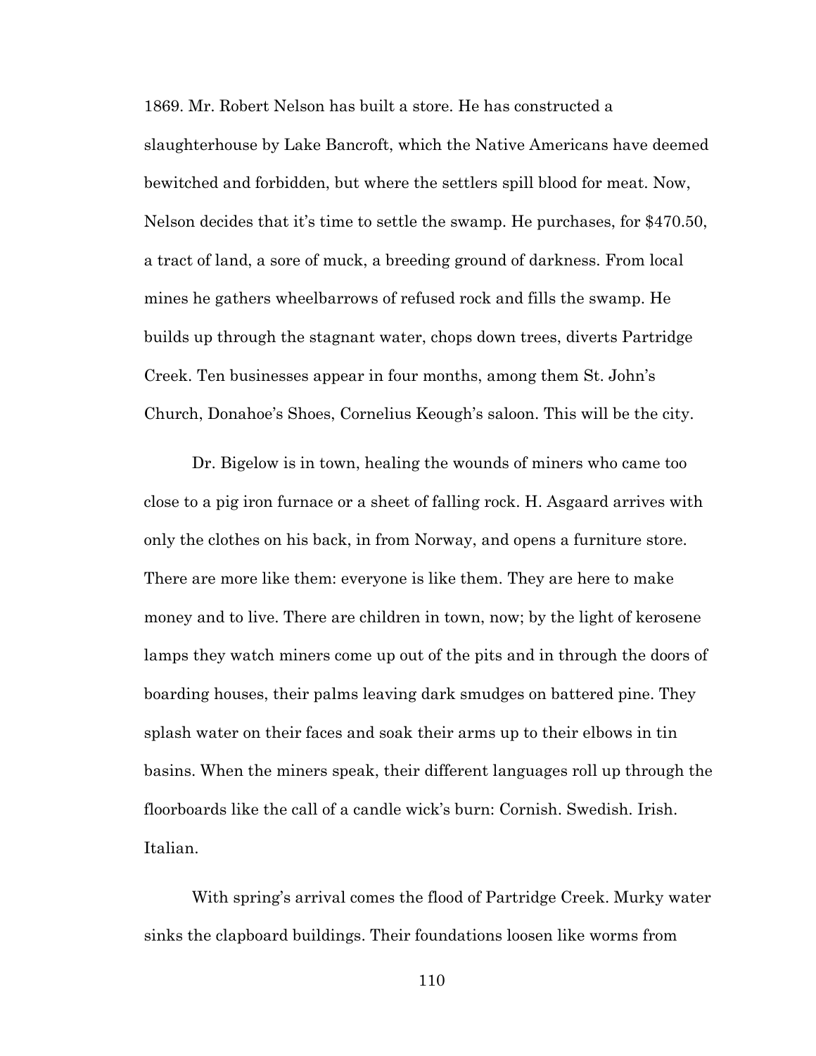1869. Mr. Robert Nelson has built a store. He has constructed a slaughterhouse by Lake Bancroft, which the Native Americans have deemed bewitched and forbidden, but where the settlers spill blood for meat. Now, Nelson decides that it's time to settle the swamp. He purchases, for $470.50, a tract of land, a sore of muck, a breeding ground of darkness. From local mines he gathers wheelbarrows of refused rock and fills the swamp. He builds up through the stagnant water, chops down trees, diverts Partridge Creek. Ten businesses appear in four months, among them St. John's Church, Donahoe's Shoes, Cornelius Keough's saloon. This will be the city.

Dr. Bigelow is in town, healing the wounds of miners who came too close to a pig iron furnace or a sheet of falling rock. H. Asgaard arrives with only the clothes on his back, in from Norway, and opens a furniture store. There are more like them: everyone is like them. They are here to make money and to live. There are children in town, now; by the light of kerosene lamps they watch miners come up out of the pits and in through the doors of boarding houses, their palms leaving dark smudges on battered pine. They splash water on their faces and soak their arms up to their elbows in tin basins. When the miners speak, their different languages roll up through the floorboards like the call of a candle wick's burn: Cornish. Swedish. Irish. Italian.

With spring's arrival comes the flood of Partridge Creek. Murky water sinks the clapboard buildings. Their foundations loosen like worms from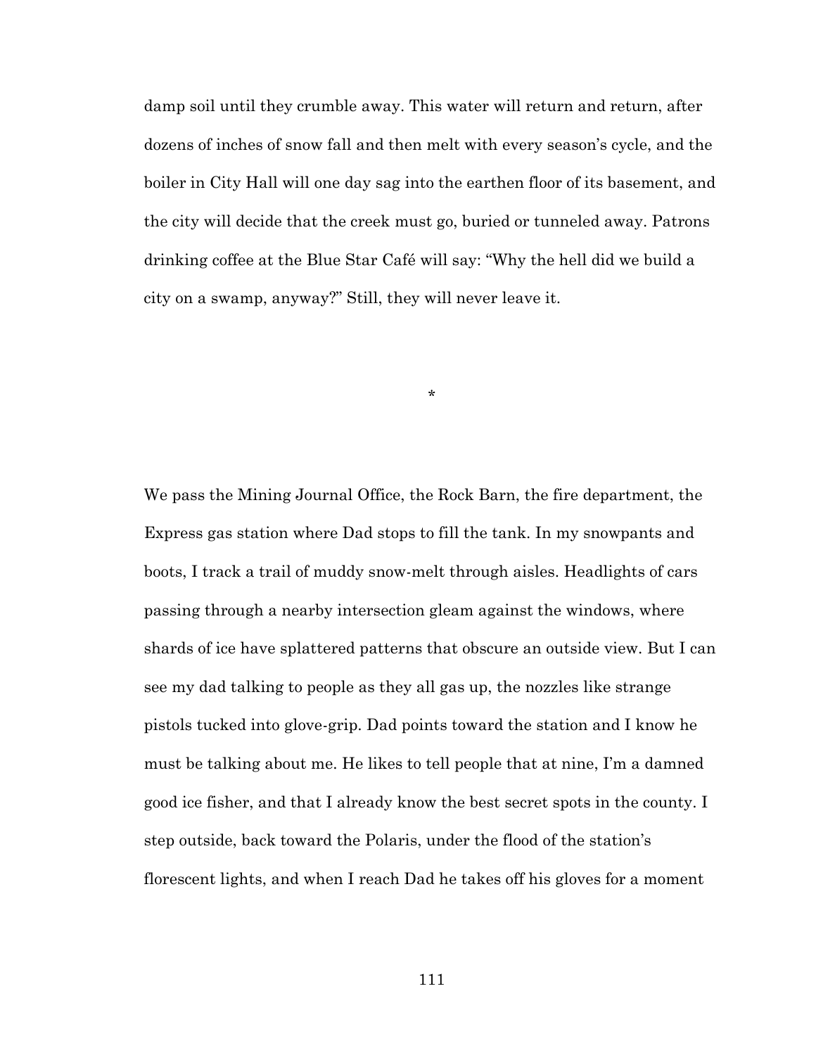damp soil until they crumble away. This water will return and return, after dozens of inches of snow fall and then melt with every season's cycle, and the boiler in City Hall will one day sag into the earthen floor of its basement, and the city will decide that the creek must go, buried or tunneled away. Patrons drinking coffee at the Blue Star Café will say: "Why the hell did we build a city on a swamp, anyway?" Still, they will never leave it.

*

We pass the Mining Journal Office, the Rock Barn, the fire department, the Express gas station where Dad stops to fill the tank. In my snowpants and boots, I track a trail of muddy snow-melt through aisles. Headlights of cars passing through a nearby intersection gleam against the windows, where shards of ice have splattered patterns that obscure an outside view. But I can see my dad talking to people as they all gas up, the nozzles like strange pistols tucked into glove-grip. Dad points toward the station and I know he must be talking about me. He likes to tell people that at nine, I'm a damned good ice fisher, and that I already know the best secret spots in the county. I step outside, back toward the Polaris, under the flood of the station's florescent lights, and when I reach Dad he takes off his gloves for a moment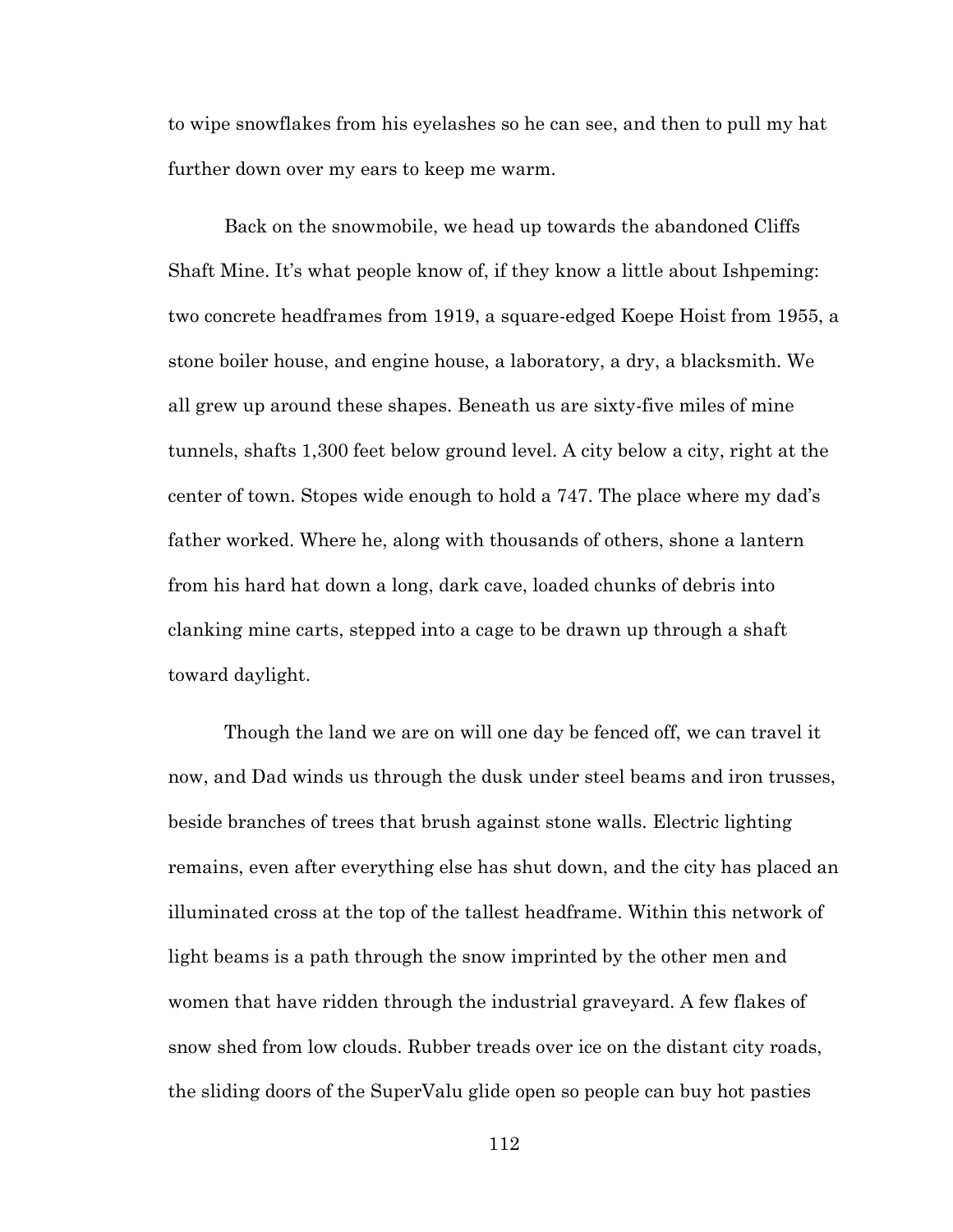to wipe snowflakes from his eyelashes so he can see, and then to pull my hat further down over my ears to keep me warm.

Back on the snowmobile, we head up towards the abandoned Cliffs Shaft Mine. It's what people know of, if they know a little about Ishpeming: two concrete headframes from 1919, a square-edged Koepe Hoist from 1955, a stone boiler house, and engine house, a laboratory, a dry, a blacksmith. We all grew up around these shapes. Beneath us are sixty-five miles of mine tunnels, shafts 1,300 feet below ground level. A city below a city, right at the center of town. Stopes wide enough to hold a 747. The place where my dad's father worked. Where he, along with thousands of others, shone a lantern from his hard hat down a long, dark cave, loaded chunks of debris into clanking mine carts, stepped into a cage to be drawn up through a shaft toward daylight.

Though the land we are on will one day be fenced off, we can travel it now, and Dad winds us through the dusk under steel beams and iron trusses, beside branches of trees that brush against stone walls. Electric lighting remains, even after everything else has shut down, and the city has placed an illuminated cross at the top of the tallest headframe. Within this network of light beams is a path through the snow imprinted by the other men and women that have ridden through the industrial graveyard. A few flakes of snow shed from low clouds. Rubber treads over ice on the distant city roads, the sliding doors of the SuperValu glide open so people can buy hot pasties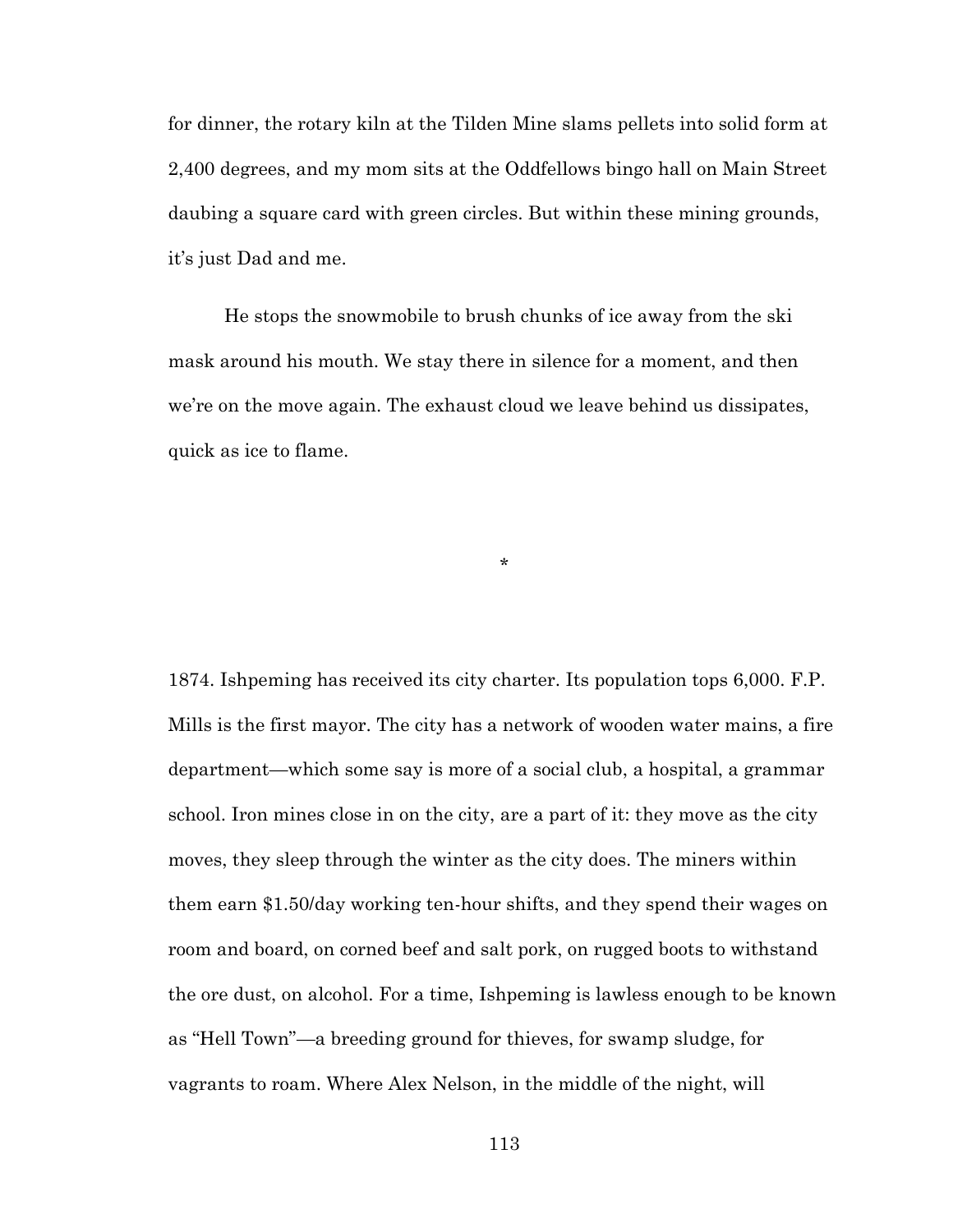for dinner, the rotary kiln at the Tilden Mine slams pellets into solid form at 2,400 degrees, and my mom sits at the Oddfellows bingo hall on Main Street daubing a square card with green circles. But within these mining grounds, it's just Dad and me.

He stops the snowmobile to brush chunks of ice away from the ski mask around his mouth. We stay there in silence for a moment, and then we're on the move again. The exhaust cloud we leave behind us dissipates, quick as ice to flame.

*

1874. Ishpeming has received its city charter. Its population tops 6,000. F.P. Mills is the first mayor. The city has a network of wooden water mains, a fire department—which some say is more of a social club, a hospital, a grammar school. Iron mines close in on the city, are a part of it: they move as the city moves, they sleep through the winter as the city does. The miners within them earn $1.50/day working ten-hour shifts, and they spend their wages on room and board, on corned beef and salt pork, on rugged boots to withstand the ore dust, on alcohol. For a time, Ishpeming is lawless enough to be known as "Hell Town"—a breeding ground for thieves, for swamp sludge, for vagrants to roam. Where Alex Nelson, in the middle of the night, will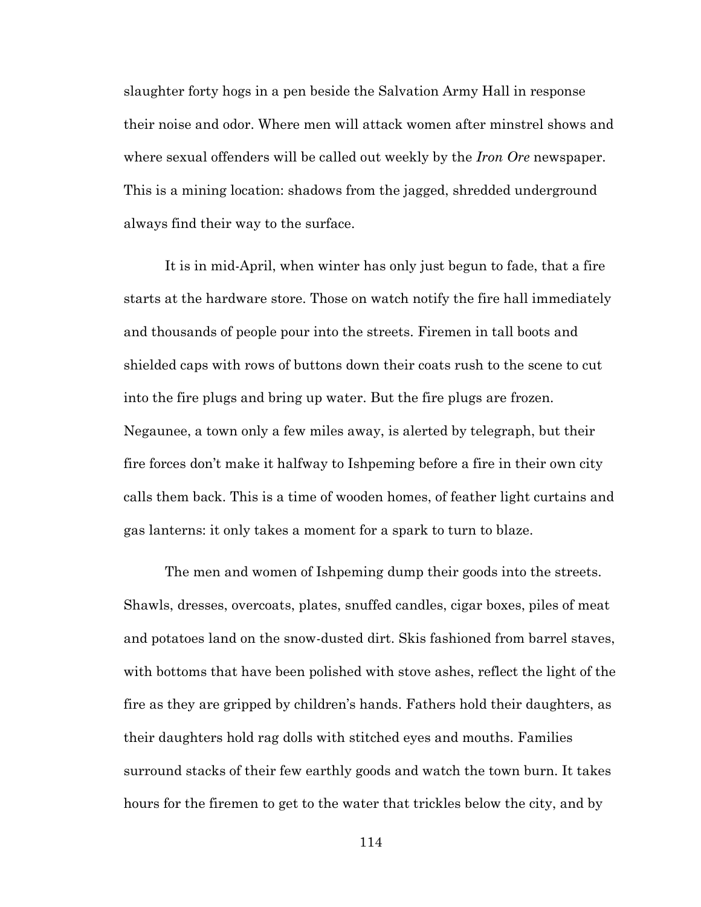slaughter forty hogs in a pen beside the Salvation Army Hall in response their noise and odor. Where men will attack women after minstrel shows and where sexual offenders will be called out weekly by the *Iron Ore* newspaper. This is a mining location: shadows from the jagged, shredded underground always find their way to the surface.

It is in mid-April, when winter has only just begun to fade, that a fire starts at the hardware store. Those on watch notify the fire hall immediately and thousands of people pour into the streets. Firemen in tall boots and shielded caps with rows of buttons down their coats rush to the scene to cut into the fire plugs and bring up water. But the fire plugs are frozen. Negaunee, a town only a few miles away, is alerted by telegraph, but their fire forces don't make it halfway to Ishpeming before a fire in their own city calls them back. This is a time of wooden homes, of feather light curtains and gas lanterns: it only takes a moment for a spark to turn to blaze.

The men and women of Ishpeming dump their goods into the streets. Shawls, dresses, overcoats, plates, snuffed candles, cigar boxes, piles of meat and potatoes land on the snow-dusted dirt. Skis fashioned from barrel staves, with bottoms that have been polished with stove ashes, reflect the light of the fire as they are gripped by children's hands. Fathers hold their daughters, as their daughters hold rag dolls with stitched eyes and mouths. Families surround stacks of their few earthly goods and watch the town burn. It takes hours for the firemen to get to the water that trickles below the city, and by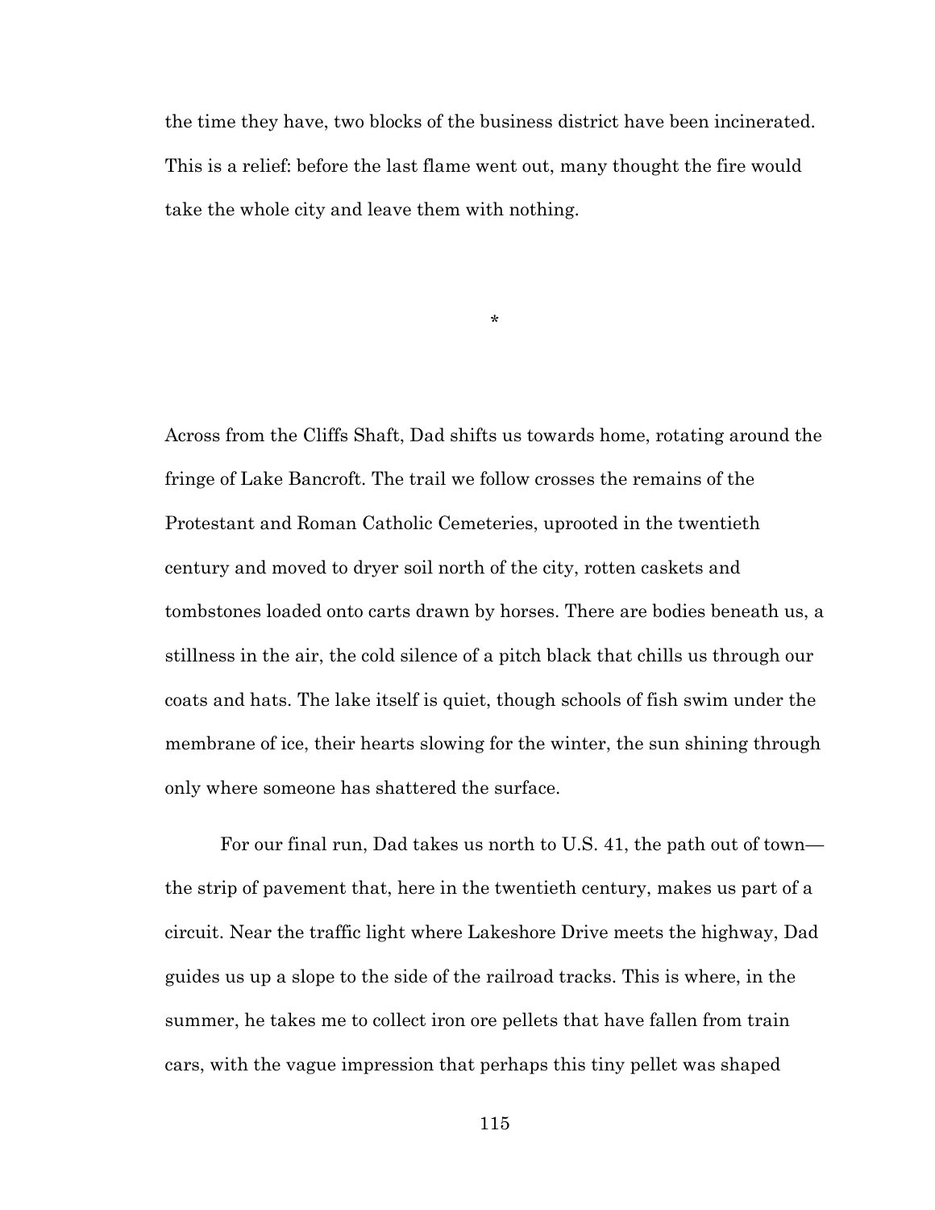the time they have, two blocks of the business district have been incinerated. This is a relief: before the last flame went out, many thought the fire would take the whole city and leave them with nothing.

*

Across from the Cliffs Shaft, Dad shifts us towards home, rotating around the fringe of Lake Bancroft. The trail we follow crosses the remains of the Protestant and Roman Catholic Cemeteries, uprooted in the twentieth century and moved to dryer soil north of the city, rotten caskets and tombstones loaded onto carts drawn by horses. There are bodies beneath us, a stillness in the air, the cold silence of a pitch black that chills us through our coats and hats. The lake itself is quiet, though schools of fish swim under the membrane of ice, their hearts slowing for the winter, the sun shining through only where someone has shattered the surface.

For our final run, Dad takes us north to U.S. 41, the path out of town—the strip of pavement that, here in the twentieth century, makes us part of a circuit. Near the traffic light where Lakeshore Drive meets the highway, Dad guides us up a slope to the side of the railroad tracks. This is where, in the summer, he takes me to collect iron ore pellets that have fallen from train cars, with the vague impression that perhaps this tiny pellet was shaped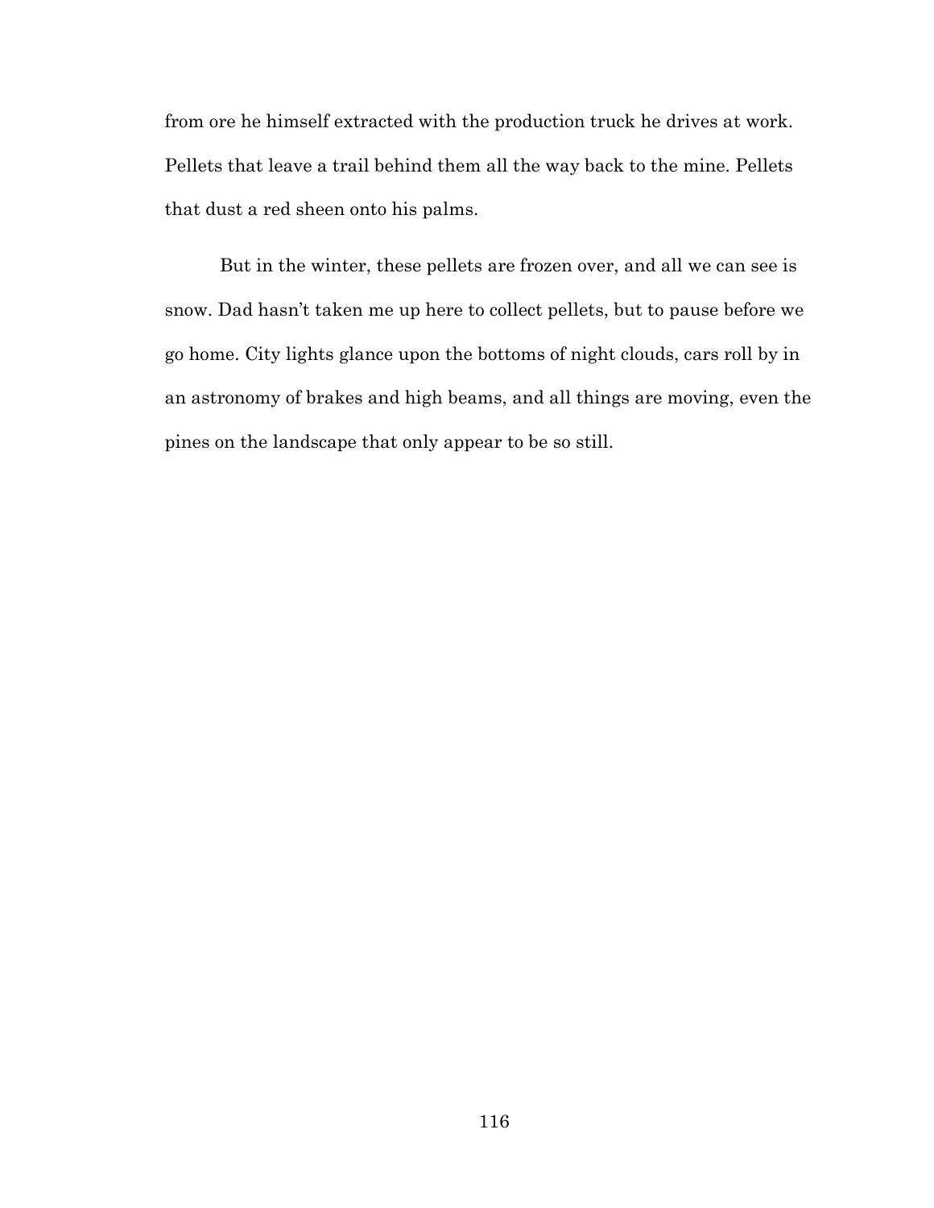from ore he himself extracted with the production truck he drives at work. Pellets that leave a trail behind them all the way back to the mine. Pellets that dust a red sheen onto his palms.

But in the winter, these pellets are frozen over, and all we can see is snow. Dad hasn't taken me up here to collect pellets, but to pause before we go home. City lights glance upon the bottoms of night clouds, cars roll by in an astronomy of brakes and high beams, and all things are moving, even the pines on the landscape that only appear to be so still.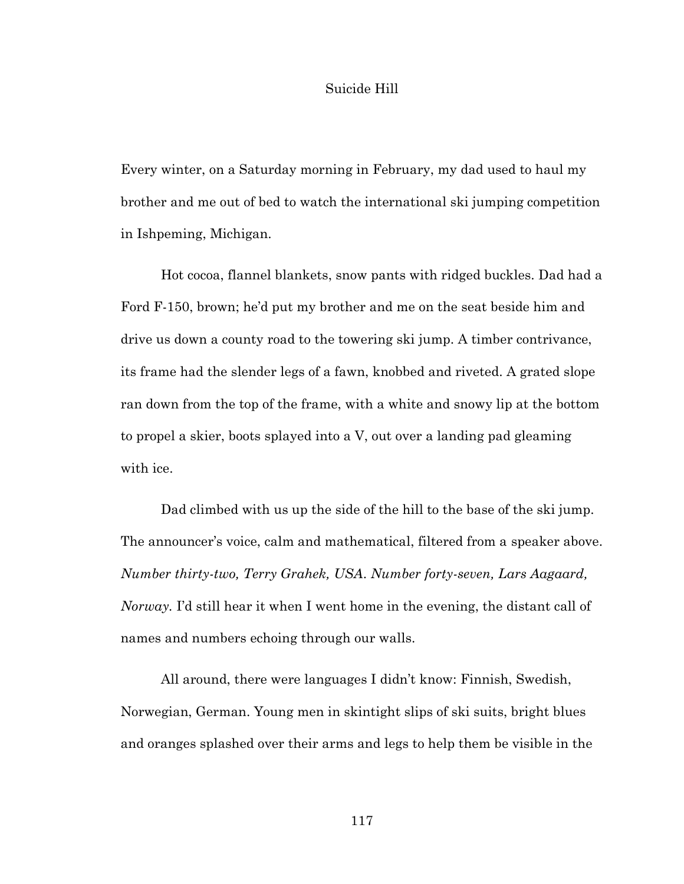# Suicide Hill

Every winter, on a Saturday morning in February, my dad used to haul my brother and me out of bed to watch the international ski jumping competition in Ishpeming, Michigan.

Hot cocoa, flannel blankets, snow pants with ridged buckles. Dad had a Ford F-150, brown; he'd put my brother and me on the seat beside him and drive us down a county road to the towering ski jump. A timber contrivance, its frame had the slender legs of a fawn, knobbed and riveted. A grated slope ran down from the top of the frame, with a white and snowy lip at the bottom to propel a skier, boots splayed into a V, out over a landing pad gleaming with ice.

Dad climbed with us up the side of the hill to the base of the ski jump. The announcer's voice, calm and mathematical, filtered from a speaker above. *Number thirty-two, Terry Grahek, USA. Number forty-seven, Lars Aagaard, Norway.* I'd still hear it when I went home in the evening, the distant call of names and numbers echoing through our walls.

All around, there were languages I didn't know: Finnish, Swedish, Norwegian, German. Young men in skintight slips of ski suits, bright blues and oranges splashed over their arms and legs to help them be visible in the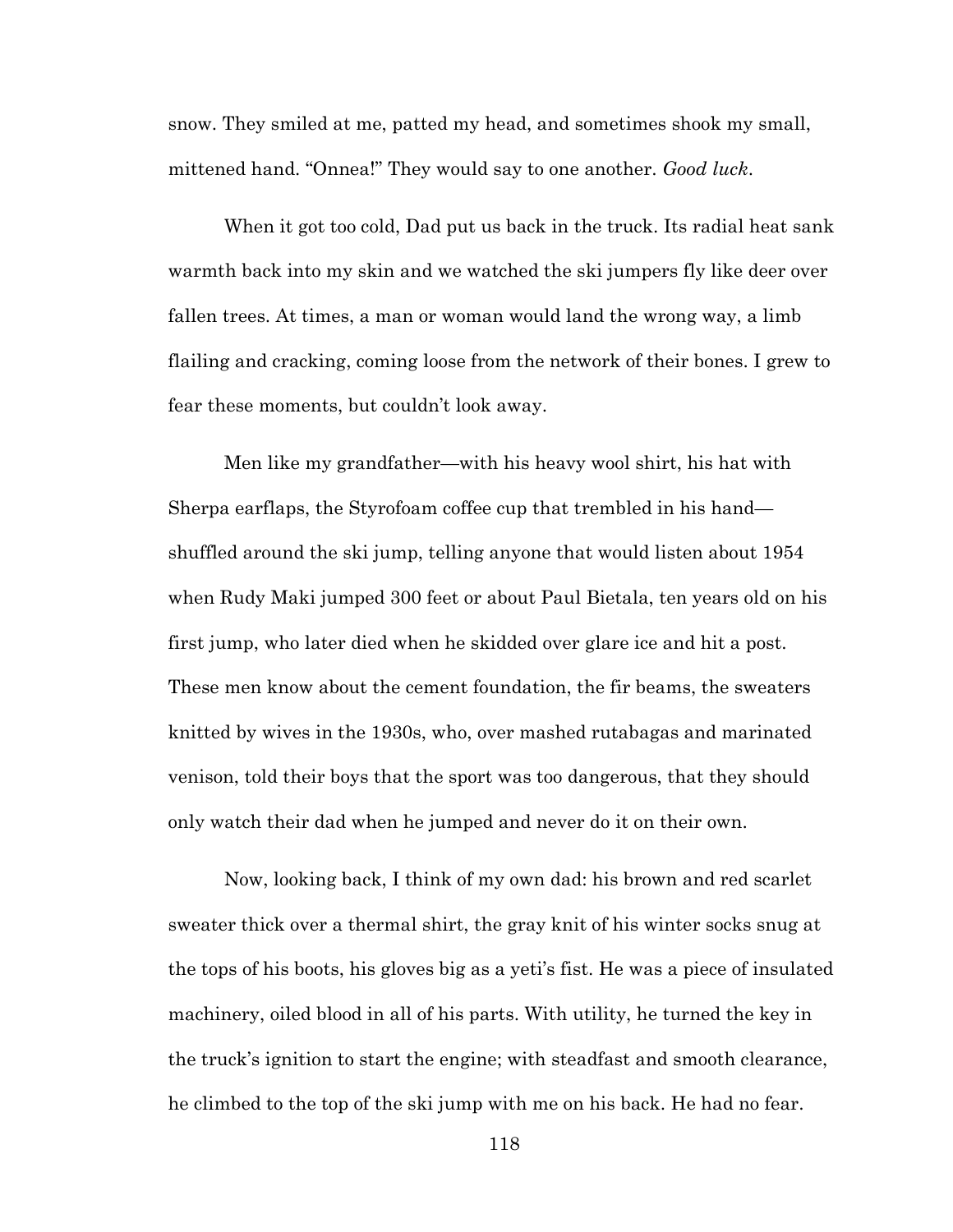snow. They smiled at me, patted my head, and sometimes shook my small, mittened hand. "Onnea!" They would say to one another. *Good luck*.

When it got too cold, Dad put us back in the truck. Its radial heat sank warmth back into my skin and we watched the ski jumpers fly like deer over fallen trees. At times, a man or woman would land the wrong way, a limb flailing and cracking, coming loose from the network of their bones. I grew to fear these moments, but couldn't look away.

Men like my grandfather—with his heavy wool shirt, his hat with Sherpa earflaps, the Styrofoam coffee cup that trembled in his hand—shuffled around the ski jump, telling anyone that would listen about 1954 when Rudy Maki jumped 300 feet or about Paul Bietala, ten years old on his first jump, who later died when he skidded over glare ice and hit a post. These men know about the cement foundation, the fir beams, the sweaters knitted by wives in the 1930s, who, over mashed rutabagas and marinated venison, told their boys that the sport was too dangerous, that they should only watch their dad when he jumped and never do it on their own.

Now, looking back, I think of my own dad: his brown and red scarlet sweater thick over a thermal shirt, the gray knit of his winter socks snug at the tops of his boots, his gloves big as a yeti's fist. He was a piece of insulated machinery, oiled blood in all of his parts. With utility, he turned the key in the truck's ignition to start the engine; with steadfast and smooth clearance, he climbed to the top of the ski jump with me on his back. He had no fear.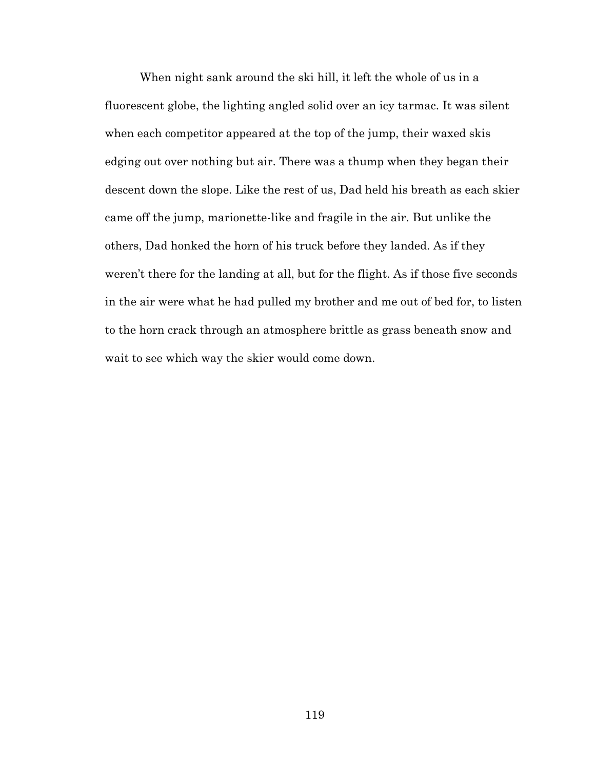When night sank around the ski hill, it left the whole of us in a fluorescent globe, the lighting angled solid over an icy tarmac. It was silent when each competitor appeared at the top of the jump, their waxed skis edging out over nothing but air. There was a thump when they began their descent down the slope. Like the rest of us, Dad held his breath as each skier came off the jump, marionette-like and fragile in the air. But unlike the others, Dad honked the horn of his truck before they landed. As if they weren't there for the landing at all, but for the flight. As if those five seconds in the air were what he had pulled my brother and me out of bed for, to listen to the horn crack through an atmosphere brittle as grass beneath snow and wait to see which way the skier would come down.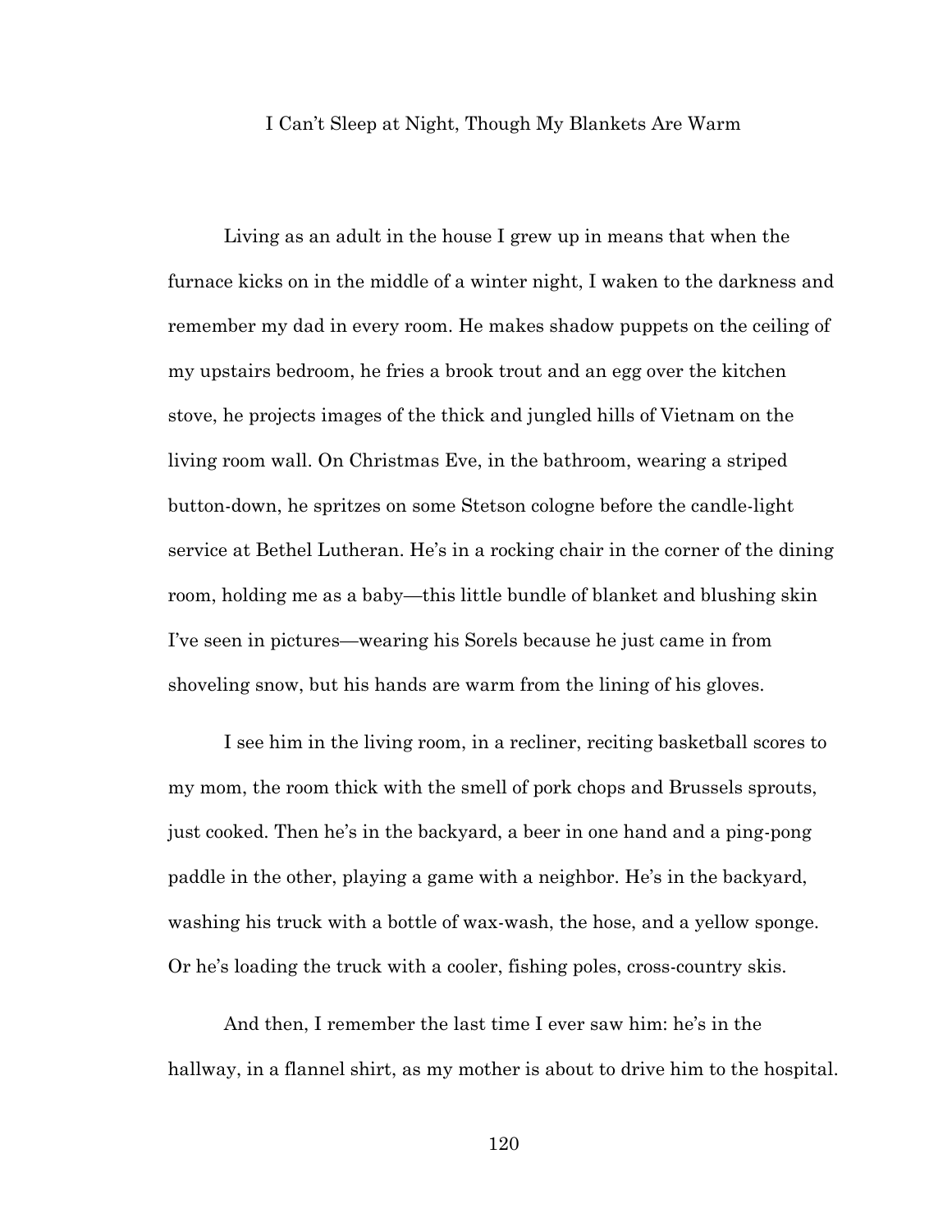# I Can't Sleep at Night, Though My Blankets Are Warm

Living as an adult in the house I grew up in means that when the furnace kicks on in the middle of a winter night, I waken to the darkness and remember my dad in every room. He makes shadow puppets on the ceiling of my upstairs bedroom, he fries a brook trout and an egg over the kitchen stove, he projects images of the thick and jungled hills of Vietnam on the living room wall. On Christmas Eve, in the bathroom, wearing a striped button-down, he spritzes on some Stetson cologne before the candle-light service at Bethel Lutheran. He's in a rocking chair in the corner of the dining room, holding me as a baby—this little bundle of blanket and blushing skin I've seen in pictures—wearing his Sorels because he just came in from shoveling snow, but his hands are warm from the lining of his gloves.

I see him in the living room, in a recliner, reciting basketball scores to my mom, the room thick with the smell of pork chops and Brussels sprouts, just cooked. Then he's in the backyard, a beer in one hand and a ping-pong paddle in the other, playing a game with a neighbor. He's in the backyard, washing his truck with a bottle of wax-wash, the hose, and a yellow sponge. Or he's loading the truck with a cooler, fishing poles, cross-country skis.

And then, I remember the last time I ever saw him: he's in the hallway, in a flannel shirt, as my mother is about to drive him to the hospital.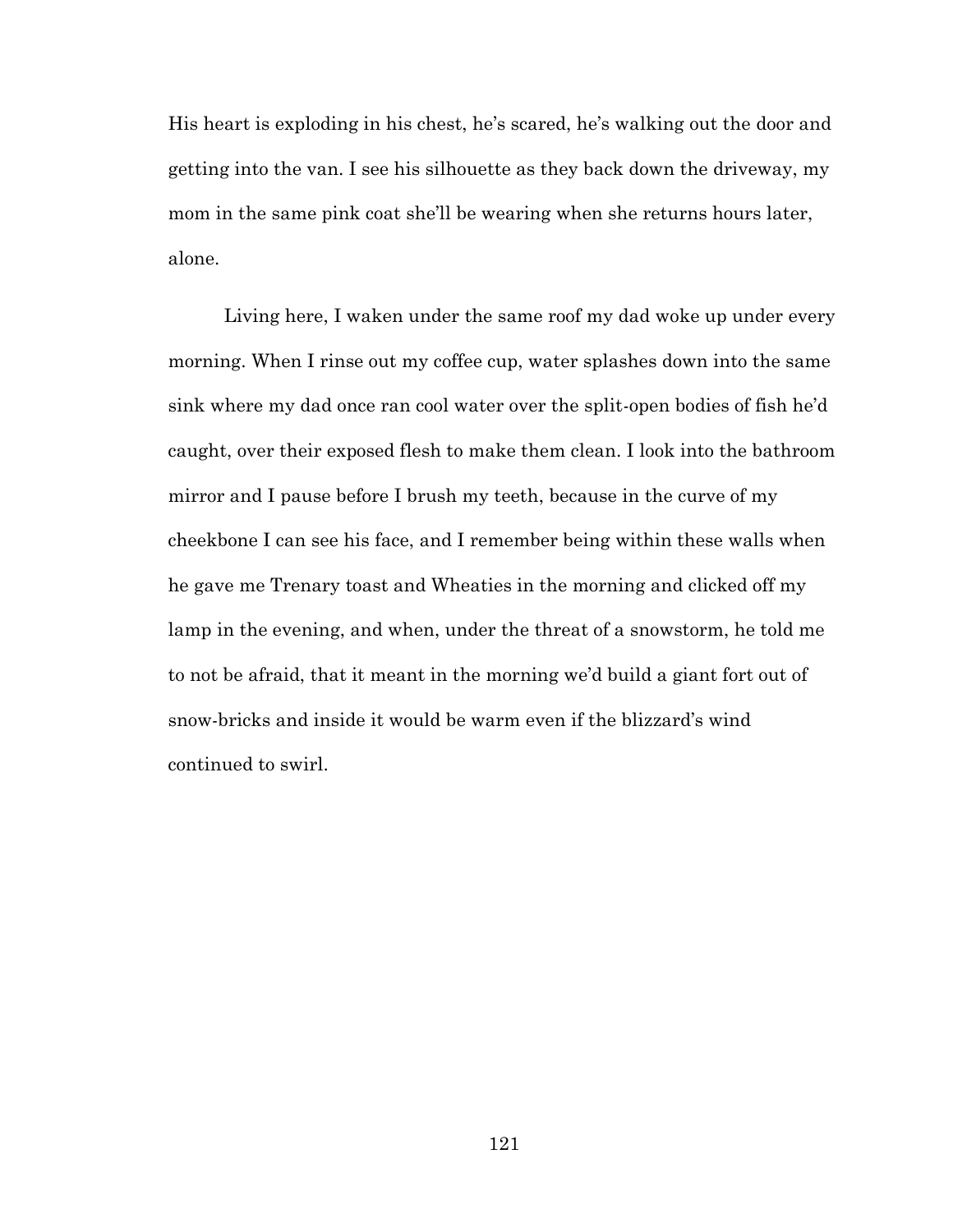His heart is exploding in his chest, he's scared, he's walking out the door and getting into the van. I see his silhouette as they back down the driveway, my mom in the same pink coat she'll be wearing when she returns hours later, alone.

Living here, I waken under the same roof my dad woke up under every morning. When I rinse out my coffee cup, water splashes down into the same sink where my dad once ran cool water over the split-open bodies of fish he'd caught, over their exposed flesh to make them clean. I look into the bathroom mirror and I pause before I brush my teeth, because in the curve of my cheekbone I can see his face, and I remember being within these walls when he gave me Trenary toast and Wheaties in the morning and clicked off my lamp in the evening, and when, under the threat of a snowstorm, he told me to not be afraid, that it meant in the morning we'd build a giant fort out of snow-bricks and inside it would be warm even if the blizzard's wind continued to swirl.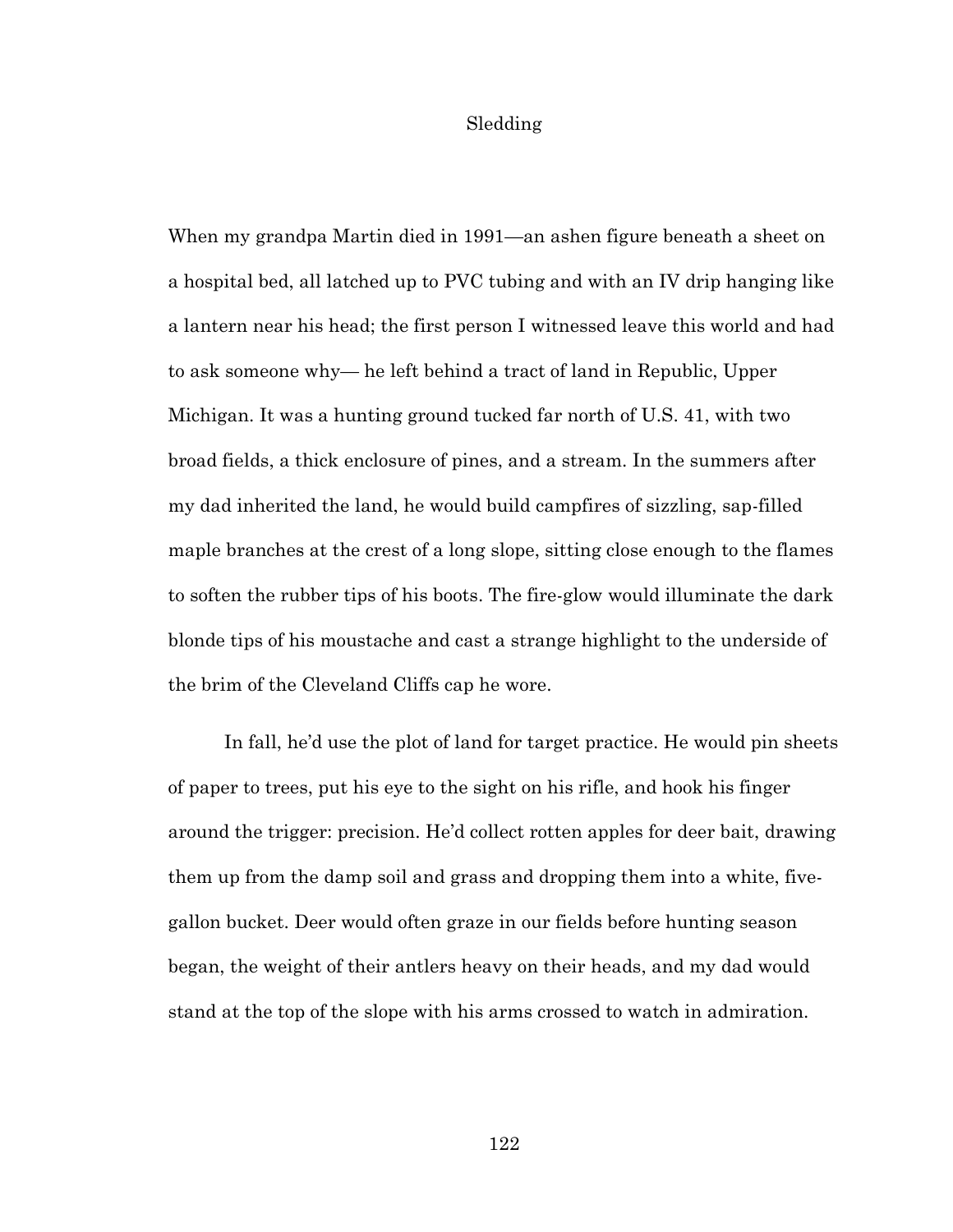# Sledding

When my grandpa Martin died in 1991—an ashen figure beneath a sheet on a hospital bed, all latched up to PVC tubing and with an IV drip hanging like a lantern near his head; the first person I witnessed leave this world and had to ask someone why— he left behind a tract of land in Republic, Upper Michigan. It was a hunting ground tucked far north of U.S. 41, with two broad fields, a thick enclosure of pines, and a stream. In the summers after my dad inherited the land, he would build campfires of sizzling, sap-filled maple branches at the crest of a long slope, sitting close enough to the flames to soften the rubber tips of his boots. The fire-glow would illuminate the dark blonde tips of his moustache and cast a strange highlight to the underside of the brim of the Cleveland Cliffs cap he wore.

In fall, he'd use the plot of land for target practice. He would pin sheets of paper to trees, put his eye to the sight on his rifle, and hook his finger around the trigger: precision. He'd collect rotten apples for deer bait, drawing them up from the damp soil and grass and dropping them into a white, five-gallon bucket. Deer would often graze in our fields before hunting season began, the weight of their antlers heavy on their heads, and my dad would stand at the top of the slope with his arms crossed to watch in admiration.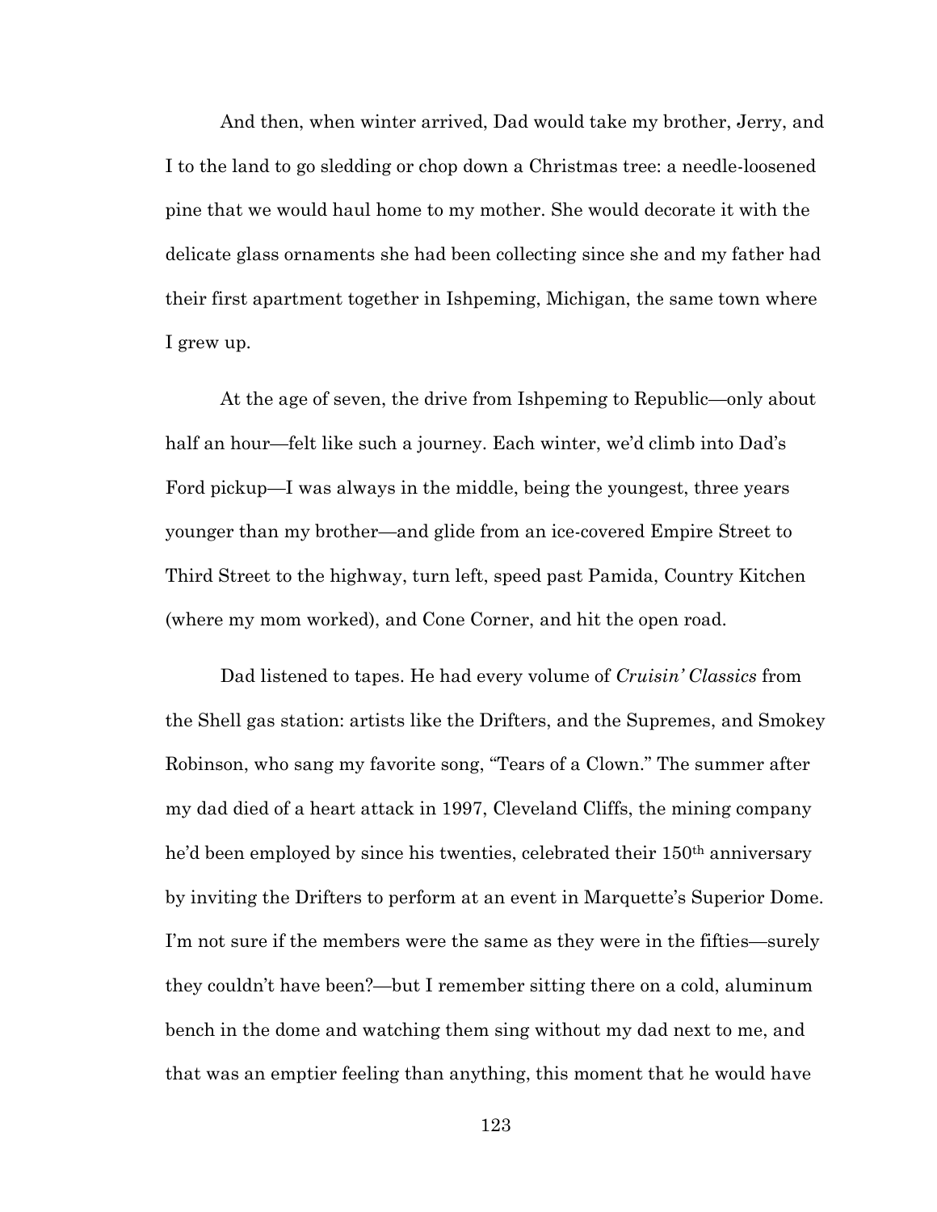And then, when winter arrived, Dad would take my brother, Jerry, and I to the land to go sledding or chop down a Christmas tree: a needle-loosened pine that we would haul home to my mother. She would decorate it with the delicate glass ornaments she had been collecting since she and my father had their first apartment together in Ishpeming, Michigan, the same town where I grew up.

At the age of seven, the drive from Ishpeming to Republic—only about half an hour—felt like such a journey. Each winter, we'd climb into Dad's Ford pickup—I was always in the middle, being the youngest, three years younger than my brother—and glide from an ice-covered Empire Street to Third Street to the highway, turn left, speed past Pamida, Country Kitchen (where my mom worked), and Cone Corner, and hit the open road.

Dad listened to tapes. He had every volume of *Cruisin' Classics* from the Shell gas station: artists like the Drifters, and the Supremes, and Smokey Robinson, who sang my favorite song, "Tears of a Clown." The summer after my dad died of a heart attack in 1997, Cleveland Cliffs, the mining company he'd been employed by since his twenties, celebrated their 150th anniversary by inviting the Drifters to perform at an event in Marquette's Superior Dome. I'm not sure if the members were the same as they were in the fifties—surely they couldn't have been?—but I remember sitting there on a cold, aluminum bench in the dome and watching them sing without my dad next to me, and that was an emptier feeling than anything, this moment that he would have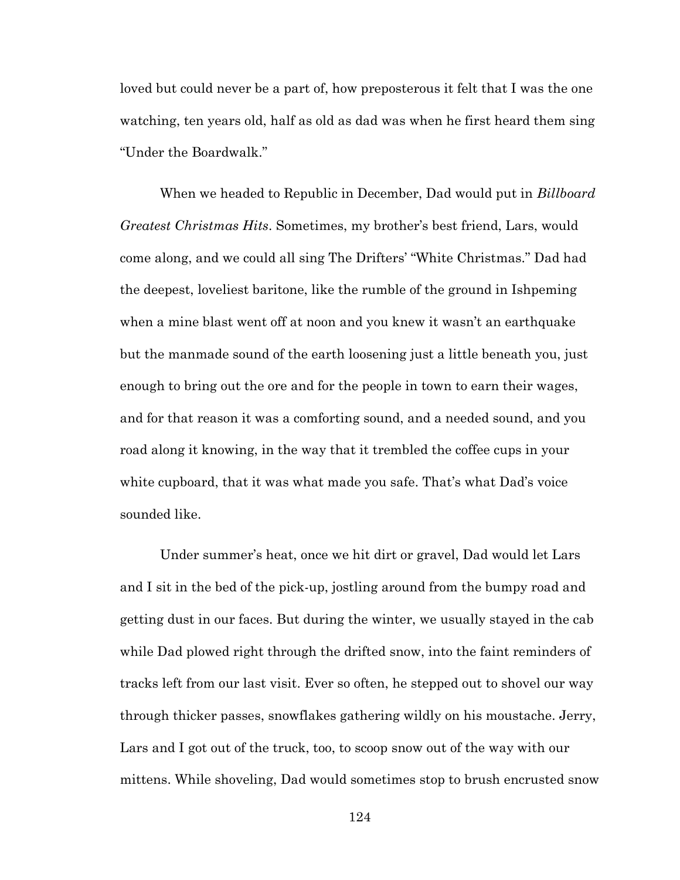loved but could never be a part of, how preposterous it felt that I was the one watching, ten years old, half as old as dad was when he first heard them sing "Under the Boardwalk."

When we headed to Republic in December, Dad would put in *Billboard Greatest Christmas Hits*. Sometimes, my brother's best friend, Lars, would come along, and we could all sing The Drifters' "White Christmas." Dad had the deepest, loveliest baritone, like the rumble of the ground in Ishpeming when a mine blast went off at noon and you knew it wasn't an earthquake but the manmade sound of the earth loosening just a little beneath you, just enough to bring out the ore and for the people in town to earn their wages, and for that reason it was a comforting sound, and a needed sound, and you road along it knowing, in the way that it trembled the coffee cups in your white cupboard, that it was what made you safe. That's what Dad's voice sounded like.

Under summer's heat, once we hit dirt or gravel, Dad would let Lars and I sit in the bed of the pick-up, jostling around from the bumpy road and getting dust in our faces. But during the winter, we usually stayed in the cab while Dad plowed right through the drifted snow, into the faint reminders of tracks left from our last visit. Ever so often, he stepped out to shovel our way through thicker passes, snowflakes gathering wildly on his moustache. Jerry, Lars and I got out of the truck, too, to scoop snow out of the way with our mittens. While shoveling, Dad would sometimes stop to brush encrusted snow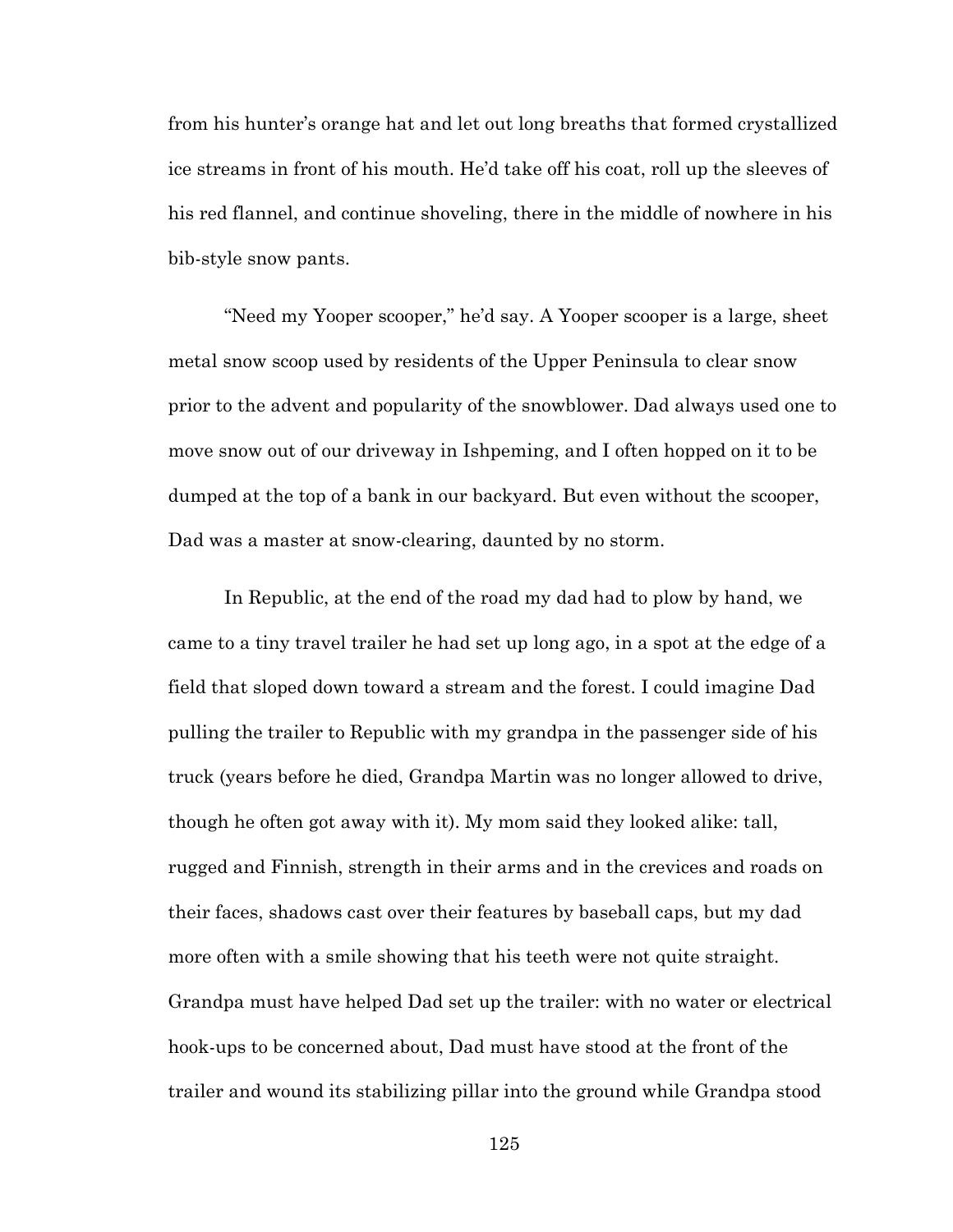from his hunter's orange hat and let out long breaths that formed crystallized ice streams in front of his mouth. He'd take off his coat, roll up the sleeves of his red flannel, and continue shoveling, there in the middle of nowhere in his bib-style snow pants.

"Need my Yooper scooper," he'd say. A Yooper scooper is a large, sheet metal snow scoop used by residents of the Upper Peninsula to clear snow prior to the advent and popularity of the snowblower. Dad always used one to move snow out of our driveway in Ishpeming, and I often hopped on it to be dumped at the top of a bank in our backyard. But even without the scooper, Dad was a master at snow-clearing, daunted by no storm.

In Republic, at the end of the road my dad had to plow by hand, we came to a tiny travel trailer he had set up long ago, in a spot at the edge of a field that sloped down toward a stream and the forest. I could imagine Dad pulling the trailer to Republic with my grandpa in the passenger side of his truck (years before he died, Grandpa Martin was no longer allowed to drive, though he often got away with it). My mom said they looked alike: tall, rugged and Finnish, strength in their arms and in the crevices and roads on their faces, shadows cast over their features by baseball caps, but my dad more often with a smile showing that his teeth were not quite straight. Grandpa must have helped Dad set up the trailer: with no water or electrical hook-ups to be concerned about, Dad must have stood at the front of the trailer and wound its stabilizing pillar into the ground while Grandpa stood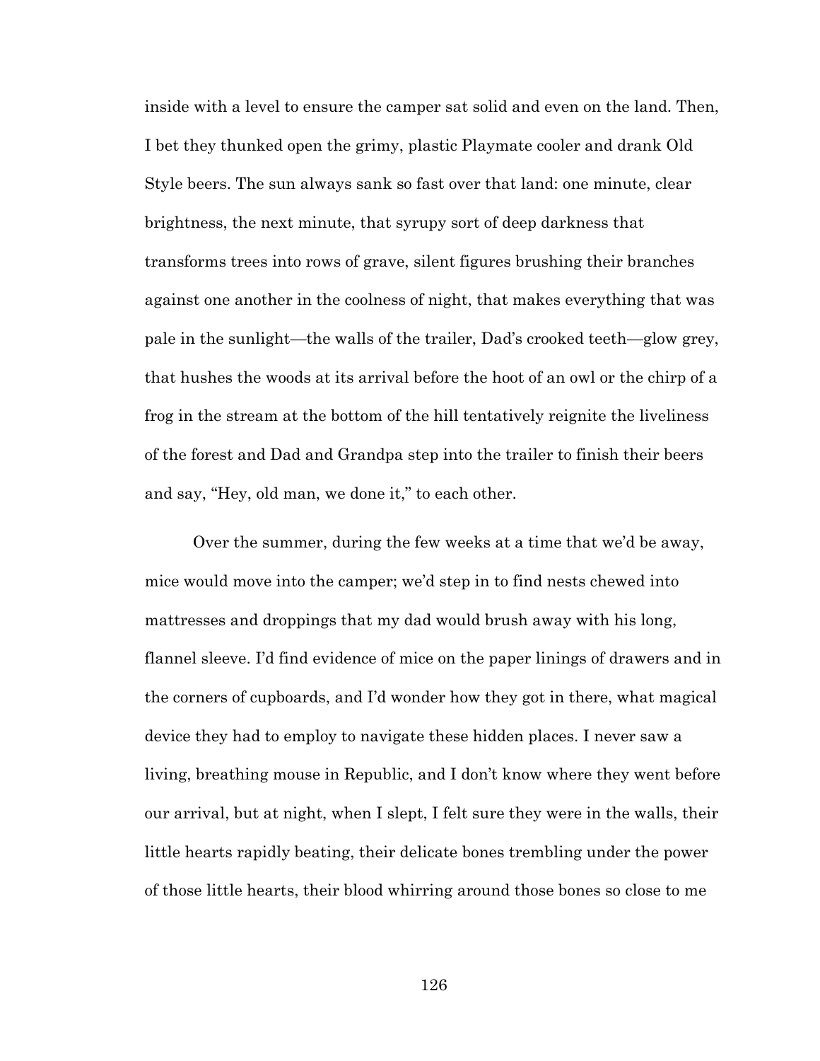inside with a level to ensure the camper sat solid and even on the land. Then, I bet they thunked open the grimy, plastic Playmate cooler and drank Old Style beers. The sun always sank so fast over that land: one minute, clear brightness, the next minute, that syrupy sort of deep darkness that transforms trees into rows of grave, silent figures brushing their branches against one another in the coolness of night, that makes everything that was pale in the sunlight—the walls of the trailer, Dad's crooked teeth—glow grey, that hushes the woods at its arrival before the hoot of an owl or the chirp of a frog in the stream at the bottom of the hill tentatively reignite the liveliness of the forest and Dad and Grandpa step into the trailer to finish their beers and say, "Hey, old man, we done it," to each other.

Over the summer, during the few weeks at a time that we'd be away, mice would move into the camper; we'd step in to find nests chewed into mattresses and droppings that my dad would brush away with his long, flannel sleeve. I'd find evidence of mice on the paper linings of drawers and in the corners of cupboards, and I'd wonder how they got in there, what magical device they had to employ to navigate these hidden places. I never saw a living, breathing mouse in Republic, and I don't know where they went before our arrival, but at night, when I slept, I felt sure they were in the walls, their little hearts rapidly beating, their delicate bones trembling under the power of those little hearts, their blood whirring around those bones so close to me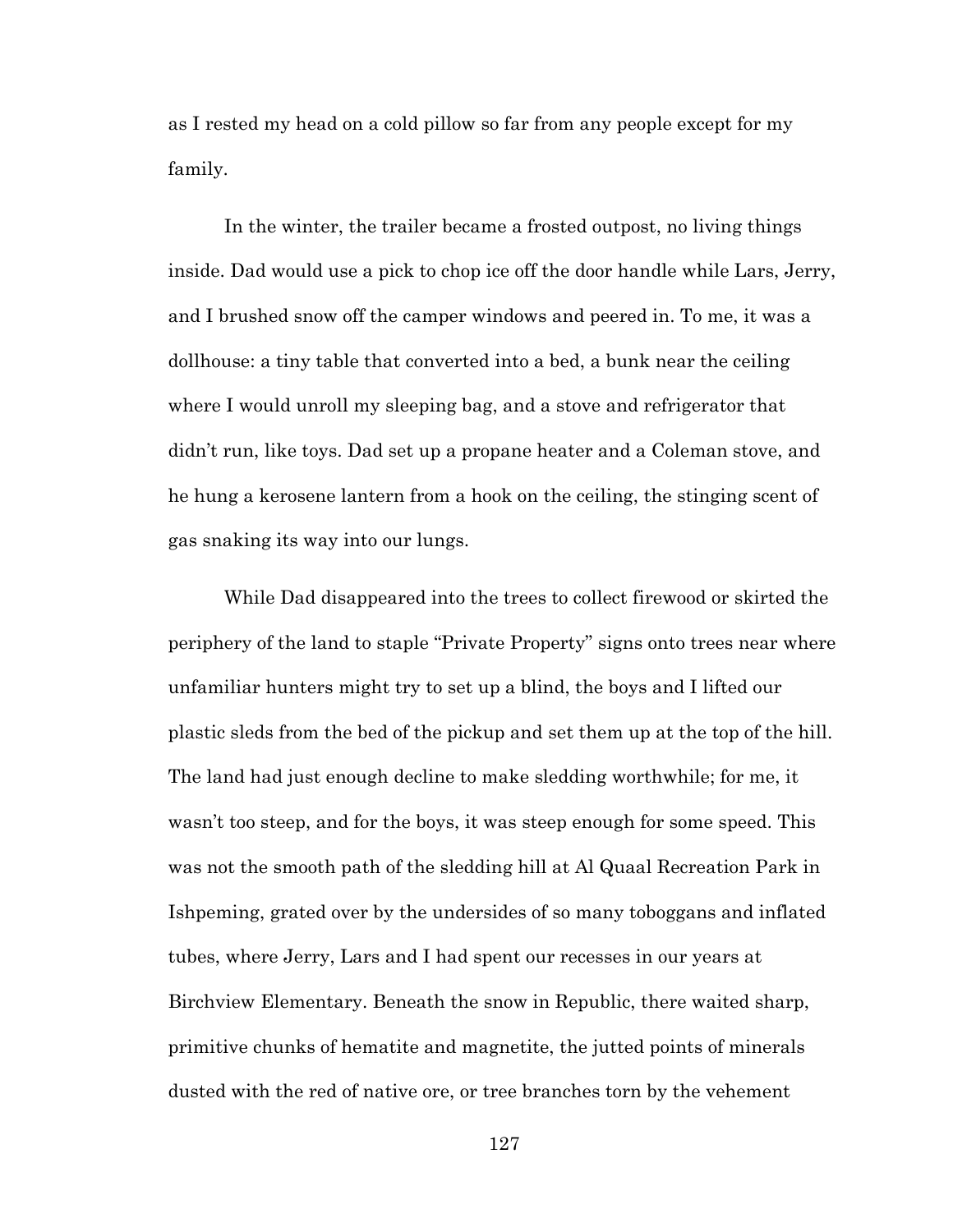as I rested my head on a cold pillow so far from any people except for my family.

In the winter, the trailer became a frosted outpost, no living things inside. Dad would use a pick to chop ice off the door handle while Lars, Jerry, and I brushed snow off the camper windows and peered in. To me, it was a dollhouse: a tiny table that converted into a bed, a bunk near the ceiling where I would unroll my sleeping bag, and a stove and refrigerator that didn't run, like toys. Dad set up a propane heater and a Coleman stove, and he hung a kerosene lantern from a hook on the ceiling, the stinging scent of gas snaking its way into our lungs.

While Dad disappeared into the trees to collect firewood or skirted the periphery of the land to staple "Private Property" signs onto trees near where unfamiliar hunters might try to set up a blind, the boys and I lifted our plastic sleds from the bed of the pickup and set them up at the top of the hill. The land had just enough decline to make sledding worthwhile; for me, it wasn't too steep, and for the boys, it was steep enough for some speed. This was not the smooth path of the sledding hill at Al Quaal Recreation Park in Ishpeming, grated over by the undersides of so many toboggans and inflated tubes, where Jerry, Lars and I had spent our recesses in our years at Birchview Elementary. Beneath the snow in Republic, there waited sharp, primitive chunks of hematite and magnetite, the jutted points of minerals dusted with the red of native ore, or tree branches torn by the vehement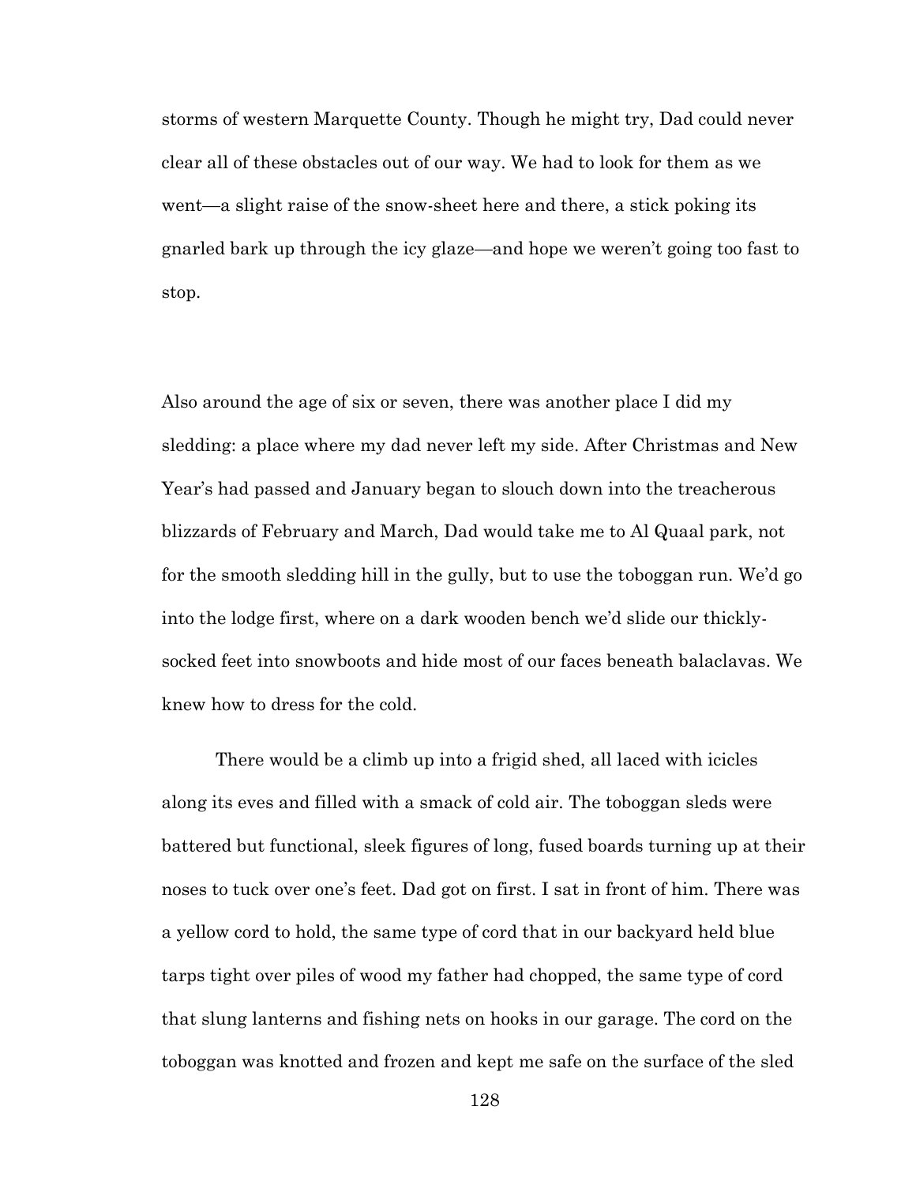storms of western Marquette County. Though he might try, Dad could never clear all of these obstacles out of our way. We had to look for them as we went—a slight raise of the snow-sheet here and there, a stick poking its gnarled bark up through the icy glaze—and hope we weren't going too fast to stop.

Also around the age of six or seven, there was another place I did my sledding: a place where my dad never left my side. After Christmas and New Year's had passed and January began to slouch down into the treacherous blizzards of February and March, Dad would take me to Al Quaal park, not for the smooth sledding hill in the gully, but to use the toboggan run. We'd go into the lodge first, where on a dark wooden bench we'd slide our thickly-socked feet into snowboots and hide most of our faces beneath balaclavas. We knew how to dress for the cold.

There would be a climb up into a frigid shed, all laced with icicles along its eves and filled with a smack of cold air. The toboggan sleds were battered but functional, sleek figures of long, fused boards turning up at their noses to tuck over one's feet. Dad got on first. I sat in front of him. There was a yellow cord to hold, the same type of cord that in our backyard held blue tarps tight over piles of wood my father had chopped, the same type of cord that slung lanterns and fishing nets on hooks in our garage. The cord on the toboggan was knotted and frozen and kept me safe on the surface of the sled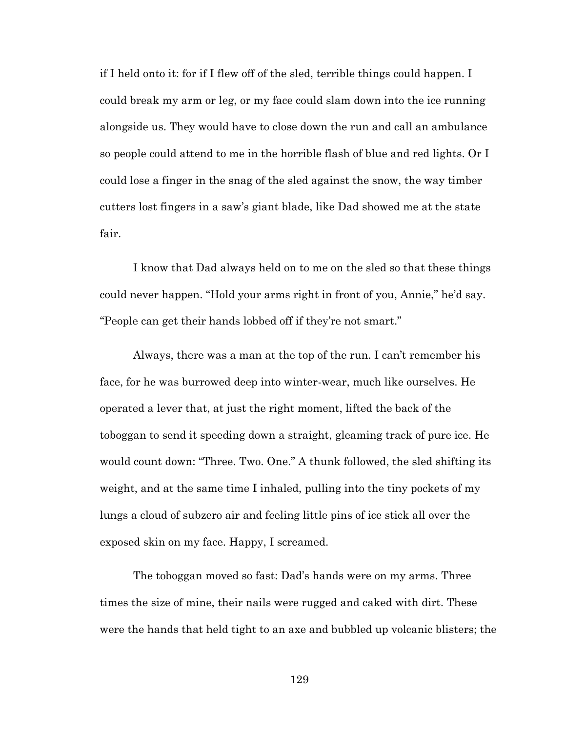if I held onto it: for if I flew off of the sled, terrible things could happen. I could break my arm or leg, or my face could slam down into the ice running alongside us. They would have to close down the run and call an ambulance so people could attend to me in the horrible flash of blue and red lights. Or I could lose a finger in the snag of the sled against the snow, the way timber cutters lost fingers in a saw's giant blade, like Dad showed me at the state fair.

I know that Dad always held on to me on the sled so that these things could never happen. "Hold your arms right in front of you, Annie," he'd say. "People can get their hands lobbed off if they're not smart."

Always, there was a man at the top of the run. I can't remember his face, for he was burrowed deep into winter-wear, much like ourselves. He operated a lever that, at just the right moment, lifted the back of the toboggan to send it speeding down a straight, gleaming track of pure ice. He would count down: "Three. Two. One." A thunk followed, the sled shifting its weight, and at the same time I inhaled, pulling into the tiny pockets of my lungs a cloud of subzero air and feeling little pins of ice stick all over the exposed skin on my face. Happy, I screamed.

The toboggan moved so fast: Dad's hands were on my arms. Three times the size of mine, their nails were rugged and caked with dirt. These were the hands that held tight to an axe and bubbled up volcanic blisters; the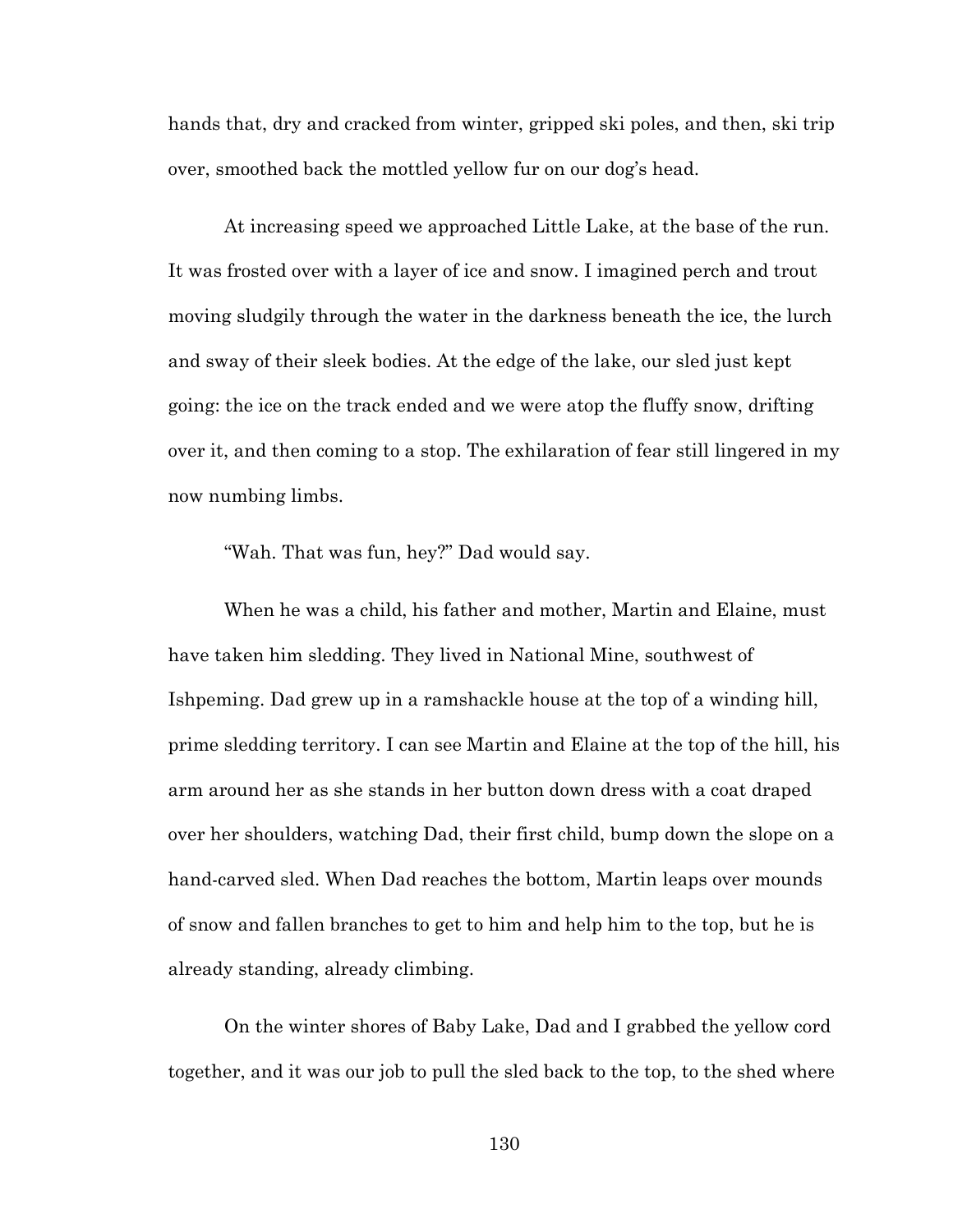hands that, dry and cracked from winter, gripped ski poles, and then, ski trip over, smoothed back the mottled yellow fur on our dog's head.

At increasing speed we approached Little Lake, at the base of the run. It was frosted over with a layer of ice and snow. I imagined perch and trout moving sludgily through the water in the darkness beneath the ice, the lurch and sway of their sleek bodies. At the edge of the lake, our sled just kept going: the ice on the track ended and we were atop the fluffy snow, drifting over it, and then coming to a stop. The exhilaration of fear still lingered in my now numbing limbs.

"Wah. That was fun, hey?" Dad would say.

When he was a child, his father and mother, Martin and Elaine, must have taken him sledding. They lived in National Mine, southwest of Ishpeming. Dad grew up in a ramshackle house at the top of a winding hill, prime sledding territory. I can see Martin and Elaine at the top of the hill, his arm around her as she stands in her button down dress with a coat draped over her shoulders, watching Dad, their first child, bump down the slope on a hand-carved sled. When Dad reaches the bottom, Martin leaps over mounds of snow and fallen branches to get to him and help him to the top, but he is already standing, already climbing.

On the winter shores of Baby Lake, Dad and I grabbed the yellow cord together, and it was our job to pull the sled back to the top, to the shed where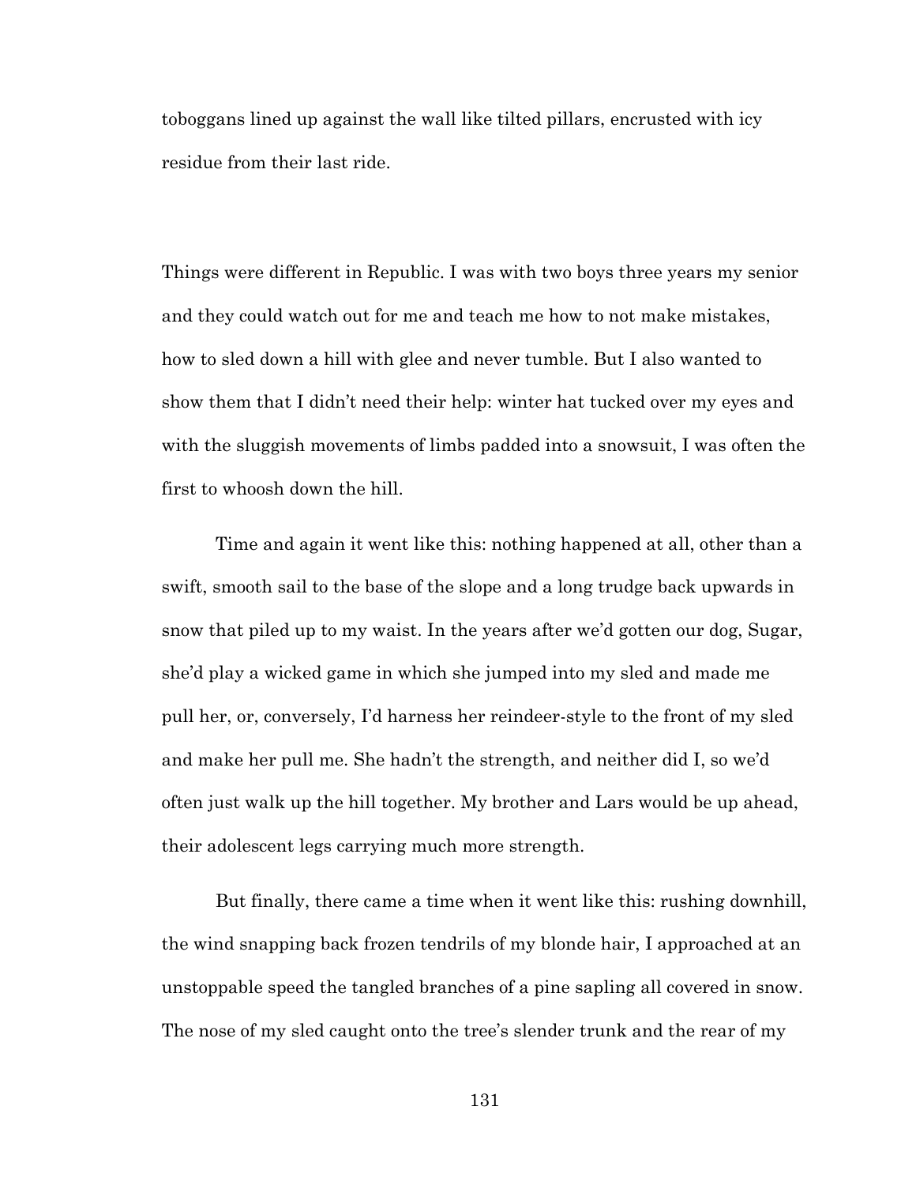toboggans lined up against the wall like tilted pillars, encrusted with icy residue from their last ride.

Things were different in Republic. I was with two boys three years my senior and they could watch out for me and teach me how to not make mistakes, how to sled down a hill with glee and never tumble. But I also wanted to show them that I didn't need their help: winter hat tucked over my eyes and with the sluggish movements of limbs padded into a snowsuit, I was often the first to whoosh down the hill.

Time and again it went like this: nothing happened at all, other than a swift, smooth sail to the base of the slope and a long trudge back upwards in snow that piled up to my waist. In the years after we'd gotten our dog, Sugar, she'd play a wicked game in which she jumped into my sled and made me pull her, or, conversely, I'd harness her reindeer-style to the front of my sled and make her pull me. She hadn't the strength, and neither did I, so we'd often just walk up the hill together. My brother and Lars would be up ahead, their adolescent legs carrying much more strength.

But finally, there came a time when it went like this: rushing downhill, the wind snapping back frozen tendrils of my blonde hair, I approached at an unstoppable speed the tangled branches of a pine sapling all covered in snow. The nose of my sled caught onto the tree's slender trunk and the rear of my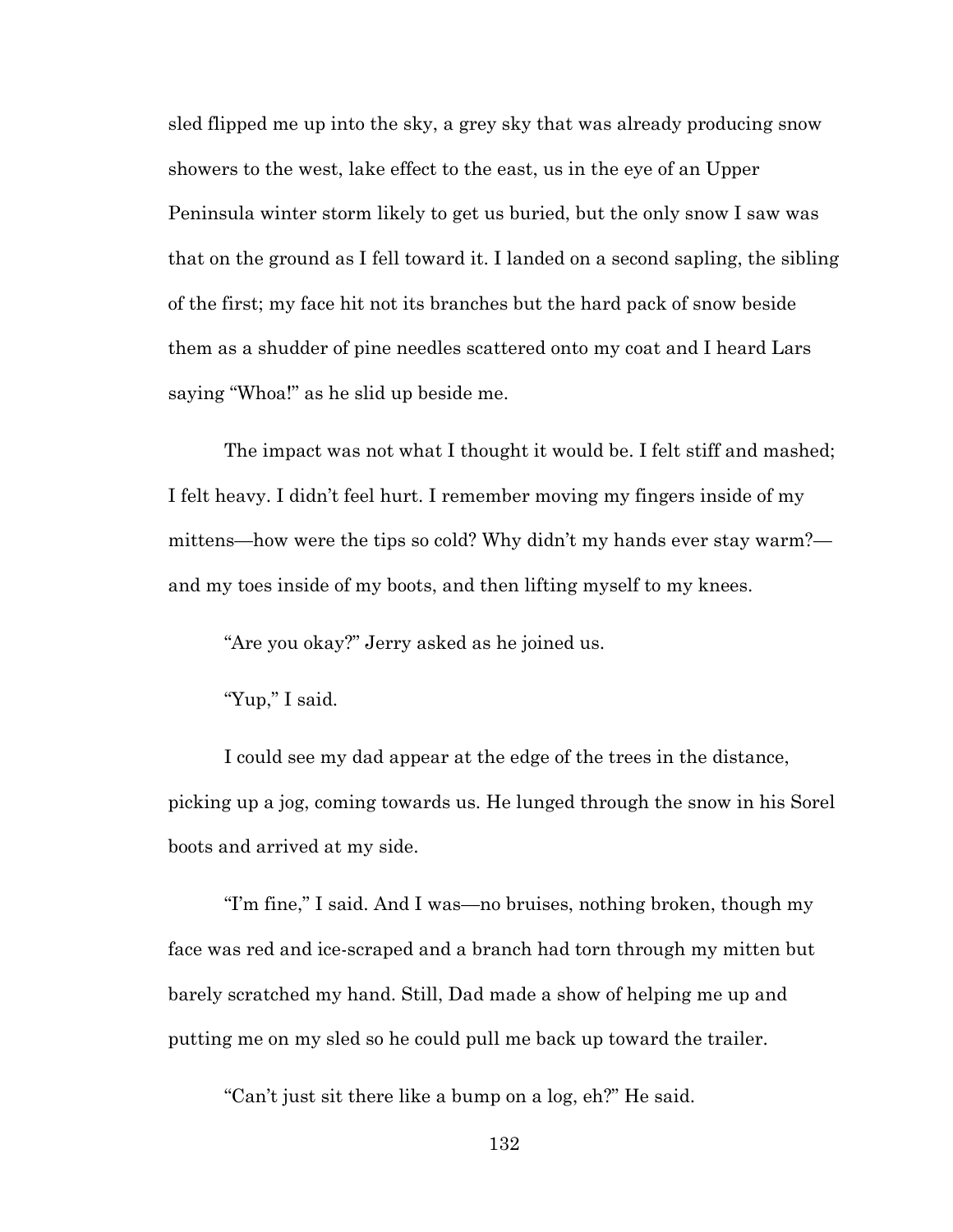sled flipped me up into the sky, a grey sky that was already producing snow showers to the west, lake effect to the east, us in the eye of an Upper Peninsula winter storm likely to get us buried, but the only snow I saw was that on the ground as I fell toward it. I landed on a second sapling, the sibling of the first; my face hit not its branches but the hard pack of snow beside them as a shudder of pine needles scattered onto my coat and I heard Lars saying "Whoa!" as he slid up beside me.

The impact was not what I thought it would be. I felt stiff and mashed; I felt heavy. I didn't feel hurt. I remember moving my fingers inside of my mittens—how were the tips so cold? Why didn't my hands ever stay warm?—and my toes inside of my boots, and then lifting myself to my knees.

"Are you okay?" Jerry asked as he joined us.

"Yup," I said.

I could see my dad appear at the edge of the trees in the distance, picking up a jog, coming towards us. He lunged through the snow in his Sorel boots and arrived at my side.

"I'm fine," I said. And I was—no bruises, nothing broken, though my face was red and ice-scraped and a branch had torn through my mitten but barely scratched my hand. Still, Dad made a show of helping me up and putting me on my sled so he could pull me back up toward the trailer.

"Can't just sit there like a bump on a log, eh?" He said.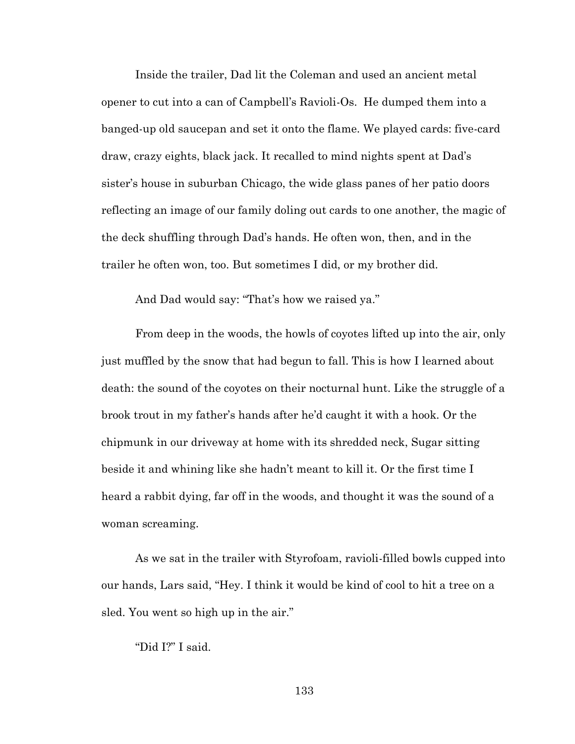Inside the trailer, Dad lit the Coleman and used an ancient metal opener to cut into a can of Campbell's Ravioli-Os.  He dumped them into a banged-up old saucepan and set it onto the flame. We played cards: five-card draw, crazy eights, black jack. It recalled to mind nights spent at Dad's sister's house in suburban Chicago, the wide glass panes of her patio doors reflecting an image of our family doling out cards to one another, the magic of the deck shuffling through Dad's hands. He often won, then, and in the trailer he often won, too. But sometimes I did, or my brother did.

And Dad would say: "That's how we raised ya."

From deep in the woods, the howls of coyotes lifted up into the air, only just muffled by the snow that had begun to fall. This is how I learned about death: the sound of the coyotes on their nocturnal hunt. Like the struggle of a brook trout in my father's hands after he'd caught it with a hook. Or the chipmunk in our driveway at home with its shredded neck, Sugar sitting beside it and whining like she hadn't meant to kill it. Or the first time I heard a rabbit dying, far off in the woods, and thought it was the sound of a woman screaming.

As we sat in the trailer with Styrofoam, ravioli-filled bowls cupped into our hands, Lars said, "Hey. I think it would be kind of cool to hit a tree on a sled. You went so high up in the air."

"Did I?" I said.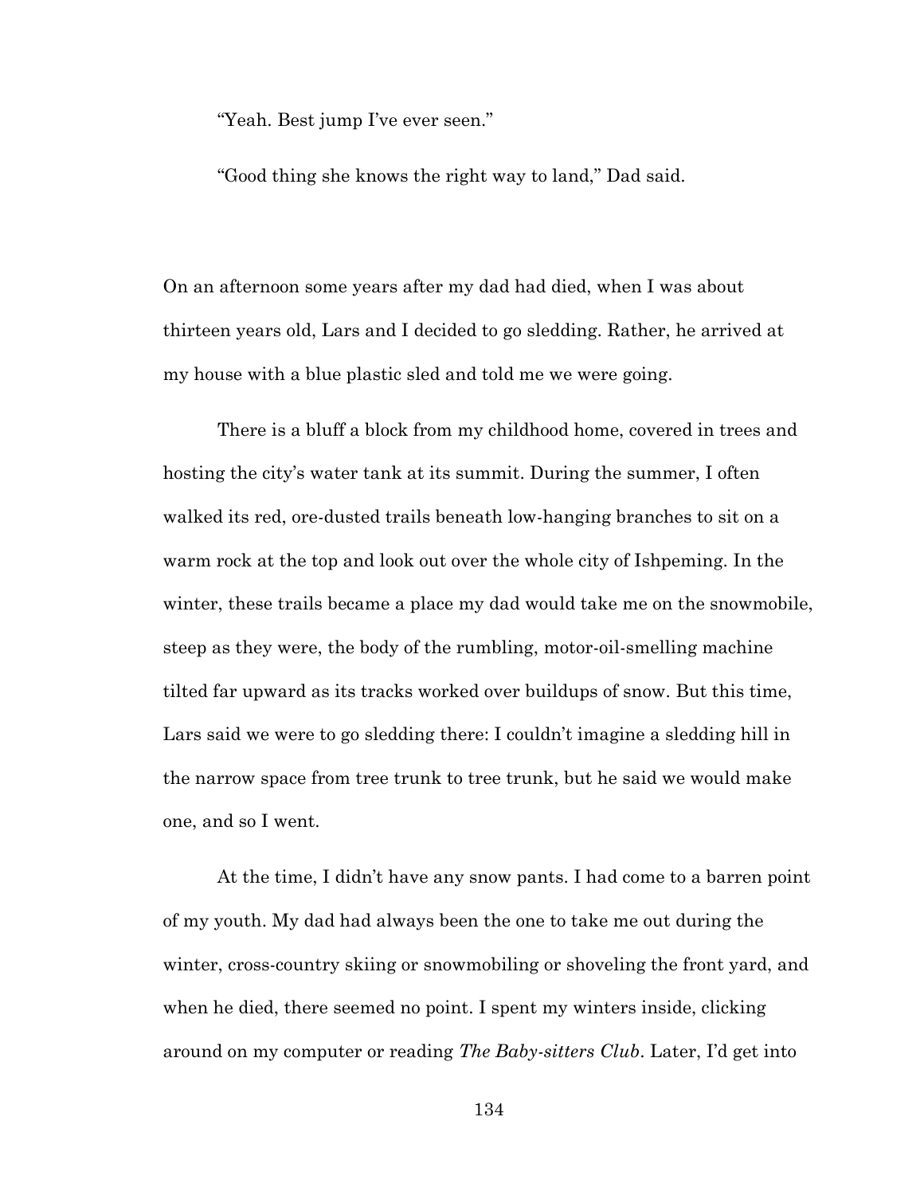"Yeah. Best jump I've ever seen."

"Good thing she knows the right way to land," Dad said.

On an afternoon some years after my dad had died, when I was about thirteen years old, Lars and I decided to go sledding. Rather, he arrived at my house with a blue plastic sled and told me we were going.

There is a bluff a block from my childhood home, covered in trees and hosting the city's water tank at its summit. During the summer, I often walked its red, ore-dusted trails beneath low-hanging branches to sit on a warm rock at the top and look out over the whole city of Ishpeming. In the winter, these trails became a place my dad would take me on the snowmobile, steep as they were, the body of the rumbling, motor-oil-smelling machine tilted far upward as its tracks worked over buildups of snow. But this time, Lars said we were to go sledding there: I couldn't imagine a sledding hill in the narrow space from tree trunk to tree trunk, but he said we would make one, and so I went.

At the time, I didn't have any snow pants. I had come to a barren point of my youth. My dad had always been the one to take me out during the winter, cross-country skiing or snowmobiling or shoveling the front yard, and when he died, there seemed no point. I spent my winters inside, clicking around on my computer or reading *The Baby-sitters Club*. Later, I'd get into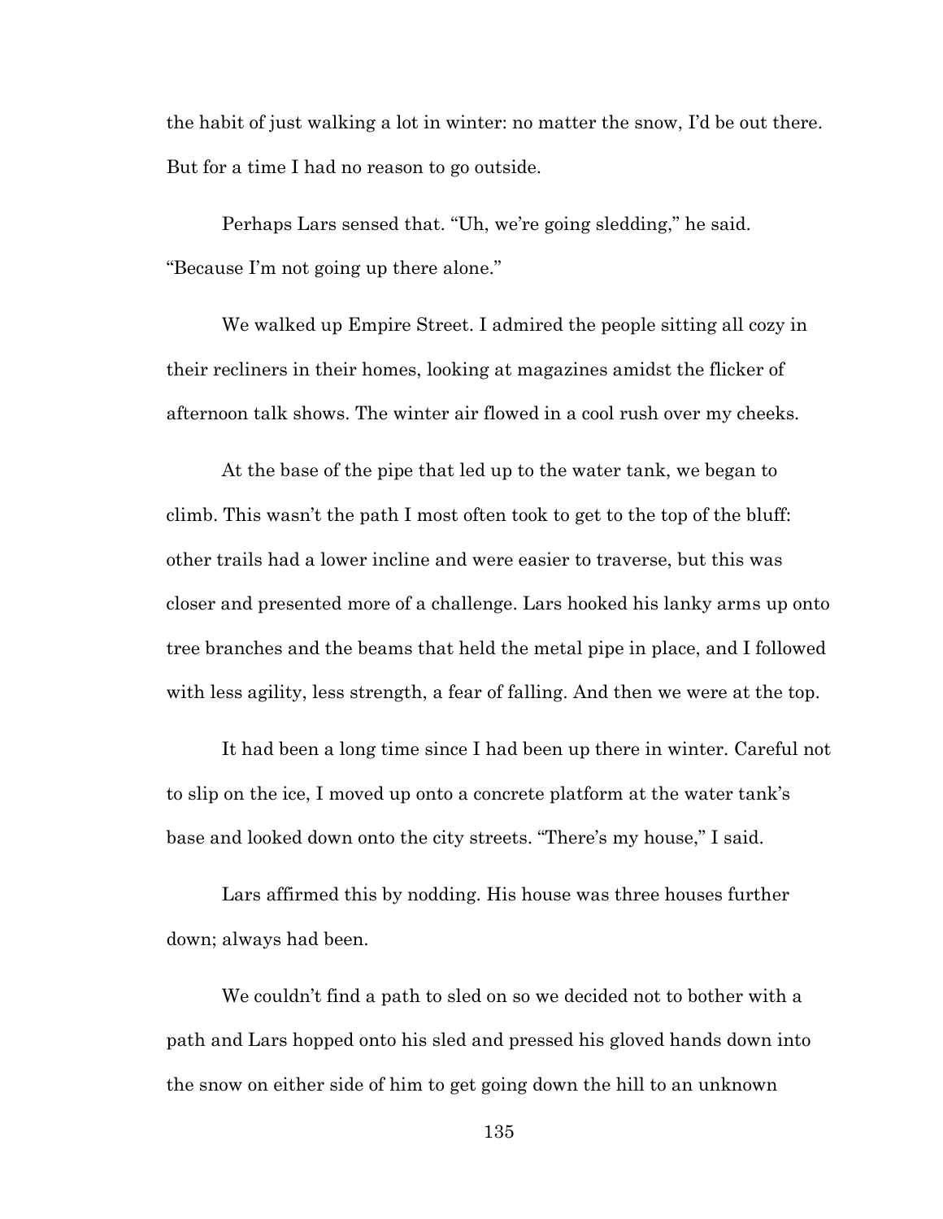the habit of just walking a lot in winter: no matter the snow, I'd be out there. But for a time I had no reason to go outside.

Perhaps Lars sensed that. "Uh, we're going sledding," he said. "Because I'm not going up there alone."

We walked up Empire Street. I admired the people sitting all cozy in their recliners in their homes, looking at magazines amidst the flicker of afternoon talk shows. The winter air flowed in a cool rush over my cheeks.

At the base of the pipe that led up to the water tank, we began to climb. This wasn't the path I most often took to get to the top of the bluff: other trails had a lower incline and were easier to traverse, but this was closer and presented more of a challenge. Lars hooked his lanky arms up onto tree branches and the beams that held the metal pipe in place, and I followed with less agility, less strength, a fear of falling. And then we were at the top.

It had been a long time since I had been up there in winter. Careful not to slip on the ice, I moved up onto a concrete platform at the water tank's base and looked down onto the city streets. "There's my house," I said.

Lars affirmed this by nodding. His house was three houses further down; always had been.

We couldn't find a path to sled on so we decided not to bother with a path and Lars hopped onto his sled and pressed his gloved hands down into the snow on either side of him to get going down the hill to an unknown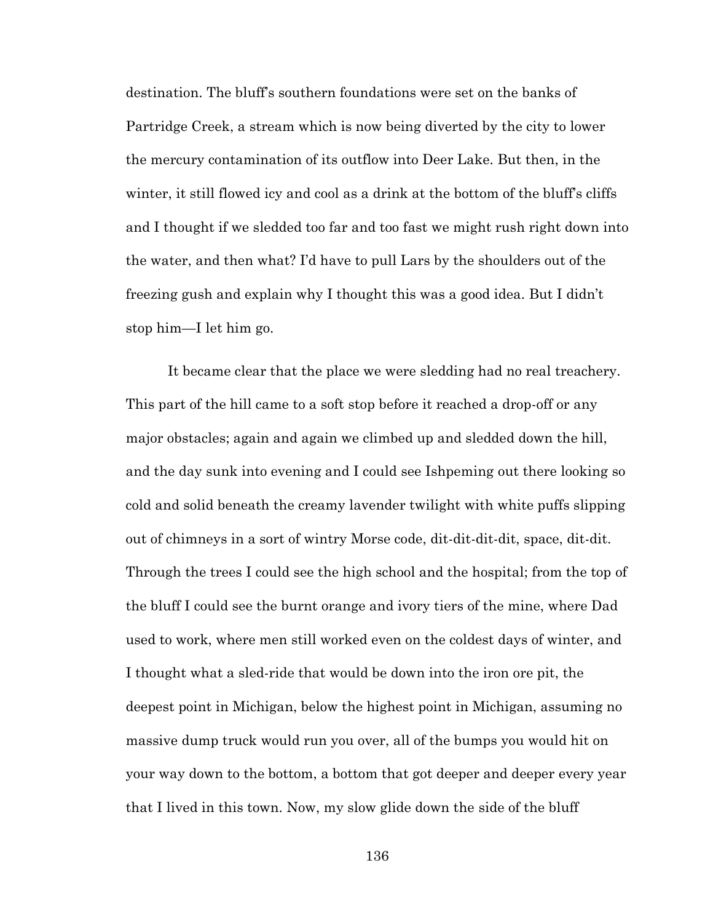destination. The bluff's southern foundations were set on the banks of Partridge Creek, a stream which is now being diverted by the city to lower the mercury contamination of its outflow into Deer Lake. But then, in the winter, it still flowed icy and cool as a drink at the bottom of the bluff's cliffs and I thought if we sledded too far and too fast we might rush right down into the water, and then what? I'd have to pull Lars by the shoulders out of the freezing gush and explain why I thought this was a good idea. But I didn't stop him—I let him go.

It became clear that the place we were sledding had no real treachery. This part of the hill came to a soft stop before it reached a drop-off or any major obstacles; again and again we climbed up and sledded down the hill, and the day sunk into evening and I could see Ishpeming out there looking so cold and solid beneath the creamy lavender twilight with white puffs slipping out of chimneys in a sort of wintry Morse code, dit-dit-dit-dit, space, dit-dit. Through the trees I could see the high school and the hospital; from the top of the bluff I could see the burnt orange and ivory tiers of the mine, where Dad used to work, where men still worked even on the coldest days of winter, and I thought what a sled-ride that would be down into the iron ore pit, the deepest point in Michigan, below the highest point in Michigan, assuming no massive dump truck would run you over, all of the bumps you would hit on your way down to the bottom, a bottom that got deeper and deeper every year that I lived in this town. Now, my slow glide down the side of the bluff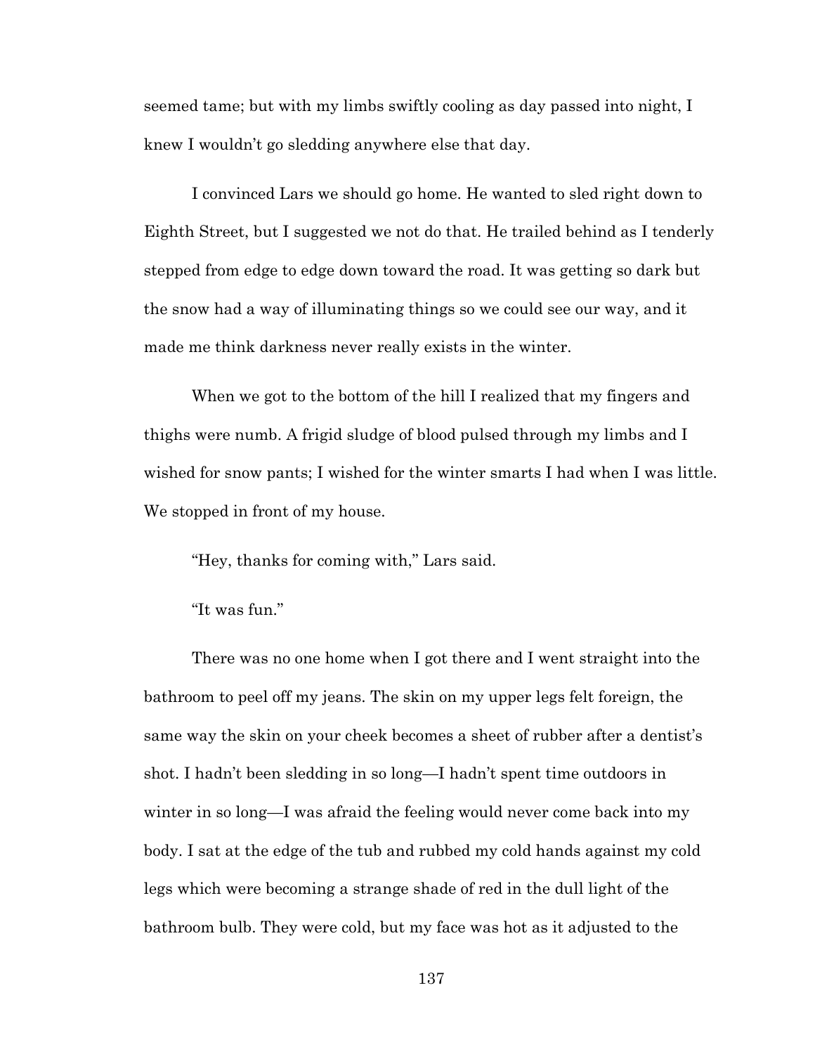seemed tame; but with my limbs swiftly cooling as day passed into night, I knew I wouldn't go sledding anywhere else that day.

I convinced Lars we should go home. He wanted to sled right down to Eighth Street, but I suggested we not do that. He trailed behind as I tenderly stepped from edge to edge down toward the road. It was getting so dark but the snow had a way of illuminating things so we could see our way, and it made me think darkness never really exists in the winter.

When we got to the bottom of the hill I realized that my fingers and thighs were numb. A frigid sludge of blood pulsed through my limbs and I wished for snow pants; I wished for the winter smarts I had when I was little. We stopped in front of my house.

"Hey, thanks for coming with," Lars said.

"It was fun."

There was no one home when I got there and I went straight into the bathroom to peel off my jeans. The skin on my upper legs felt foreign, the same way the skin on your cheek becomes a sheet of rubber after a dentist's shot. I hadn't been sledding in so long—I hadn't spent time outdoors in winter in so long—I was afraid the feeling would never come back into my body. I sat at the edge of the tub and rubbed my cold hands against my cold legs which were becoming a strange shade of red in the dull light of the bathroom bulb. They were cold, but my face was hot as it adjusted to the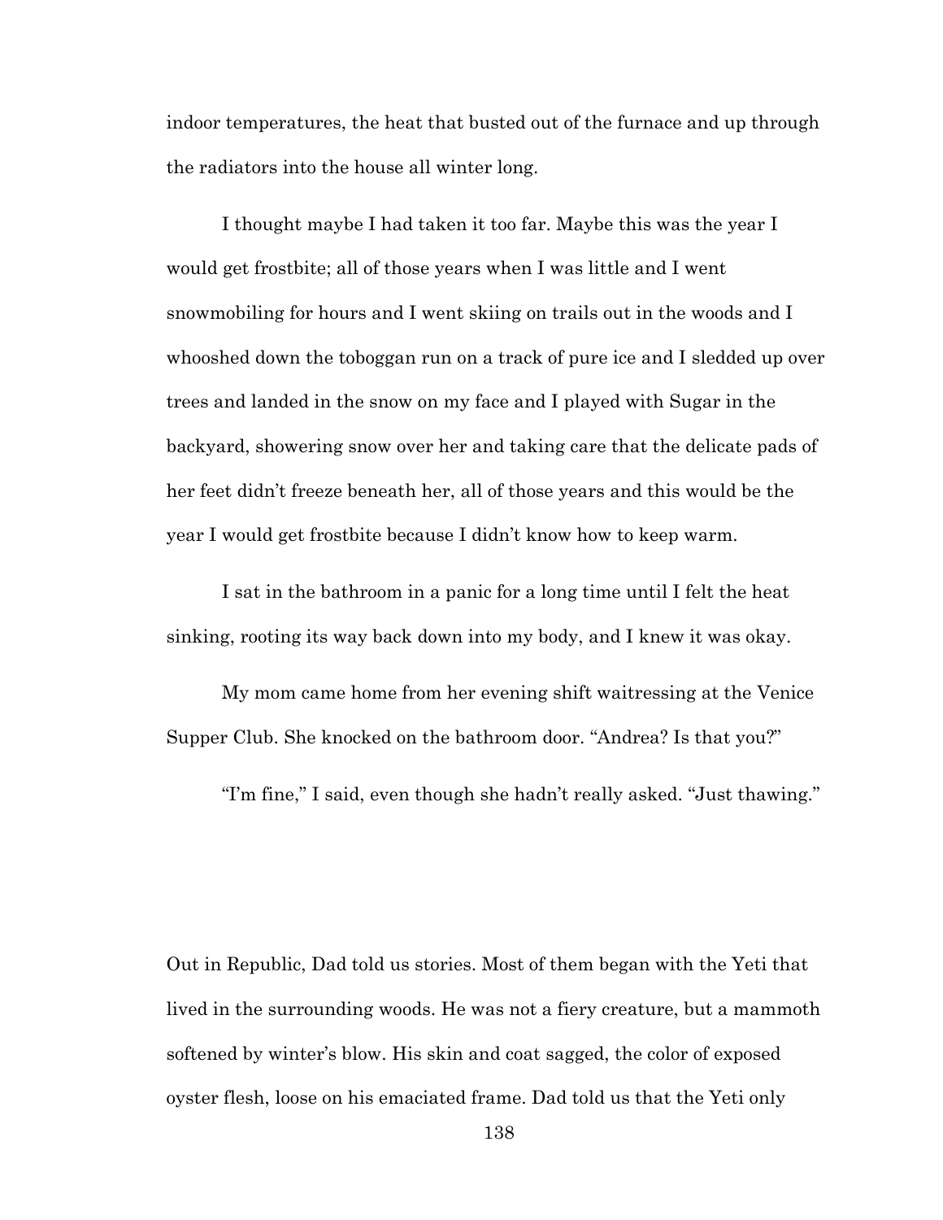indoor temperatures, the heat that busted out of the furnace and up through the radiators into the house all winter long.

I thought maybe I had taken it too far. Maybe this was the year I would get frostbite; all of those years when I was little and I went snowmobiling for hours and I went skiing on trails out in the woods and I whooshed down the toboggan run on a track of pure ice and I sledded up over trees and landed in the snow on my face and I played with Sugar in the backyard, showering snow over her and taking care that the delicate pads of her feet didn't freeze beneath her, all of those years and this would be the year I would get frostbite because I didn't know how to keep warm.

I sat in the bathroom in a panic for a long time until I felt the heat sinking, rooting its way back down into my body, and I knew it was okay.

My mom came home from her evening shift waitressing at the Venice Supper Club. She knocked on the bathroom door. "Andrea? Is that you?"

"I'm fine," I said, even though she hadn't really asked. "Just thawing."

Out in Republic, Dad told us stories. Most of them began with the Yeti that lived in the surrounding woods. He was not a fiery creature, but a mammoth softened by winter's blow. His skin and coat sagged, the color of exposed oyster flesh, loose on his emaciated frame. Dad told us that the Yeti only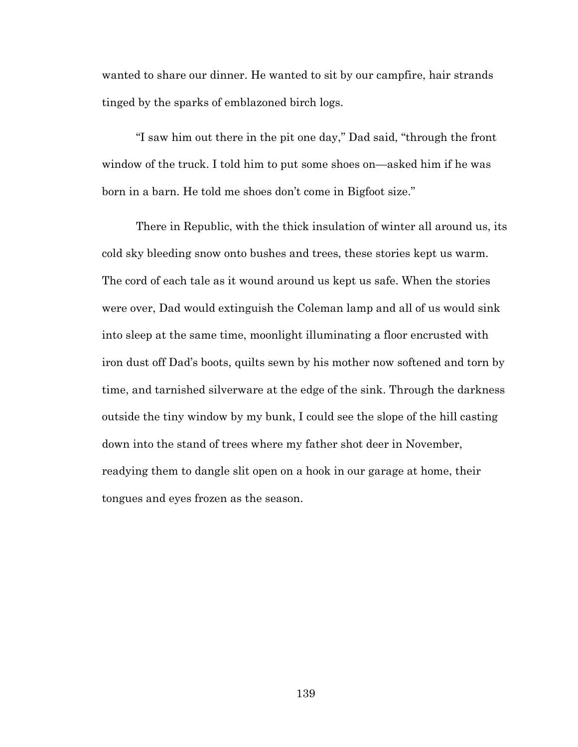wanted to share our dinner. He wanted to sit by our campfire, hair strands tinged by the sparks of emblazoned birch logs.

"I saw him out there in the pit one day," Dad said, "through the front window of the truck. I told him to put some shoes on—asked him if he was born in a barn. He told me shoes don't come in Bigfoot size."

There in Republic, with the thick insulation of winter all around us, its cold sky bleeding snow onto bushes and trees, these stories kept us warm. The cord of each tale as it wound around us kept us safe. When the stories were over, Dad would extinguish the Coleman lamp and all of us would sink into sleep at the same time, moonlight illuminating a floor encrusted with iron dust off Dad's boots, quilts sewn by his mother now softened and torn by time, and tarnished silverware at the edge of the sink. Through the darkness outside the tiny window by my bunk, I could see the slope of the hill casting down into the stand of trees where my father shot deer in November, readying them to dangle slit open on a hook in our garage at home, their tongues and eyes frozen as the season.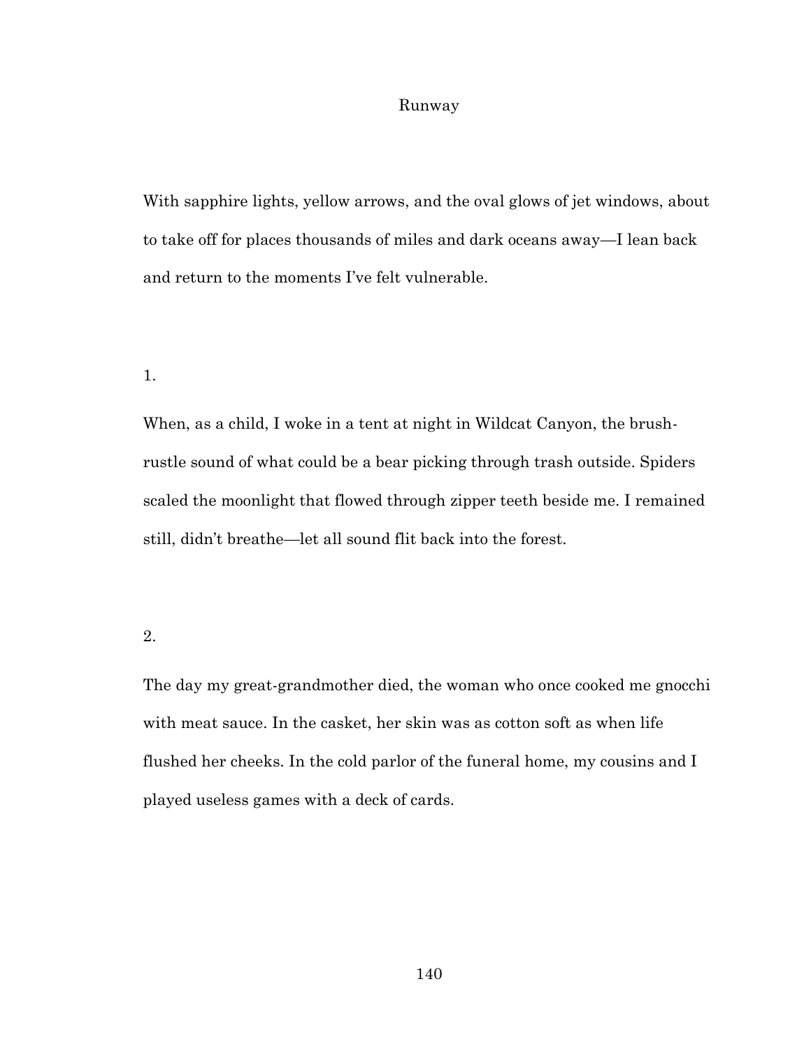# Runway

With sapphire lights, yellow arrows, and the oval glows of jet windows, about to take off for places thousands of miles and dark oceans away—I lean back and return to the moments I've felt vulnerable.

1.

When, as a child, I woke in a tent at night in Wildcat Canyon, the brush-rustle sound of what could be a bear picking through trash outside. Spiders scaled the moonlight that flowed through zipper teeth beside me. I remained still, didn't breathe—let all sound flit back into the forest.

2.

The day my great-grandmother died, the woman who once cooked me gnocchi with meat sauce. In the casket, her skin was as cotton soft as when life flushed her cheeks. In the cold parlor of the funeral home, my cousins and I played useless games with a deck of cards.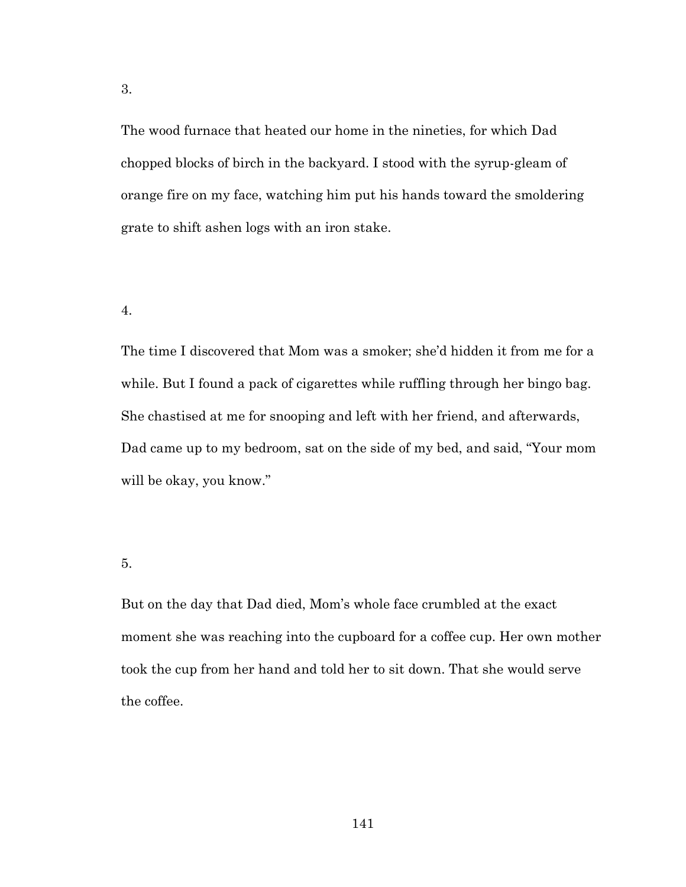3.

The wood furnace that heated our home in the nineties, for which Dad chopped blocks of birch in the backyard. I stood with the syrup-gleam of orange fire on my face, watching him put his hands toward the smoldering grate to shift ashen logs with an iron stake.

4.

The time I discovered that Mom was a smoker; she'd hidden it from me for a while. But I found a pack of cigarettes while ruffling through her bingo bag. She chastised at me for snooping and left with her friend, and afterwards, Dad came up to my bedroom, sat on the side of my bed, and said, "Your mom will be okay, you know."

5.

But on the day that Dad died, Mom's whole face crumbled at the exact moment she was reaching into the cupboard for a coffee cup. Her own mother took the cup from her hand and told her to sit down. That she would serve the coffee.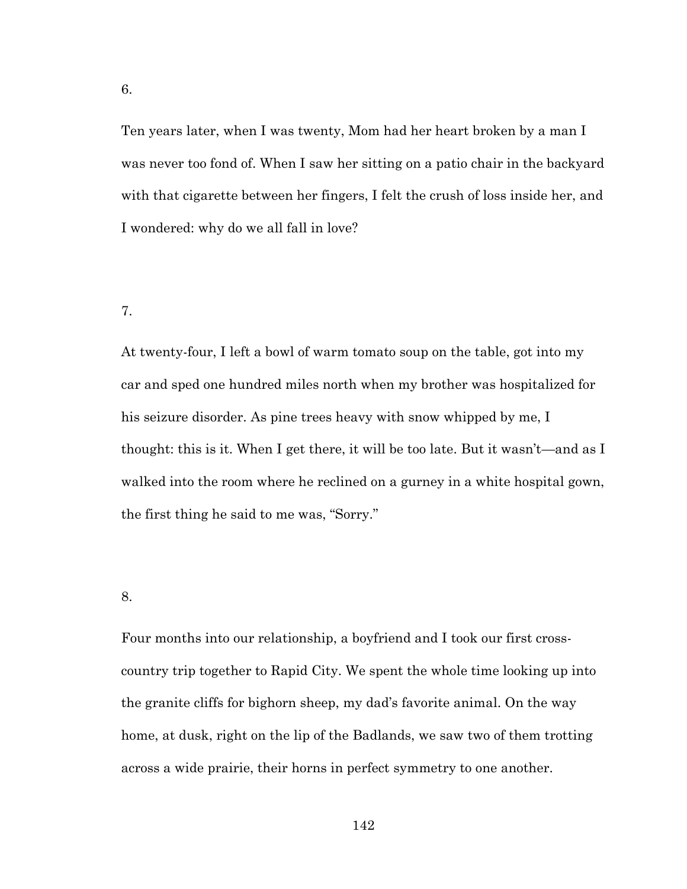6.

Ten years later, when I was twenty, Mom had her heart broken by a man I was never too fond of. When I saw her sitting on a patio chair in the backyard with that cigarette between her fingers, I felt the crush of loss inside her, and I wondered: why do we all fall in love?

7.

At twenty-four, I left a bowl of warm tomato soup on the table, got into my car and sped one hundred miles north when my brother was hospitalized for his seizure disorder. As pine trees heavy with snow whipped by me, I thought: this is it. When I get there, it will be too late. But it wasn't—and as I walked into the room where he reclined on a gurney in a white hospital gown, the first thing he said to me was, "Sorry."

8.

Four months into our relationship, a boyfriend and I took our first cross-country trip together to Rapid City. We spent the whole time looking up into the granite cliffs for bighorn sheep, my dad's favorite animal. On the way home, at dusk, right on the lip of the Badlands, we saw two of them trotting across a wide prairie, their horns in perfect symmetry to one another.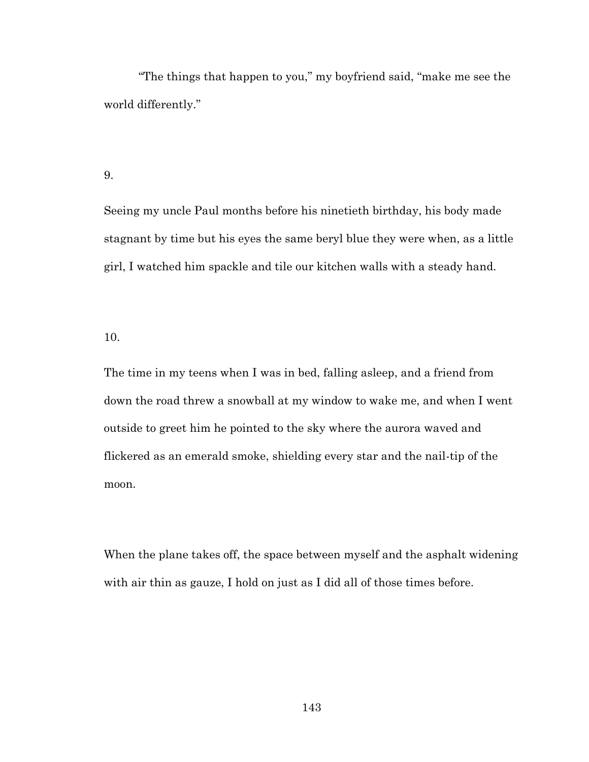"The things that happen to you," my boyfriend said, "make me see the world differently."

9.

Seeing my uncle Paul months before his ninetieth birthday, his body made stagnant by time but his eyes the same beryl blue they were when, as a little girl, I watched him spackle and tile our kitchen walls with a steady hand.

10.

The time in my teens when I was in bed, falling asleep, and a friend from down the road threw a snowball at my window to wake me, and when I went outside to greet him he pointed to the sky where the aurora waved and flickered as an emerald smoke, shielding every star and the nail-tip of the moon.

When the plane takes off, the space between myself and the asphalt widening with air thin as gauze, I hold on just as I did all of those times before.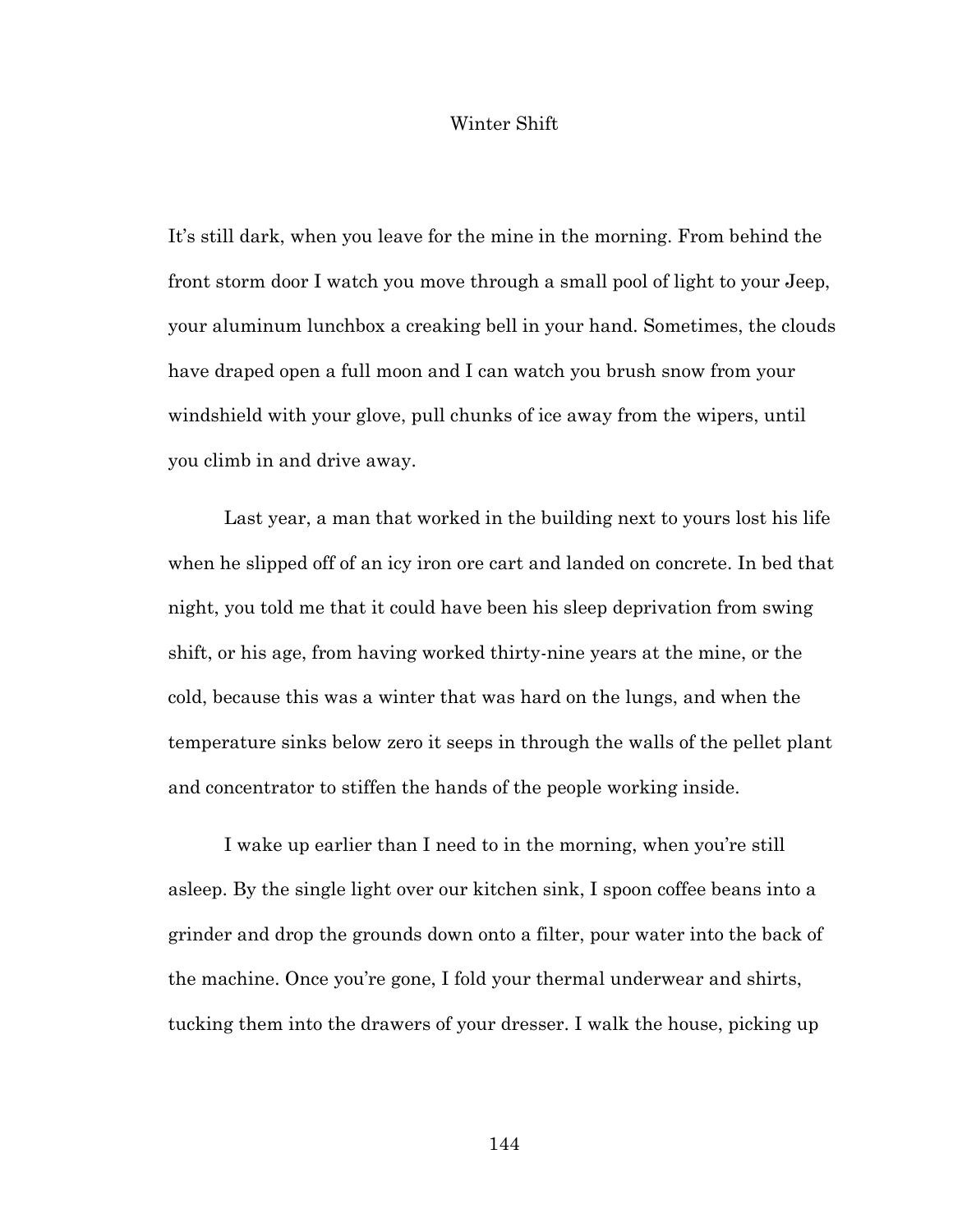# Winter Shift

It's still dark, when you leave for the mine in the morning. From behind the front storm door I watch you move through a small pool of light to your Jeep, your aluminum lunchbox a creaking bell in your hand. Sometimes, the clouds have draped open a full moon and I can watch you brush snow from your windshield with your glove, pull chunks of ice away from the wipers, until you climb in and drive away.

Last year, a man that worked in the building next to yours lost his life when he slipped off of an icy iron ore cart and landed on concrete. In bed that night, you told me that it could have been his sleep deprivation from swing shift, or his age, from having worked thirty-nine years at the mine, or the cold, because this was a winter that was hard on the lungs, and when the temperature sinks below zero it seeps in through the walls of the pellet plant and concentrator to stiffen the hands of the people working inside.

I wake up earlier than I need to in the morning, when you're still asleep. By the single light over our kitchen sink, I spoon coffee beans into a grinder and drop the grounds down onto a filter, pour water into the back of the machine. Once you're gone, I fold your thermal underwear and shirts, tucking them into the drawers of your dresser. I walk the house, picking up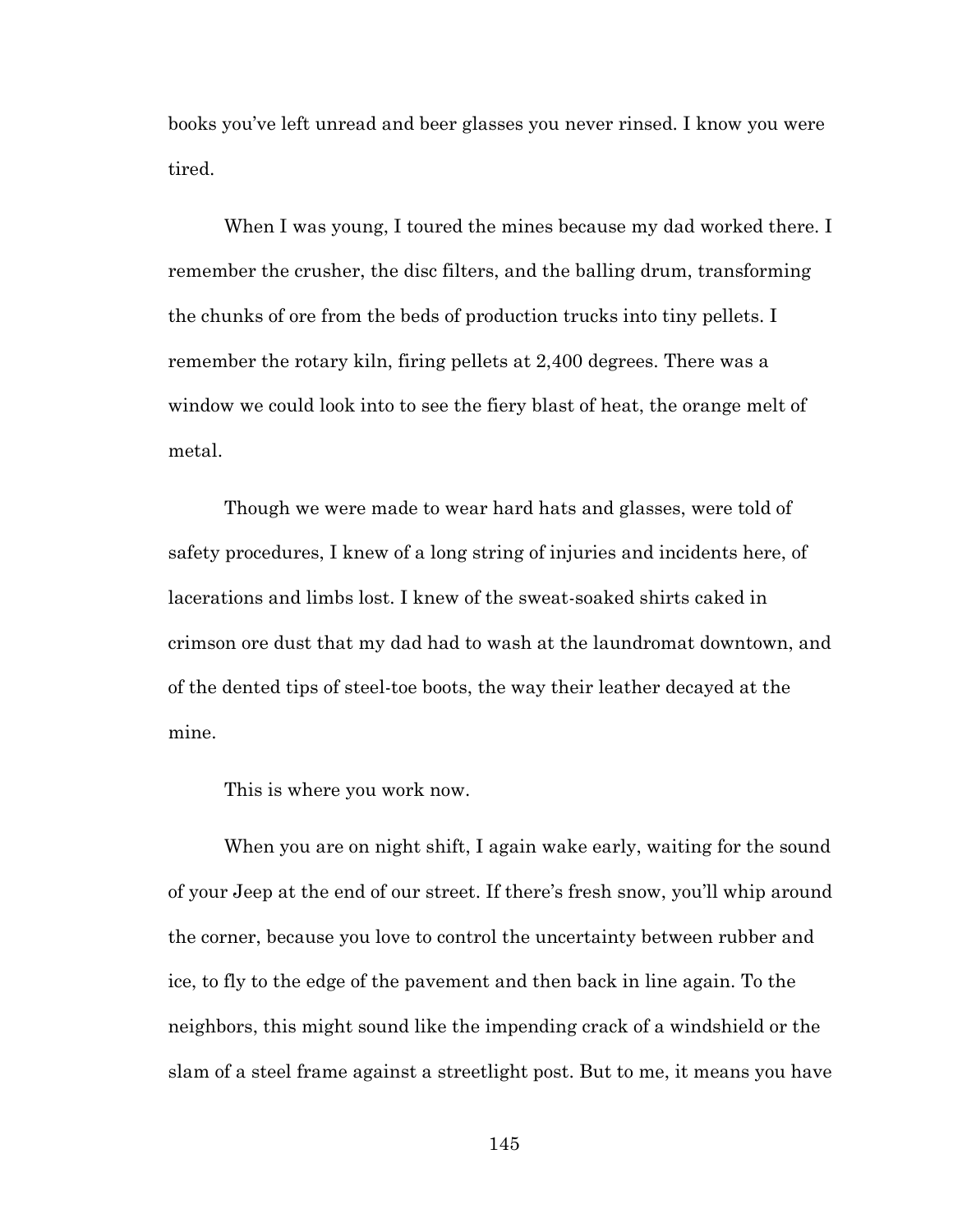books you've left unread and beer glasses you never rinsed. I know you were tired.

When I was young, I toured the mines because my dad worked there. I remember the crusher, the disc filters, and the balling drum, transforming the chunks of ore from the beds of production trucks into tiny pellets. I remember the rotary kiln, firing pellets at 2,400 degrees. There was a window we could look into to see the fiery blast of heat, the orange melt of metal.

Though we were made to wear hard hats and glasses, were told of safety procedures, I knew of a long string of injuries and incidents here, of lacerations and limbs lost. I knew of the sweat-soaked shirts caked in crimson ore dust that my dad had to wash at the laundromat downtown, and of the dented tips of steel-toe boots, the way their leather decayed at the mine.

This is where you work now.

When you are on night shift, I again wake early, waiting for the sound of your Jeep at the end of our street. If there's fresh snow, you'll whip around the corner, because you love to control the uncertainty between rubber and ice, to fly to the edge of the pavement and then back in line again. To the neighbors, this might sound like the impending crack of a windshield or the slam of a steel frame against a streetlight post. But to me, it means you have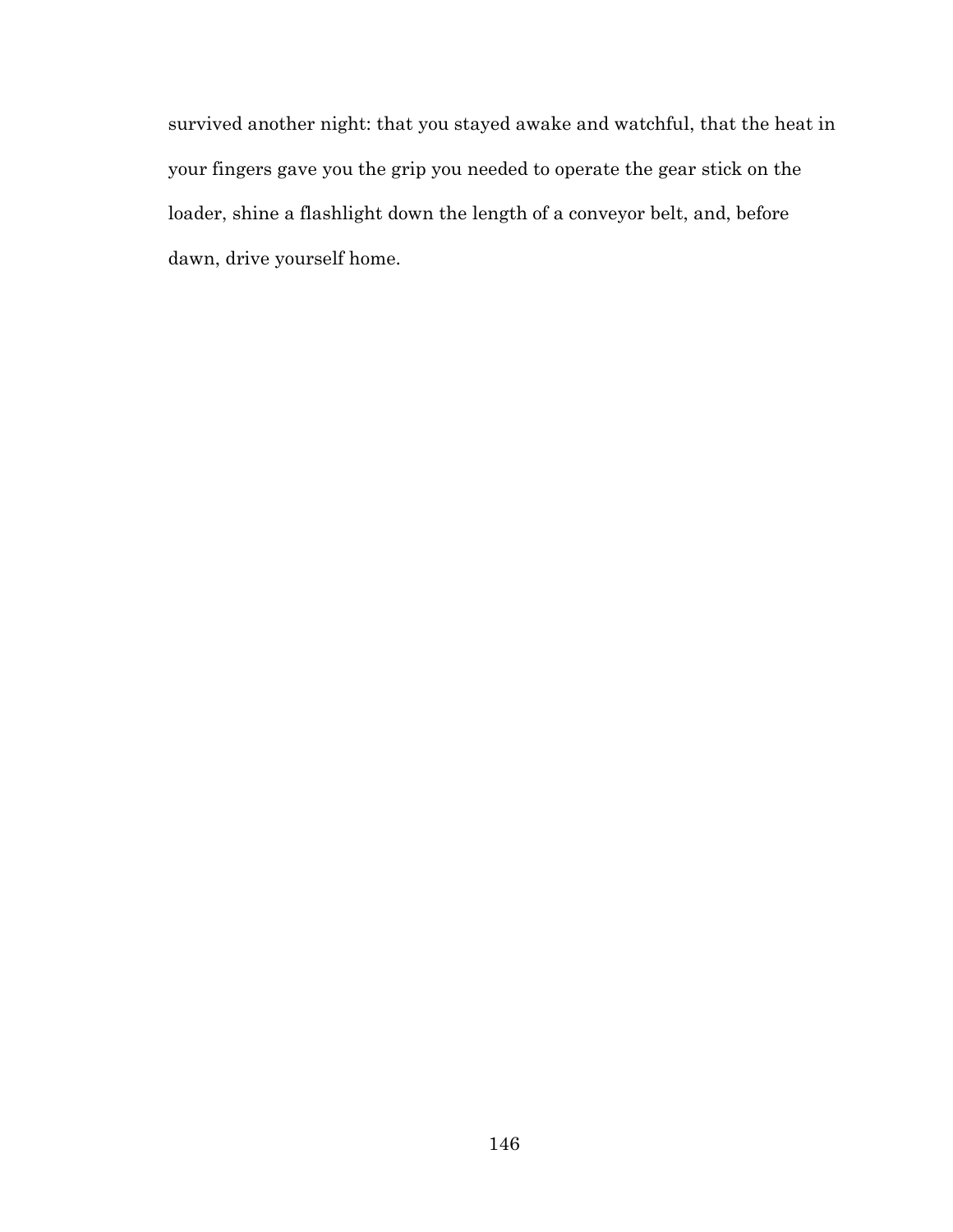survived another night: that you stayed awake and watchful, that the heat in your fingers gave you the grip you needed to operate the gear stick on the loader, shine a flashlight down the length of a conveyor belt, and, before dawn, drive yourself home.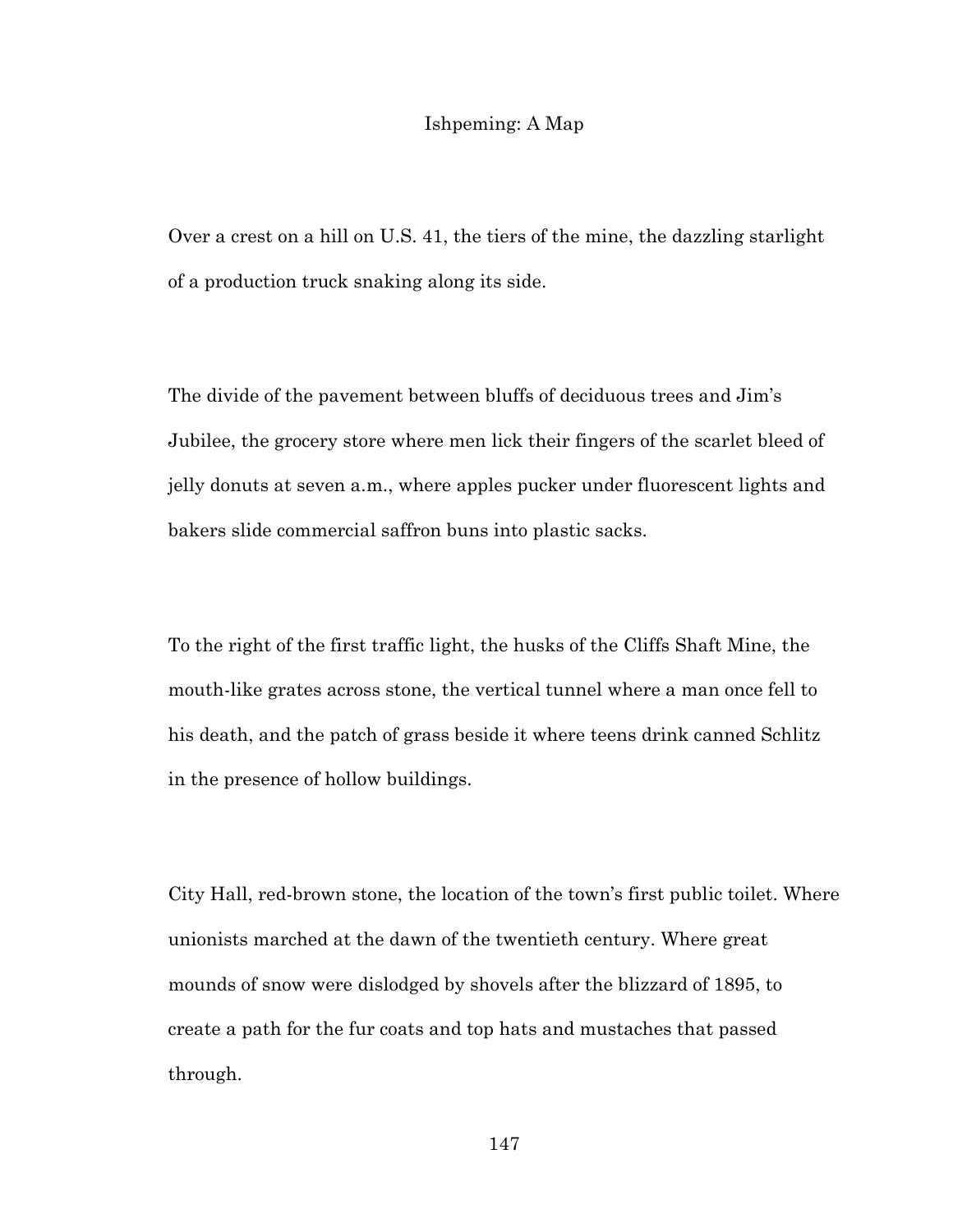# Ishpeming: A Map

Over a crest on a hill on U.S. 41, the tiers of the mine, the dazzling starlight of a production truck snaking along its side.

The divide of the pavement between bluffs of deciduous trees and Jim's Jubilee, the grocery store where men lick their fingers of the scarlet bleed of jelly donuts at seven a.m., where apples pucker under fluorescent lights and bakers slide commercial saffron buns into plastic sacks.

To the right of the first traffic light, the husks of the Cliffs Shaft Mine, the mouth-like grates across stone, the vertical tunnel where a man once fell to his death, and the patch of grass beside it where teens drink canned Schlitz in the presence of hollow buildings.

City Hall, red-brown stone, the location of the town's first public toilet. Where unionists marched at the dawn of the twentieth century. Where great mounds of snow were dislodged by shovels after the blizzard of 1895, to create a path for the fur coats and top hats and mustaches that passed through.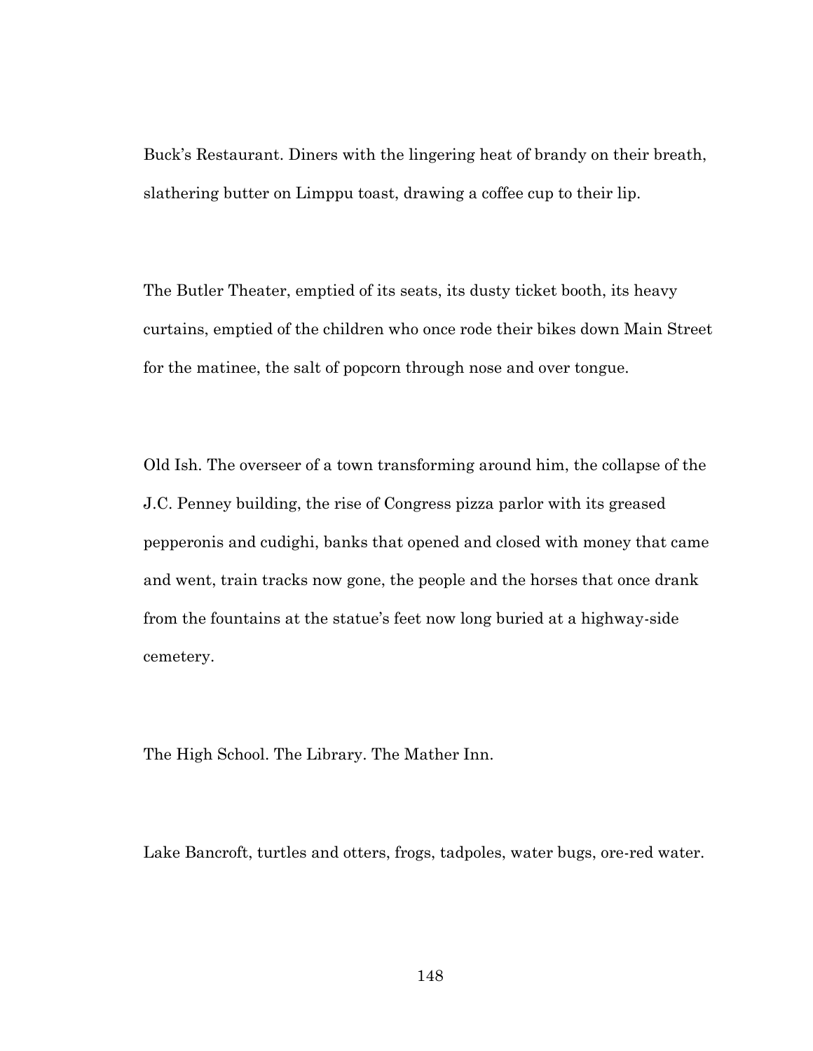Buck's Restaurant. Diners with the lingering heat of brandy on their breath, slathering butter on Limppu toast, drawing a coffee cup to their lip.

The Butler Theater, emptied of its seats, its dusty ticket booth, its heavy curtains, emptied of the children who once rode their bikes down Main Street for the matinee, the salt of popcorn through nose and over tongue.

Old Ish. The overseer of a town transforming around him, the collapse of the J.C. Penney building, the rise of Congress pizza parlor with its greased pepperonis and cudighi, banks that opened and closed with money that came and went, train tracks now gone, the people and the horses that once drank from the fountains at the statue's feet now long buried at a highway-side cemetery.

The High School. The Library. The Mather Inn.

Lake Bancroft, turtles and otters, frogs, tadpoles, water bugs, ore-red water.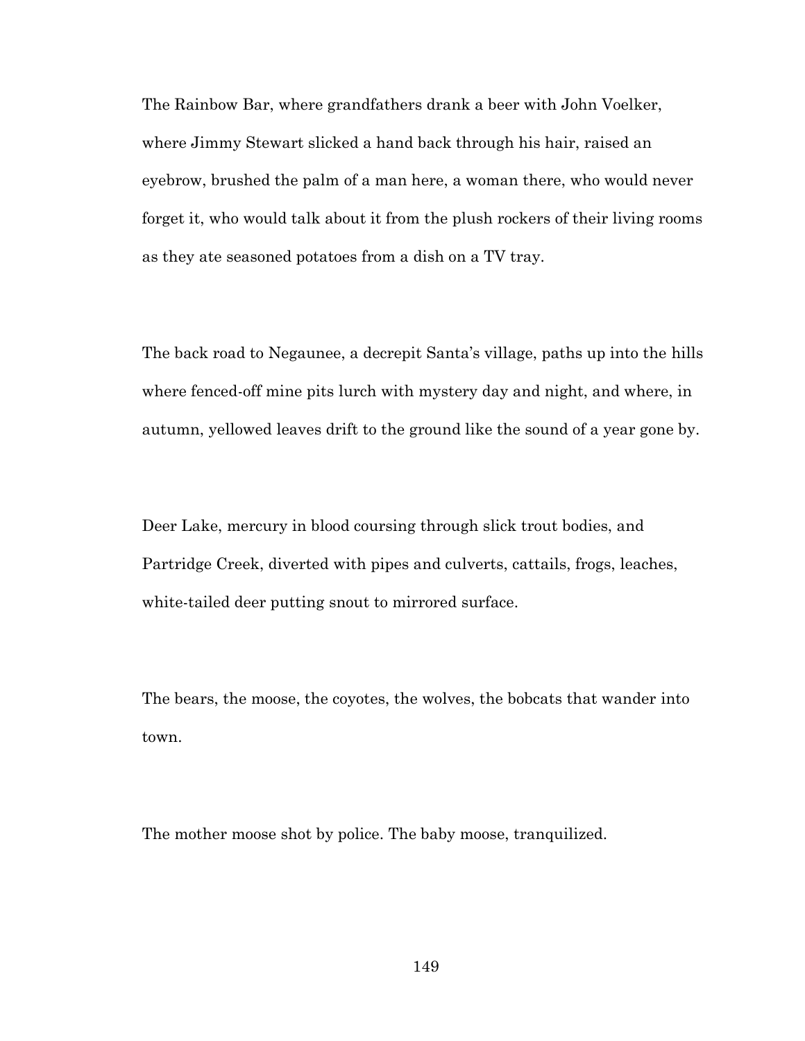The Rainbow Bar, where grandfathers drank a beer with John Voelker, where Jimmy Stewart slicked a hand back through his hair, raised an eyebrow, brushed the palm of a man here, a woman there, who would never forget it, who would talk about it from the plush rockers of their living rooms as they ate seasoned potatoes from a dish on a TV tray.

The back road to Negaunee, a decrepit Santa's village, paths up into the hills where fenced-off mine pits lurch with mystery day and night, and where, in autumn, yellowed leaves drift to the ground like the sound of a year gone by.

Deer Lake, mercury in blood coursing through slick trout bodies, and Partridge Creek, diverted with pipes and culverts, cattails, frogs, leaches, white-tailed deer putting snout to mirrored surface.

The bears, the moose, the coyotes, the wolves, the bobcats that wander into town.

The mother moose shot by police. The baby moose, tranquilized.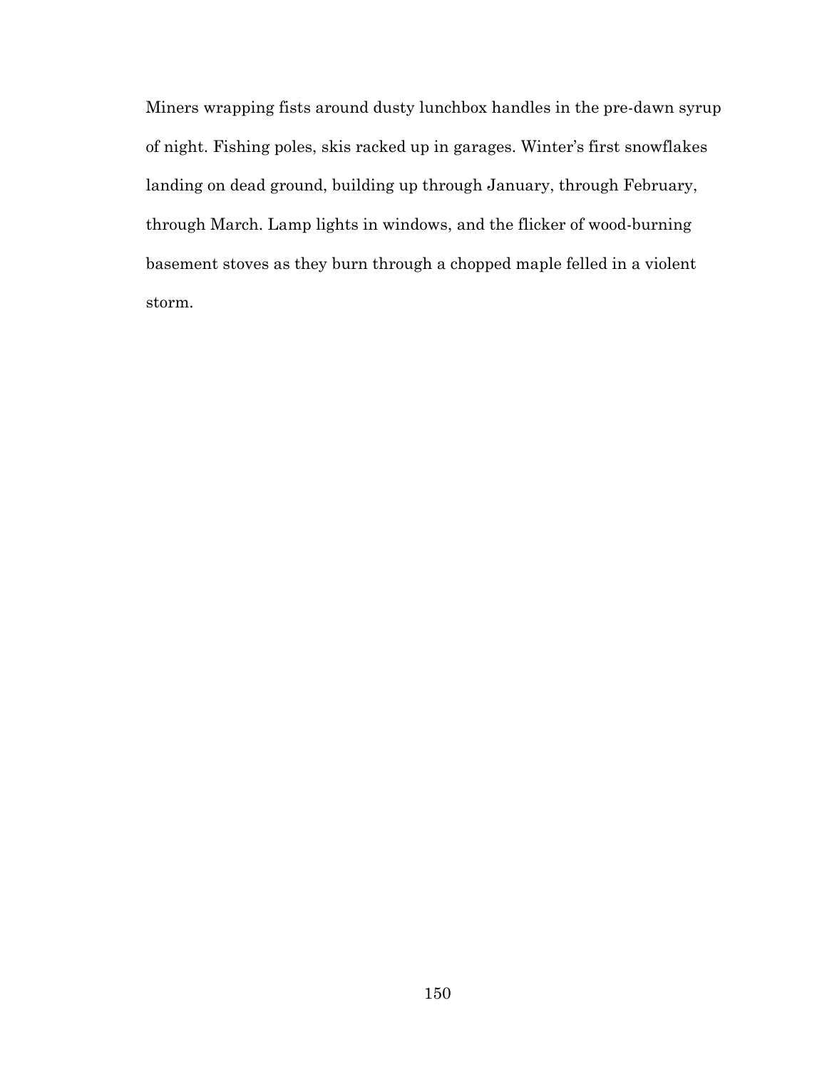Miners wrapping fists around dusty lunchbox handles in the pre-dawn syrup of night. Fishing poles, skis racked up in garages. Winter's first snowflakes landing on dead ground, building up through January, through February, through March. Lamp lights in windows, and the flicker of wood-burning basement stoves as they burn through a chopped maple felled in a violent storm.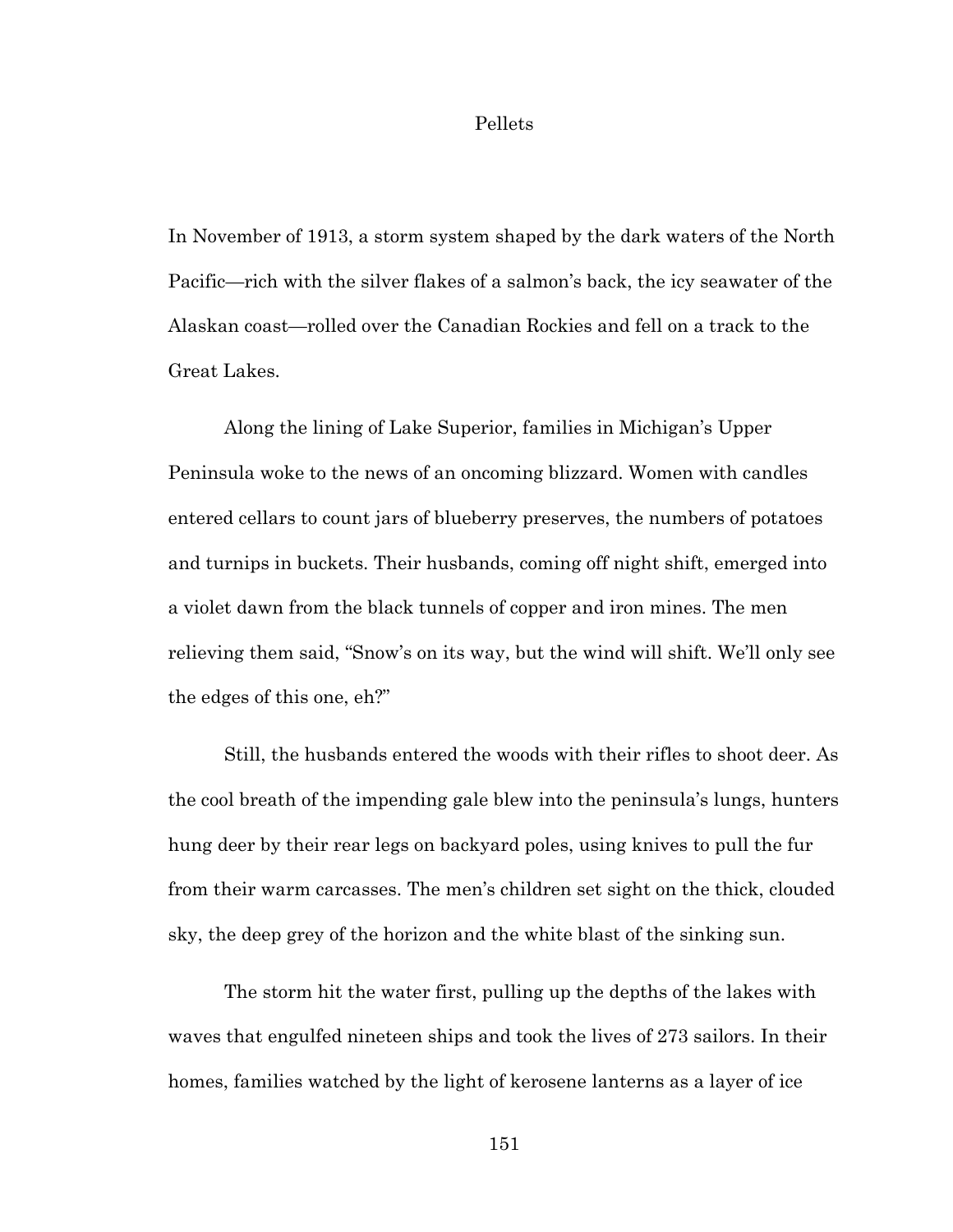# Pellets

In November of 1913, a storm system shaped by the dark waters of the North Pacific—rich with the silver flakes of a salmon's back, the icy seawater of the Alaskan coast—rolled over the Canadian Rockies and fell on a track to the Great Lakes.

Along the lining of Lake Superior, families in Michigan's Upper Peninsula woke to the news of an oncoming blizzard. Women with candles entered cellars to count jars of blueberry preserves, the numbers of potatoes and turnips in buckets. Their husbands, coming off night shift, emerged into a violet dawn from the black tunnels of copper and iron mines. The men relieving them said, "Snow's on its way, but the wind will shift. We'll only see the edges of this one, eh?"

Still, the husbands entered the woods with their rifles to shoot deer. As the cool breath of the impending gale blew into the peninsula's lungs, hunters hung deer by their rear legs on backyard poles, using knives to pull the fur from their warm carcasses. The men's children set sight on the thick, clouded sky, the deep grey of the horizon and the white blast of the sinking sun.

The storm hit the water first, pulling up the depths of the lakes with waves that engulfed nineteen ships and took the lives of 273 sailors. In their homes, families watched by the light of kerosene lanterns as a layer of ice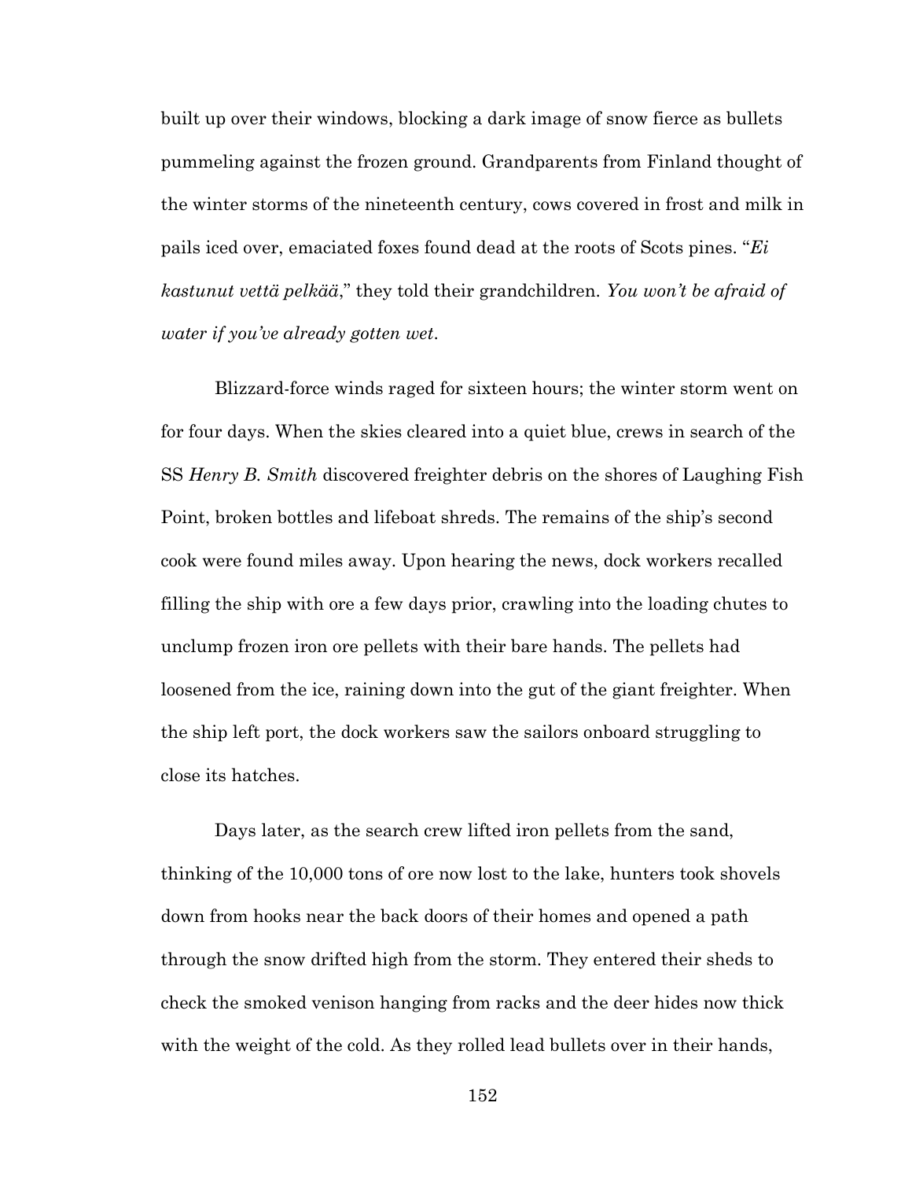built up over their windows, blocking a dark image of snow fierce as bullets pummeling against the frozen ground. Grandparents from Finland thought of the winter storms of the nineteenth century, cows covered in frost and milk in pails iced over, emaciated foxes found dead at the roots of Scots pines. "*Ei kastunut vettä pelkää*," they told their grandchildren. *You won't be afraid of water if you've already gotten wet*.

Blizzard-force winds raged for sixteen hours; the winter storm went on for four days. When the skies cleared into a quiet blue, crews in search of the SS *Henry B. Smith* discovered freighter debris on the shores of Laughing Fish Point, broken bottles and lifeboat shreds. The remains of the ship's second cook were found miles away. Upon hearing the news, dock workers recalled filling the ship with ore a few days prior, crawling into the loading chutes to unclump frozen iron ore pellets with their bare hands. The pellets had loosened from the ice, raining down into the gut of the giant freighter. When the ship left port, the dock workers saw the sailors onboard struggling to close its hatches.

Days later, as the search crew lifted iron pellets from the sand, thinking of the 10,000 tons of ore now lost to the lake, hunters took shovels down from hooks near the back doors of their homes and opened a path through the snow drifted high from the storm. They entered their sheds to check the smoked venison hanging from racks and the deer hides now thick with the weight of the cold. As they rolled lead bullets over in their hands,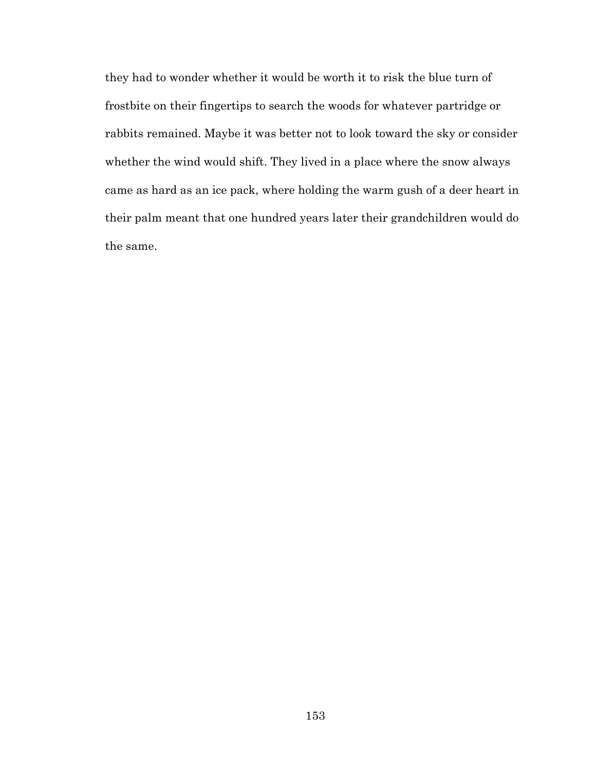they had to wonder whether it would be worth it to risk the blue turn of frostbite on their fingertips to search the woods for whatever partridge or rabbits remained. Maybe it was better not to look toward the sky or consider whether the wind would shift. They lived in a place where the snow always came as hard as an ice pack, where holding the warm gush of a deer heart in their palm meant that one hundred years later their grandchildren would do the same.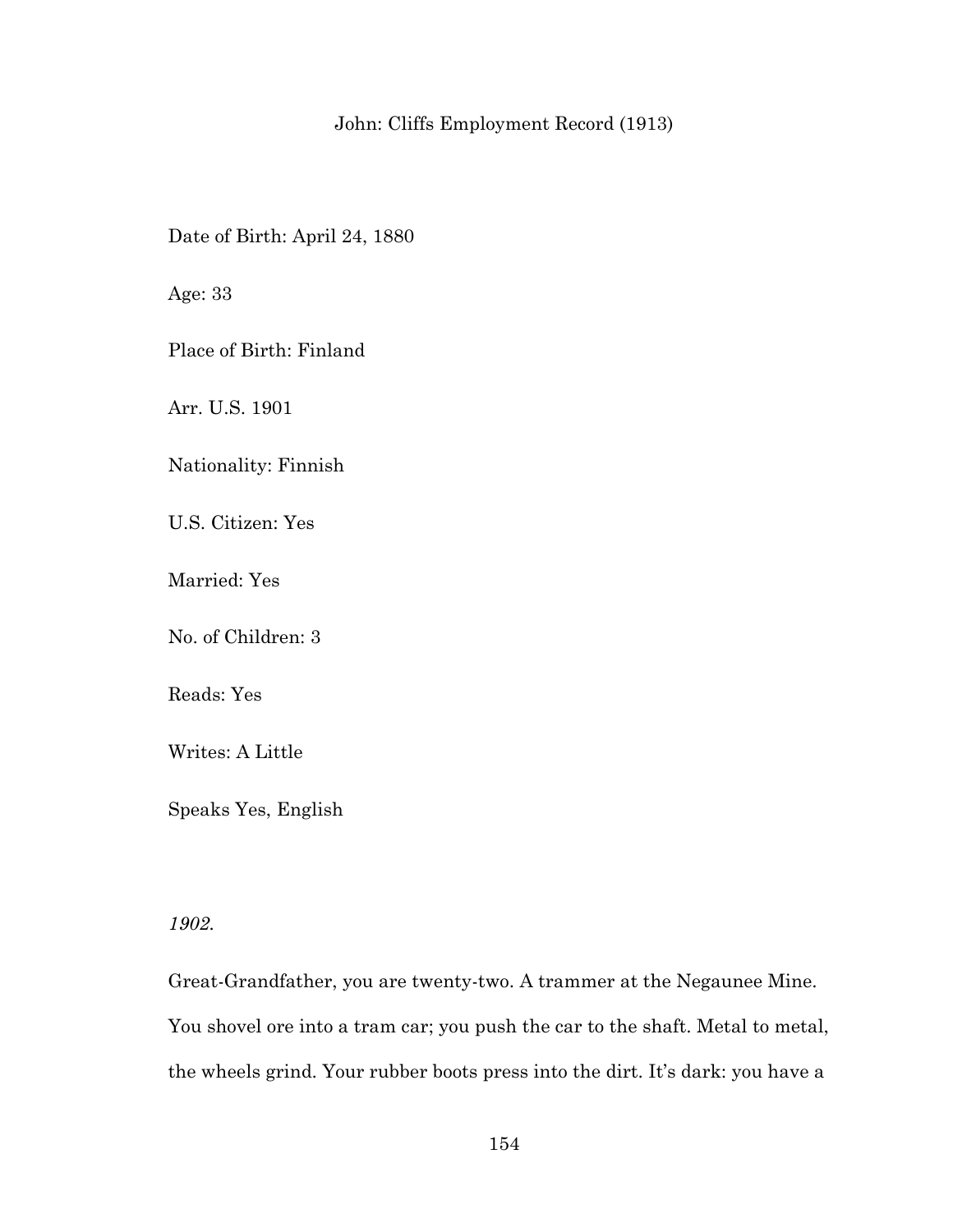John: Cliffs Employment Record (1913)

Date of Birth: April 24, 1880

Age: 33

Place of Birth: Finland

Arr. U.S. 1901

Nationality: Finnish

U.S. Citizen: Yes

Married: Yes

No. of Children: 3

Reads: Yes

Writes: A Little

Speaks Yes, English

*1902.*

Great-Grandfather, you are twenty-two. A trammer at the Negaunee Mine. You shovel ore into a tram car; you push the car to the shaft. Metal to metal, the wheels grind. Your rubber boots press into the dirt. It's dark: you have a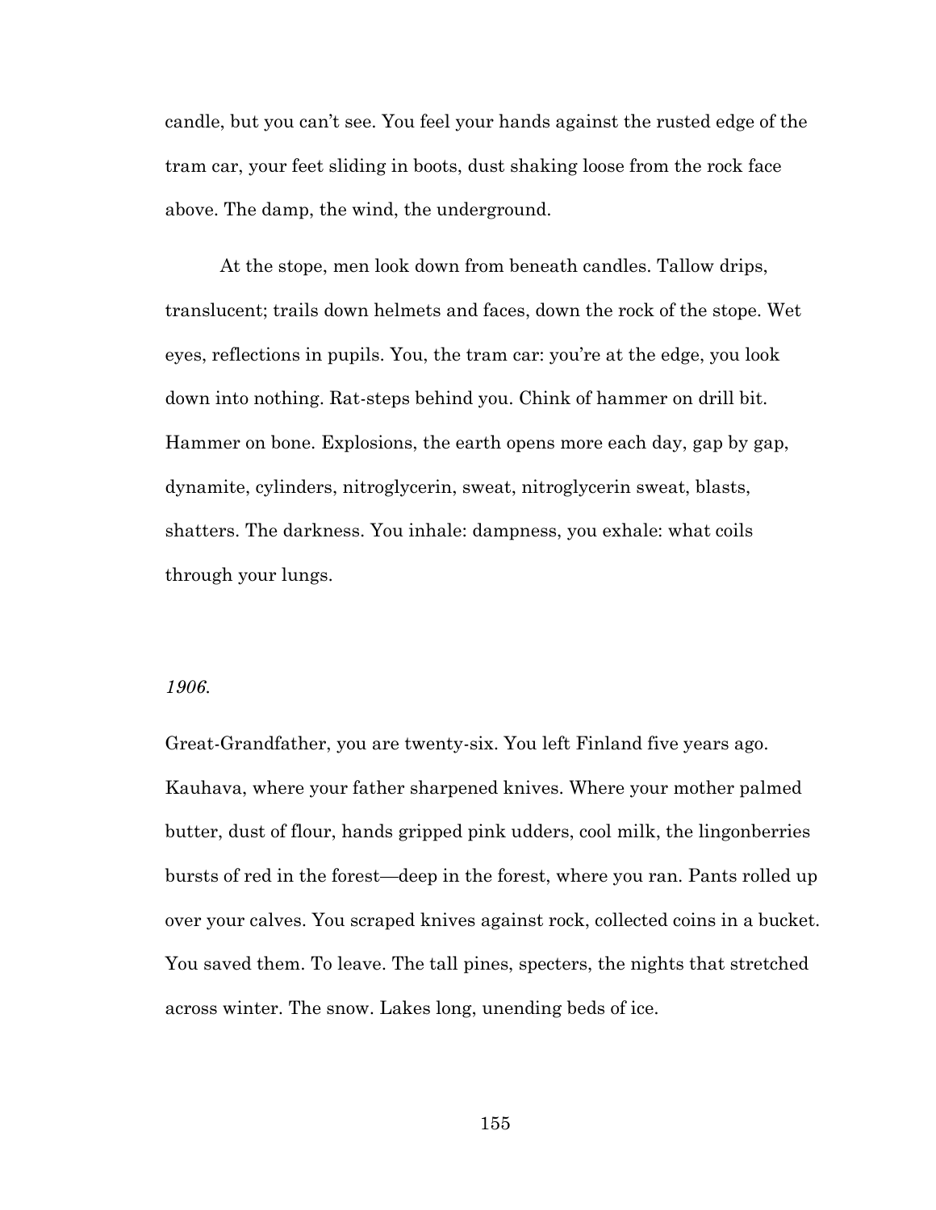candle, but you can't see. You feel your hands against the rusted edge of the tram car, your feet sliding in boots, dust shaking loose from the rock face above. The damp, the wind, the underground.

At the stope, men look down from beneath candles. Tallow drips, translucent; trails down helmets and faces, down the rock of the stope. Wet eyes, reflections in pupils. You, the tram car: you're at the edge, you look down into nothing. Rat-steps behind you. Chink of hammer on drill bit. Hammer on bone. Explosions, the earth opens more each day, gap by gap, dynamite, cylinders, nitroglycerin, sweat, nitroglycerin sweat, blasts, shatters. The darkness. You inhale: dampness, you exhale: what coils through your lungs.

*1906.*

Great-Grandfather, you are twenty-six. You left Finland five years ago. Kauhava, where your father sharpened knives. Where your mother palmed butter, dust of flour, hands gripped pink udders, cool milk, the lingonberries bursts of red in the forest—deep in the forest, where you ran. Pants rolled up over your calves. You scraped knives against rock, collected coins in a bucket. You saved them. To leave. The tall pines, specters, the nights that stretched across winter. The snow. Lakes long, unending beds of ice.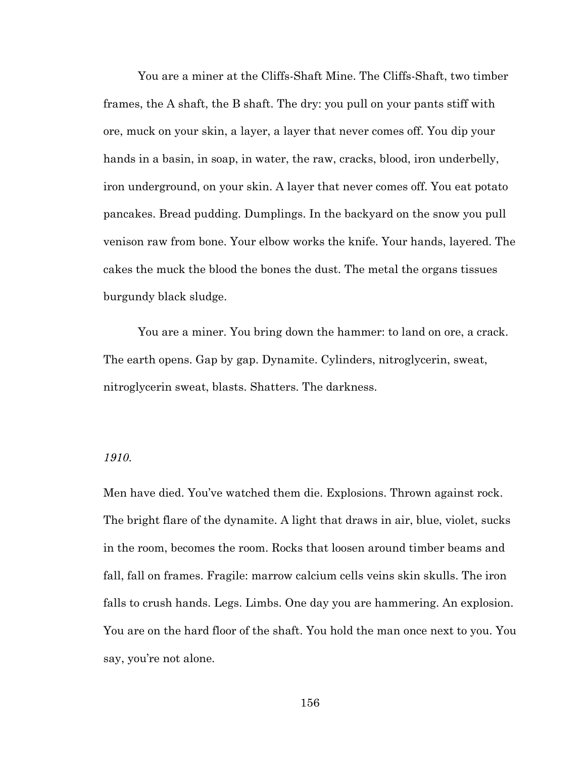You are a miner at the Cliffs-Shaft Mine. The Cliffs-Shaft, two timber frames, the A shaft, the B shaft. The dry: you pull on your pants stiff with ore, muck on your skin, a layer, a layer that never comes off. You dip your hands in a basin, in soap, in water, the raw, cracks, blood, iron underbelly, iron underground, on your skin. A layer that never comes off. You eat potato pancakes. Bread pudding. Dumplings. In the backyard on the snow you pull venison raw from bone. Your elbow works the knife. Your hands, layered. The cakes the muck the blood the bones the dust. The metal the organs tissues burgundy black sludge.

You are a miner. You bring down the hammer: to land on ore, a crack. The earth opens. Gap by gap. Dynamite. Cylinders, nitroglycerin, sweat, nitroglycerin sweat, blasts. Shatters. The darkness.

*1910.*

Men have died. You've watched them die. Explosions. Thrown against rock. The bright flare of the dynamite. A light that draws in air, blue, violet, sucks in the room, becomes the room. Rocks that loosen around timber beams and fall, fall on frames. Fragile: marrow calcium cells veins skin skulls. The iron falls to crush hands. Legs. Limbs. One day you are hammering. An explosion. You are on the hard floor of the shaft. You hold the man once next to you. You say, you're not alone.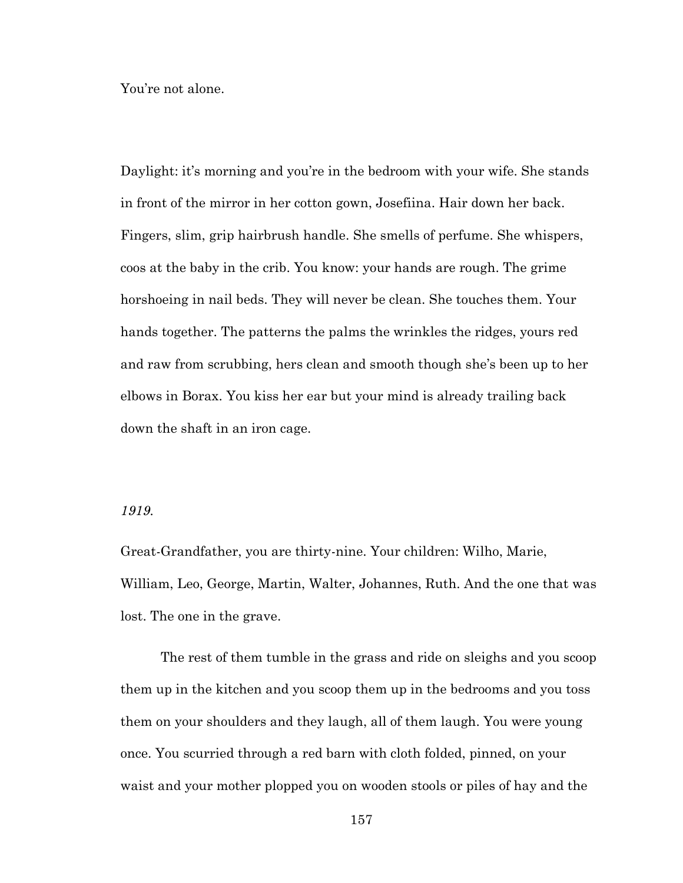You're not alone.

Daylight: it's morning and you're in the bedroom with your wife. She stands in front of the mirror in her cotton gown, Josefiina. Hair down her back. Fingers, slim, grip hairbrush handle. She smells of perfume. She whispers, coos at the baby in the crib. You know: your hands are rough. The grime horshoeing in nail beds. They will never be clean. She touches them. Your hands together. The patterns the palms the wrinkles the ridges, yours red and raw from scrubbing, hers clean and smooth though she's been up to her elbows in Borax. You kiss her ear but your mind is already trailing back down the shaft in an iron cage.

*1919.*

Great-Grandfather, you are thirty-nine. Your children: Wilho, Marie, William, Leo, George, Martin, Walter, Johannes, Ruth. And the one that was lost. The one in the grave.

The rest of them tumble in the grass and ride on sleighs and you scoop them up in the kitchen and you scoop them up in the bedrooms and you toss them on your shoulders and they laugh, all of them laugh. You were young once. You scurried through a red barn with cloth folded, pinned, on your waist and your mother plopped you on wooden stools or piles of hay and the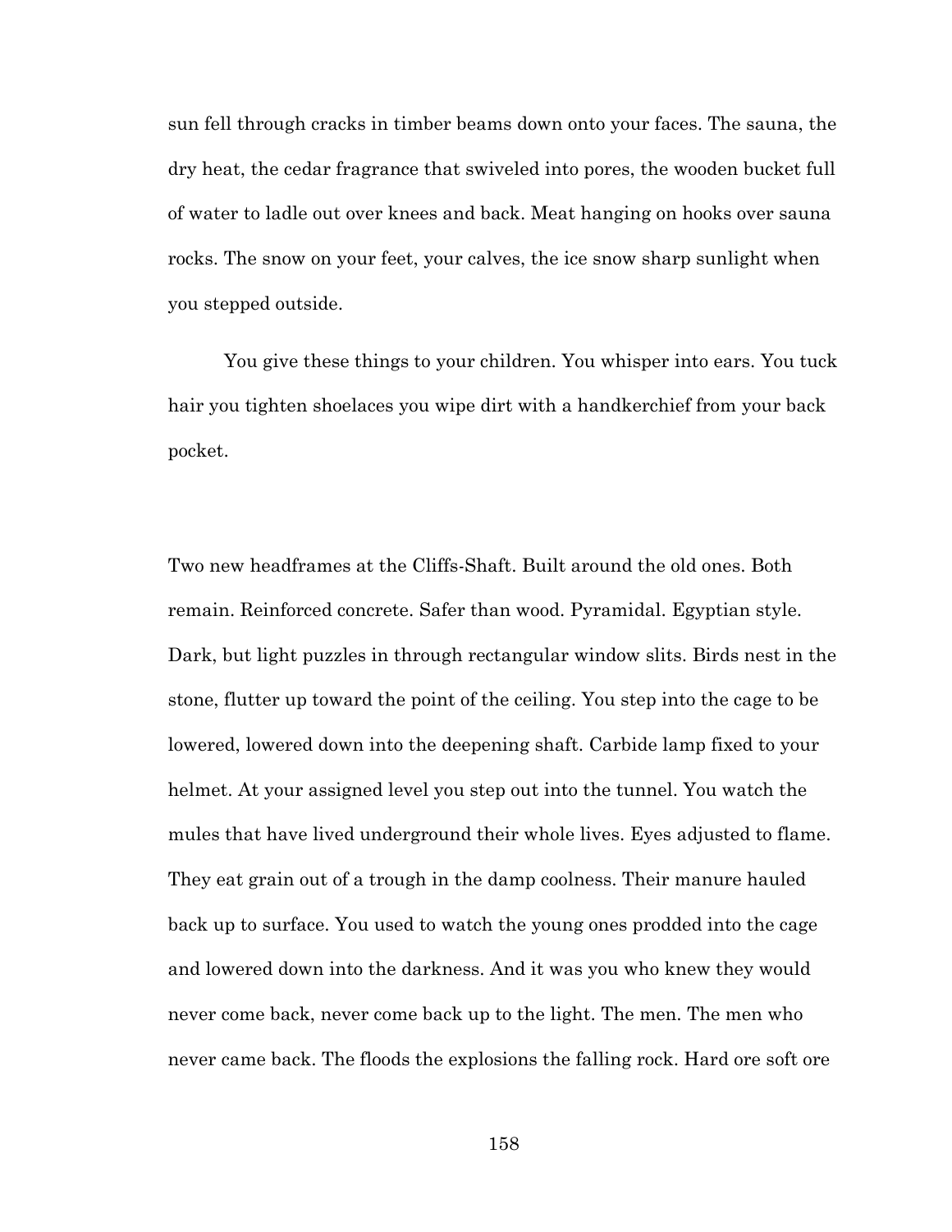sun fell through cracks in timber beams down onto your faces. The sauna, the dry heat, the cedar fragrance that swiveled into pores, the wooden bucket full of water to ladle out over knees and back. Meat hanging on hooks over sauna rocks. The snow on your feet, your calves, the ice snow sharp sunlight when you stepped outside.

You give these things to your children. You whisper into ears. You tuck hair you tighten shoelaces you wipe dirt with a handkerchief from your back pocket.

Two new headframes at the Cliffs-Shaft. Built around the old ones. Both remain. Reinforced concrete. Safer than wood. Pyramidal. Egyptian style. Dark, but light puzzles in through rectangular window slits. Birds nest in the stone, flutter up toward the point of the ceiling. You step into the cage to be lowered, lowered down into the deepening shaft. Carbide lamp fixed to your helmet. At your assigned level you step out into the tunnel. You watch the mules that have lived underground their whole lives. Eyes adjusted to flame. They eat grain out of a trough in the damp coolness. Their manure hauled back up to surface. You used to watch the young ones prodded into the cage and lowered down into the darkness. And it was you who knew they would never come back, never come back up to the light. The men. The men who never came back. The floods the explosions the falling rock. Hard ore soft ore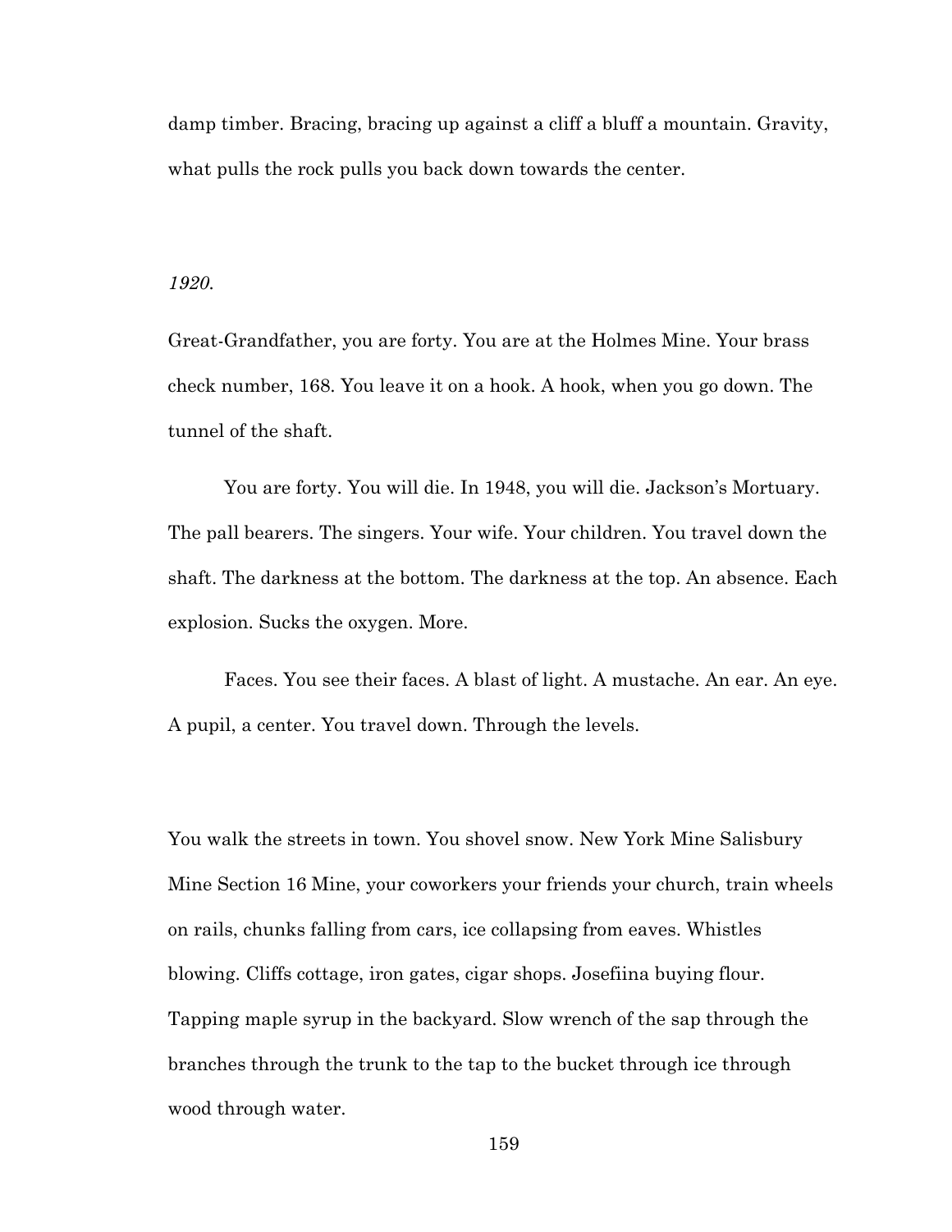damp timber. Bracing, bracing up against a cliff a bluff a mountain. Gravity, what pulls the rock pulls you back down towards the center.

*1920.*

Great-Grandfather, you are forty. You are at the Holmes Mine. Your brass check number, 168. You leave it on a hook. A hook, when you go down. The tunnel of the shaft.

You are forty. You will die. In 1948, you will die. Jackson's Mortuary. The pall bearers. The singers. Your wife. Your children. You travel down the shaft. The darkness at the bottom. The darkness at the top. An absence. Each explosion. Sucks the oxygen. More.

Faces. You see their faces. A blast of light. A mustache. An ear. An eye. A pupil, a center. You travel down. Through the levels.

You walk the streets in town. You shovel snow. New York Mine Salisbury Mine Section 16 Mine, your coworkers your friends your church, train wheels on rails, chunks falling from cars, ice collapsing from eaves. Whistles blowing. Cliffs cottage, iron gates, cigar shops. Josefiina buying flour. Tapping maple syrup in the backyard. Slow wrench of the sap through the branches through the trunk to the tap to the bucket through ice through wood through water.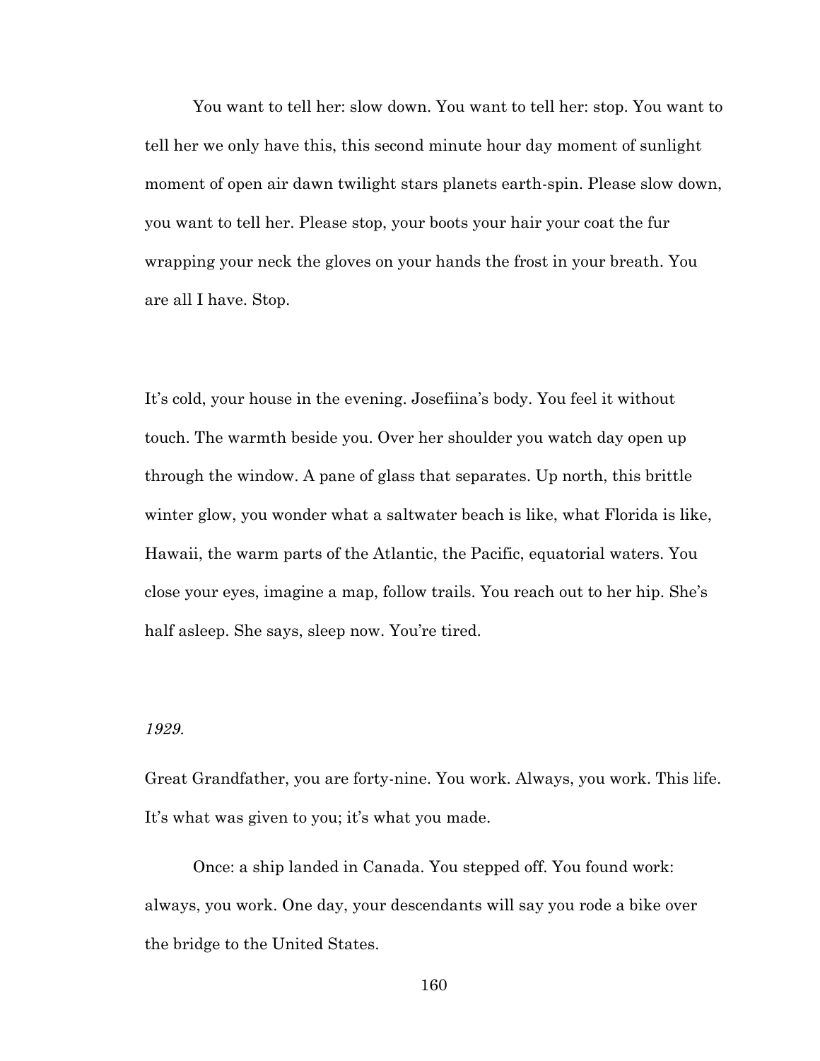You want to tell her: slow down. You want to tell her: stop. You want to tell her we only have this, this second minute hour day moment of sunlight moment of open air dawn twilight stars planets earth-spin. Please slow down, you want to tell her. Please stop, your boots your hair your coat the fur wrapping your neck the gloves on your hands the frost in your breath. You are all I have. Stop.

It's cold, your house in the evening. Josefiina's body. You feel it without touch. The warmth beside you. Over her shoulder you watch day open up through the window. A pane of glass that separates. Up north, this brittle winter glow, you wonder what a saltwater beach is like, what Florida is like, Hawaii, the warm parts of the Atlantic, the Pacific, equatorial waters. You close your eyes, imagine a map, follow trails. You reach out to her hip. She's half asleep. She says, sleep now. You're tired.

*1929.*

Great Grandfather, you are forty-nine. You work. Always, you work. This life. It's what was given to you; it's what you made.

Once: a ship landed in Canada. You stepped off. You found work: always, you work. One day, your descendants will say you rode a bike over the bridge to the United States.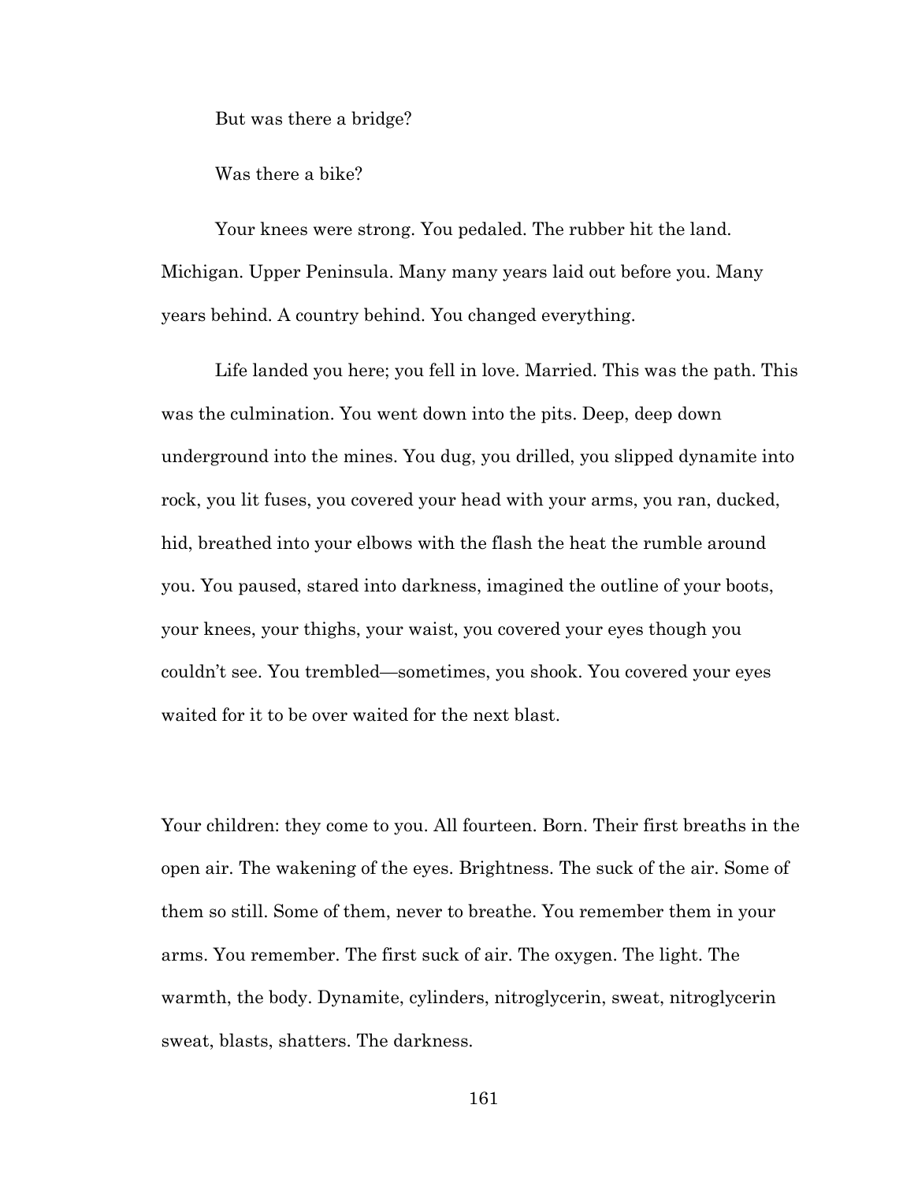But was there a bridge?

Was there a bike?

Your knees were strong. You pedaled. The rubber hit the land. Michigan. Upper Peninsula. Many many years laid out before you. Many years behind. A country behind. You changed everything.

Life landed you here; you fell in love. Married. This was the path. This was the culmination. You went down into the pits. Deep, deep down underground into the mines. You dug, you drilled, you slipped dynamite into rock, you lit fuses, you covered your head with your arms, you ran, ducked, hid, breathed into your elbows with the flash the heat the rumble around you. You paused, stared into darkness, imagined the outline of your boots, your knees, your thighs, your waist, you covered your eyes though you couldn't see. You trembled—sometimes, you shook. You covered your eyes waited for it to be over waited for the next blast.

Your children: they come to you. All fourteen. Born. Their first breaths in the open air. The wakening of the eyes. Brightness. The suck of the air. Some of them so still. Some of them, never to breathe. You remember them in your arms. You remember. The first suck of air. The oxygen. The light. The warmth, the body. Dynamite, cylinders, nitroglycerin, sweat, nitroglycerin sweat, blasts, shatters. The darkness.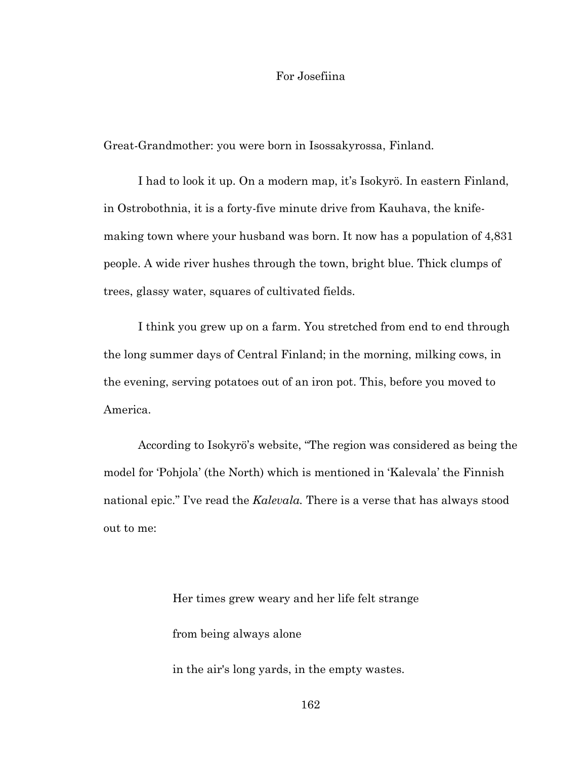# For Josefiina

Great-Grandmother: you were born in Isossakyrossa, Finland.

I had to look it up. On a modern map, it's Isokyrö. In eastern Finland, in Ostrobothnia, it is a forty-five minute drive from Kauhava, the knife-making town where your husband was born. It now has a population of 4,831 people. A wide river hushes through the town, bright blue. Thick clumps of trees, glassy water, squares of cultivated fields.

I think you grew up on a farm. You stretched from end to end through the long summer days of Central Finland; in the morning, milking cows, in the evening, serving potatoes out of an iron pot. This, before you moved to America.

According to Isokyrö's website, "The region was considered as being the model for 'Pohjola' (the North) which is mentioned in 'Kalevala' the Finnish national epic." I've read the *Kalevala.* There is a verse that has always stood out to me:

> Her times grew weary and her life felt strange
>
> from being always alone
>
> in the air's long yards, in the empty wastes.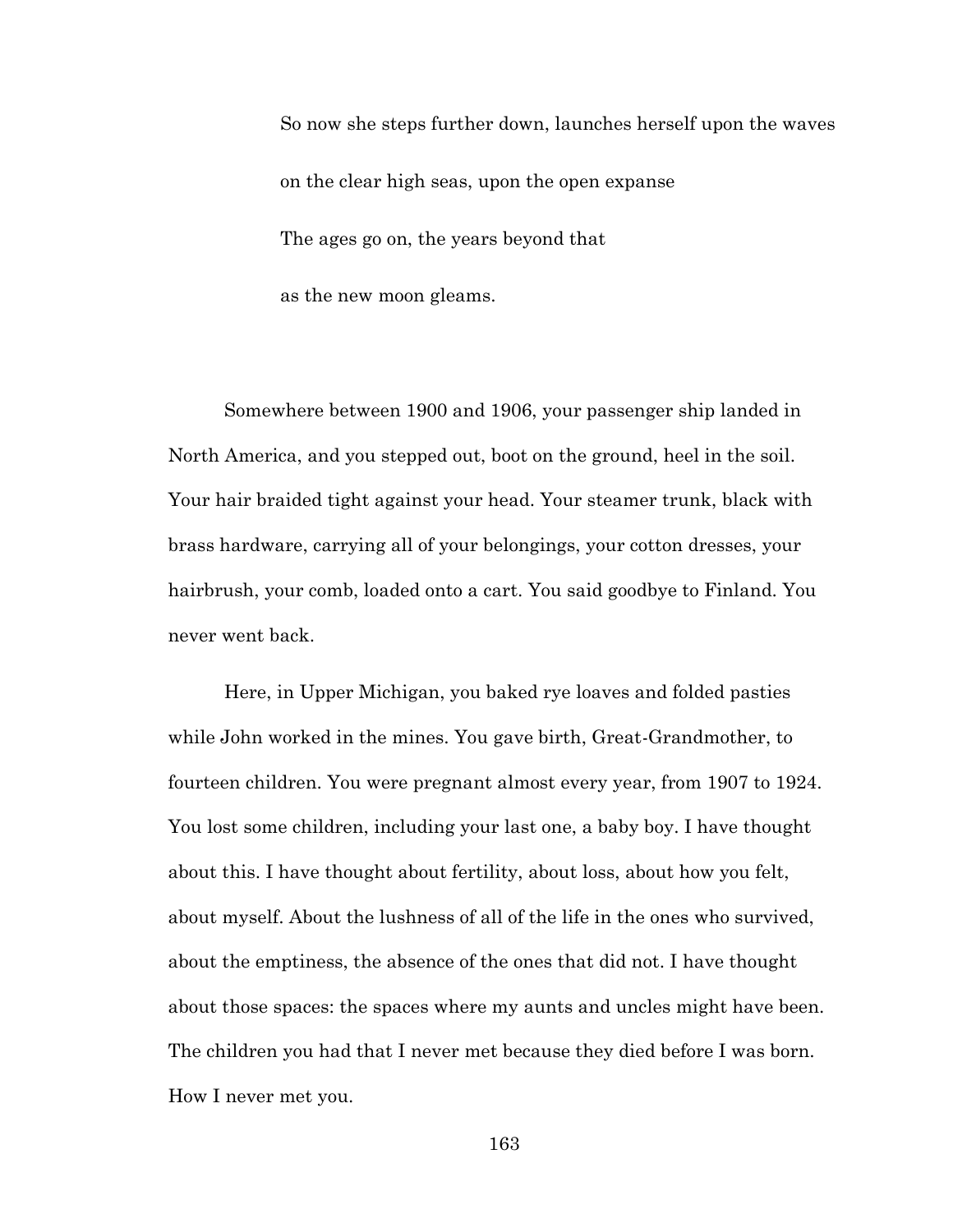So now she steps further down, launches herself upon the waves

on the clear high seas, upon the open expanse

The ages go on, the years beyond that

as the new moon gleams.

Somewhere between 1900 and 1906, your passenger ship landed in North America, and you stepped out, boot on the ground, heel in the soil. Your hair braided tight against your head. Your steamer trunk, black with brass hardware, carrying all of your belongings, your cotton dresses, your hairbrush, your comb, loaded onto a cart. You said goodbye to Finland. You never went back.

Here, in Upper Michigan, you baked rye loaves and folded pasties while John worked in the mines. You gave birth, Great-Grandmother, to fourteen children. You were pregnant almost every year, from 1907 to 1924. You lost some children, including your last one, a baby boy. I have thought about this. I have thought about fertility, about loss, about how you felt, about myself. About the lushness of all of the life in the ones who survived, about the emptiness, the absence of the ones that did not. I have thought about those spaces: the spaces where my aunts and uncles might have been. The children you had that I never met because they died before I was born. How I never met you.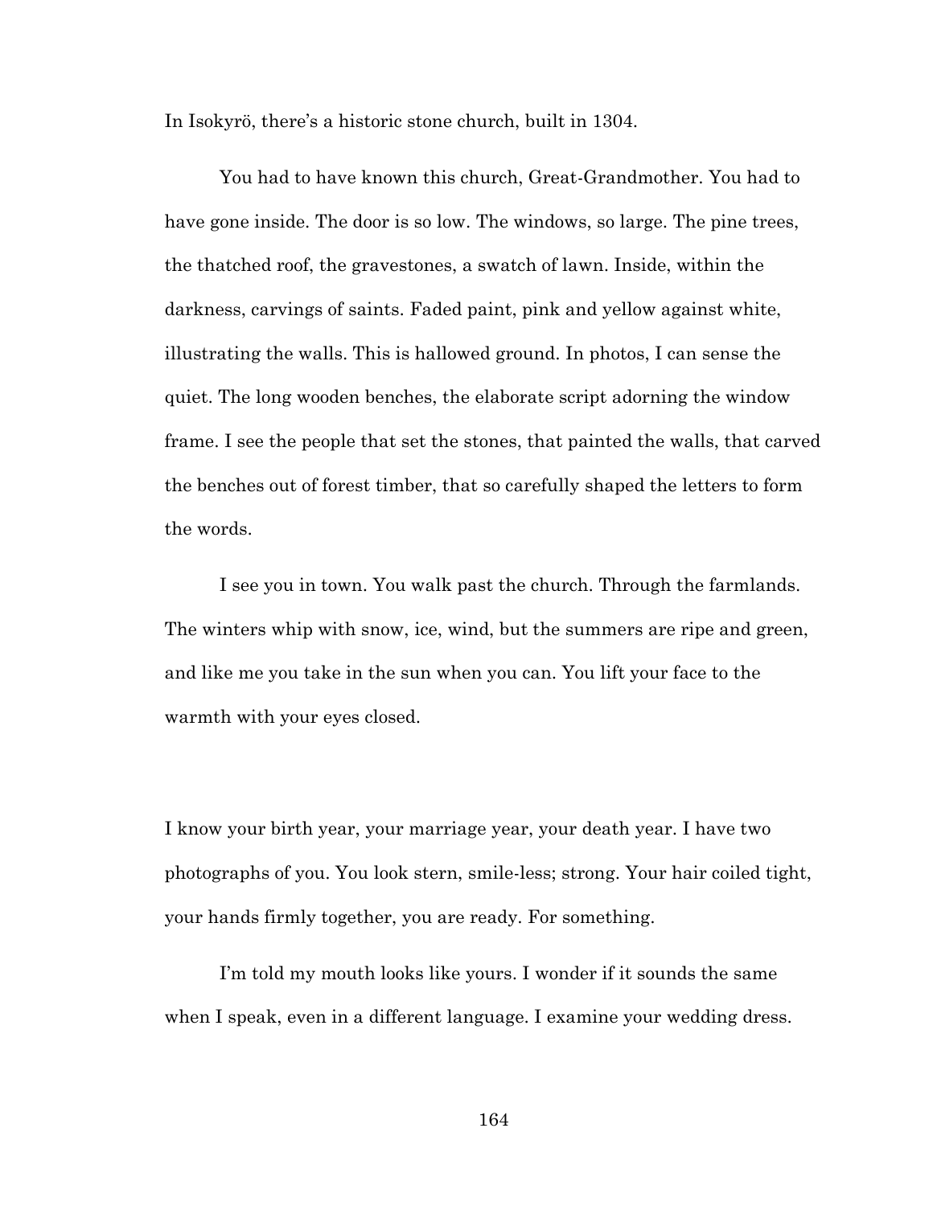In Isokyrö, there's a historic stone church, built in 1304.

You had to have known this church, Great-Grandmother. You had to have gone inside. The door is so low. The windows, so large. The pine trees, the thatched roof, the gravestones, a swatch of lawn. Inside, within the darkness, carvings of saints. Faded paint, pink and yellow against white, illustrating the walls. This is hallowed ground. In photos, I can sense the quiet. The long wooden benches, the elaborate script adorning the window frame. I see the people that set the stones, that painted the walls, that carved the benches out of forest timber, that so carefully shaped the letters to form the words.

I see you in town. You walk past the church. Through the farmlands. The winters whip with snow, ice, wind, but the summers are ripe and green, and like me you take in the sun when you can. You lift your face to the warmth with your eyes closed.

I know your birth year, your marriage year, your death year. I have two photographs of you. You look stern, smile-less; strong. Your hair coiled tight, your hands firmly together, you are ready. For something.

I'm told my mouth looks like yours. I wonder if it sounds the same when I speak, even in a different language. I examine your wedding dress.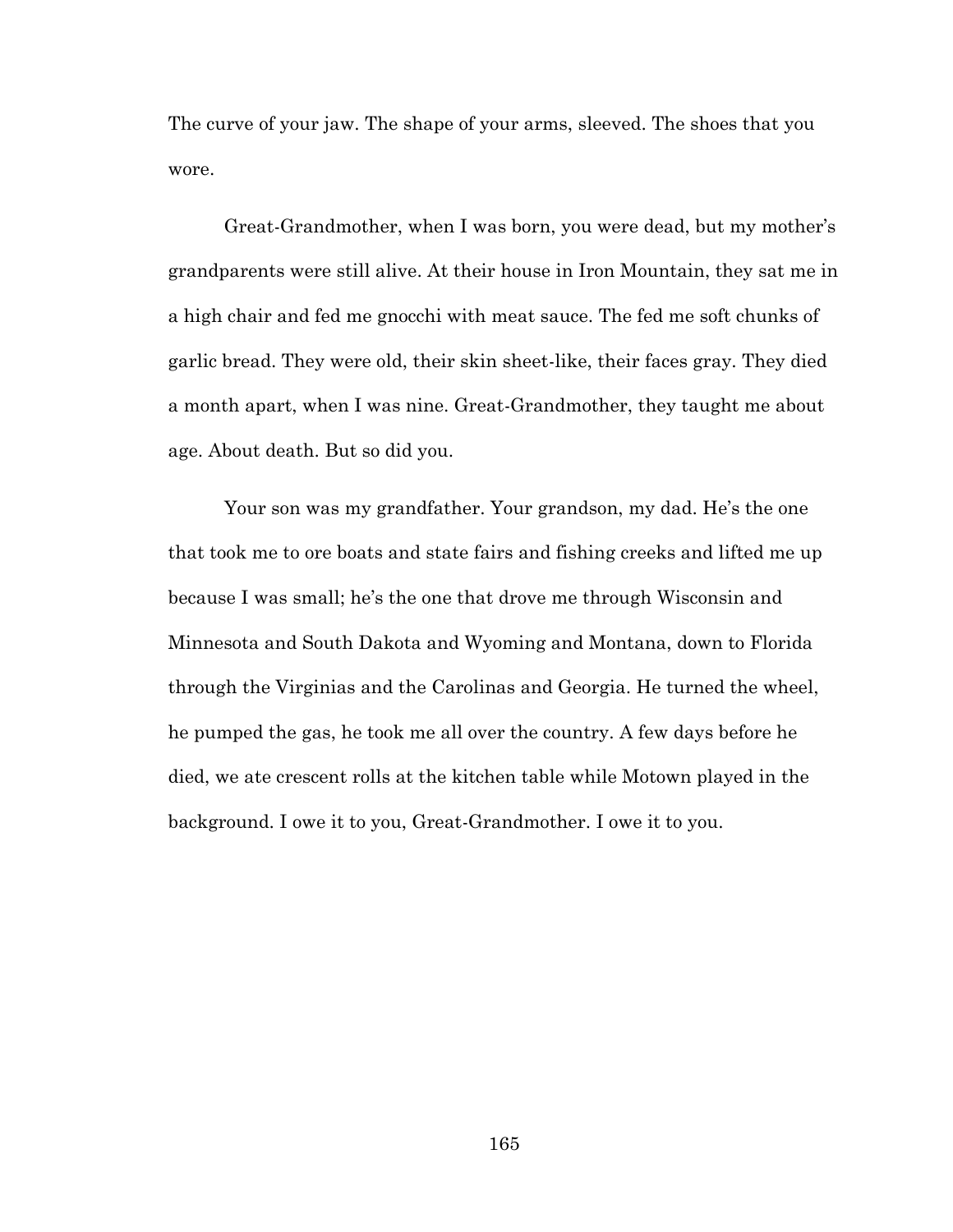The curve of your jaw. The shape of your arms, sleeved. The shoes that you wore.

Great-Grandmother, when I was born, you were dead, but my mother's grandparents were still alive. At their house in Iron Mountain, they sat me in a high chair and fed me gnocchi with meat sauce. The fed me soft chunks of garlic bread. They were old, their skin sheet-like, their faces gray. They died a month apart, when I was nine. Great-Grandmother, they taught me about age. About death. But so did you.

Your son was my grandfather. Your grandson, my dad. He's the one that took me to ore boats and state fairs and fishing creeks and lifted me up because I was small; he's the one that drove me through Wisconsin and Minnesota and South Dakota and Wyoming and Montana, down to Florida through the Virginias and the Carolinas and Georgia. He turned the wheel, he pumped the gas, he took me all over the country. A few days before he died, we ate crescent rolls at the kitchen table while Motown played in the background. I owe it to you, Great-Grandmother. I owe it to you.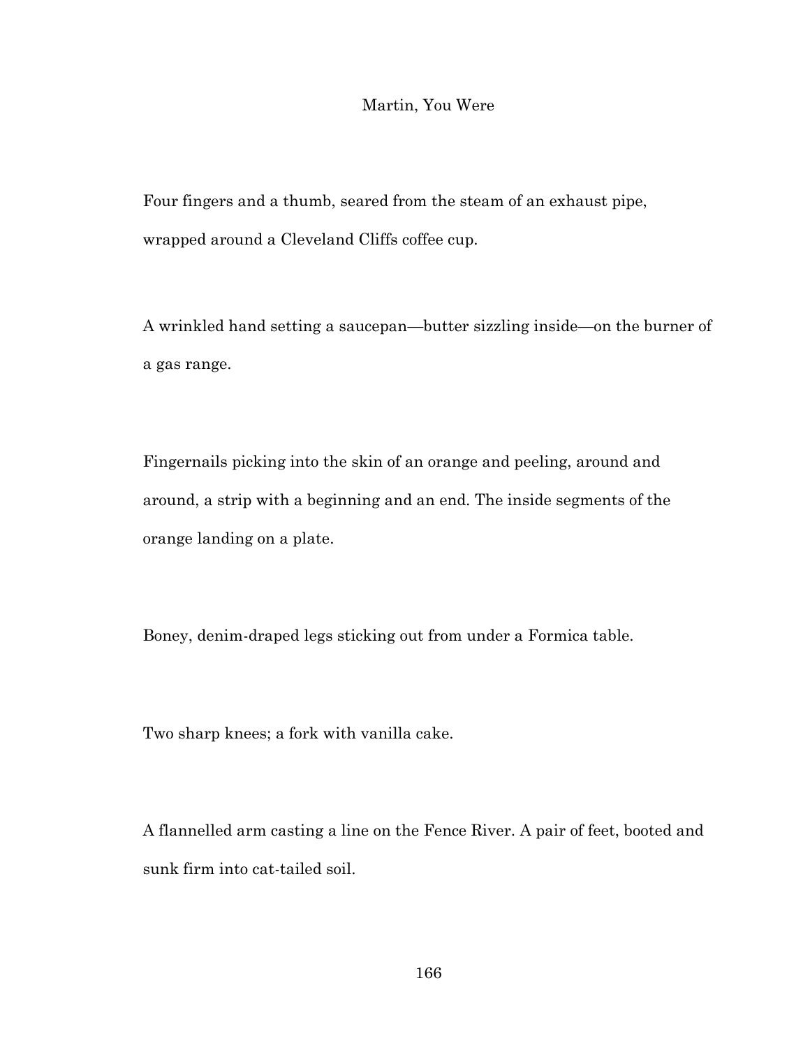# Martin, You Were

Four fingers and a thumb, seared from the steam of an exhaust pipe, wrapped around a Cleveland Cliffs coffee cup.

A wrinkled hand setting a saucepan—butter sizzling inside—on the burner of a gas range.

Fingernails picking into the skin of an orange and peeling, around and around, a strip with a beginning and an end. The inside segments of the orange landing on a plate.

Boney, denim-draped legs sticking out from under a Formica table.

Two sharp knees; a fork with vanilla cake.

A flannelled arm casting a line on the Fence River. A pair of feet, booted and sunk firm into cat-tailed soil.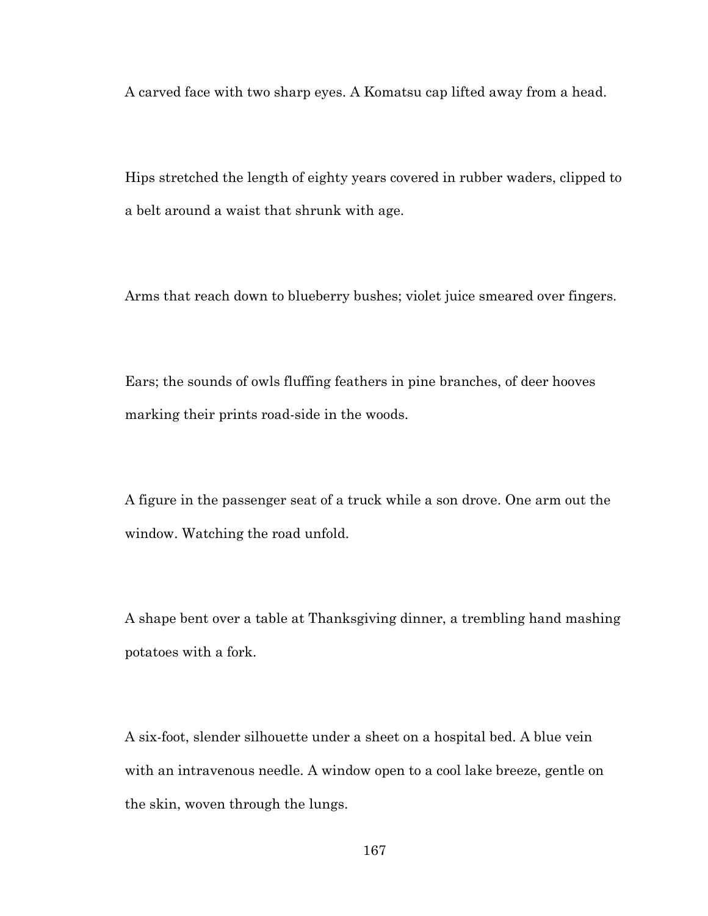A carved face with two sharp eyes. A Komatsu cap lifted away from a head.

Hips stretched the length of eighty years covered in rubber waders, clipped to a belt around a waist that shrunk with age.

Arms that reach down to blueberry bushes; violet juice smeared over fingers.

Ears; the sounds of owls fluffing feathers in pine branches, of deer hooves marking their prints road-side in the woods.

A figure in the passenger seat of a truck while a son drove. One arm out the window. Watching the road unfold.

A shape bent over a table at Thanksgiving dinner, a trembling hand mashing potatoes with a fork.

A six-foot, slender silhouette under a sheet on a hospital bed. A blue vein with an intravenous needle. A window open to a cool lake breeze, gentle on the skin, woven through the lungs.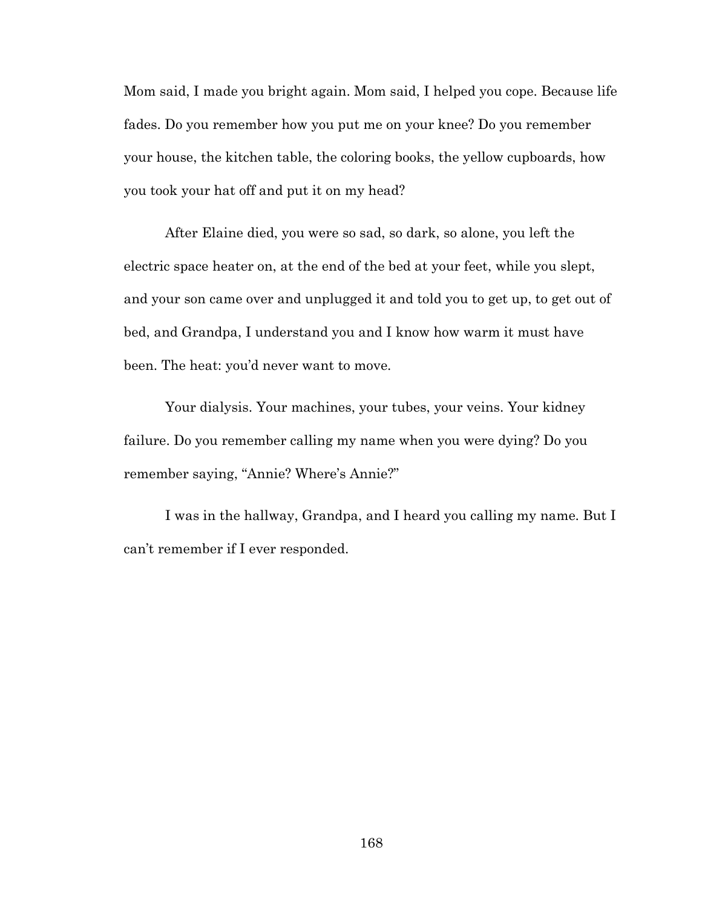Mom said, I made you bright again. Mom said, I helped you cope. Because life fades. Do you remember how you put me on your knee? Do you remember your house, the kitchen table, the coloring books, the yellow cupboards, how you took your hat off and put it on my head?

After Elaine died, you were so sad, so dark, so alone, you left the electric space heater on, at the end of the bed at your feet, while you slept, and your son came over and unplugged it and told you to get up, to get out of bed, and Grandpa, I understand you and I know how warm it must have been. The heat: you'd never want to move.

Your dialysis. Your machines, your tubes, your veins. Your kidney failure. Do you remember calling my name when you were dying? Do you remember saying, "Annie? Where's Annie?"

I was in the hallway, Grandpa, and I heard you calling my name. But I can't remember if I ever responded.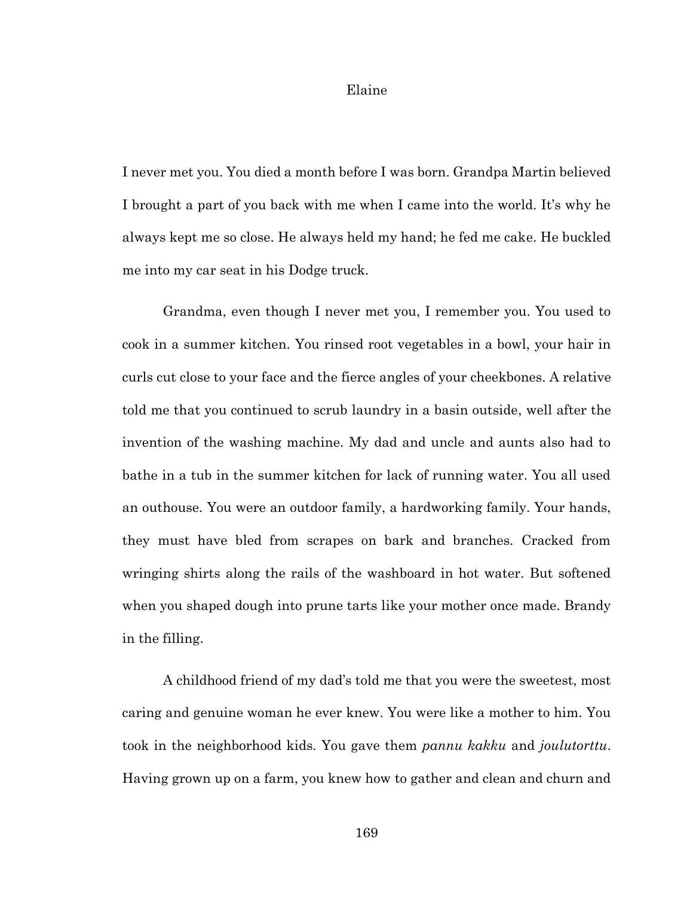# Elaine

I never met you. You died a month before I was born. Grandpa Martin believed I brought a part of you back with me when I came into the world. It's why he always kept me so close. He always held my hand; he fed me cake. He buckled me into my car seat in his Dodge truck.

Grandma, even though I never met you, I remember you. You used to cook in a summer kitchen. You rinsed root vegetables in a bowl, your hair in curls cut close to your face and the fierce angles of your cheekbones. A relative told me that you continued to scrub laundry in a basin outside, well after the invention of the washing machine. My dad and uncle and aunts also had to bathe in a tub in the summer kitchen for lack of running water. You all used an outhouse. You were an outdoor family, a hardworking family. Your hands, they must have bled from scrapes on bark and branches. Cracked from wringing shirts along the rails of the washboard in hot water. But softened when you shaped dough into prune tarts like your mother once made. Brandy in the filling.

A childhood friend of my dad's told me that you were the sweetest, most caring and genuine woman he ever knew. You were like a mother to him. You took in the neighborhood kids. You gave them *pannu kakku* and *joulutorttu*. Having grown up on a farm, you knew how to gather and clean and churn and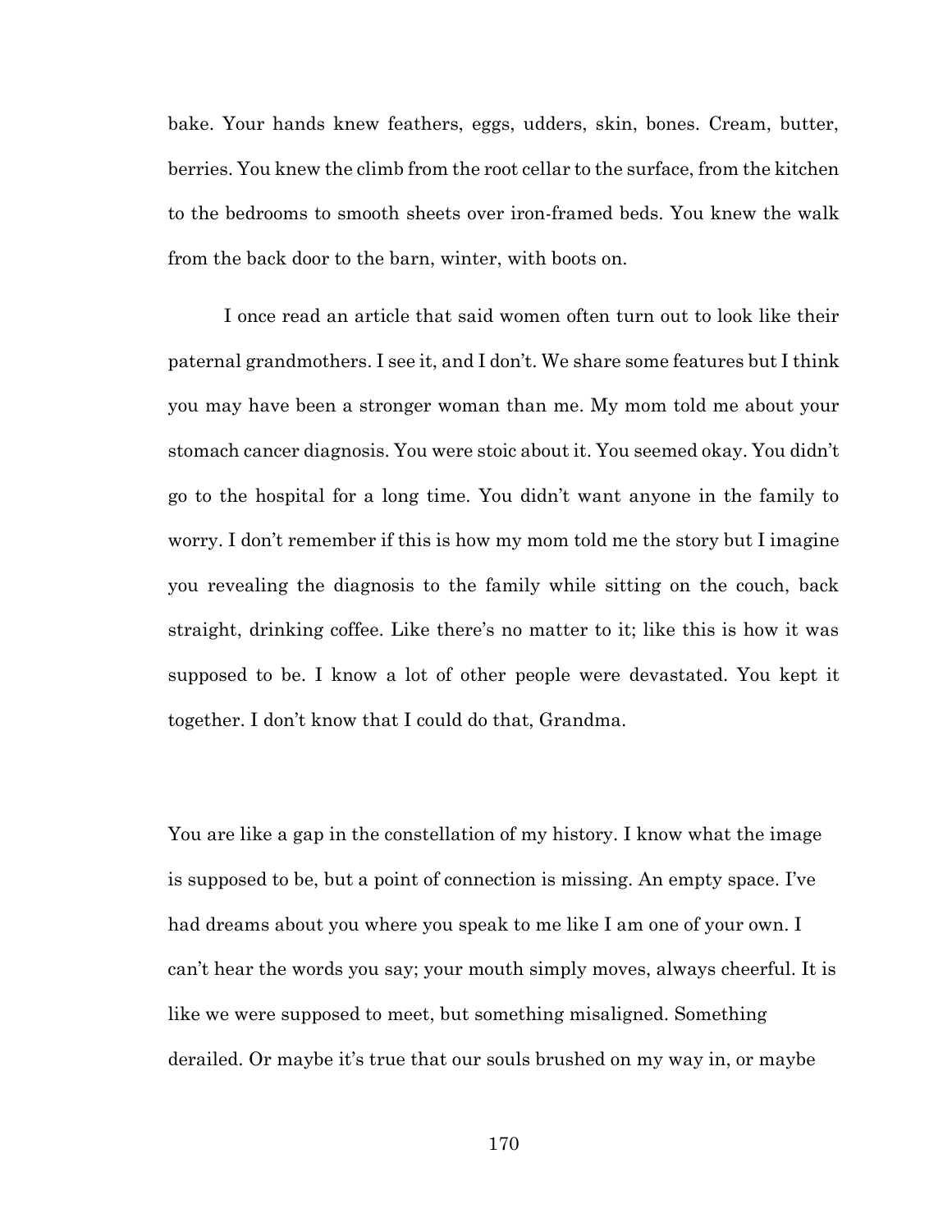bake. Your hands knew feathers, eggs, udders, skin, bones. Cream, butter, berries. You knew the climb from the root cellar to the surface, from the kitchen to the bedrooms to smooth sheets over iron-framed beds. You knew the walk from the back door to the barn, winter, with boots on.

I once read an article that said women often turn out to look like their paternal grandmothers. I see it, and I don't. We share some features but I think you may have been a stronger woman than me. My mom told me about your stomach cancer diagnosis. You were stoic about it. You seemed okay. You didn't go to the hospital for a long time. You didn't want anyone in the family to worry. I don't remember if this is how my mom told me the story but I imagine you revealing the diagnosis to the family while sitting on the couch, back straight, drinking coffee. Like there's no matter to it; like this is how it was supposed to be. I know a lot of other people were devastated. You kept it together. I don't know that I could do that, Grandma.

You are like a gap in the constellation of my history. I know what the image is supposed to be, but a point of connection is missing. An empty space. I've had dreams about you where you speak to me like I am one of your own. I can't hear the words you say; your mouth simply moves, always cheerful. It is like we were supposed to meet, but something misaligned. Something derailed. Or maybe it's true that our souls brushed on my way in, or maybe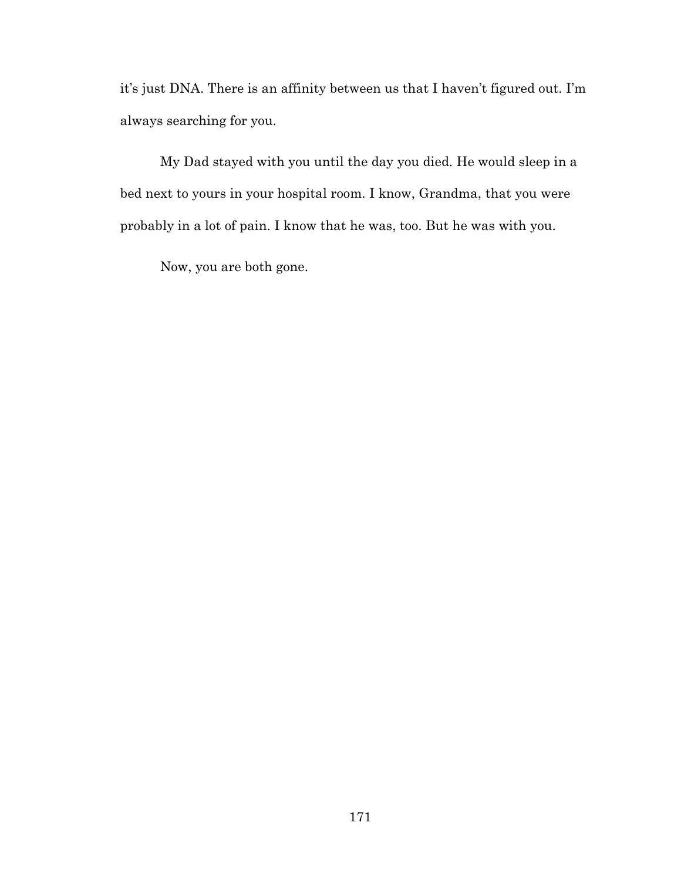it's just DNA. There is an affinity between us that I haven't figured out. I'm always searching for you.

My Dad stayed with you until the day you died. He would sleep in a bed next to yours in your hospital room. I know, Grandma, that you were probably in a lot of pain. I know that he was, too. But he was with you.

Now, you are both gone.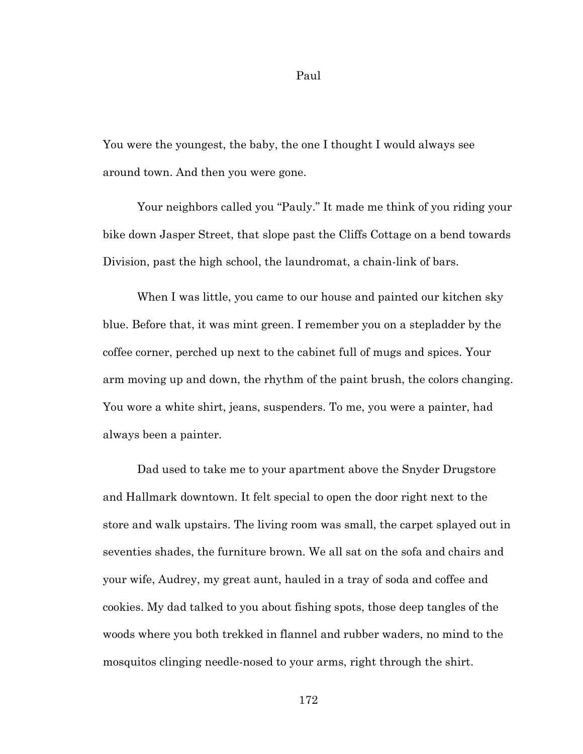# Paul

You were the youngest, the baby, the one I thought I would always see around town. And then you were gone.

Your neighbors called you "Pauly." It made me think of you riding your bike down Jasper Street, that slope past the Cliffs Cottage on a bend towards Division, past the high school, the laundromat, a chain-link of bars.

When I was little, you came to our house and painted our kitchen sky blue. Before that, it was mint green. I remember you on a stepladder by the coffee corner, perched up next to the cabinet full of mugs and spices. Your arm moving up and down, the rhythm of the paint brush, the colors changing. You wore a white shirt, jeans, suspenders. To me, you were a painter, had always been a painter.

Dad used to take me to your apartment above the Snyder Drugstore and Hallmark downtown. It felt special to open the door right next to the store and walk upstairs. The living room was small, the carpet splayed out in seventies shades, the furniture brown. We all sat on the sofa and chairs and your wife, Audrey, my great aunt, hauled in a tray of soda and coffee and cookies. My dad talked to you about fishing spots, those deep tangles of the woods where you both trekked in flannel and rubber waders, no mind to the mosquitos clinging needle-nosed to your arms, right through the shirt.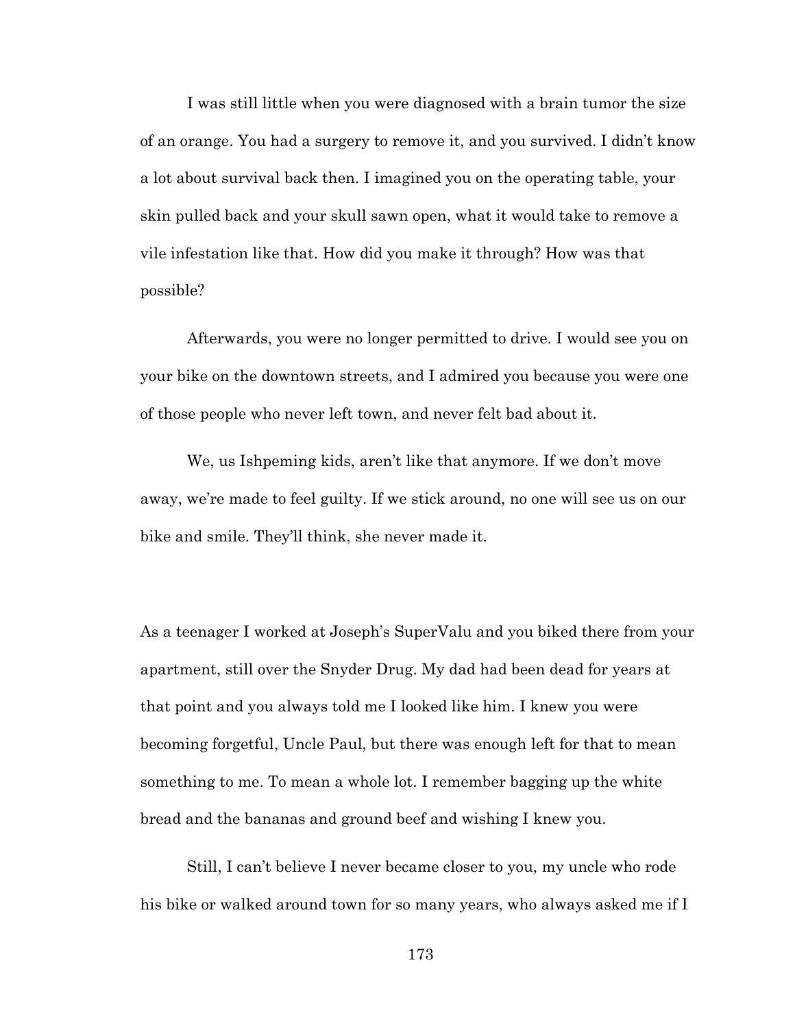I was still little when you were diagnosed with a brain tumor the size of an orange. You had a surgery to remove it, and you survived. I didn't know a lot about survival back then. I imagined you on the operating table, your skin pulled back and your skull sawn open, what it would take to remove a vile infestation like that. How did you make it through? How was that possible?

Afterwards, you were no longer permitted to drive. I would see you on your bike on the downtown streets, and I admired you because you were one of those people who never left town, and never felt bad about it.

We, us Ishpeming kids, aren't like that anymore. If we don't move away, we're made to feel guilty. If we stick around, no one will see us on our bike and smile. They'll think, she never made it.

As a teenager I worked at Joseph's SuperValu and you biked there from your apartment, still over the Snyder Drug. My dad had been dead for years at that point and you always told me I looked like him. I knew you were becoming forgetful, Uncle Paul, but there was enough left for that to mean something to me. To mean a whole lot. I remember bagging up the white bread and the bananas and ground beef and wishing I knew you.

Still, I can't believe I never became closer to you, my uncle who rode his bike or walked around town for so many years, who always asked me if I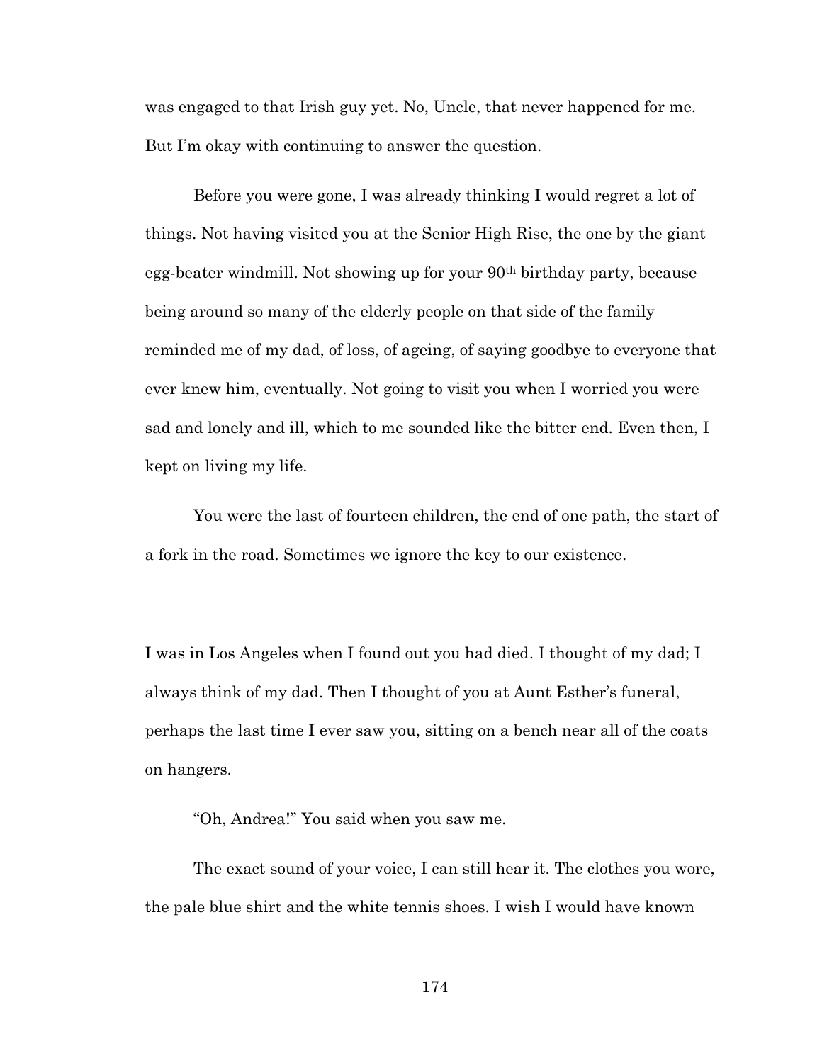was engaged to that Irish guy yet. No, Uncle, that never happened for me. But I'm okay with continuing to answer the question.

Before you were gone, I was already thinking I would regret a lot of things. Not having visited you at the Senior High Rise, the one by the giant egg-beater windmill. Not showing up for your 90th birthday party, because being around so many of the elderly people on that side of the family reminded me of my dad, of loss, of ageing, of saying goodbye to everyone that ever knew him, eventually. Not going to visit you when I worried you were sad and lonely and ill, which to me sounded like the bitter end. Even then, I kept on living my life.

You were the last of fourteen children, the end of one path, the start of a fork in the road. Sometimes we ignore the key to our existence.

I was in Los Angeles when I found out you had died. I thought of my dad; I always think of my dad. Then I thought of you at Aunt Esther's funeral, perhaps the last time I ever saw you, sitting on a bench near all of the coats on hangers.

"Oh, Andrea!" You said when you saw me.

The exact sound of your voice, I can still hear it. The clothes you wore, the pale blue shirt and the white tennis shoes. I wish I would have known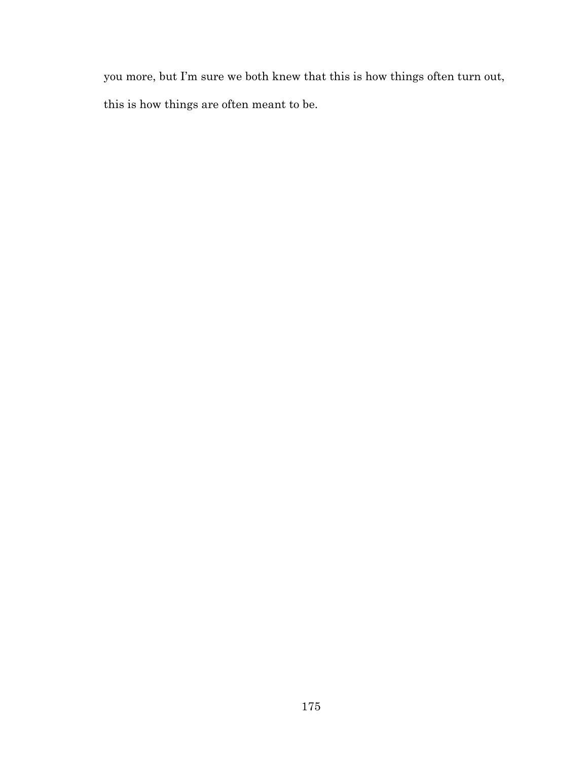you more, but I'm sure we both knew that this is how things often turn out, this is how things are often meant to be.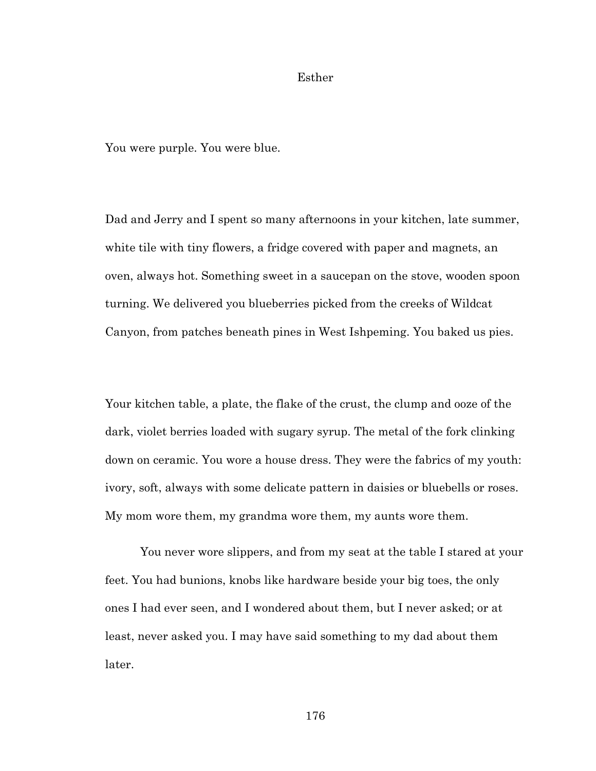# Esther

You were purple. You were blue.

Dad and Jerry and I spent so many afternoons in your kitchen, late summer, white tile with tiny flowers, a fridge covered with paper and magnets, an oven, always hot. Something sweet in a saucepan on the stove, wooden spoon turning. We delivered you blueberries picked from the creeks of Wildcat Canyon, from patches beneath pines in West Ishpeming. You baked us pies.

Your kitchen table, a plate, the flake of the crust, the clump and ooze of the dark, violet berries loaded with sugary syrup. The metal of the fork clinking down on ceramic. You wore a house dress. They were the fabrics of my youth: ivory, soft, always with some delicate pattern in daisies or bluebells or roses. My mom wore them, my grandma wore them, my aunts wore them.

You never wore slippers, and from my seat at the table I stared at your feet. You had bunions, knobs like hardware beside your big toes, the only ones I had ever seen, and I wondered about them, but I never asked; or at least, never asked you. I may have said something to my dad about them later.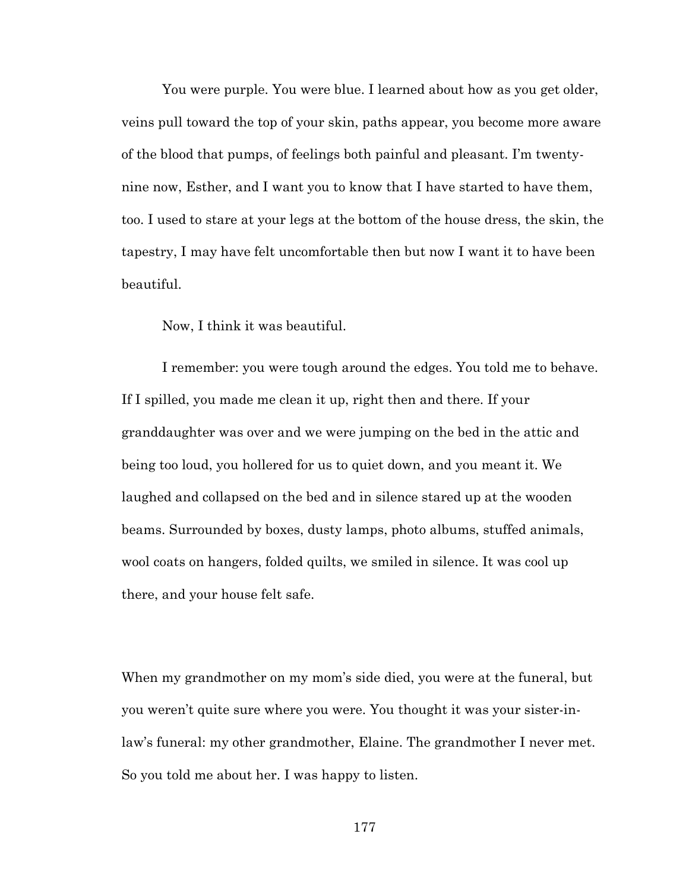You were purple. You were blue. I learned about how as you get older, veins pull toward the top of your skin, paths appear, you become more aware of the blood that pumps, of feelings both painful and pleasant. I'm twenty-nine now, Esther, and I want you to know that I have started to have them, too. I used to stare at your legs at the bottom of the house dress, the skin, the tapestry, I may have felt uncomfortable then but now I want it to have been beautiful.

Now, I think it was beautiful.

I remember: you were tough around the edges. You told me to behave. If I spilled, you made me clean it up, right then and there. If your granddaughter was over and we were jumping on the bed in the attic and being too loud, you hollered for us to quiet down, and you meant it. We laughed and collapsed on the bed and in silence stared up at the wooden beams. Surrounded by boxes, dusty lamps, photo albums, stuffed animals, wool coats on hangers, folded quilts, we smiled in silence. It was cool up there, and your house felt safe.

When my grandmother on my mom's side died, you were at the funeral, but you weren't quite sure where you were. You thought it was your sister-in-law's funeral: my other grandmother, Elaine. The grandmother I never met. So you told me about her. I was happy to listen.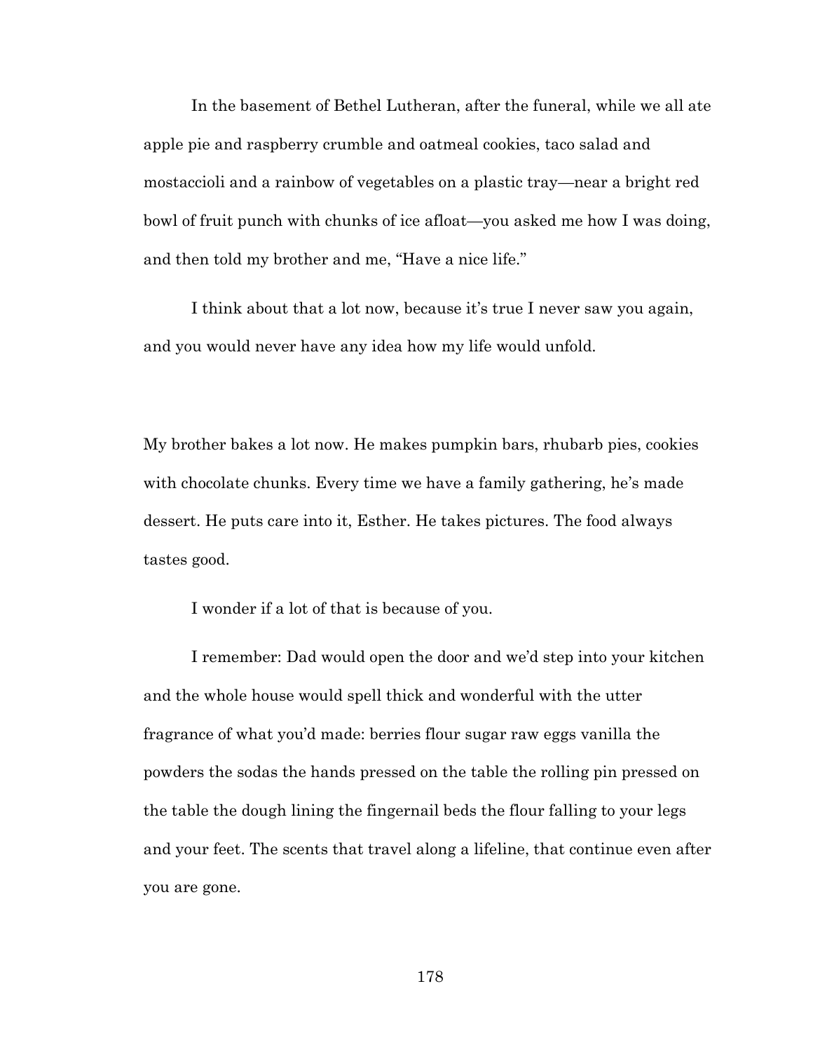In the basement of Bethel Lutheran, after the funeral, while we all ate apple pie and raspberry crumble and oatmeal cookies, taco salad and mostaccioli and a rainbow of vegetables on a plastic tray—near a bright red bowl of fruit punch with chunks of ice afloat—you asked me how I was doing, and then told my brother and me, "Have a nice life."

I think about that a lot now, because it's true I never saw you again, and you would never have any idea how my life would unfold.

My brother bakes a lot now. He makes pumpkin bars, rhubarb pies, cookies with chocolate chunks. Every time we have a family gathering, he's made dessert. He puts care into it, Esther. He takes pictures. The food always tastes good.

I wonder if a lot of that is because of you.

I remember: Dad would open the door and we'd step into your kitchen and the whole house would spell thick and wonderful with the utter fragrance of what you'd made: berries flour sugar raw eggs vanilla the powders the sodas the hands pressed on the table the rolling pin pressed on the table the dough lining the fingernail beds the flour falling to your legs and your feet. The scents that travel along a lifeline, that continue even after you are gone.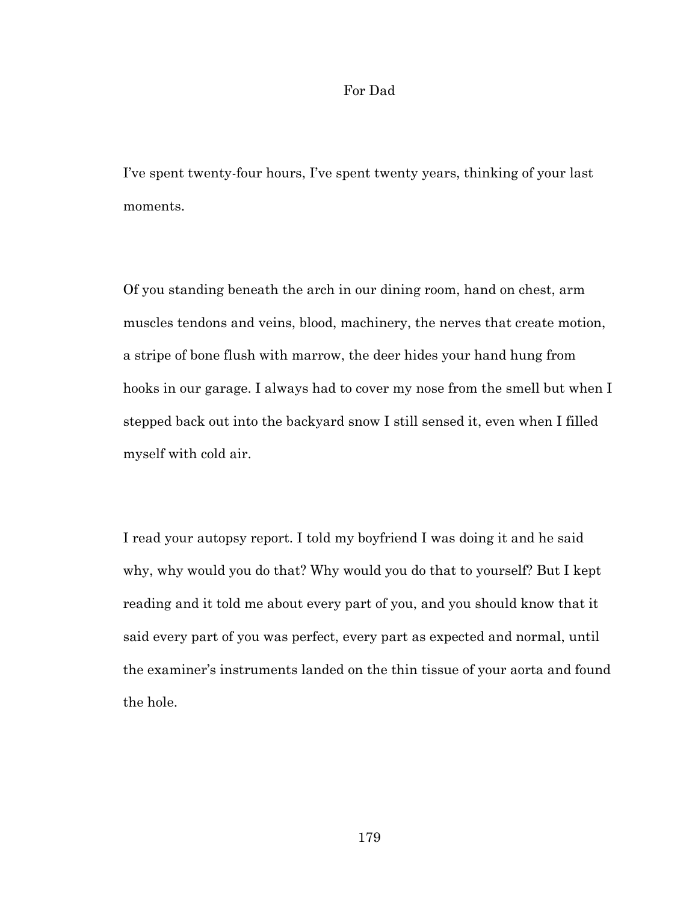# For Dad

I've spent twenty-four hours, I've spent twenty years, thinking of your last moments.

Of you standing beneath the arch in our dining room, hand on chest, arm muscles tendons and veins, blood, machinery, the nerves that create motion, a stripe of bone flush with marrow, the deer hides your hand hung from hooks in our garage. I always had to cover my nose from the smell but when I stepped back out into the backyard snow I still sensed it, even when I filled myself with cold air.

I read your autopsy report. I told my boyfriend I was doing it and he said why, why would you do that? Why would you do that to yourself? But I kept reading and it told me about every part of you, and you should know that it said every part of you was perfect, every part as expected and normal, until the examiner's instruments landed on the thin tissue of your aorta and found the hole.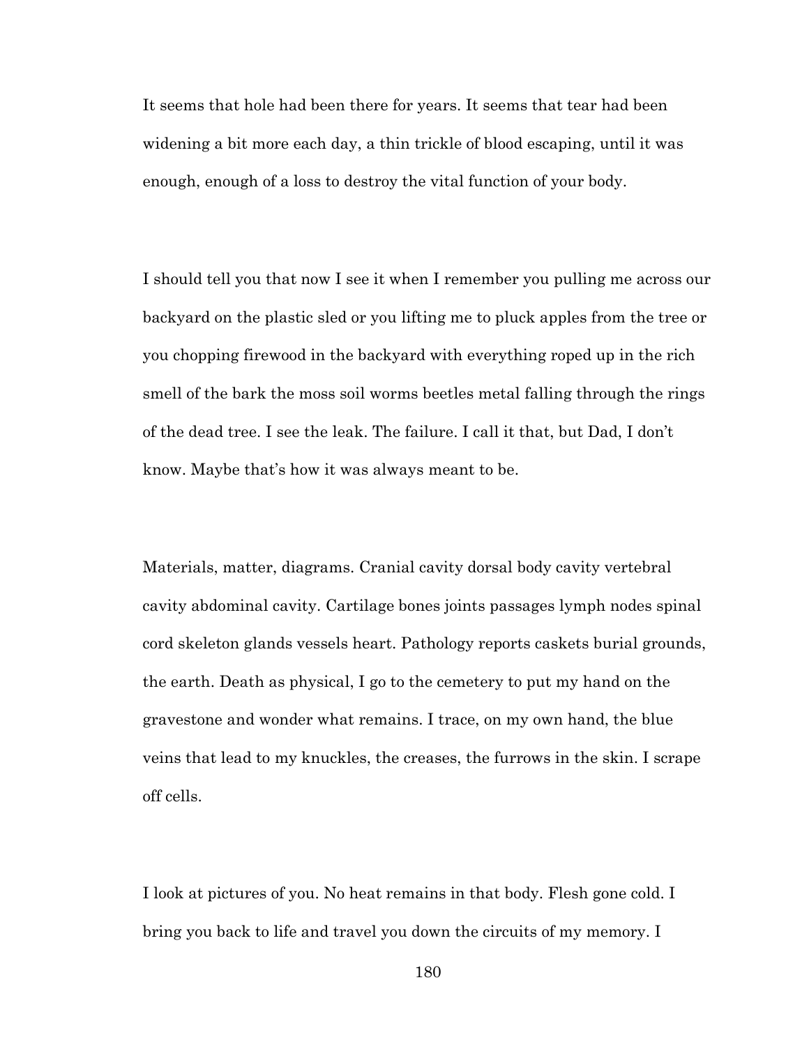It seems that hole had been there for years. It seems that tear had been widening a bit more each day, a thin trickle of blood escaping, until it was enough, enough of a loss to destroy the vital function of your body.

I should tell you that now I see it when I remember you pulling me across our backyard on the plastic sled or you lifting me to pluck apples from the tree or you chopping firewood in the backyard with everything roped up in the rich smell of the bark the moss soil worms beetles metal falling through the rings of the dead tree. I see the leak. The failure. I call it that, but Dad, I don't know. Maybe that's how it was always meant to be.

Materials, matter, diagrams. Cranial cavity dorsal body cavity vertebral cavity abdominal cavity. Cartilage bones joints passages lymph nodes spinal cord skeleton glands vessels heart. Pathology reports caskets burial grounds, the earth. Death as physical, I go to the cemetery to put my hand on the gravestone and wonder what remains. I trace, on my own hand, the blue veins that lead to my knuckles, the creases, the furrows in the skin. I scrape off cells.

I look at pictures of you. No heat remains in that body. Flesh gone cold. I bring you back to life and travel you down the circuits of my memory. I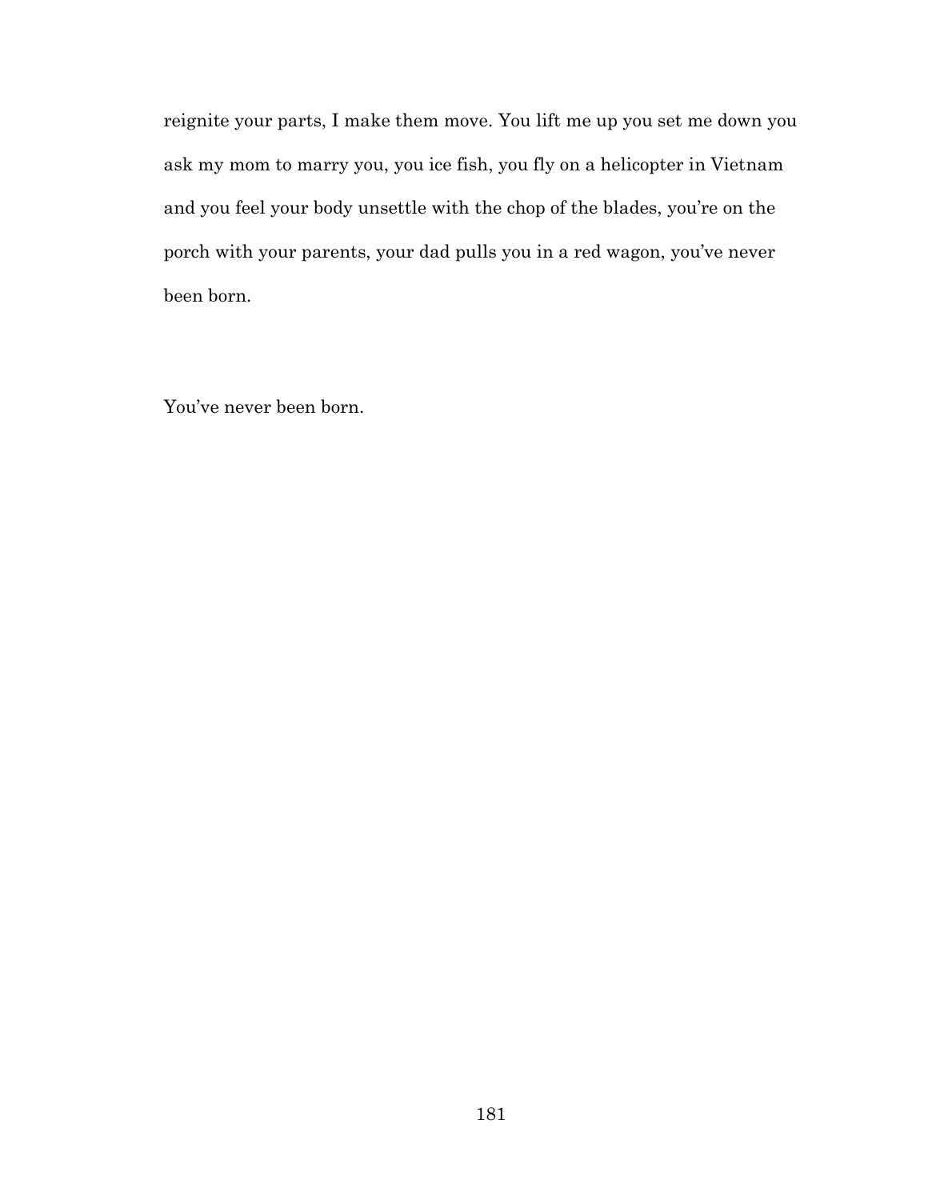reignite your parts, I make them move. You lift me up you set me down you ask my mom to marry you, you ice fish, you fly on a helicopter in Vietnam and you feel your body unsettle with the chop of the blades, you're on the porch with your parents, your dad pulls you in a red wagon, you've never been born.

You've never been born.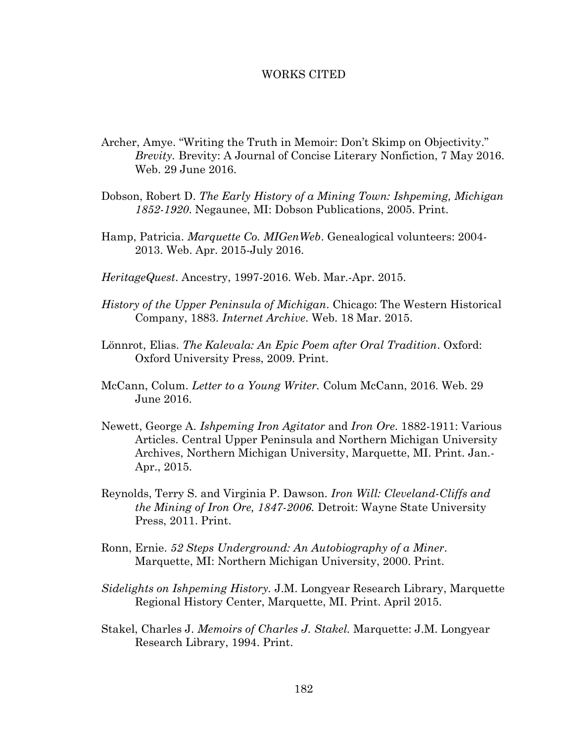# WORKS CITED

Archer, Amye. "Writing the Truth in Memoir: Don't Skimp on Objectivity." *Brevity.* Brevity: A Journal of Concise Literary Nonfiction, 7 May 2016. Web. 29 June 2016.

Dobson, Robert D. *The Early History of a Mining Town: Ishpeming, Michigan 1852-1920*. Negaunee, MI: Dobson Publications, 2005. Print.

Hamp, Patricia. *Marquette Co. MIGenWeb*. Genealogical volunteers: 2004-2013. Web. Apr. 2015-July 2016.

*HeritageQuest*. Ancestry, 1997-2016. Web. Mar.-Apr. 2015.

*History of the Upper Peninsula of Michigan*. Chicago: The Western Historical Company, 1883. *Internet Archive.* Web. 18 Mar. 2015.

Lönnrot, Elias. *The Kalevala: An Epic Poem after Oral Tradition*. Oxford: Oxford University Press, 2009. Print.

McCann, Colum. *Letter to a Young Writer.* Colum McCann, 2016. Web. 29 June 2016.

Newett, George A. *Ishpeming Iron Agitator* and *Iron Ore*. 1882-1911: Various Articles. Central Upper Peninsula and Northern Michigan University Archives, Northern Michigan University, Marquette, MI. Print. Jan.-Apr., 2015.

Reynolds, Terry S. and Virginia P. Dawson. *Iron Will: Cleveland-Cliffs and the Mining of Iron Ore, 1847-2006.* Detroit: Wayne State University Press, 2011. Print.

Ronn, Ernie. *52 Steps Underground: An Autobiography of a Miner*. Marquette, MI: Northern Michigan University, 2000. Print.

*Sidelights on Ishpeming History.* J.M. Longyear Research Library, Marquette Regional History Center, Marquette, MI. Print. April 2015.

Stakel, Charles J. *Memoirs of Charles J. Stakel.* Marquette: J.M. Longyear Research Library, 1994. Print.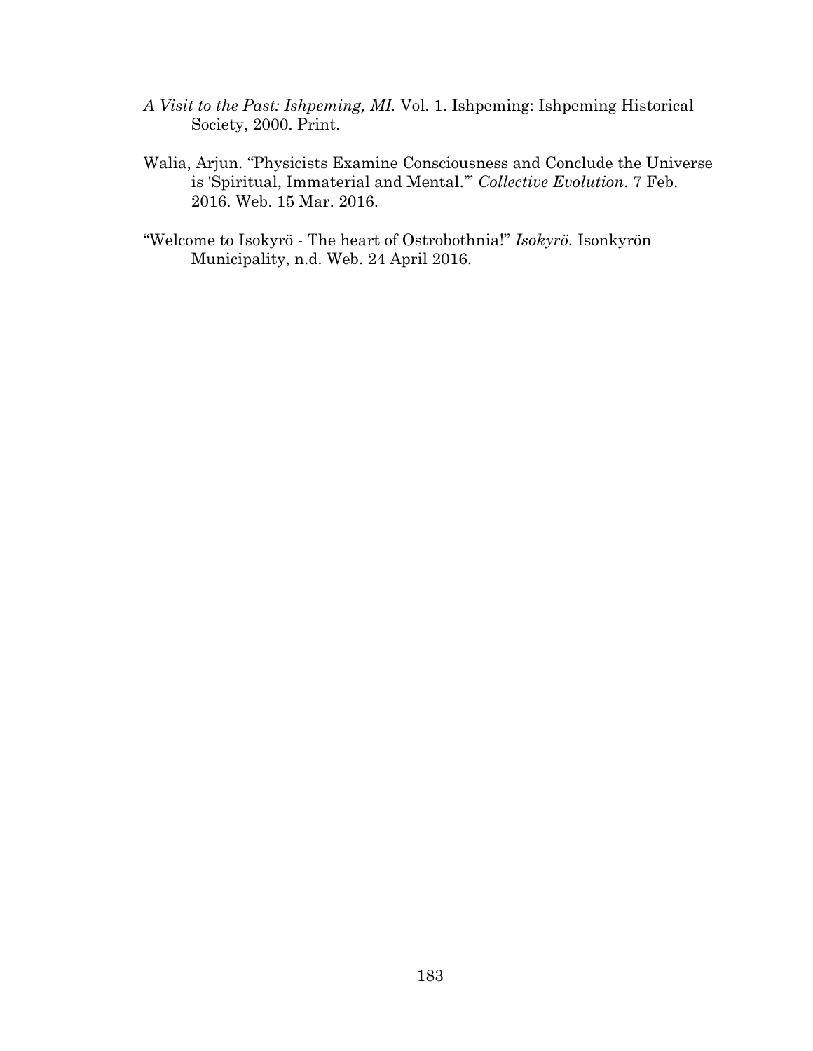*A Visit to the Past: Ishpeming, MI.* Vol. 1. Ishpeming: Ishpeming Historical Society, 2000. Print.

Walia, Arjun. “Physicists Examine Consciousness and Conclude the Universe is 'Spiritual, Immaterial and Mental.'” *Collective Evolution*. 7 Feb. 2016. Web. 15 Mar. 2016.

“Welcome to Isokyrö - The heart of Ostrobothnia!” *Isokyrö*. Isonkyrön Municipality, n.d. Web. 24 April 2016.